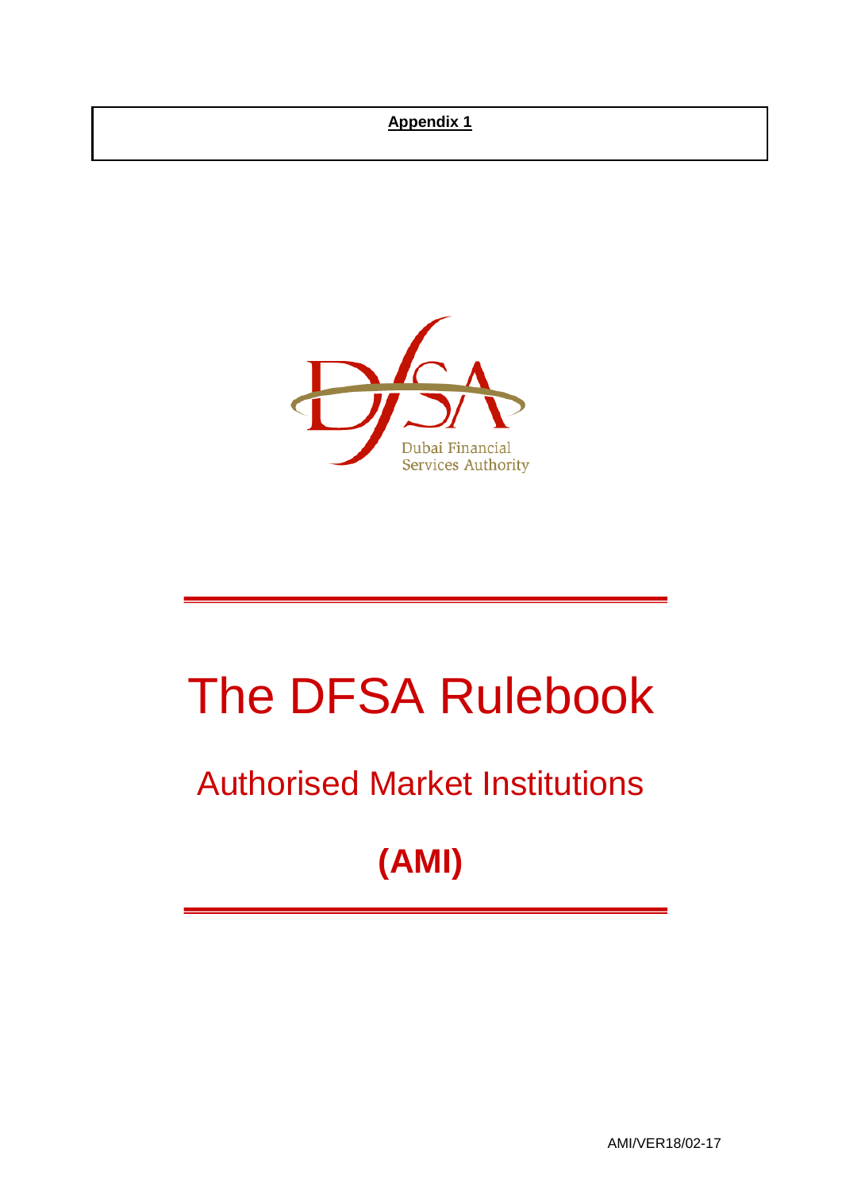**Appendix 1**

Dubai Financial Services Authority

# The DFSA Rulebook

## Authorised Market Institutions

## (AMI)

AMI/VER18/02-17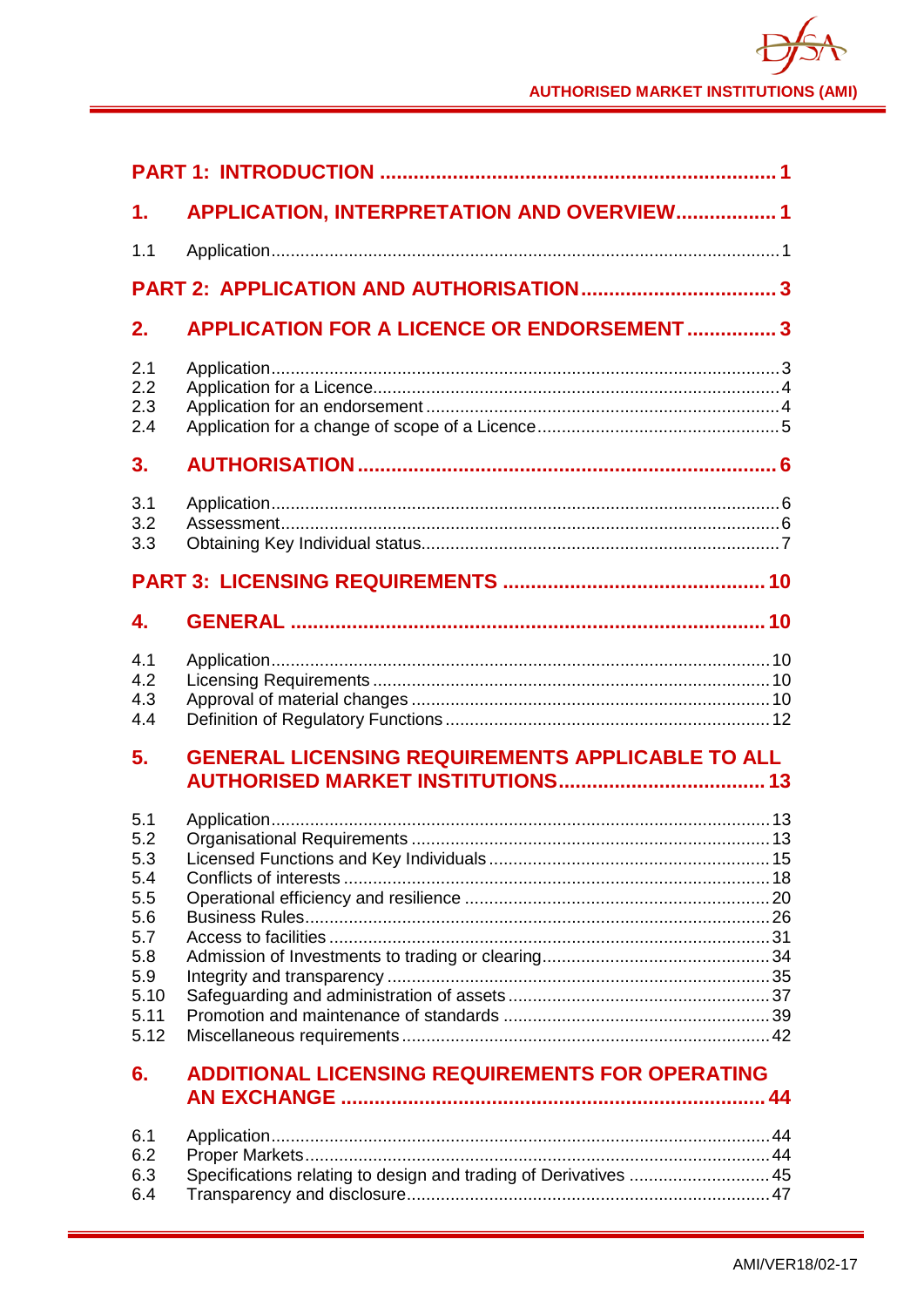**PART 1: INTRODUCTION .......................................................................... 1**

**1. APPLICATION, INTERPRETATION AND OVERVIEW.................. 1**

1.1 Application........................................................................................................1

**PART 2: APPLICATION AND AUTHORISATION.................................... 3**

**2. APPLICATION FOR A LICENCE OR ENDORSEMENT ................ 3**

2.1 Application........................................................................................................3
2.2 Application for a Licence...................................................................................4
2.3 Application for an endorsement ........................................................................4
2.4 Application for a change of scope of a Licence .................................................5

**3. AUTHORISATION .......................................................................... 6**

3.1 Application........................................................................................................6
3.2 Assessment......................................................................................................6
3.3 Obtaining Key Individual status.........................................................................7

**PART 3: LICENSING REQUIREMENTS ............................................... 10**

**4. GENERAL .................................................................................... 10**

4.1 Application......................................................................................................10
4.2 Licensing Requirements .................................................................................10
4.3 Approval of material changes .........................................................................10
4.4 Definition of Regulatory Functions ..................................................................12

**5. GENERAL LICENSING REQUIREMENTS APPLICABLE TO ALL AUTHORISED MARKET INSTITUTIONS.................................... 13**

5.1 Application......................................................................................................13
5.2 Organisational Requirements .........................................................................13
5.3 Licensed Functions and Key Individuals .........................................................15
5.4 Conflicts of interests .......................................................................................18
5.5 Operational efficiency and resilience ..............................................................20
5.6 Business Rules...............................................................................................26
5.7 Access to facilities ..........................................................................................31
5.8 Admission of Investments to trading or clearing...............................................34
5.9 Integrity and transparency ..............................................................................35
5.10 Safeguarding and administration of assets ......................................................37
5.11 Promotion and maintenance of standards .......................................................39
5.12 Miscellaneous requirements ...........................................................................42

**6. ADDITIONAL LICENSING REQUIREMENTS FOR OPERATING AN EXCHANGE ........................................................................... 44**

6.1 Application......................................................................................................44
6.2 Proper Markets...............................................................................................44
6.3 Specifications relating to design and trading of Derivatives ............................ 45
6.4 Transparency and disclosure...........................................................................47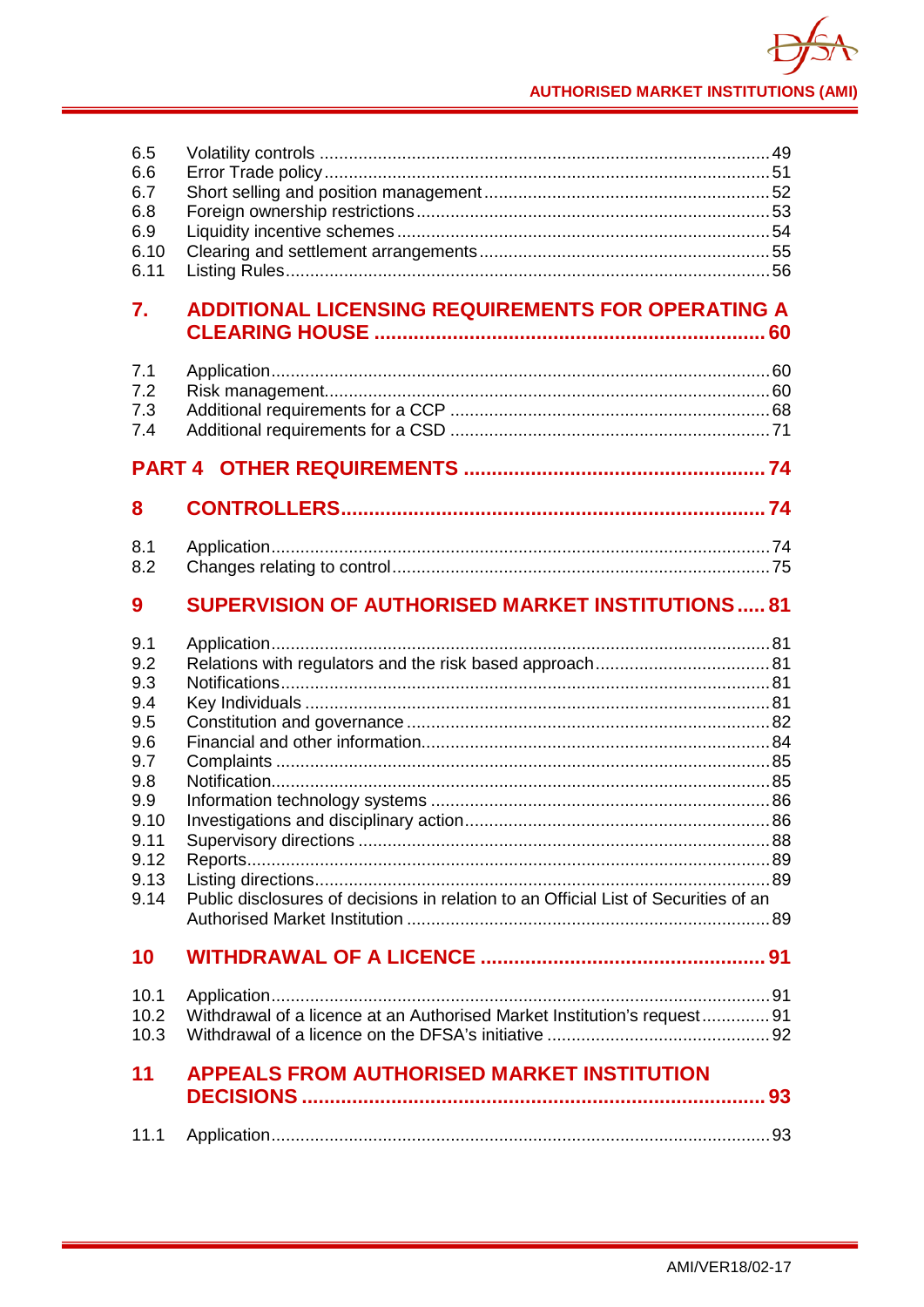6.5 Volatility controls ........................................................................................ 49
6.6 Error Trade policy ......................................................................................... 51
6.7 Short selling and position management ........................................................ 52
6.8 Foreign ownership restrictions ...................................................................... 53
6.9 Liquidity incentive schemes .......................................................................... 54
6.10 Clearing and settlement arrangements ......................................................... 55
6.11 Listing Rules .................................................................................................. 56

## 7. ADDITIONAL LICENSING REQUIREMENTS FOR OPERATING A CLEARING HOUSE ..................................................................... 60

7.1 Application ..................................................................................................... 60
7.2 Risk management .......................................................................................... 60
7.3 Additional requirements for a CCP ............................................................... 68
7.4 Additional requirements for a CSD ............................................................... 71

## PART 4 OTHER REQUIREMENTS ..................................................... 74

## 8 CONTROLLERS ........................................................................... 74

8.1 Application ..................................................................................................... 74
8.2 Changes relating to control ........................................................................... 75

## 9 SUPERVISION OF AUTHORISED MARKET INSTITUTIONS ..... 81

9.1 Application ..................................................................................................... 81
9.2 Relations with regulators and the risk based approach ................................. 81
9.3 Notifications .................................................................................................... 81
9.4 Key Individuals ............................................................................................... 81
9.5 Constitution and governance ......................................................................... 82
9.6 Financial and other information ...................................................................... 84
9.7 Complaints ..................................................................................................... 85
9.8 Notification ..................................................................................................... 85
9.9 Information technology systems .................................................................... 86
9.10 Investigations and disciplinary action ............................................................. 86
9.11 Supervisory directions ................................................................................... 88
9.12 Reports .......................................................................................................... 89
9.13 Listing directions ............................................................................................ 89
9.14 Public disclosures of decisions in relation to an Official List of Securities of an Authorised Market Institution ........................................................................ 89

## 10 WITHDRAWAL OF A LICENCE .................................................. 91

10.1 Application ..................................................................................................... 91
10.2 Withdrawal of a licence at an Authorised Market Institution's request ............. 91
10.3 Withdrawal of a licence on the DFSA's initiative ............................................. 92

## 11 APPEALS FROM AUTHORISED MARKET INSTITUTION DECISIONS .................................................................................. 93

11.1 Application ..................................................................................................... 93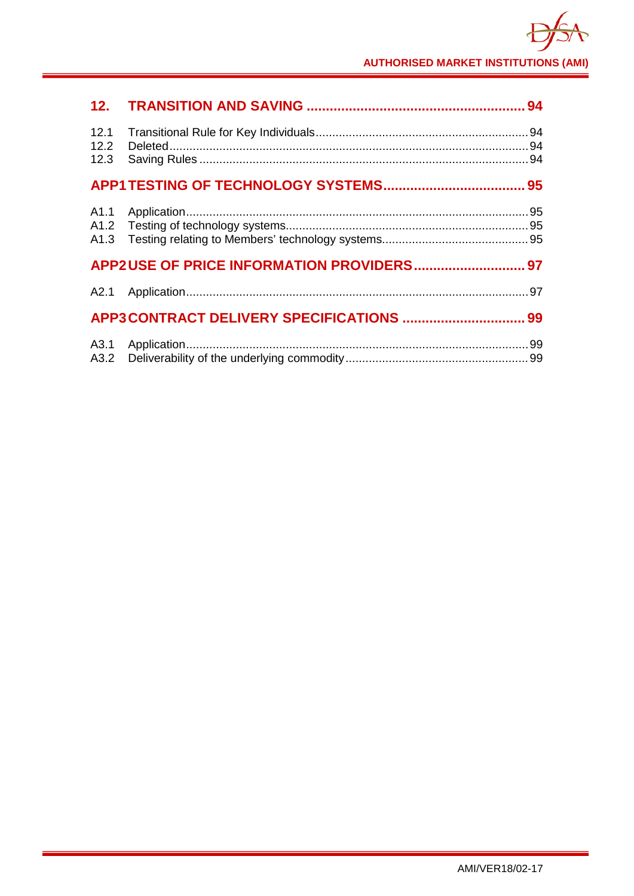**12. TRANSITION AND SAVING ........................................................ 94**

12.1 Transitional Rule for Key Individuals ................................................................ 94
12.2 Deleted ............................................................................................................ 94
12.3 Saving Rules ................................................................................................... 94

**APP1 TESTING OF TECHNOLOGY SYSTEMS ..................................... 95**

A1.1 Application ...................................................................................................... 95
A1.2 Testing of technology systems ......................................................................... 95
A1.3 Testing relating to Members' technology systems ............................................ 95

**APP2 USE OF PRICE INFORMATION PROVIDERS ............................ 97**

A2.1 Application ...................................................................................................... 97

**APP3 CONTRACT DELIVERY SPECIFICATIONS ................................ 99**

A3.1 Application ...................................................................................................... 99
A3.2 Deliverability of the underlying commodity ...................................................... 99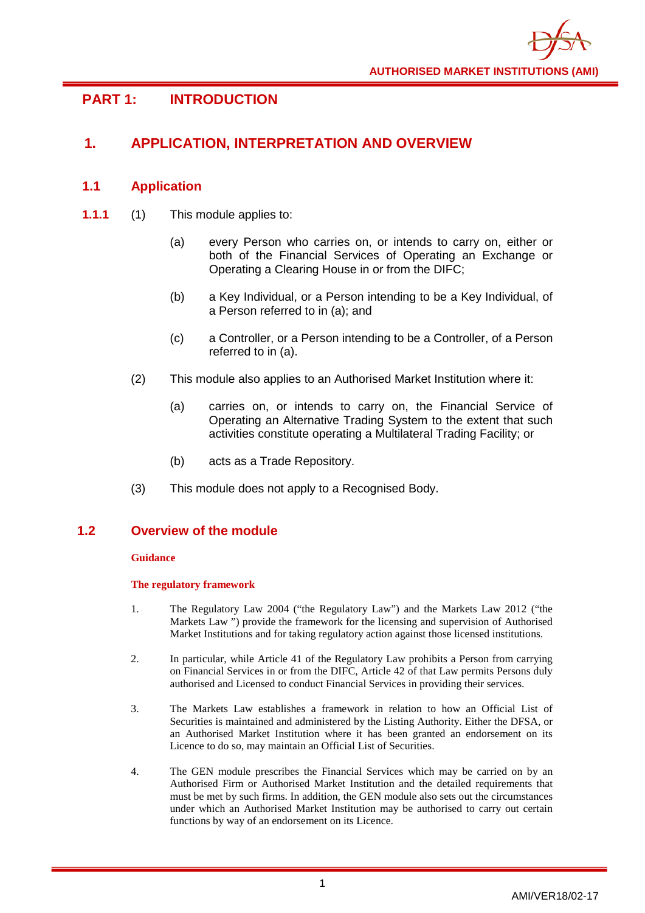# PART 1: INTRODUCTION

## 1. APPLICATION, INTERPRETATION AND OVERVIEW

### 1.1 Application

**1.1.1** (1) This module applies to:

(a) every Person who carries on, or intends to carry on, either or both of the Financial Services of Operating an Exchange or Operating a Clearing House in or from the DIFC;

(b) a Key Individual, or a Person intending to be a Key Individual, of a Person referred to in (a); and

(c) a Controller, or a Person intending to be a Controller, of a Person referred to in (a).

(2) This module also applies to an Authorised Market Institution where it:

(a) carries on, or intends to carry on, the Financial Service of Operating an Alternative Trading System to the extent that such activities constitute operating a Multilateral Trading Facility; or

(b) acts as a Trade Repository.

(3) This module does not apply to a Recognised Body.

### 1.2 Overview of the module

**Guidance**

**The regulatory framework**

1. The Regulatory Law 2004 ("the Regulatory Law") and the Markets Law 2012 ("the Markets Law ") provide the framework for the licensing and supervision of Authorised Market Institutions and for taking regulatory action against those licensed institutions.

2. In particular, while Article 41 of the Regulatory Law prohibits a Person from carrying on Financial Services in or from the DIFC, Article 42 of that Law permits Persons duly authorised and Licensed to conduct Financial Services in providing their services.

3. The Markets Law establishes a framework in relation to how an Official List of Securities is maintained and administered by the Listing Authority. Either the DFSA, or an Authorised Market Institution where it has been granted an endorsement on its Licence to do so, may maintain an Official List of Securities.

4. The GEN module prescribes the Financial Services which may be carried on by an Authorised Firm or Authorised Market Institution and the detailed requirements that must be met by such firms. In addition, the GEN module also sets out the circumstances under which an Authorised Market Institution may be authorised to carry out certain functions by way of an endorsement on its Licence.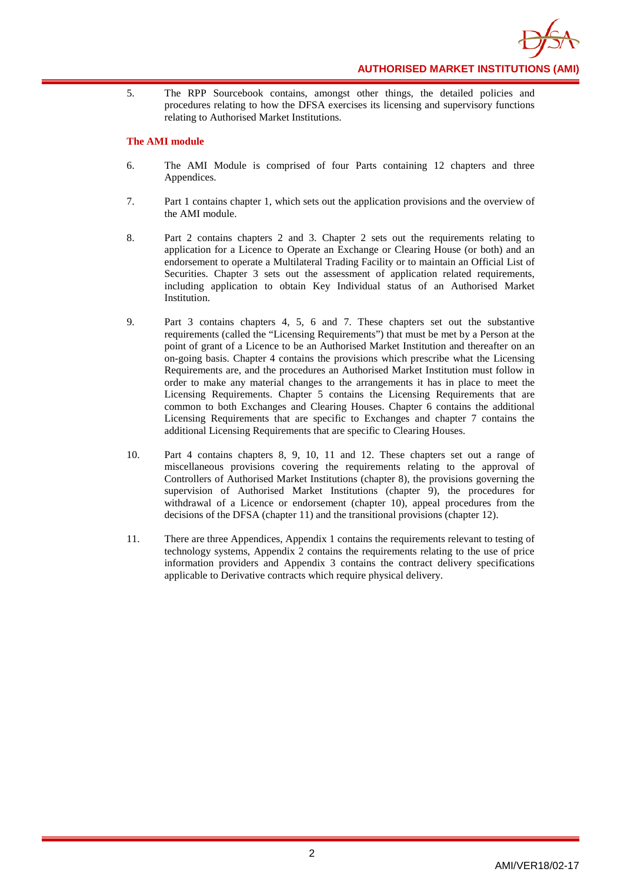5. The RPP Sourcebook contains, amongst other things, the detailed policies and procedures relating to how the DFSA exercises its licensing and supervisory functions relating to Authorised Market Institutions.

**The AMI module**

6. The AMI Module is comprised of four Parts containing 12 chapters and three Appendices.

7. Part 1 contains chapter 1, which sets out the application provisions and the overview of the AMI module.

8. Part 2 contains chapters 2 and 3. Chapter 2 sets out the requirements relating to application for a Licence to Operate an Exchange or Clearing House (or both) and an endorsement to operate a Multilateral Trading Facility or to maintain an Official List of Securities. Chapter 3 sets out the assessment of application related requirements, including application to obtain Key Individual status of an Authorised Market Institution.

9. Part 3 contains chapters 4, 5, 6 and 7. These chapters set out the substantive requirements (called the "Licensing Requirements") that must be met by a Person at the point of grant of a Licence to be an Authorised Market Institution and thereafter on an on-going basis. Chapter 4 contains the provisions which prescribe what the Licensing Requirements are, and the procedures an Authorised Market Institution must follow in order to make any material changes to the arrangements it has in place to meet the Licensing Requirements. Chapter 5 contains the Licensing Requirements that are common to both Exchanges and Clearing Houses. Chapter 6 contains the additional Licensing Requirements that are specific to Exchanges and chapter 7 contains the additional Licensing Requirements that are specific to Clearing Houses.

10. Part 4 contains chapters 8, 9, 10, 11 and 12. These chapters set out a range of miscellaneous provisions covering the requirements relating to the approval of Controllers of Authorised Market Institutions (chapter 8), the provisions governing the supervision of Authorised Market Institutions (chapter 9), the procedures for withdrawal of a Licence or endorsement (chapter 10), appeal procedures from the decisions of the DFSA (chapter 11) and the transitional provisions (chapter 12).

11. There are three Appendices, Appendix 1 contains the requirements relevant to testing of technology systems, Appendix 2 contains the requirements relating to the use of price information providers and Appendix 3 contains the contract delivery specifications applicable to Derivative contracts which require physical delivery.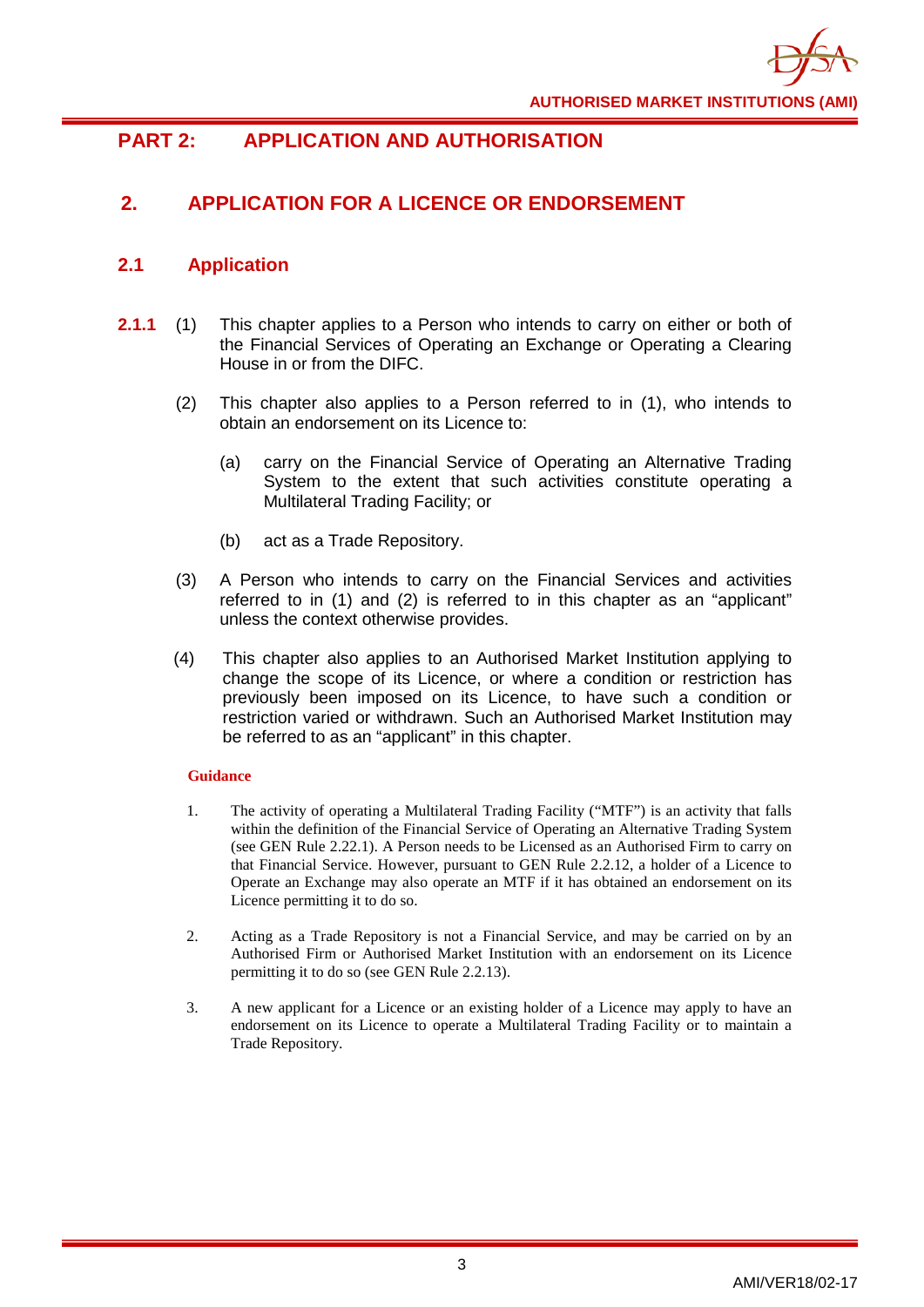# PART 2: APPLICATION AND AUTHORISATION

## 2. APPLICATION FOR A LICENCE OR ENDORSEMENT

### 2.1 Application

**2.1.1** (1) This chapter applies to a Person who intends to carry on either or both of the Financial Services of Operating an Exchange or Operating a Clearing House in or from the DIFC.

(2) This chapter also applies to a Person referred to in (1), who intends to obtain an endorsement on its Licence to:

(a) carry on the Financial Service of Operating an Alternative Trading System to the extent that such activities constitute operating a Multilateral Trading Facility; or

(b) act as a Trade Repository.

(3) A Person who intends to carry on the Financial Services and activities referred to in (1) and (2) is referred to in this chapter as an "applicant" unless the context otherwise provides.

(4) This chapter also applies to an Authorised Market Institution applying to change the scope of its Licence, or where a condition or restriction has previously been imposed on its Licence, to have such a condition or restriction varied or withdrawn. Such an Authorised Market Institution may be referred to as an "applicant" in this chapter.

**Guidance**

1. The activity of operating a Multilateral Trading Facility ("MTF") is an activity that falls within the definition of the Financial Service of Operating an Alternative Trading System (see GEN Rule 2.22.1). A Person needs to be Licensed as an Authorised Firm to carry on that Financial Service. However, pursuant to GEN Rule 2.2.12, a holder of a Licence to Operate an Exchange may also operate an MTF if it has obtained an endorsement on its Licence permitting it to do so.

2. Acting as a Trade Repository is not a Financial Service, and may be carried on by an Authorised Firm or Authorised Market Institution with an endorsement on its Licence permitting it to do so (see GEN Rule 2.2.13).

3. A new applicant for a Licence or an existing holder of a Licence may apply to have an endorsement on its Licence to operate a Multilateral Trading Facility or to maintain a Trade Repository.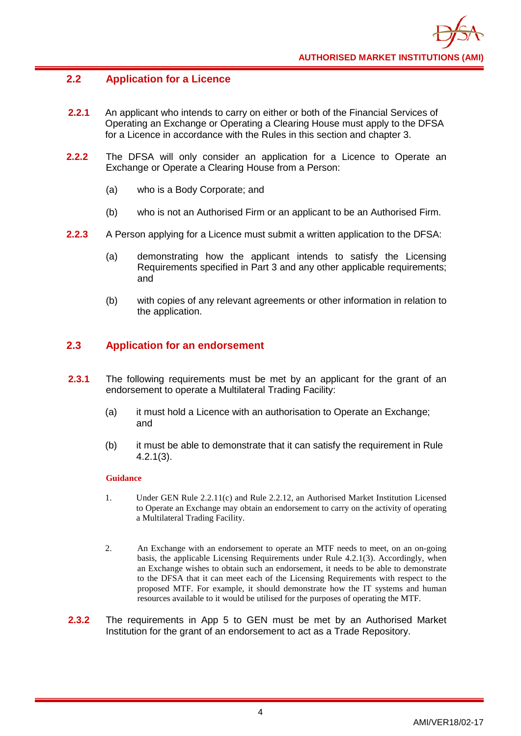## 2.2 Application for a Licence

**2.2.1** An applicant who intends to carry on either or both of the Financial Services of Operating an Exchange or Operating a Clearing House must apply to the DFSA for a Licence in accordance with the Rules in this section and chapter 3.

**2.2.2** The DFSA will only consider an application for a Licence to Operate an Exchange or Operate a Clearing House from a Person:

(a) who is a Body Corporate; and

(b) who is not an Authorised Firm or an applicant to be an Authorised Firm.

**2.2.3** A Person applying for a Licence must submit a written application to the DFSA:

(a) demonstrating how the applicant intends to satisfy the Licensing Requirements specified in Part 3 and any other applicable requirements; and

(b) with copies of any relevant agreements or other information in relation to the application.

## 2.3 Application for an endorsement

**2.3.1** The following requirements must be met by an applicant for the grant of an endorsement to operate a Multilateral Trading Facility:

(a) it must hold a Licence with an authorisation to Operate an Exchange; and

(b) it must be able to demonstrate that it can satisfy the requirement in Rule 4.2.1(3).

**Guidance**

1. Under GEN Rule 2.2.11(c) and Rule 2.2.12, an Authorised Market Institution Licensed to Operate an Exchange may obtain an endorsement to carry on the activity of operating a Multilateral Trading Facility.

2. An Exchange with an endorsement to operate an MTF needs to meet, on an on-going basis, the applicable Licensing Requirements under Rule 4.2.1(3). Accordingly, when an Exchange wishes to obtain such an endorsement, it needs to be able to demonstrate to the DFSA that it can meet each of the Licensing Requirements with respect to the proposed MTF. For example, it should demonstrate how the IT systems and human resources available to it would be utilised for the purposes of operating the MTF.

**2.3.2** The requirements in App 5 to GEN must be met by an Authorised Market Institution for the grant of an endorsement to act as a Trade Repository.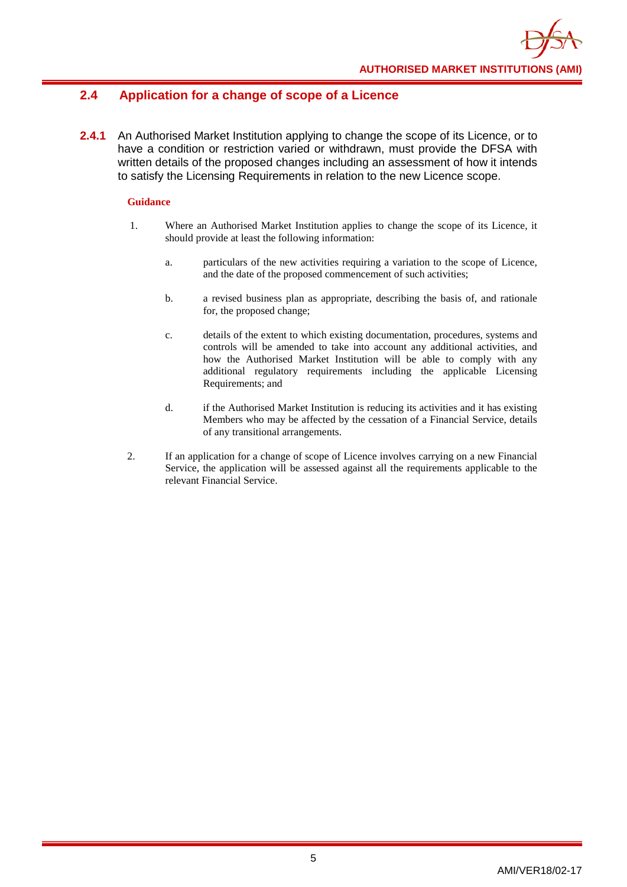## 2.4 Application for a change of scope of a Licence

**2.4.1** An Authorised Market Institution applying to change the scope of its Licence, or to have a condition or restriction varied or withdrawn, must provide the DFSA with written details of the proposed changes including an assessment of how it intends to satisfy the Licensing Requirements in relation to the new Licence scope.

**Guidance**

1. Where an Authorised Market Institution applies to change the scope of its Licence, it should provide at least the following information:

   a. particulars of the new activities requiring a variation to the scope of Licence, and the date of the proposed commencement of such activities;

   b. a revised business plan as appropriate, describing the basis of, and rationale for, the proposed change;

   c. details of the extent to which existing documentation, procedures, systems and controls will be amended to take into account any additional activities, and how the Authorised Market Institution will be able to comply with any additional regulatory requirements including the applicable Licensing Requirements; and

   d. if the Authorised Market Institution is reducing its activities and it has existing Members who may be affected by the cessation of a Financial Service, details of any transitional arrangements.

2. If an application for a change of scope of Licence involves carrying on a new Financial Service, the application will be assessed against all the requirements applicable to the relevant Financial Service.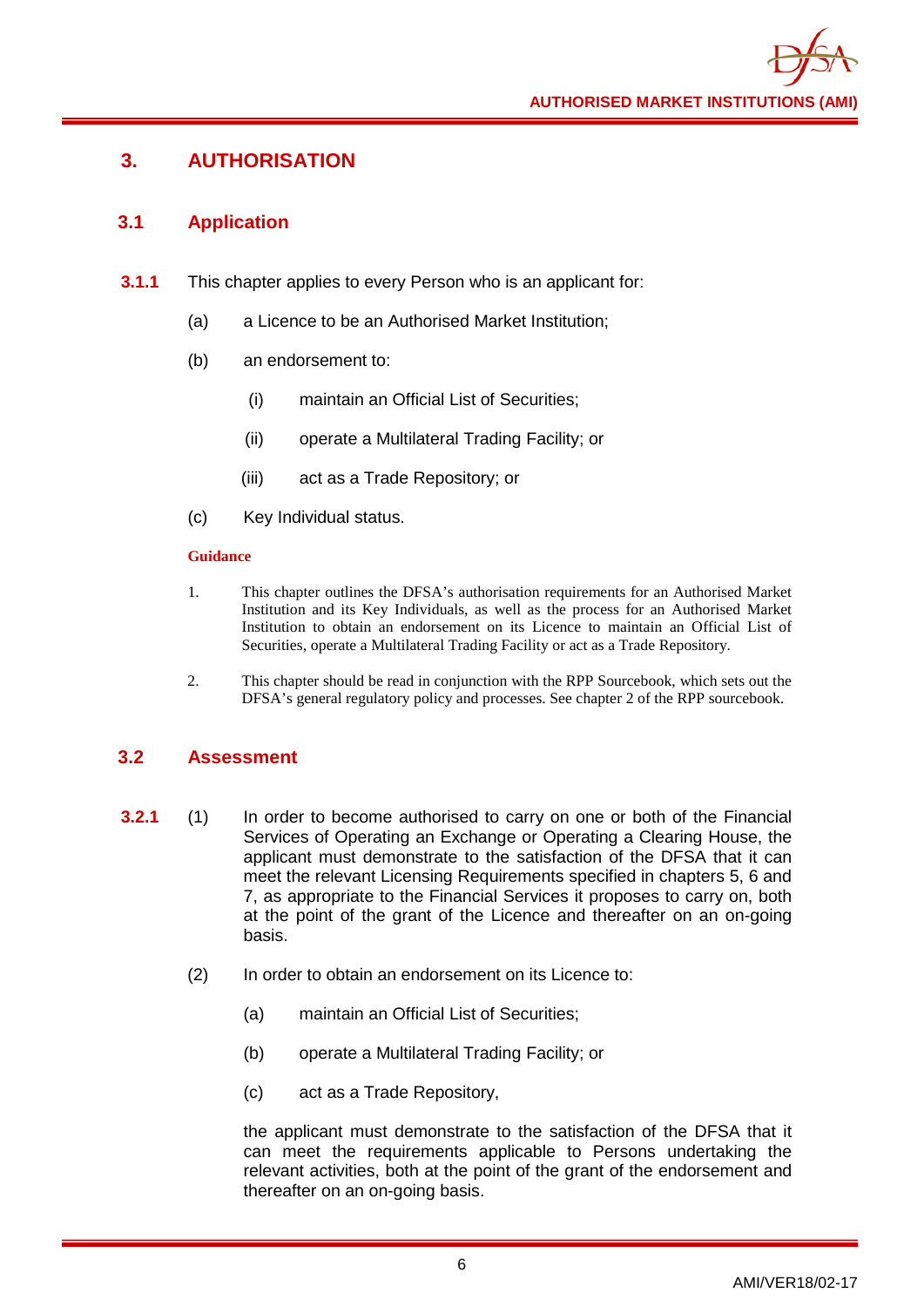# 3. AUTHORISATION

## 3.1 Application

**3.1.1** This chapter applies to every Person who is an applicant for:

(a) a Licence to be an Authorised Market Institution;

(b) an endorsement to:

(i) maintain an Official List of Securities;

(ii) operate a Multilateral Trading Facility; or

(iii) act as a Trade Repository; or

(c) Key Individual status.

**Guidance**

1. This chapter outlines the DFSA's authorisation requirements for an Authorised Market Institution and its Key Individuals, as well as the process for an Authorised Market Institution to obtain an endorsement on its Licence to maintain an Official List of Securities, operate a Multilateral Trading Facility or act as a Trade Repository.

2. This chapter should be read in conjunction with the RPP Sourcebook, which sets out the DFSA's general regulatory policy and processes. See chapter 2 of the RPP sourcebook.

## 3.2 Assessment

**3.2.1** (1) In order to become authorised to carry on one or both of the Financial Services of Operating an Exchange or Operating a Clearing House, the applicant must demonstrate to the satisfaction of the DFSA that it can meet the relevant Licensing Requirements specified in chapters 5, 6 and 7, as appropriate to the Financial Services it proposes to carry on, both at the point of the grant of the Licence and thereafter on an on-going basis.

(2) In order to obtain an endorsement on its Licence to:

(a) maintain an Official List of Securities;

(b) operate a Multilateral Trading Facility; or

(c) act as a Trade Repository,

the applicant must demonstrate to the satisfaction of the DFSA that it can meet the requirements applicable to Persons undertaking the relevant activities, both at the point of the grant of the endorsement and thereafter on an on-going basis.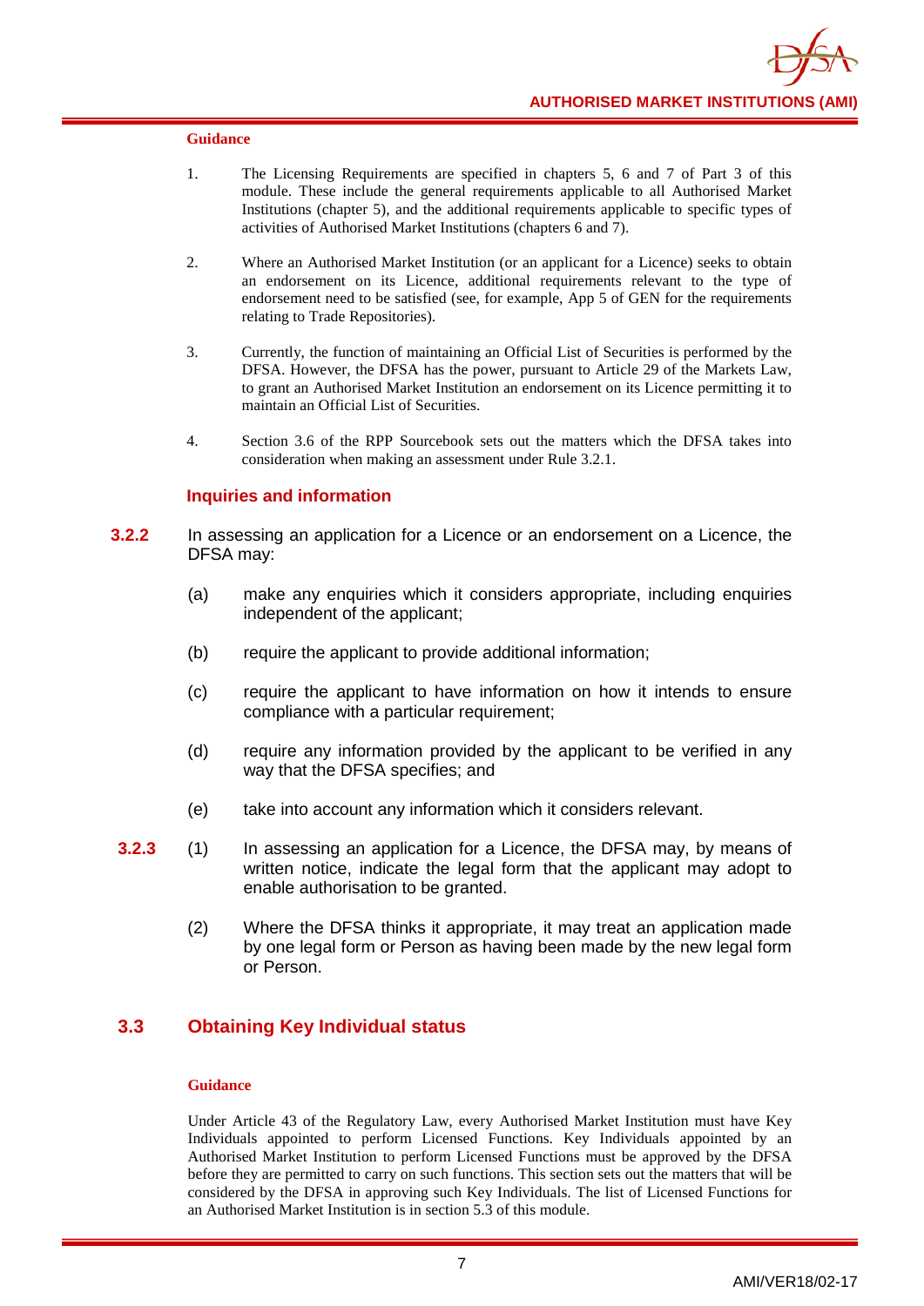**Guidance**

1. The Licensing Requirements are specified in chapters 5, 6 and 7 of Part 3 of this module. These include the general requirements applicable to all Authorised Market Institutions (chapter 5), and the additional requirements applicable to specific types of activities of Authorised Market Institutions (chapters 6 and 7).

2. Where an Authorised Market Institution (or an applicant for a Licence) seeks to obtain an endorsement on its Licence, additional requirements relevant to the type of endorsement need to be satisfied (see, for example, App 5 of GEN for the requirements relating to Trade Repositories).

3. Currently, the function of maintaining an Official List of Securities is performed by the DFSA. However, the DFSA has the power, pursuant to Article 29 of the Markets Law, to grant an Authorised Market Institution an endorsement on its Licence permitting it to maintain an Official List of Securities.

4. Section 3.6 of the RPP Sourcebook sets out the matters which the DFSA takes into consideration when making an assessment under Rule 3.2.1.

### Inquiries and information

**3.2.2** In assessing an application for a Licence or an endorsement on a Licence, the DFSA may:

(a) make any enquiries which it considers appropriate, including enquiries independent of the applicant;

(b) require the applicant to provide additional information;

(c) require the applicant to have information on how it intends to ensure compliance with a particular requirement;

(d) require any information provided by the applicant to be verified in any way that the DFSA specifies; and

(e) take into account any information which it considers relevant.

**3.2.3** (1) In assessing an application for a Licence, the DFSA may, by means of written notice, indicate the legal form that the applicant may adopt to enable authorisation to be granted.

(2) Where the DFSA thinks it appropriate, it may treat an application made by one legal form or Person as having been made by the new legal form or Person.

## 3.3 Obtaining Key Individual status

**Guidance**

Under Article 43 of the Regulatory Law, every Authorised Market Institution must have Key Individuals appointed to perform Licensed Functions. Key Individuals appointed by an Authorised Market Institution to perform Licensed Functions must be approved by the DFSA before they are permitted to carry on such functions. This section sets out the matters that will be considered by the DFSA in approving such Key Individuals. The list of Licensed Functions for an Authorised Market Institution is in section 5.3 of this module.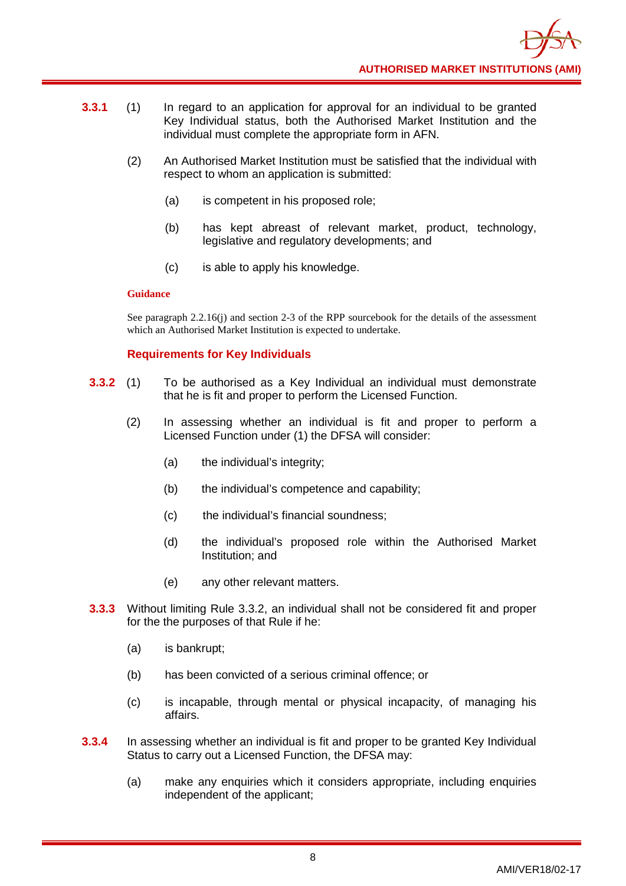**3.3.1** (1) In regard to an application for approval for an individual to be granted Key Individual status, both the Authorised Market Institution and the individual must complete the appropriate form in AFN.

(2) An Authorised Market Institution must be satisfied that the individual with respect to whom an application is submitted:

(a) is competent in his proposed role;

(b) has kept abreast of relevant market, product, technology, legislative and regulatory developments; and

(c) is able to apply his knowledge.

**Guidance**

See paragraph 2.2.16(j) and section 2-3 of the RPP sourcebook for the details of the assessment which an Authorised Market Institution is expected to undertake.

### Requirements for Key Individuals

**3.3.2** (1) To be authorised as a Key Individual an individual must demonstrate that he is fit and proper to perform the Licensed Function.

(2) In assessing whether an individual is fit and proper to perform a Licensed Function under (1) the DFSA will consider:

(a) the individual's integrity;

(b) the individual's competence and capability;

(c) the individual's financial soundness;

(d) the individual's proposed role within the Authorised Market Institution; and

(e) any other relevant matters.

**3.3.3** Without limiting Rule 3.3.2, an individual shall not be considered fit and proper for the the purposes of that Rule if he:

(a) is bankrupt;

(b) has been convicted of a serious criminal offence; or

(c) is incapable, through mental or physical incapacity, of managing his affairs.

**3.3.4** In assessing whether an individual is fit and proper to be granted Key Individual Status to carry out a Licensed Function, the DFSA may:

(a) make any enquiries which it considers appropriate, including enquiries independent of the applicant;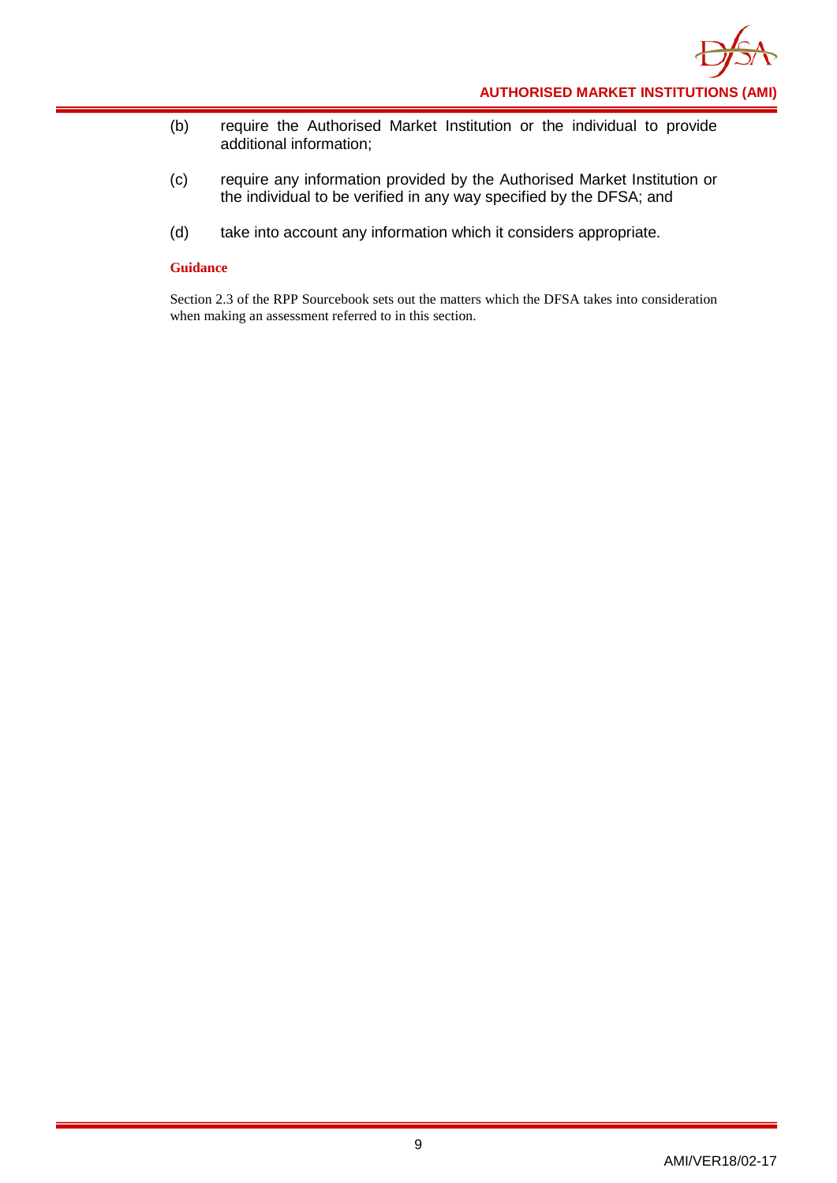(b) require the Authorised Market Institution or the individual to provide additional information;

(c) require any information provided by the Authorised Market Institution or the individual to be verified in any way specified by the DFSA; and

(d) take into account any information which it considers appropriate.

**Guidance**

Section 2.3 of the RPP Sourcebook sets out the matters which the DFSA takes into consideration when making an assessment referred to in this section.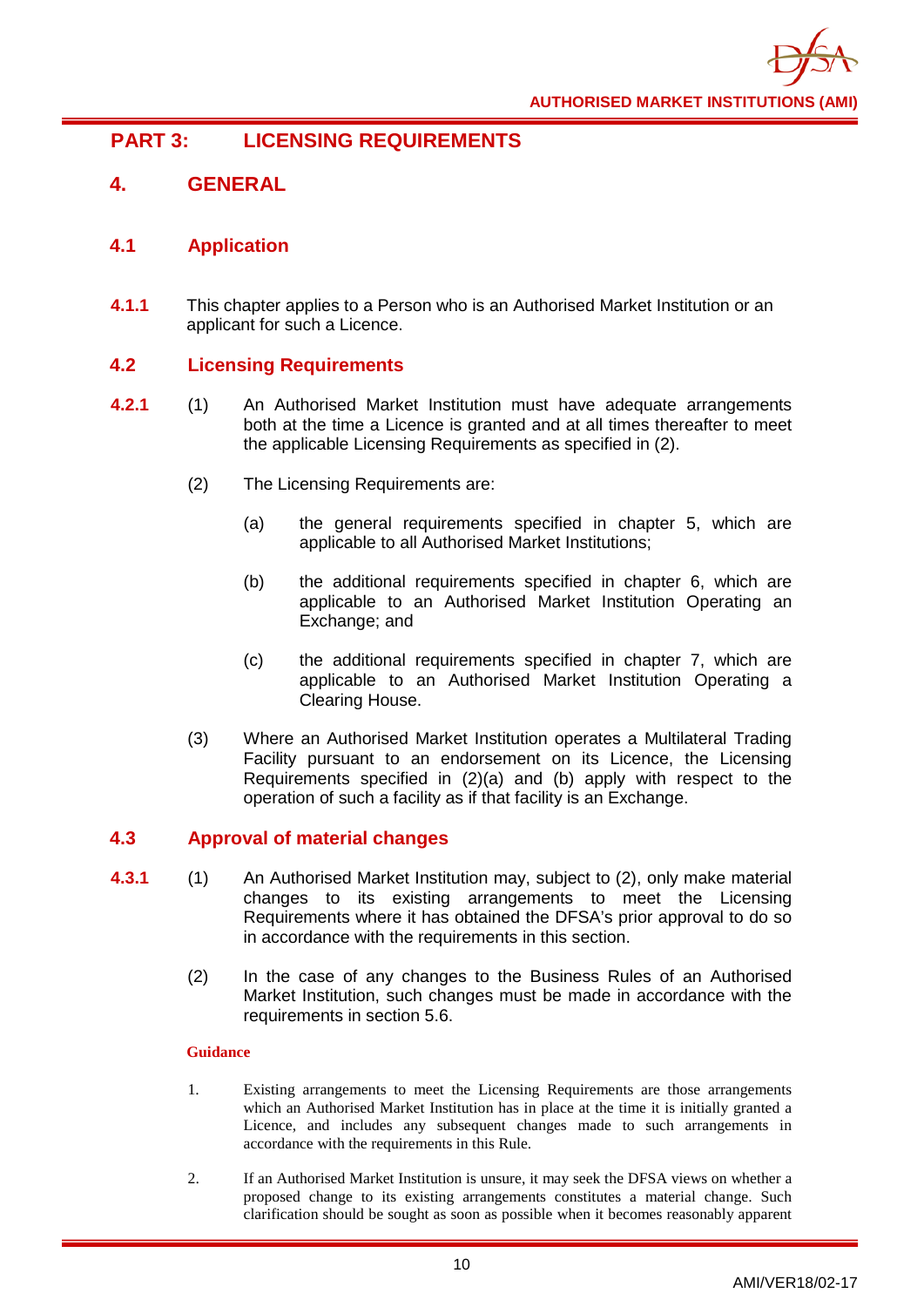# PART 3: LICENSING REQUIREMENTS

## 4. GENERAL

### 4.1 Application

**4.1.1** This chapter applies to a Person who is an Authorised Market Institution or an applicant for such a Licence.

### 4.2 Licensing Requirements

**4.2.1** (1) An Authorised Market Institution must have adequate arrangements both at the time a Licence is granted and at all times thereafter to meet the applicable Licensing Requirements as specified in (2).

(2) The Licensing Requirements are:

(a) the general requirements specified in chapter 5, which are applicable to all Authorised Market Institutions;

(b) the additional requirements specified in chapter 6, which are applicable to an Authorised Market Institution Operating an Exchange; and

(c) the additional requirements specified in chapter 7, which are applicable to an Authorised Market Institution Operating a Clearing House.

(3) Where an Authorised Market Institution operates a Multilateral Trading Facility pursuant to an endorsement on its Licence, the Licensing Requirements specified in (2)(a) and (b) apply with respect to the operation of such a facility as if that facility is an Exchange.

### 4.3 Approval of material changes

**4.3.1** (1) An Authorised Market Institution may, subject to (2), only make material changes to its existing arrangements to meet the Licensing Requirements where it has obtained the DFSA's prior approval to do so in accordance with the requirements in this section.

(2) In the case of any changes to the Business Rules of an Authorised Market Institution, such changes must be made in accordance with the requirements in section 5.6.

**Guidance**

1. Existing arrangements to meet the Licensing Requirements are those arrangements which an Authorised Market Institution has in place at the time it is initially granted a Licence, and includes any subsequent changes made to such arrangements in accordance with the requirements in this Rule.

2. If an Authorised Market Institution is unsure, it may seek the DFSA views on whether a proposed change to its existing arrangements constitutes a material change. Such clarification should be sought as soon as possible when it becomes reasonably apparent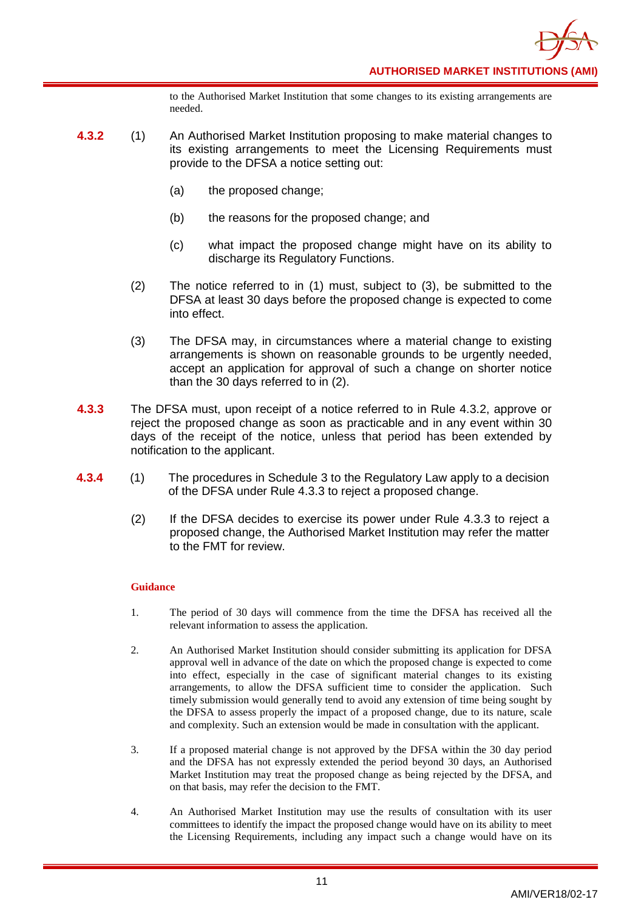to the Authorised Market Institution that some changes to its existing arrangements are needed.

**4.3.2** (1) An Authorised Market Institution proposing to make material changes to its existing arrangements to meet the Licensing Requirements must provide to the DFSA a notice setting out:

(a) the proposed change;

(b) the reasons for the proposed change; and

(c) what impact the proposed change might have on its ability to discharge its Regulatory Functions.

(2) The notice referred to in (1) must, subject to (3), be submitted to the DFSA at least 30 days before the proposed change is expected to come into effect.

(3) The DFSA may, in circumstances where a material change to existing arrangements is shown on reasonable grounds to be urgently needed, accept an application for approval of such a change on shorter notice than the 30 days referred to in (2).

**4.3.3** The DFSA must, upon receipt of a notice referred to in Rule 4.3.2, approve or reject the proposed change as soon as practicable and in any event within 30 days of the receipt of the notice, unless that period has been extended by notification to the applicant.

**4.3.4** (1) The procedures in Schedule 3 to the Regulatory Law apply to a decision of the DFSA under Rule 4.3.3 to reject a proposed change.

(2) If the DFSA decides to exercise its power under Rule 4.3.3 to reject a proposed change, the Authorised Market Institution may refer the matter to the FMT for review.

**Guidance**

1. The period of 30 days will commence from the time the DFSA has received all the relevant information to assess the application.

2. An Authorised Market Institution should consider submitting its application for DFSA approval well in advance of the date on which the proposed change is expected to come into effect, especially in the case of significant material changes to its existing arrangements, to allow the DFSA sufficient time to consider the application. Such timely submission would generally tend to avoid any extension of time being sought by the DFSA to assess properly the impact of a proposed change, due to its nature, scale and complexity. Such an extension would be made in consultation with the applicant.

3. If a proposed material change is not approved by the DFSA within the 30 day period and the DFSA has not expressly extended the period beyond 30 days, an Authorised Market Institution may treat the proposed change as being rejected by the DFSA, and on that basis, may refer the decision to the FMT.

4. An Authorised Market Institution may use the results of consultation with its user committees to identify the impact the proposed change would have on its ability to meet the Licensing Requirements, including any impact such a change would have on its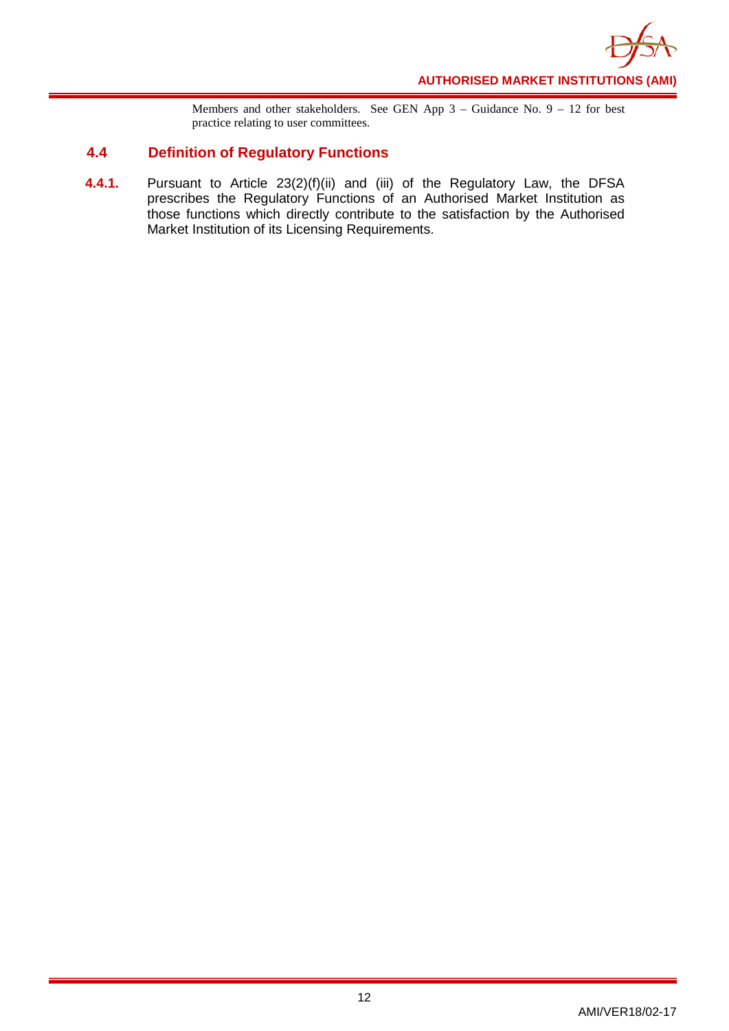Members and other stakeholders. See GEN App 3 – Guidance No. 9 – 12 for best practice relating to user committees.

## 4.4 Definition of Regulatory Functions

**4.4.1.** Pursuant to Article 23(2)(f)(ii) and (iii) of the Regulatory Law, the DFSA prescribes the Regulatory Functions of an Authorised Market Institution as those functions which directly contribute to the satisfaction by the Authorised Market Institution of its Licensing Requirements.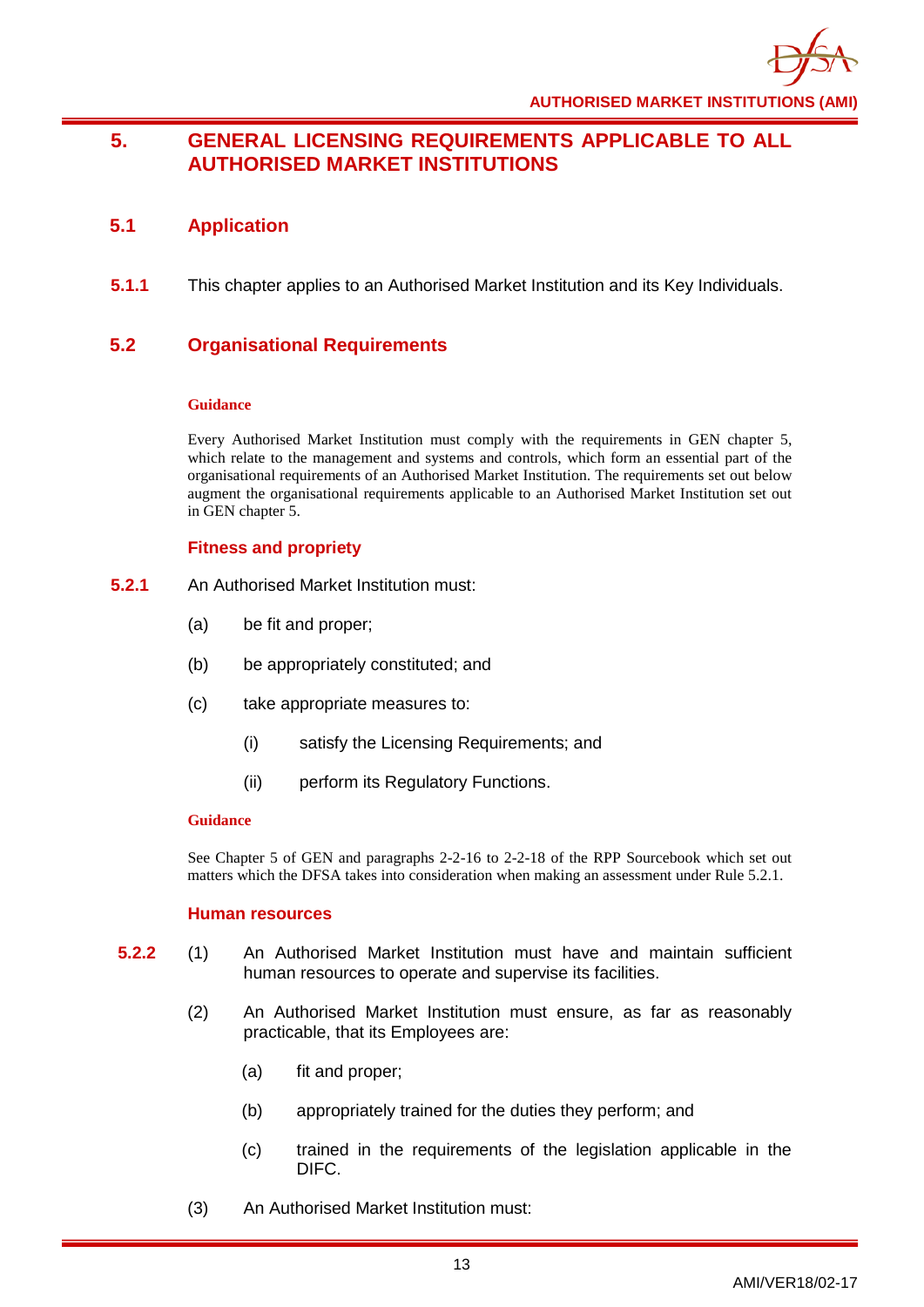# 5. GENERAL LICENSING REQUIREMENTS APPLICABLE TO ALL AUTHORISED MARKET INSTITUTIONS

## 5.1 Application

**5.1.1** This chapter applies to an Authorised Market Institution and its Key Individuals.

## 5.2 Organisational Requirements

**Guidance**

Every Authorised Market Institution must comply with the requirements in GEN chapter 5, which relate to the management and systems and controls, which form an essential part of the organisational requirements of an Authorised Market Institution. The requirements set out below augment the organisational requirements applicable to an Authorised Market Institution set out in GEN chapter 5.

### Fitness and propriety

**5.2.1** An Authorised Market Institution must:

(a) be fit and proper;

(b) be appropriately constituted; and

(c) take appropriate measures to:

(i) satisfy the Licensing Requirements; and

(ii) perform its Regulatory Functions.

**Guidance**

See Chapter 5 of GEN and paragraphs 2-2-16 to 2-2-18 of the RPP Sourcebook which set out matters which the DFSA takes into consideration when making an assessment under Rule 5.2.1.

### Human resources

**5.2.2** (1) An Authorised Market Institution must have and maintain sufficient human resources to operate and supervise its facilities.

(2) An Authorised Market Institution must ensure, as far as reasonably practicable, that its Employees are:

(a) fit and proper;

(b) appropriately trained for the duties they perform; and

(c) trained in the requirements of the legislation applicable in the DIFC.

(3) An Authorised Market Institution must: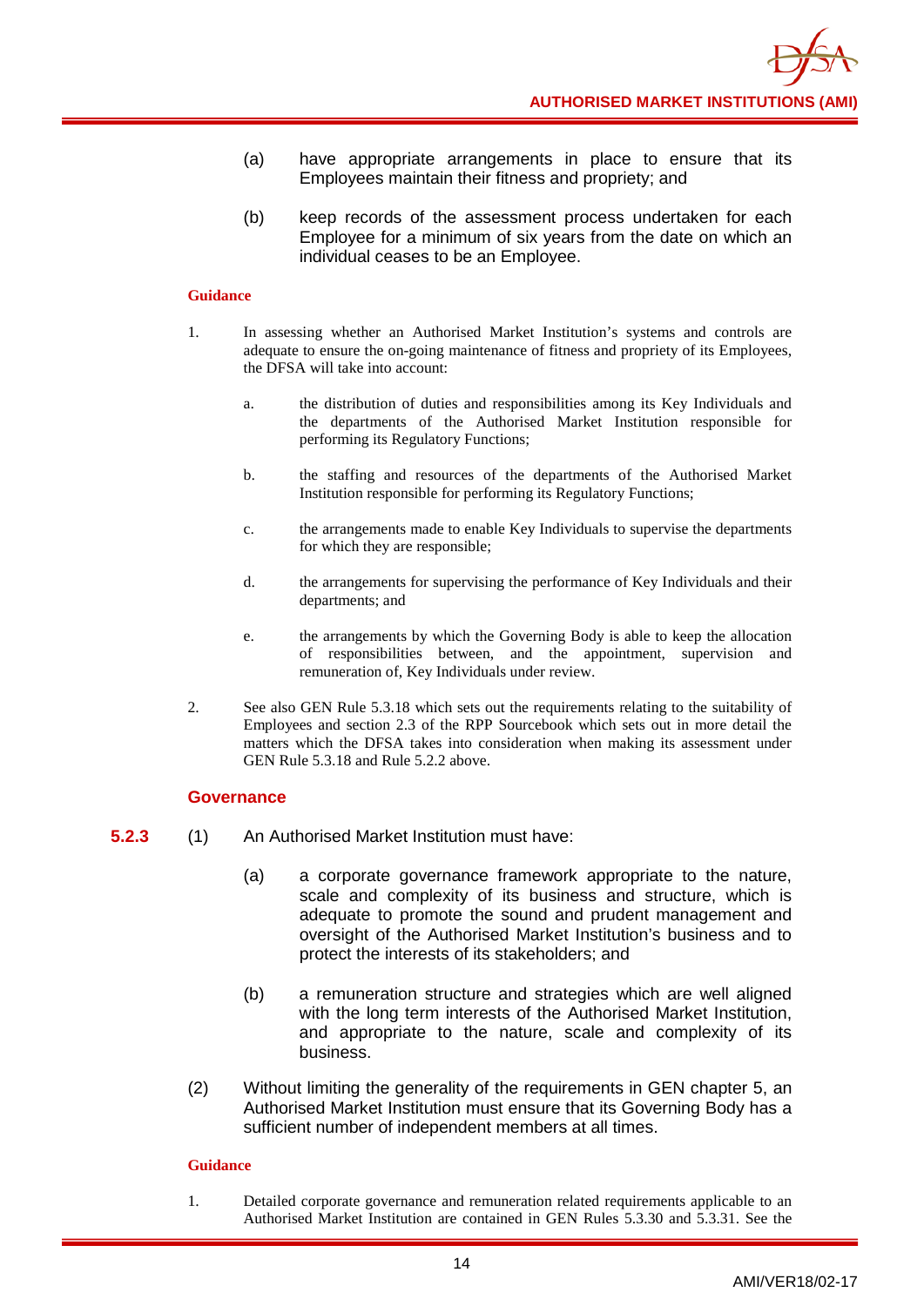(a) have appropriate arrangements in place to ensure that its Employees maintain their fitness and propriety; and

(b) keep records of the assessment process undertaken for each Employee for a minimum of six years from the date on which an individual ceases to be an Employee.

**Guidance**

1. In assessing whether an Authorised Market Institution's systems and controls are adequate to ensure the on-going maintenance of fitness and propriety of its Employees, the DFSA will take into account:

   a. the distribution of duties and responsibilities among its Key Individuals and the departments of the Authorised Market Institution responsible for performing its Regulatory Functions;

   b. the staffing and resources of the departments of the Authorised Market Institution responsible for performing its Regulatory Functions;

   c. the arrangements made to enable Key Individuals to supervise the departments for which they are responsible;

   d. the arrangements for supervising the performance of Key Individuals and their departments; and

   e. the arrangements by which the Governing Body is able to keep the allocation of responsibilities between, and the appointment, supervision and remuneration of, Key Individuals under review.

2. See also GEN Rule 5.3.18 which sets out the requirements relating to the suitability of Employees and section 2.3 of the RPP Sourcebook which sets out in more detail the matters which the DFSA takes into consideration when making its assessment under GEN Rule 5.3.18 and Rule 5.2.2 above.

### Governance

**5.2.3** (1) An Authorised Market Institution must have:

(a) a corporate governance framework appropriate to the nature, scale and complexity of its business and structure, which is adequate to promote the sound and prudent management and oversight of the Authorised Market Institution's business and to protect the interests of its stakeholders; and

(b) a remuneration structure and strategies which are well aligned with the long term interests of the Authorised Market Institution, and appropriate to the nature, scale and complexity of its business.

(2) Without limiting the generality of the requirements in GEN chapter 5, an Authorised Market Institution must ensure that its Governing Body has a sufficient number of independent members at all times.

**Guidance**

1. Detailed corporate governance and remuneration related requirements applicable to an Authorised Market Institution are contained in GEN Rules 5.3.30 and 5.3.31. See the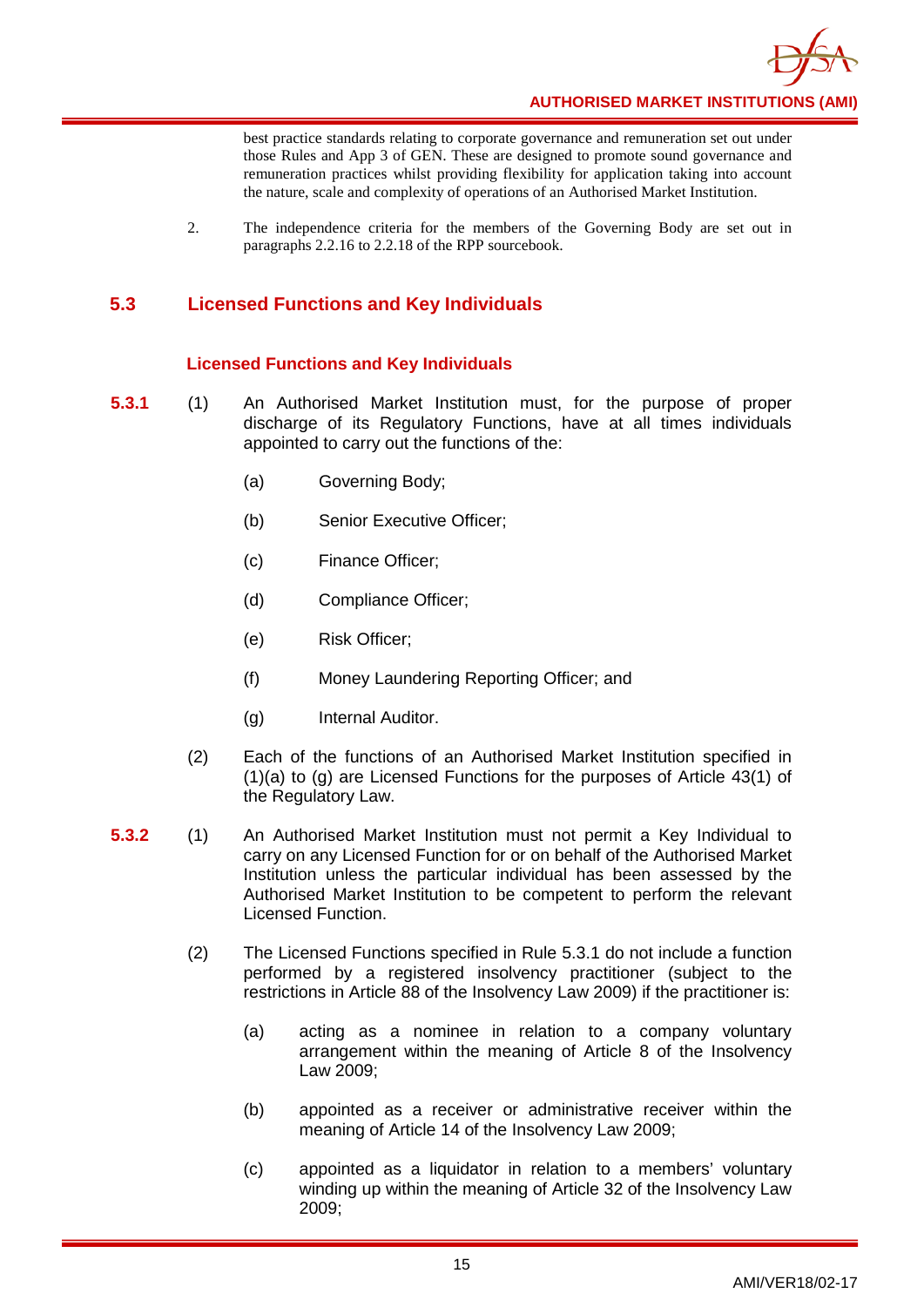best practice standards relating to corporate governance and remuneration set out under those Rules and App 3 of GEN. These are designed to promote sound governance and remuneration practices whilst providing flexibility for application taking into account the nature, scale and complexity of operations of an Authorised Market Institution.

2. The independence criteria for the members of the Governing Body are set out in paragraphs 2.2.16 to 2.2.18 of the RPP sourcebook.

## 5.3 Licensed Functions and Key Individuals

### Licensed Functions and Key Individuals

**5.3.1** (1) An Authorised Market Institution must, for the purpose of proper discharge of its Regulatory Functions, have at all times individuals appointed to carry out the functions of the:

(a) Governing Body;

(b) Senior Executive Officer;

(c) Finance Officer;

(d) Compliance Officer;

(e) Risk Officer;

(f) Money Laundering Reporting Officer; and

(g) Internal Auditor.

(2) Each of the functions of an Authorised Market Institution specified in (1)(a) to (g) are Licensed Functions for the purposes of Article 43(1) of the Regulatory Law.

**5.3.2** (1) An Authorised Market Institution must not permit a Key Individual to carry on any Licensed Function for or on behalf of the Authorised Market Institution unless the particular individual has been assessed by the Authorised Market Institution to be competent to perform the relevant Licensed Function.

(2) The Licensed Functions specified in Rule 5.3.1 do not include a function performed by a registered insolvency practitioner (subject to the restrictions in Article 88 of the Insolvency Law 2009) if the practitioner is:

(a) acting as a nominee in relation to a company voluntary arrangement within the meaning of Article 8 of the Insolvency Law 2009;

(b) appointed as a receiver or administrative receiver within the meaning of Article 14 of the Insolvency Law 2009;

(c) appointed as a liquidator in relation to a members' voluntary winding up within the meaning of Article 32 of the Insolvency Law 2009;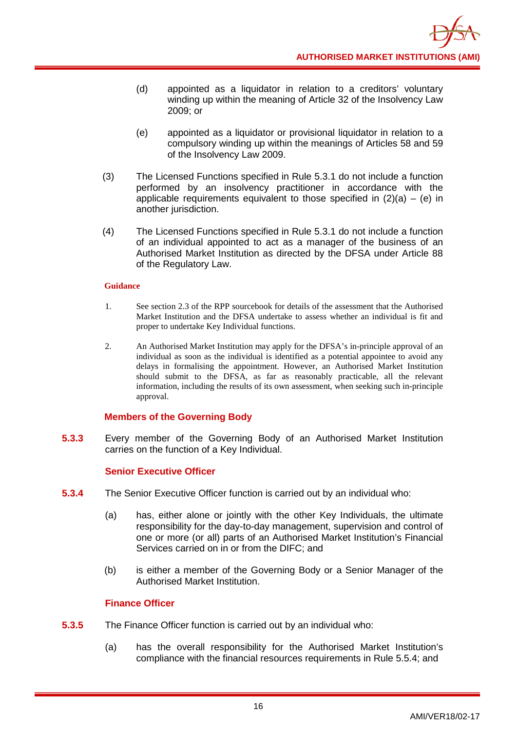(d) appointed as a liquidator in relation to a creditors' voluntary winding up within the meaning of Article 32 of the Insolvency Law 2009; or

(e) appointed as a liquidator or provisional liquidator in relation to a compulsory winding up within the meanings of Articles 58 and 59 of the Insolvency Law 2009.

(3) The Licensed Functions specified in Rule 5.3.1 do not include a function performed by an insolvency practitioner in accordance with the applicable requirements equivalent to those specified in (2)(a) – (e) in another jurisdiction.

(4) The Licensed Functions specified in Rule 5.3.1 do not include a function of an individual appointed to act as a manager of the business of an Authorised Market Institution as directed by the DFSA under Article 88 of the Regulatory Law.

**Guidance**

1. See section 2.3 of the RPP sourcebook for details of the assessment that the Authorised Market Institution and the DFSA undertake to assess whether an individual is fit and proper to undertake Key Individual functions.

2. An Authorised Market Institution may apply for the DFSA's in-principle approval of an individual as soon as the individual is identified as a potential appointee to avoid any delays in formalising the appointment. However, an Authorised Market Institution should submit to the DFSA, as far as reasonably practicable, all the relevant information, including the results of its own assessment, when seeking such in-principle approval.

### Members of the Governing Body

**5.3.3** Every member of the Governing Body of an Authorised Market Institution carries on the function of a Key Individual.

### Senior Executive Officer

**5.3.4** The Senior Executive Officer function is carried out by an individual who:

(a) has, either alone or jointly with the other Key Individuals, the ultimate responsibility for the day-to-day management, supervision and control of one or more (or all) parts of an Authorised Market Institution's Financial Services carried on in or from the DIFC; and

(b) is either a member of the Governing Body or a Senior Manager of the Authorised Market Institution.

### Finance Officer

**5.3.5** The Finance Officer function is carried out by an individual who:

(a) has the overall responsibility for the Authorised Market Institution's compliance with the financial resources requirements in Rule 5.5.4; and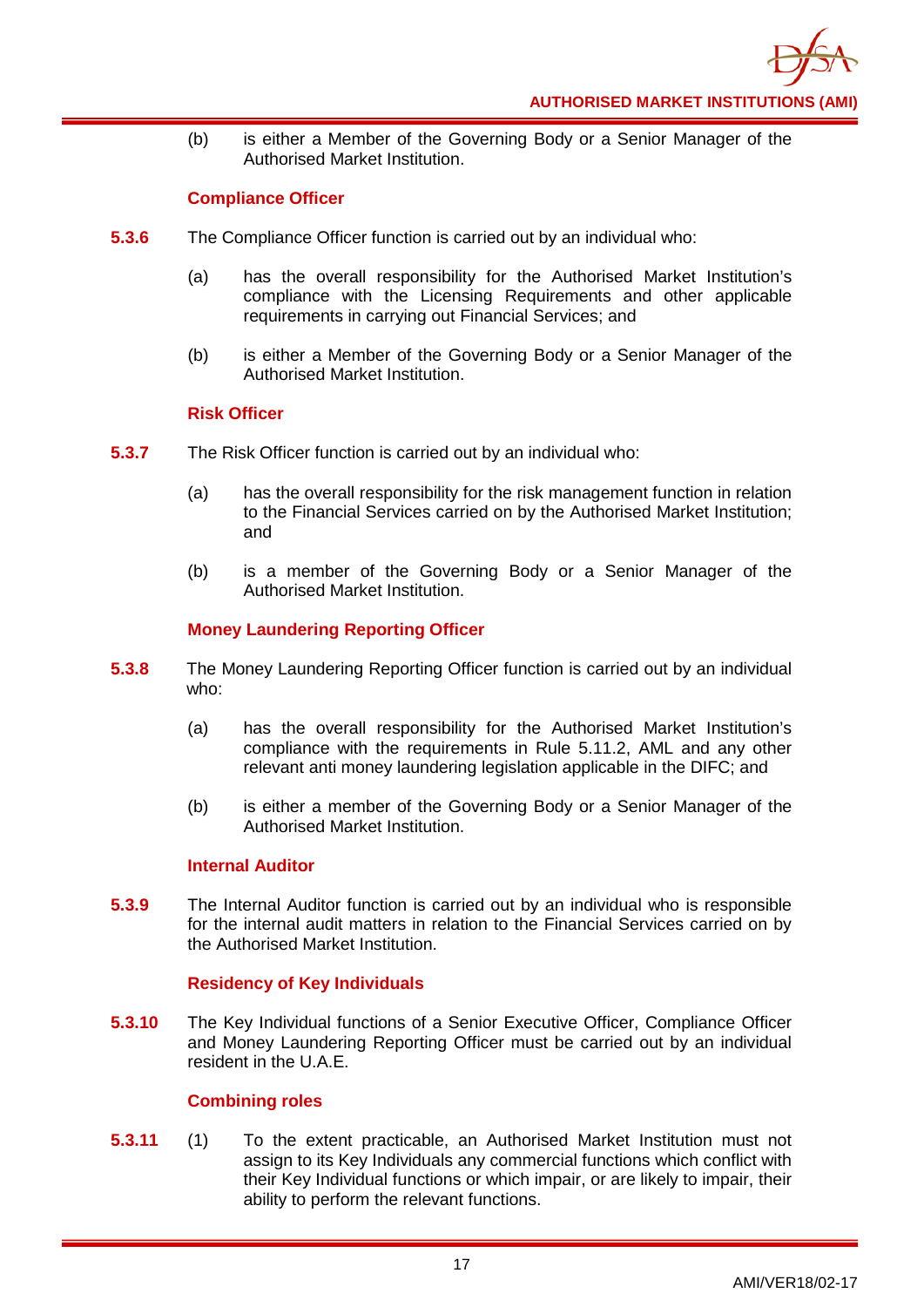(b) is either a Member of the Governing Body or a Senior Manager of the Authorised Market Institution.

### Compliance Officer

**5.3.6** The Compliance Officer function is carried out by an individual who:

(a) has the overall responsibility for the Authorised Market Institution's compliance with the Licensing Requirements and other applicable requirements in carrying out Financial Services; and

(b) is either a Member of the Governing Body or a Senior Manager of the Authorised Market Institution.

### Risk Officer

**5.3.7** The Risk Officer function is carried out by an individual who:

(a) has the overall responsibility for the risk management function in relation to the Financial Services carried on by the Authorised Market Institution; and

(b) is a member of the Governing Body or a Senior Manager of the Authorised Market Institution.

### Money Laundering Reporting Officer

**5.3.8** The Money Laundering Reporting Officer function is carried out by an individual who:

(a) has the overall responsibility for the Authorised Market Institution's compliance with the requirements in Rule 5.11.2, AML and any other relevant anti money laundering legislation applicable in the DIFC; and

(b) is either a member of the Governing Body or a Senior Manager of the Authorised Market Institution.

### Internal Auditor

**5.3.9** The Internal Auditor function is carried out by an individual who is responsible for the internal audit matters in relation to the Financial Services carried on by the Authorised Market Institution.

### Residency of Key Individuals

**5.3.10** The Key Individual functions of a Senior Executive Officer, Compliance Officer and Money Laundering Reporting Officer must be carried out by an individual resident in the U.A.E.

### Combining roles

**5.3.11** (1) To the extent practicable, an Authorised Market Institution must not assign to its Key Individuals any commercial functions which conflict with their Key Individual functions or which impair, or are likely to impair, their ability to perform the relevant functions.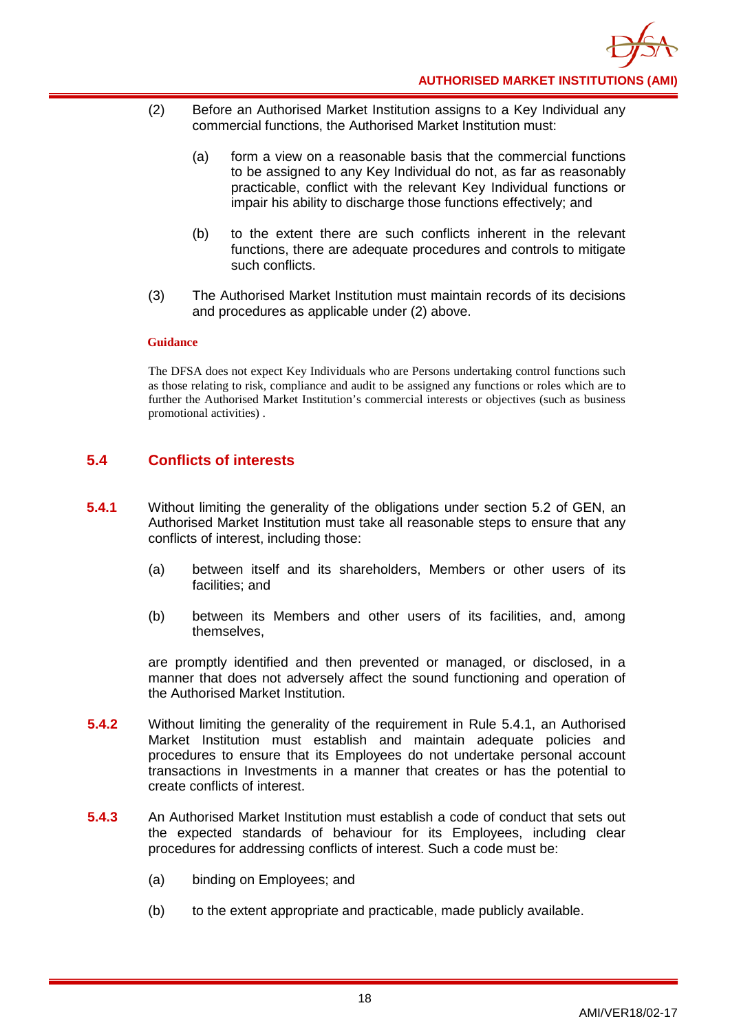(2) Before an Authorised Market Institution assigns to a Key Individual any commercial functions, the Authorised Market Institution must:

(a) form a view on a reasonable basis that the commercial functions to be assigned to any Key Individual do not, as far as reasonably practicable, conflict with the relevant Key Individual functions or impair his ability to discharge those functions effectively; and

(b) to the extent there are such conflicts inherent in the relevant functions, there are adequate procedures and controls to mitigate such conflicts.

(3) The Authorised Market Institution must maintain records of its decisions and procedures as applicable under (2) above.

**Guidance**

The DFSA does not expect Key Individuals who are Persons undertaking control functions such as those relating to risk, compliance and audit to be assigned any functions or roles which are to further the Authorised Market Institution's commercial interests or objectives (such as business promotional activities) .

## 5.4 Conflicts of interests

**5.4.1** Without limiting the generality of the obligations under section 5.2 of GEN, an Authorised Market Institution must take all reasonable steps to ensure that any conflicts of interest, including those:

(a) between itself and its shareholders, Members or other users of its facilities; and

(b) between its Members and other users of its facilities, and, among themselves,

are promptly identified and then prevented or managed, or disclosed, in a manner that does not adversely affect the sound functioning and operation of the Authorised Market Institution.

**5.4.2** Without limiting the generality of the requirement in Rule 5.4.1, an Authorised Market Institution must establish and maintain adequate policies and procedures to ensure that its Employees do not undertake personal account transactions in Investments in a manner that creates or has the potential to create conflicts of interest.

**5.4.3** An Authorised Market Institution must establish a code of conduct that sets out the expected standards of behaviour for its Employees, including clear procedures for addressing conflicts of interest. Such a code must be:

(a) binding on Employees; and

(b) to the extent appropriate and practicable, made publicly available.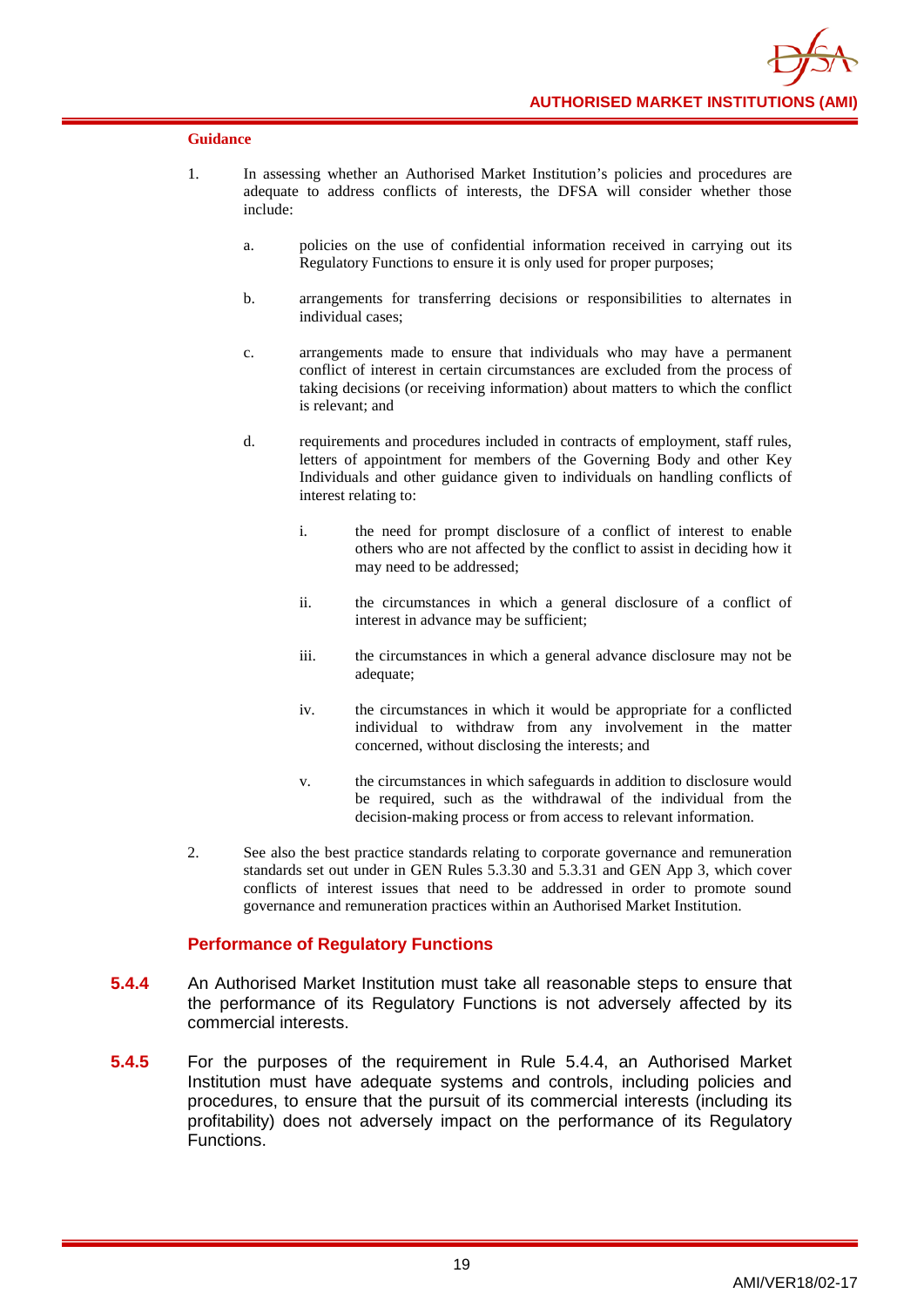**Guidance**

1. In assessing whether an Authorised Market Institution's policies and procedures are adequate to address conflicts of interests, the DFSA will consider whether those include:

   a. policies on the use of confidential information received in carrying out its Regulatory Functions to ensure it is only used for proper purposes;

   b. arrangements for transferring decisions or responsibilities to alternates in individual cases;

   c. arrangements made to ensure that individuals who may have a permanent conflict of interest in certain circumstances are excluded from the process of taking decisions (or receiving information) about matters to which the conflict is relevant; and

   d. requirements and procedures included in contracts of employment, staff rules, letters of appointment for members of the Governing Body and other Key Individuals and other guidance given to individuals on handling conflicts of interest relating to:

      i. the need for prompt disclosure of a conflict of interest to enable others who are not affected by the conflict to assist in deciding how it may need to be addressed;

      ii. the circumstances in which a general disclosure of a conflict of interest in advance may be sufficient;

      iii. the circumstances in which a general advance disclosure may not be adequate;

      iv. the circumstances in which it would be appropriate for a conflicted individual to withdraw from any involvement in the matter concerned, without disclosing the interests; and

      v. the circumstances in which safeguards in addition to disclosure would be required, such as the withdrawal of the individual from the decision-making process or from access to relevant information.

2. See also the best practice standards relating to corporate governance and remuneration standards set out under in GEN Rules 5.3.30 and 5.3.31 and GEN App 3, which cover conflicts of interest issues that need to be addressed in order to promote sound governance and remuneration practices within an Authorised Market Institution.

### Performance of Regulatory Functions

**5.4.4** An Authorised Market Institution must take all reasonable steps to ensure that the performance of its Regulatory Functions is not adversely affected by its commercial interests.

**5.4.5** For the purposes of the requirement in Rule 5.4.4, an Authorised Market Institution must have adequate systems and controls, including policies and procedures, to ensure that the pursuit of its commercial interests (including its profitability) does not adversely impact on the performance of its Regulatory Functions.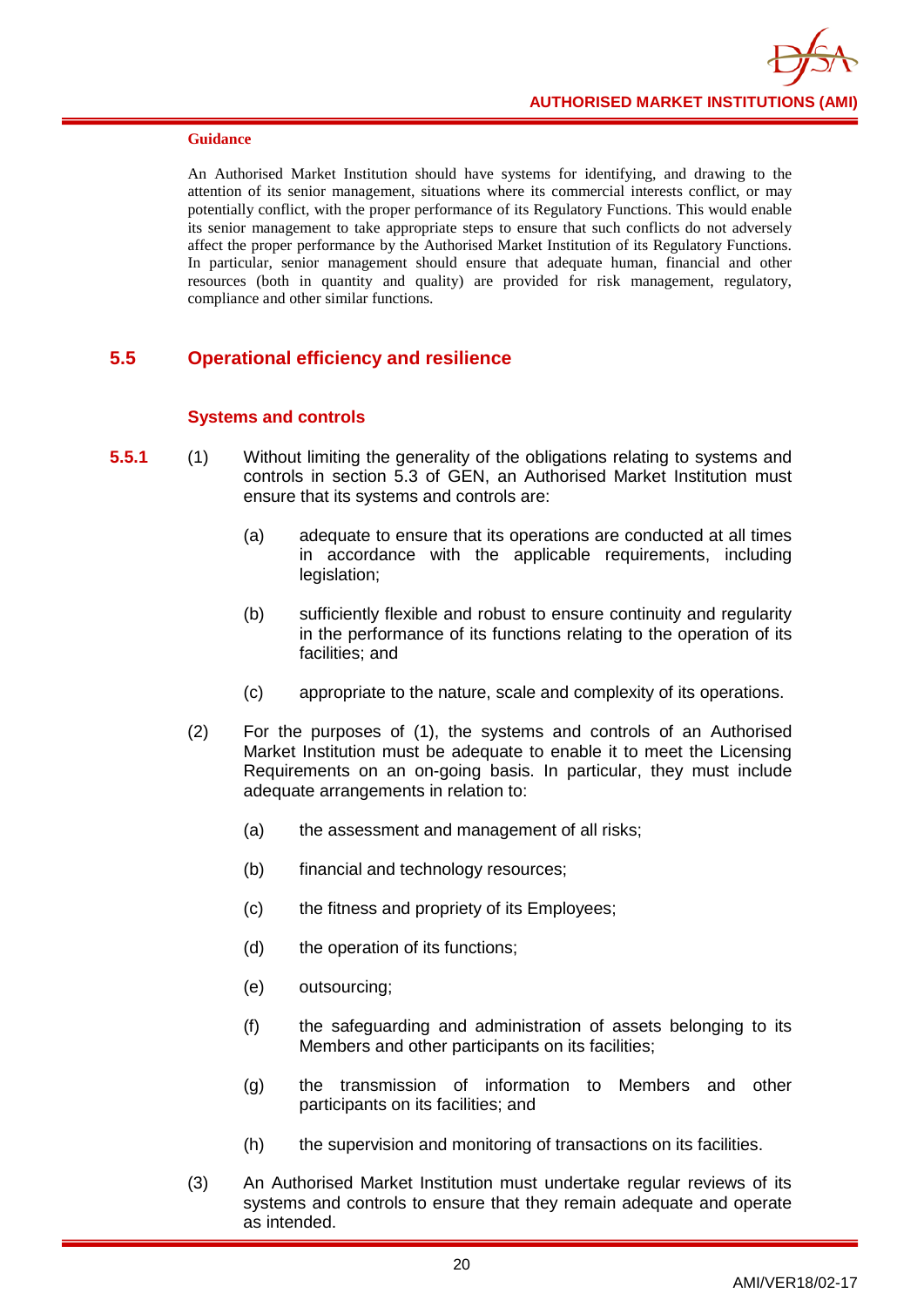**Guidance**

An Authorised Market Institution should have systems for identifying, and drawing to the attention of its senior management, situations where its commercial interests conflict, or may potentially conflict, with the proper performance of its Regulatory Functions. This would enable its senior management to take appropriate steps to ensure that such conflicts do not adversely affect the proper performance by the Authorised Market Institution of its Regulatory Functions. In particular, senior management should ensure that adequate human, financial and other resources (both in quantity and quality) are provided for risk management, regulatory, compliance and other similar functions.

## 5.5 Operational efficiency and resilience

### Systems and controls

**5.5.1** (1) Without limiting the generality of the obligations relating to systems and controls in section 5.3 of GEN, an Authorised Market Institution must ensure that its systems and controls are:

(a) adequate to ensure that its operations are conducted at all times in accordance with the applicable requirements, including legislation;

(b) sufficiently flexible and robust to ensure continuity and regularity in the performance of its functions relating to the operation of its facilities; and

(c) appropriate to the nature, scale and complexity of its operations.

(2) For the purposes of (1), the systems and controls of an Authorised Market Institution must be adequate to enable it to meet the Licensing Requirements on an on-going basis. In particular, they must include adequate arrangements in relation to:

(a) the assessment and management of all risks;

(b) financial and technology resources;

(c) the fitness and propriety of its Employees;

(d) the operation of its functions;

(e) outsourcing;

(f) the safeguarding and administration of assets belonging to its Members and other participants on its facilities;

(g) the transmission of information to Members and other participants on its facilities; and

(h) the supervision and monitoring of transactions on its facilities.

(3) An Authorised Market Institution must undertake regular reviews of its systems and controls to ensure that they remain adequate and operate as intended.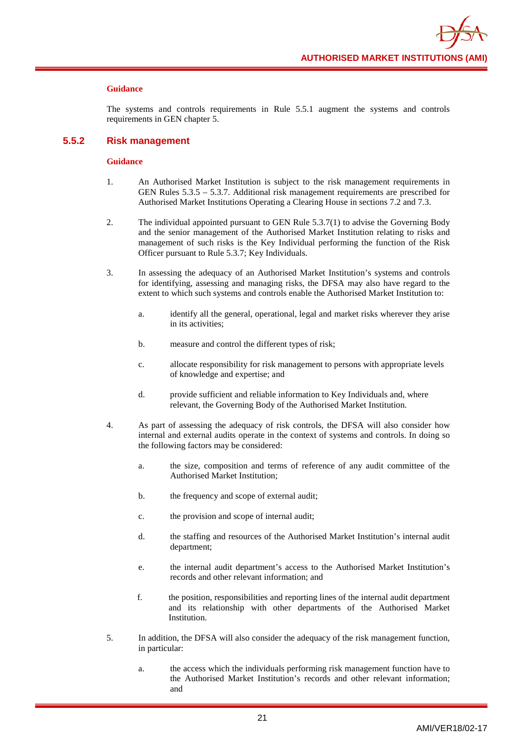**Guidance**

The systems and controls requirements in Rule 5.5.1 augment the systems and controls requirements in GEN chapter 5.

## 5.5.2 Risk management

**Guidance**

1. An Authorised Market Institution is subject to the risk management requirements in GEN Rules 5.3.5 – 5.3.7. Additional risk management requirements are prescribed for Authorised Market Institutions Operating a Clearing House in sections 7.2 and 7.3.

2. The individual appointed pursuant to GEN Rule 5.3.7(1) to advise the Governing Body and the senior management of the Authorised Market Institution relating to risks and management of such risks is the Key Individual performing the function of the Risk Officer pursuant to Rule 5.3.7; Key Individuals.

3. In assessing the adequacy of an Authorised Market Institution's systems and controls for identifying, assessing and managing risks, the DFSA may also have regard to the extent to which such systems and controls enable the Authorised Market Institution to:

   a. identify all the general, operational, legal and market risks wherever they arise in its activities;

   b. measure and control the different types of risk;

   c. allocate responsibility for risk management to persons with appropriate levels of knowledge and expertise; and

   d. provide sufficient and reliable information to Key Individuals and, where relevant, the Governing Body of the Authorised Market Institution.

4. As part of assessing the adequacy of risk controls, the DFSA will also consider how internal and external audits operate in the context of systems and controls. In doing so the following factors may be considered:

   a. the size, composition and terms of reference of any audit committee of the Authorised Market Institution;

   b. the frequency and scope of external audit;

   c. the provision and scope of internal audit;

   d. the staffing and resources of the Authorised Market Institution's internal audit department;

   e. the internal audit department's access to the Authorised Market Institution's records and other relevant information; and

   f. the position, responsibilities and reporting lines of the internal audit department and its relationship with other departments of the Authorised Market Institution.

5. In addition, the DFSA will also consider the adequacy of the risk management function, in particular:

   a. the access which the individuals performing risk management function have to the Authorised Market Institution's records and other relevant information; and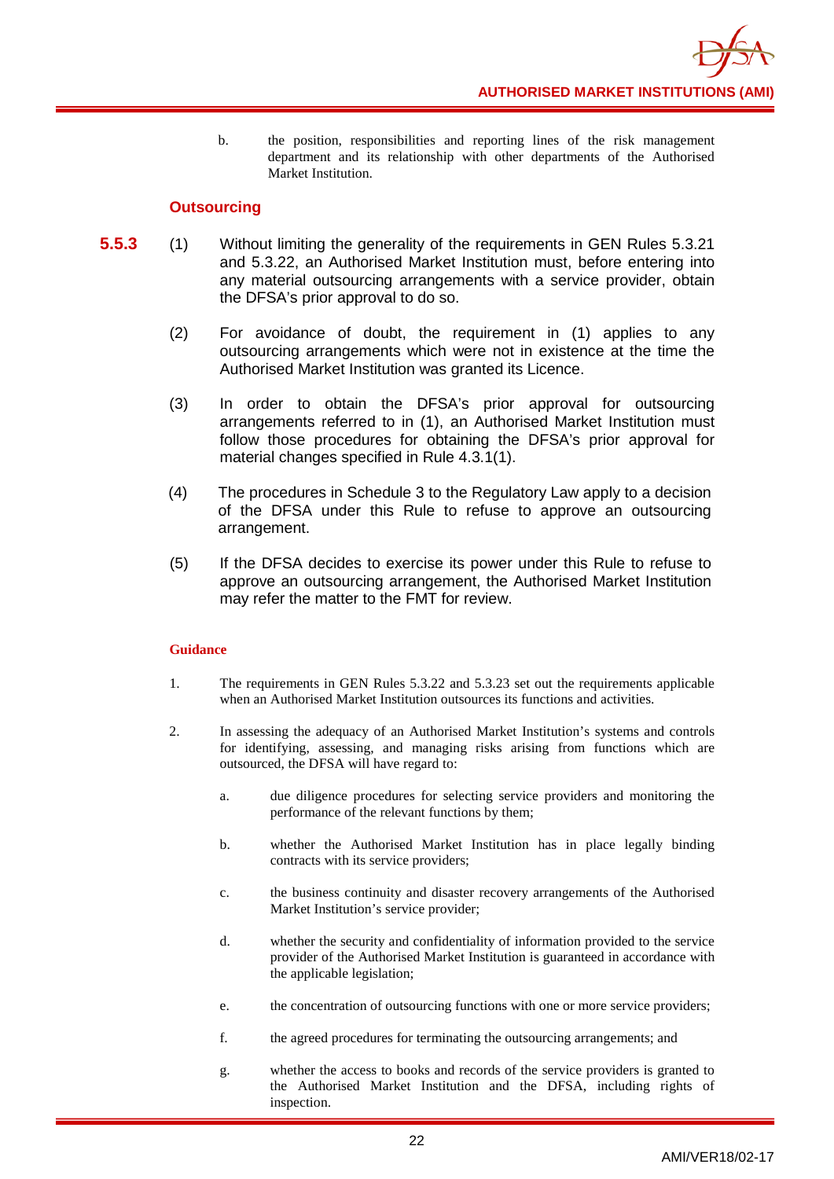b. the position, responsibilities and reporting lines of the risk management department and its relationship with other departments of the Authorised Market Institution.

### Outsourcing

**5.5.3** (1) Without limiting the generality of the requirements in GEN Rules 5.3.21 and 5.3.22, an Authorised Market Institution must, before entering into any material outsourcing arrangements with a service provider, obtain the DFSA's prior approval to do so.

(2) For avoidance of doubt, the requirement in (1) applies to any outsourcing arrangements which were not in existence at the time the Authorised Market Institution was granted its Licence.

(3) In order to obtain the DFSA's prior approval for outsourcing arrangements referred to in (1), an Authorised Market Institution must follow those procedures for obtaining the DFSA's prior approval for material changes specified in Rule 4.3.1(1).

(4) The procedures in Schedule 3 to the Regulatory Law apply to a decision of the DFSA under this Rule to refuse to approve an outsourcing arrangement.

(5) If the DFSA decides to exercise its power under this Rule to refuse to approve an outsourcing arrangement, the Authorised Market Institution may refer the matter to the FMT for review.

#### Guidance

1. The requirements in GEN Rules 5.3.22 and 5.3.23 set out the requirements applicable when an Authorised Market Institution outsources its functions and activities.

2. In assessing the adequacy of an Authorised Market Institution's systems and controls for identifying, assessing, and managing risks arising from functions which are outsourced, the DFSA will have regard to:

   a. due diligence procedures for selecting service providers and monitoring the performance of the relevant functions by them;

   b. whether the Authorised Market Institution has in place legally binding contracts with its service providers;

   c. the business continuity and disaster recovery arrangements of the Authorised Market Institution's service provider;

   d. whether the security and confidentiality of information provided to the service provider of the Authorised Market Institution is guaranteed in accordance with the applicable legislation;

   e. the concentration of outsourcing functions with one or more service providers;

   f. the agreed procedures for terminating the outsourcing arrangements; and

   g. whether the access to books and records of the service providers is granted to the Authorised Market Institution and the DFSA, including rights of inspection.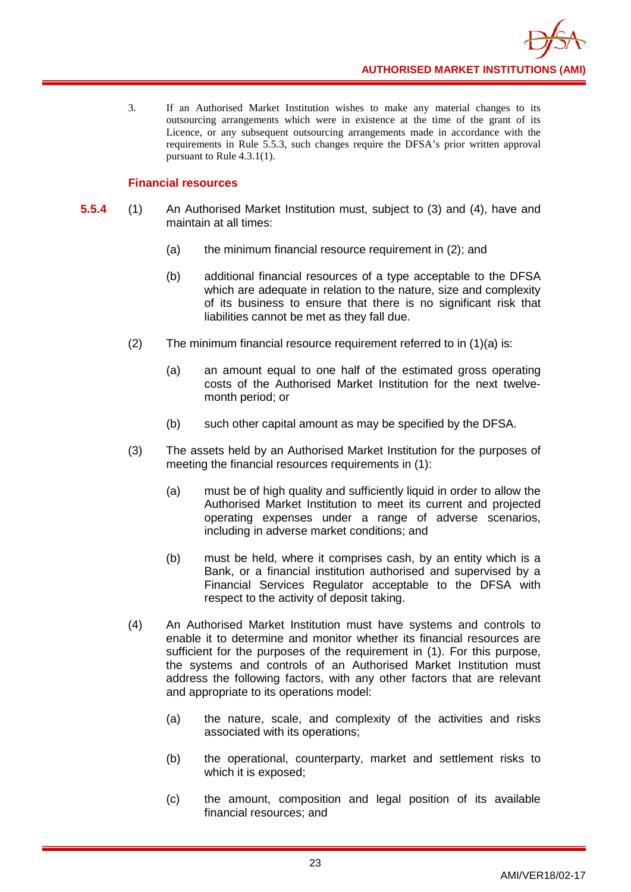3. If an Authorised Market Institution wishes to make any material changes to its outsourcing arrangements which were in existence at the time of the grant of its Licence, or any subsequent outsourcing arrangements made in accordance with the requirements in Rule 5.5.3, such changes require the DFSA's prior written approval pursuant to Rule 4.3.1(1).

### Financial resources

**5.5.4** (1) An Authorised Market Institution must, subject to (3) and (4), have and maintain at all times:

(a) the minimum financial resource requirement in (2); and

(b) additional financial resources of a type acceptable to the DFSA which are adequate in relation to the nature, size and complexity of its business to ensure that there is no significant risk that liabilities cannot be met as they fall due.

(2) The minimum financial resource requirement referred to in (1)(a) is:

(a) an amount equal to one half of the estimated gross operating costs of the Authorised Market Institution for the next twelve-month period; or

(b) such other capital amount as may be specified by the DFSA.

(3) The assets held by an Authorised Market Institution for the purposes of meeting the financial resources requirements in (1):

(a) must be of high quality and sufficiently liquid in order to allow the Authorised Market Institution to meet its current and projected operating expenses under a range of adverse scenarios, including in adverse market conditions; and

(b) must be held, where it comprises cash, by an entity which is a Bank, or a financial institution authorised and supervised by a Financial Services Regulator acceptable to the DFSA with respect to the activity of deposit taking.

(4) An Authorised Market Institution must have systems and controls to enable it to determine and monitor whether its financial resources are sufficient for the purposes of the requirement in (1). For this purpose, the systems and controls of an Authorised Market Institution must address the following factors, with any other factors that are relevant and appropriate to its operations model:

(a) the nature, scale, and complexity of the activities and risks associated with its operations;

(b) the operational, counterparty, market and settlement risks to which it is exposed;

(c) the amount, composition and legal position of its available financial resources; and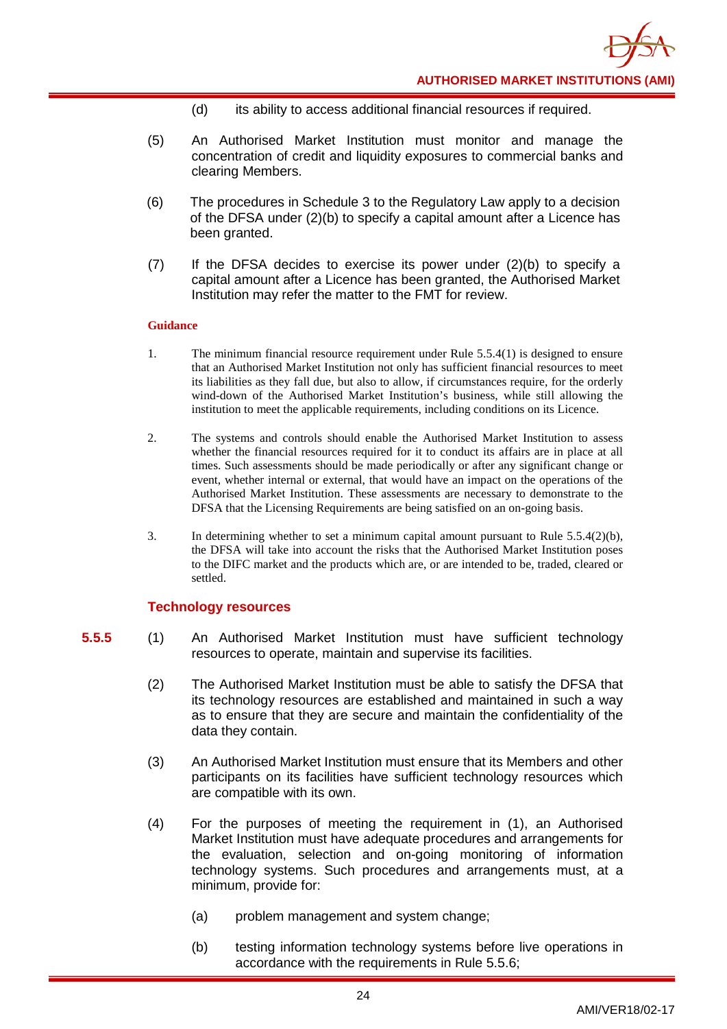(d) its ability to access additional financial resources if required.

(5) An Authorised Market Institution must monitor and manage the concentration of credit and liquidity exposures to commercial banks and clearing Members.

(6) The procedures in Schedule 3 to the Regulatory Law apply to a decision of the DFSA under (2)(b) to specify a capital amount after a Licence has been granted.

(7) If the DFSA decides to exercise its power under (2)(b) to specify a capital amount after a Licence has been granted, the Authorised Market Institution may refer the matter to the FMT for review.

**Guidance**

1. The minimum financial resource requirement under Rule 5.5.4(1) is designed to ensure that an Authorised Market Institution not only has sufficient financial resources to meet its liabilities as they fall due, but also to allow, if circumstances require, for the orderly wind-down of the Authorised Market Institution's business, while still allowing the institution to meet the applicable requirements, including conditions on its Licence.

2. The systems and controls should enable the Authorised Market Institution to assess whether the financial resources required for it to conduct its affairs are in place at all times. Such assessments should be made periodically or after any significant change or event, whether internal or external, that would have an impact on the operations of the Authorised Market Institution. These assessments are necessary to demonstrate to the DFSA that the Licensing Requirements are being satisfied on an on-going basis.

3. In determining whether to set a minimum capital amount pursuant to Rule 5.5.4(2)(b), the DFSA will take into account the risks that the Authorised Market Institution poses to the DIFC market and the products which are, or are intended to be, traded, cleared or settled.

### Technology resources

**5.5.5** (1) An Authorised Market Institution must have sufficient technology resources to operate, maintain and supervise its facilities.

(2) The Authorised Market Institution must be able to satisfy the DFSA that its technology resources are established and maintained in such a way as to ensure that they are secure and maintain the confidentiality of the data they contain.

(3) An Authorised Market Institution must ensure that its Members and other participants on its facilities have sufficient technology resources which are compatible with its own.

(4) For the purposes of meeting the requirement in (1), an Authorised Market Institution must have adequate procedures and arrangements for the evaluation, selection and on-going monitoring of information technology systems. Such procedures and arrangements must, at a minimum, provide for:

(a) problem management and system change;

(b) testing information technology systems before live operations in accordance with the requirements in Rule 5.5.6;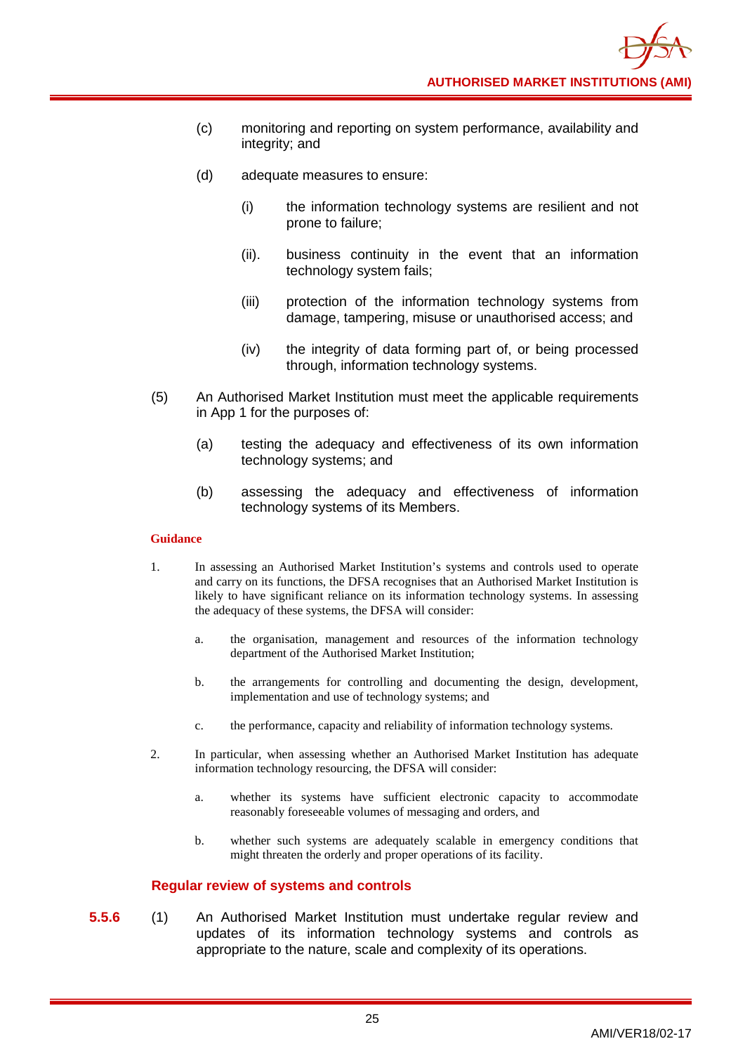(c) monitoring and reporting on system performance, availability and integrity; and

(d) adequate measures to ensure:

(i) the information technology systems are resilient and not prone to failure;

(ii). business continuity in the event that an information technology system fails;

(iii) protection of the information technology systems from damage, tampering, misuse or unauthorised access; and

(iv) the integrity of data forming part of, or being processed through, information technology systems.

(5) An Authorised Market Institution must meet the applicable requirements in App 1 for the purposes of:

(a) testing the adequacy and effectiveness of its own information technology systems; and

(b) assessing the adequacy and effectiveness of information technology systems of its Members.

**Guidance**

1. In assessing an Authorised Market Institution's systems and controls used to operate and carry on its functions, the DFSA recognises that an Authorised Market Institution is likely to have significant reliance on its information technology systems. In assessing the adequacy of these systems, the DFSA will consider:

   a. the organisation, management and resources of the information technology department of the Authorised Market Institution;

   b. the arrangements for controlling and documenting the design, development, implementation and use of technology systems; and

   c. the performance, capacity and reliability of information technology systems.

2. In particular, when assessing whether an Authorised Market Institution has adequate information technology resourcing, the DFSA will consider:

   a. whether its systems have sufficient electronic capacity to accommodate reasonably foreseeable volumes of messaging and orders, and

   b. whether such systems are adequately scalable in emergency conditions that might threaten the orderly and proper operations of its facility.

### Regular review of systems and controls

**5.5.6** (1) An Authorised Market Institution must undertake regular review and updates of its information technology systems and controls as appropriate to the nature, scale and complexity of its operations.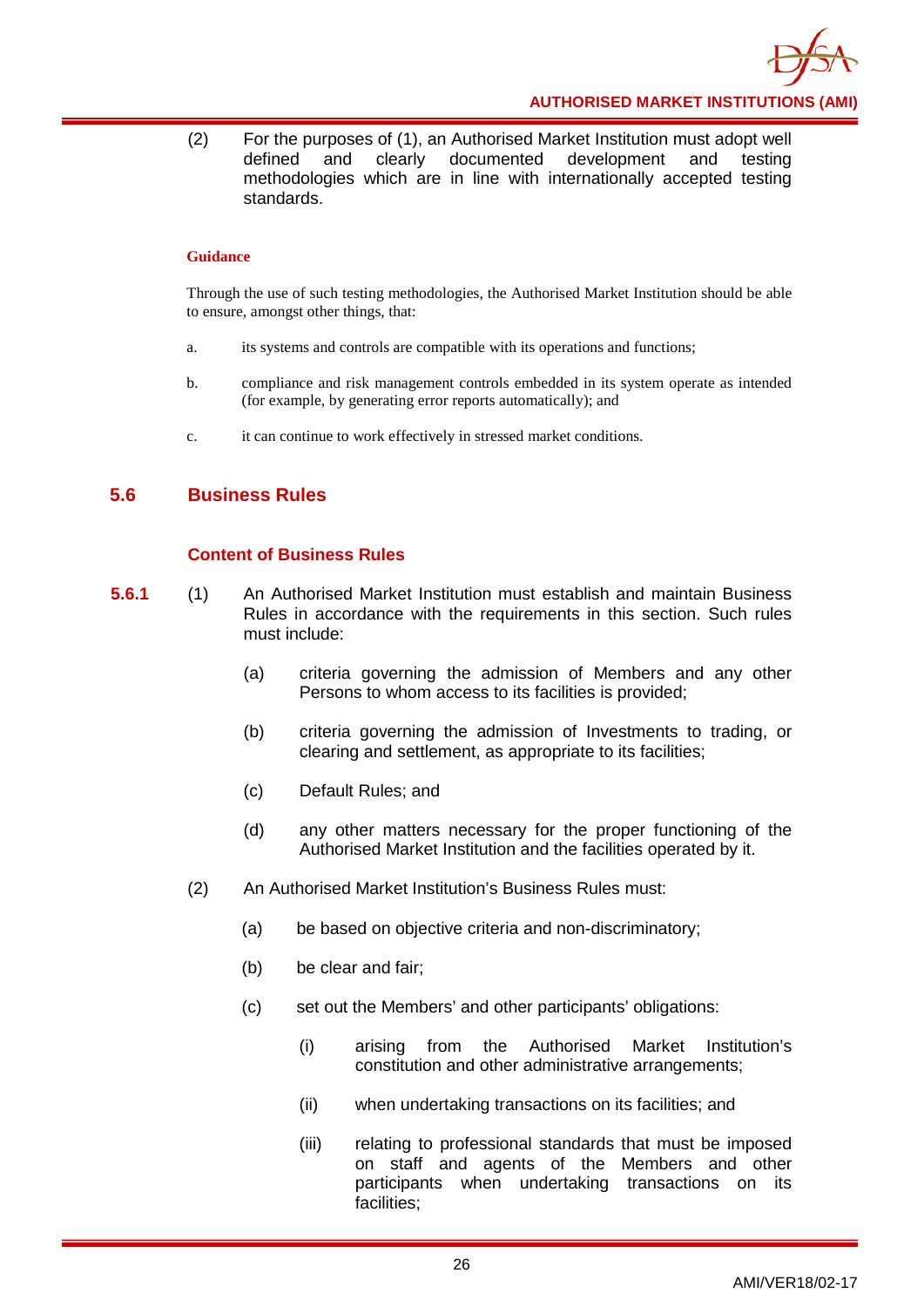(2) For the purposes of (1), an Authorised Market Institution must adopt well defined and clearly documented development and testing methodologies which are in line with internationally accepted testing standards.

**Guidance**

Through the use of such testing methodologies, the Authorised Market Institution should be able to ensure, amongst other things, that:

a. its systems and controls are compatible with its operations and functions;

b. compliance and risk management controls embedded in its system operate as intended (for example, by generating error reports automatically); and

c. it can continue to work effectively in stressed market conditions.

## 5.6 Business Rules

### Content of Business Rules

**5.6.1** (1) An Authorised Market Institution must establish and maintain Business Rules in accordance with the requirements in this section. Such rules must include:

(a) criteria governing the admission of Members and any other Persons to whom access to its facilities is provided;

(b) criteria governing the admission of Investments to trading, or clearing and settlement, as appropriate to its facilities;

(c) Default Rules; and

(d) any other matters necessary for the proper functioning of the Authorised Market Institution and the facilities operated by it.

(2) An Authorised Market Institution's Business Rules must:

(a) be based on objective criteria and non-discriminatory;

(b) be clear and fair;

(c) set out the Members' and other participants' obligations:

(i) arising from the Authorised Market Institution's constitution and other administrative arrangements;

(ii) when undertaking transactions on its facilities; and

(iii) relating to professional standards that must be imposed on staff and agents of the Members and other participants when undertaking transactions on its facilities;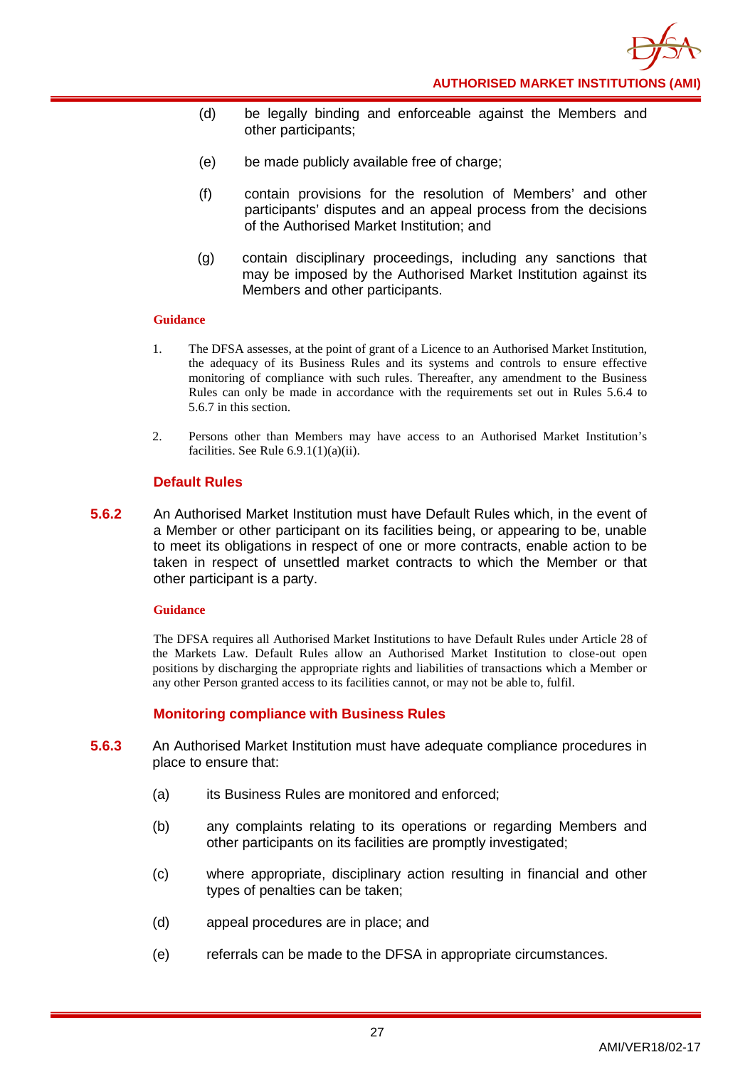(d) be legally binding and enforceable against the Members and other participants;

(e) be made publicly available free of charge;

(f) contain provisions for the resolution of Members' and other participants' disputes and an appeal process from the decisions of the Authorised Market Institution; and

(g) contain disciplinary proceedings, including any sanctions that may be imposed by the Authorised Market Institution against its Members and other participants.

**Guidance**

1. The DFSA assesses, at the point of grant of a Licence to an Authorised Market Institution, the adequacy of its Business Rules and its systems and controls to ensure effective monitoring of compliance with such rules. Thereafter, any amendment to the Business Rules can only be made in accordance with the requirements set out in Rules 5.6.4 to 5.6.7 in this section.

2. Persons other than Members may have access to an Authorised Market Institution's facilities. See Rule 6.9.1(1)(a)(ii).

### Default Rules

**5.6.2** An Authorised Market Institution must have Default Rules which, in the event of a Member or other participant on its facilities being, or appearing to be, unable to meet its obligations in respect of one or more contracts, enable action to be taken in respect of unsettled market contracts to which the Member or that other participant is a party.

**Guidance**

The DFSA requires all Authorised Market Institutions to have Default Rules under Article 28 of the Markets Law. Default Rules allow an Authorised Market Institution to close-out open positions by discharging the appropriate rights and liabilities of transactions which a Member or any other Person granted access to its facilities cannot, or may not be able to, fulfil.

### Monitoring compliance with Business Rules

**5.6.3** An Authorised Market Institution must have adequate compliance procedures in place to ensure that:

(a) its Business Rules are monitored and enforced;

(b) any complaints relating to its operations or regarding Members and other participants on its facilities are promptly investigated;

(c) where appropriate, disciplinary action resulting in financial and other types of penalties can be taken;

(d) appeal procedures are in place; and

(e) referrals can be made to the DFSA in appropriate circumstances.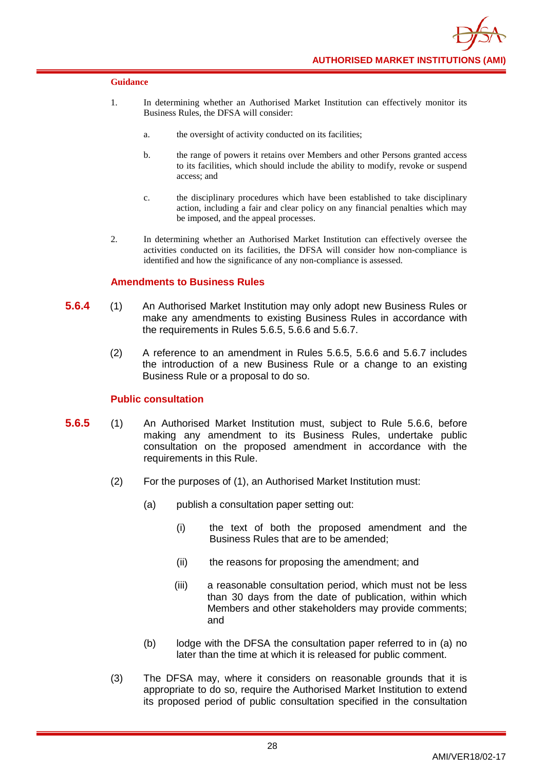**Guidance**

1. In determining whether an Authorised Market Institution can effectively monitor its Business Rules, the DFSA will consider:

   a. the oversight of activity conducted on its facilities;

   b. the range of powers it retains over Members and other Persons granted access to its facilities, which should include the ability to modify, revoke or suspend access; and

   c. the disciplinary procedures which have been established to take disciplinary action, including a fair and clear policy on any financial penalties which may be imposed, and the appeal processes.

2. In determining whether an Authorised Market Institution can effectively oversee the activities conducted on its facilities, the DFSA will consider how non-compliance is identified and how the significance of any non-compliance is assessed.

### Amendments to Business Rules

**5.6.4** (1) An Authorised Market Institution may only adopt new Business Rules or make any amendments to existing Business Rules in accordance with the requirements in Rules 5.6.5, 5.6.6 and 5.6.7.

(2) A reference to an amendment in Rules 5.6.5, 5.6.6 and 5.6.7 includes the introduction of a new Business Rule or a change to an existing Business Rule or a proposal to do so.

### Public consultation

**5.6.5** (1) An Authorised Market Institution must, subject to Rule 5.6.6, before making any amendment to its Business Rules, undertake public consultation on the proposed amendment in accordance with the requirements in this Rule.

(2) For the purposes of (1), an Authorised Market Institution must:

(a) publish a consultation paper setting out:

(i) the text of both the proposed amendment and the Business Rules that are to be amended;

(ii) the reasons for proposing the amendment; and

(iii) a reasonable consultation period, which must not be less than 30 days from the date of publication, within which Members and other stakeholders may provide comments; and

(b) lodge with the DFSA the consultation paper referred to in (a) no later than the time at which it is released for public comment.

(3) The DFSA may, where it considers on reasonable grounds that it is appropriate to do so, require the Authorised Market Institution to extend its proposed period of public consultation specified in the consultation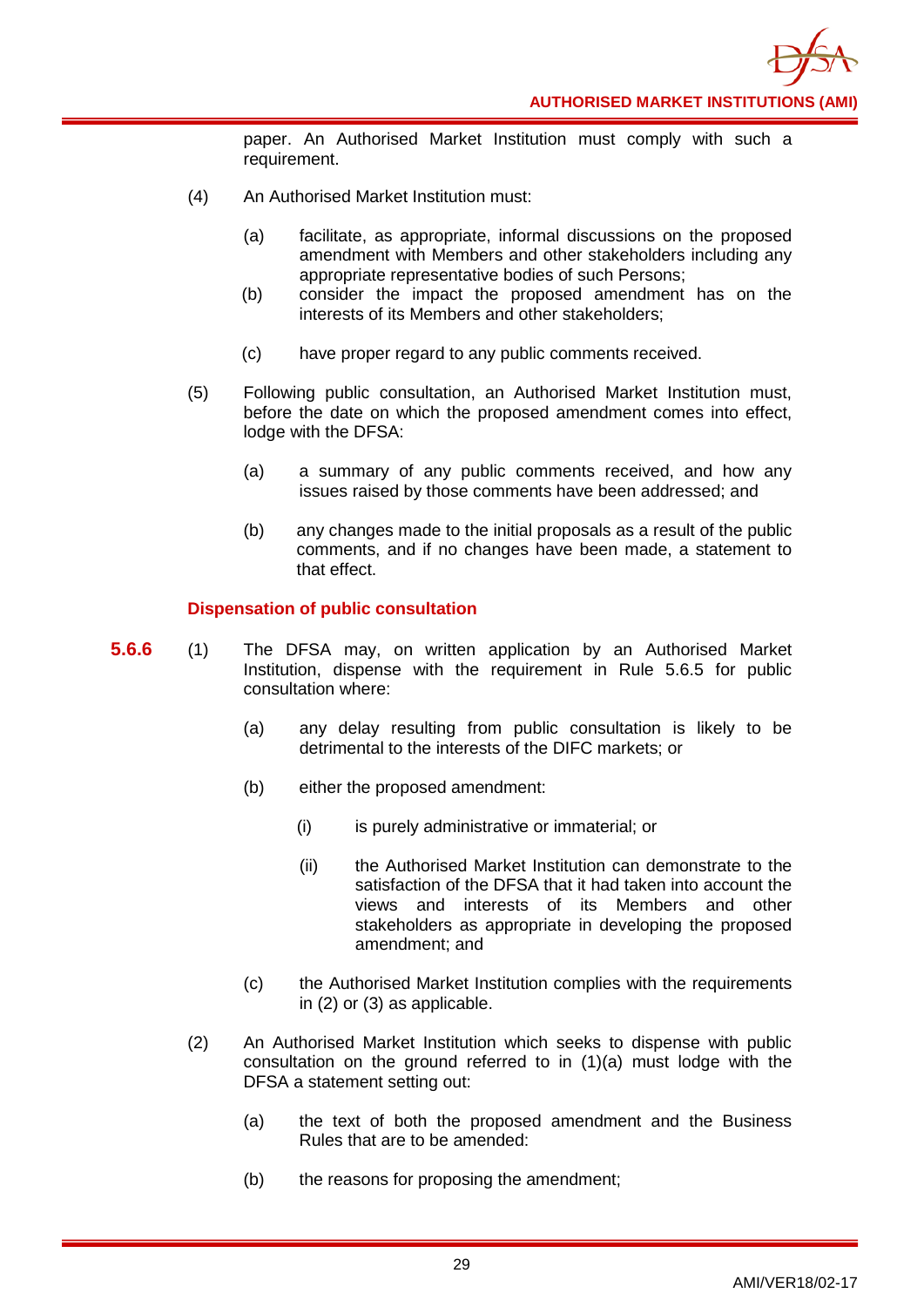paper. An Authorised Market Institution must comply with such a requirement.

(4) An Authorised Market Institution must:

(a) facilitate, as appropriate, informal discussions on the proposed amendment with Members and other stakeholders including any appropriate representative bodies of such Persons;

(b) consider the impact the proposed amendment has on the interests of its Members and other stakeholders;

(c) have proper regard to any public comments received.

(5) Following public consultation, an Authorised Market Institution must, before the date on which the proposed amendment comes into effect, lodge with the DFSA:

(a) a summary of any public comments received, and how any issues raised by those comments have been addressed; and

(b) any changes made to the initial proposals as a result of the public comments, and if no changes have been made, a statement to that effect.

### Dispensation of public consultation

**5.6.6** (1) The DFSA may, on written application by an Authorised Market Institution, dispense with the requirement in Rule 5.6.5 for public consultation where:

(a) any delay resulting from public consultation is likely to be detrimental to the interests of the DIFC markets; or

(b) either the proposed amendment:

(i) is purely administrative or immaterial; or

(ii) the Authorised Market Institution can demonstrate to the satisfaction of the DFSA that it had taken into account the views and interests of its Members and other stakeholders as appropriate in developing the proposed amendment; and

(c) the Authorised Market Institution complies with the requirements in (2) or (3) as applicable.

(2) An Authorised Market Institution which seeks to dispense with public consultation on the ground referred to in (1)(a) must lodge with the DFSA a statement setting out:

(a) the text of both the proposed amendment and the Business Rules that are to be amended:

(b) the reasons for proposing the amendment;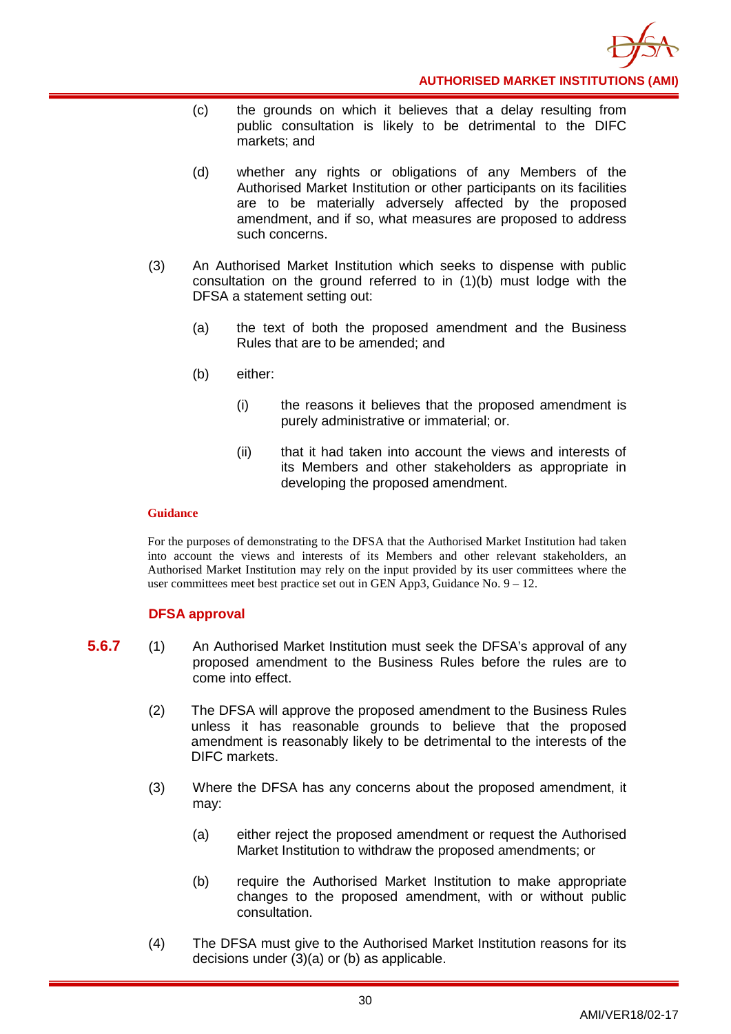(c) the grounds on which it believes that a delay resulting from public consultation is likely to be detrimental to the DIFC markets; and

(d) whether any rights or obligations of any Members of the Authorised Market Institution or other participants on its facilities are to be materially adversely affected by the proposed amendment, and if so, what measures are proposed to address such concerns.

(3) An Authorised Market Institution which seeks to dispense with public consultation on the ground referred to in (1)(b) must lodge with the DFSA a statement setting out:

(a) the text of both the proposed amendment and the Business Rules that are to be amended; and

(b) either:

(i) the reasons it believes that the proposed amendment is purely administrative or immaterial; or.

(ii) that it had taken into account the views and interests of its Members and other stakeholders as appropriate in developing the proposed amendment.

**Guidance**

For the purposes of demonstrating to the DFSA that the Authorised Market Institution had taken into account the views and interests of its Members and other relevant stakeholders, an Authorised Market Institution may rely on the input provided by its user committees where the user committees meet best practice set out in GEN App3, Guidance No. 9 – 12.

### DFSA approval

**5.6.7** (1) An Authorised Market Institution must seek the DFSA's approval of any proposed amendment to the Business Rules before the rules are to come into effect.

(2) The DFSA will approve the proposed amendment to the Business Rules unless it has reasonable grounds to believe that the proposed amendment is reasonably likely to be detrimental to the interests of the DIFC markets.

(3) Where the DFSA has any concerns about the proposed amendment, it may:

(a) either reject the proposed amendment or request the Authorised Market Institution to withdraw the proposed amendments; or

(b) require the Authorised Market Institution to make appropriate changes to the proposed amendment, with or without public consultation.

(4) The DFSA must give to the Authorised Market Institution reasons for its decisions under (3)(a) or (b) as applicable.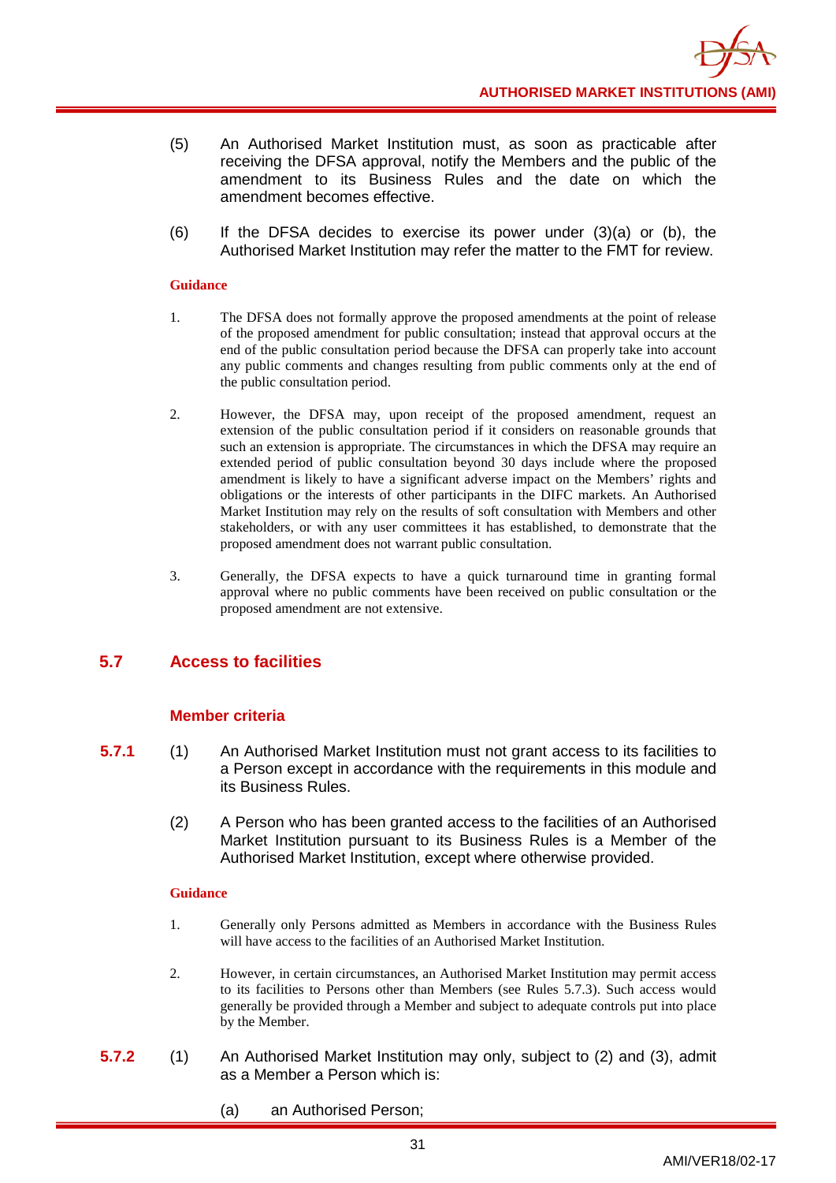(5) An Authorised Market Institution must, as soon as practicable after receiving the DFSA approval, notify the Members and the public of the amendment to its Business Rules and the date on which the amendment becomes effective.

(6) If the DFSA decides to exercise its power under (3)(a) or (b), the Authorised Market Institution may refer the matter to the FMT for review.

**Guidance**

1. The DFSA does not formally approve the proposed amendments at the point of release of the proposed amendment for public consultation; instead that approval occurs at the end of the public consultation period because the DFSA can properly take into account any public comments and changes resulting from public comments only at the end of the public consultation period.

2. However, the DFSA may, upon receipt of the proposed amendment, request an extension of the public consultation period if it considers on reasonable grounds that such an extension is appropriate. The circumstances in which the DFSA may require an extended period of public consultation beyond 30 days include where the proposed amendment is likely to have a significant adverse impact on the Members' rights and obligations or the interests of other participants in the DIFC markets. An Authorised Market Institution may rely on the results of soft consultation with Members and other stakeholders, or with any user committees it has established, to demonstrate that the proposed amendment does not warrant public consultation.

3. Generally, the DFSA expects to have a quick turnaround time in granting formal approval where no public comments have been received on public consultation or the proposed amendment are not extensive.

## 5.7 Access to facilities

### Member criteria

**5.7.1** (1) An Authorised Market Institution must not grant access to its facilities to a Person except in accordance with the requirements in this module and its Business Rules.

(2) A Person who has been granted access to the facilities of an Authorised Market Institution pursuant to its Business Rules is a Member of the Authorised Market Institution, except where otherwise provided.

**Guidance**

1. Generally only Persons admitted as Members in accordance with the Business Rules will have access to the facilities of an Authorised Market Institution.

2. However, in certain circumstances, an Authorised Market Institution may permit access to its facilities to Persons other than Members (see Rules 5.7.3). Such access would generally be provided through a Member and subject to adequate controls put into place by the Member.

**5.7.2** (1) An Authorised Market Institution may only, subject to (2) and (3), admit as a Member a Person which is:

(a) an Authorised Person;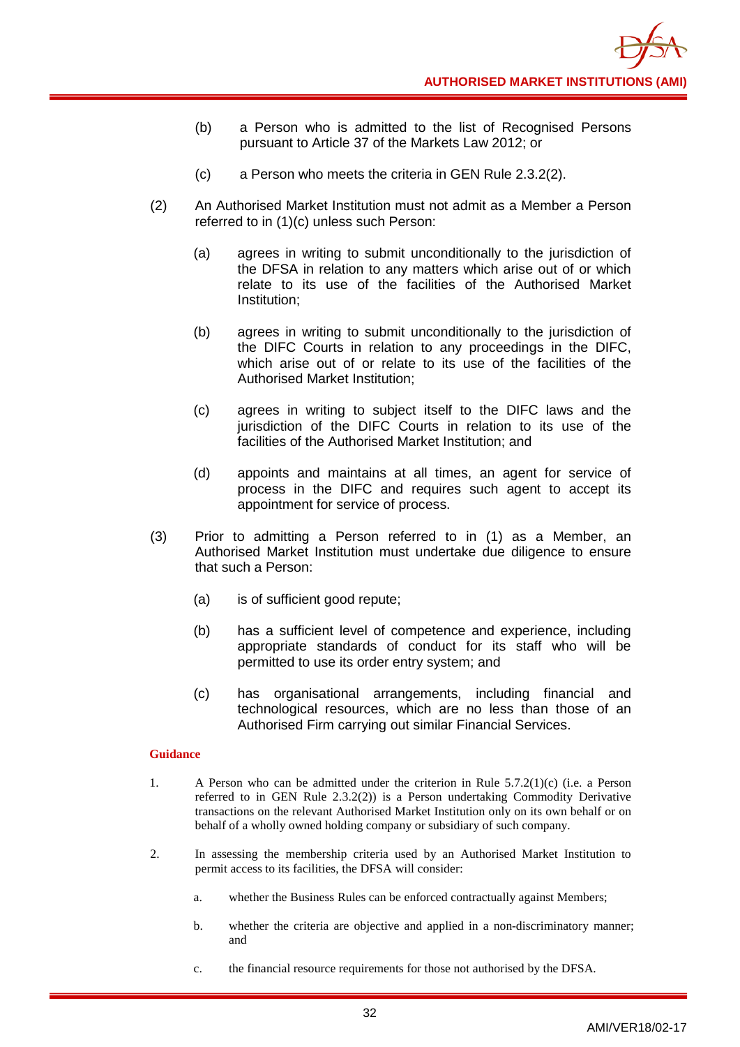(b) a Person who is admitted to the list of Recognised Persons pursuant to Article 37 of the Markets Law 2012; or

(c) a Person who meets the criteria in GEN Rule 2.3.2(2).

(2) An Authorised Market Institution must not admit as a Member a Person referred to in (1)(c) unless such Person:

(a) agrees in writing to submit unconditionally to the jurisdiction of the DFSA in relation to any matters which arise out of or which relate to its use of the facilities of the Authorised Market Institution;

(b) agrees in writing to submit unconditionally to the jurisdiction of the DIFC Courts in relation to any proceedings in the DIFC, which arise out of or relate to its use of the facilities of the Authorised Market Institution;

(c) agrees in writing to subject itself to the DIFC laws and the jurisdiction of the DIFC Courts in relation to its use of the facilities of the Authorised Market Institution; and

(d) appoints and maintains at all times, an agent for service of process in the DIFC and requires such agent to accept its appointment for service of process.

(3) Prior to admitting a Person referred to in (1) as a Member, an Authorised Market Institution must undertake due diligence to ensure that such a Person:

(a) is of sufficient good repute;

(b) has a sufficient level of competence and experience, including appropriate standards of conduct for its staff who will be permitted to use its order entry system; and

(c) has organisational arrangements, including financial and technological resources, which are no less than those of an Authorised Firm carrying out similar Financial Services.

**Guidance**

1. A Person who can be admitted under the criterion in Rule 5.7.2(1)(c) (i.e. a Person referred to in GEN Rule 2.3.2(2)) is a Person undertaking Commodity Derivative transactions on the relevant Authorised Market Institution only on its own behalf or on behalf of a wholly owned holding company or subsidiary of such company.

2. In assessing the membership criteria used by an Authorised Market Institution to permit access to its facilities, the DFSA will consider:

   a. whether the Business Rules can be enforced contractually against Members;

   b. whether the criteria are objective and applied in a non-discriminatory manner; and

   c. the financial resource requirements for those not authorised by the DFSA.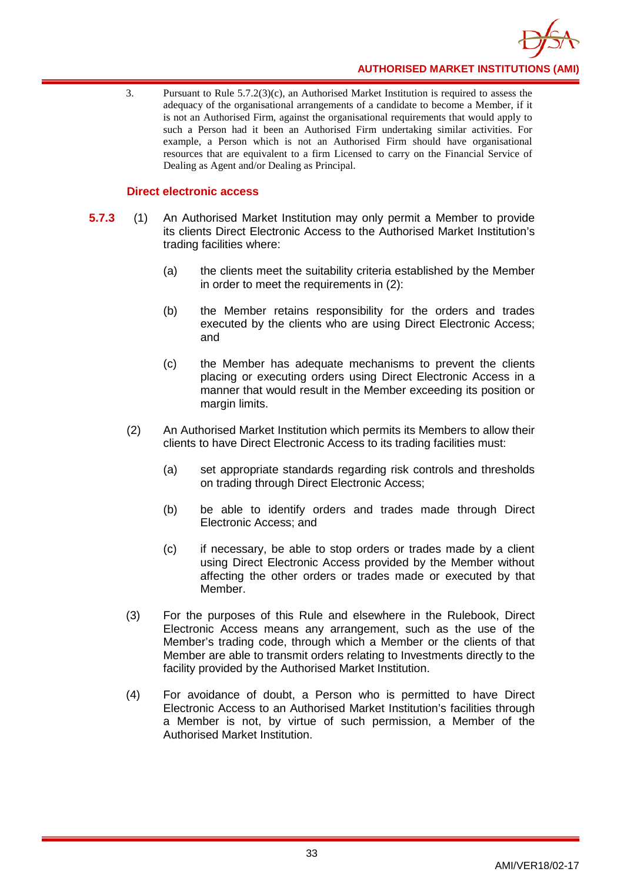3. Pursuant to Rule 5.7.2(3)(c), an Authorised Market Institution is required to assess the adequacy of the organisational arrangements of a candidate to become a Member, if it is not an Authorised Firm, against the organisational requirements that would apply to such a Person had it been an Authorised Firm undertaking similar activities. For example, a Person which is not an Authorised Firm should have organisational resources that are equivalent to a firm Licensed to carry on the Financial Service of Dealing as Agent and/or Dealing as Principal.

### Direct electronic access

**5.7.3** (1) An Authorised Market Institution may only permit a Member to provide its clients Direct Electronic Access to the Authorised Market Institution's trading facilities where:

(a) the clients meet the suitability criteria established by the Member in order to meet the requirements in (2):

(b) the Member retains responsibility for the orders and trades executed by the clients who are using Direct Electronic Access; and

(c) the Member has adequate mechanisms to prevent the clients placing or executing orders using Direct Electronic Access in a manner that would result in the Member exceeding its position or margin limits.

(2) An Authorised Market Institution which permits its Members to allow their clients to have Direct Electronic Access to its trading facilities must:

(a) set appropriate standards regarding risk controls and thresholds on trading through Direct Electronic Access;

(b) be able to identify orders and trades made through Direct Electronic Access; and

(c) if necessary, be able to stop orders or trades made by a client using Direct Electronic Access provided by the Member without affecting the other orders or trades made or executed by that Member.

(3) For the purposes of this Rule and elsewhere in the Rulebook, Direct Electronic Access means any arrangement, such as the use of the Member's trading code, through which a Member or the clients of that Member are able to transmit orders relating to Investments directly to the facility provided by the Authorised Market Institution.

(4) For avoidance of doubt, a Person who is permitted to have Direct Electronic Access to an Authorised Market Institution's facilities through a Member is not, by virtue of such permission, a Member of the Authorised Market Institution.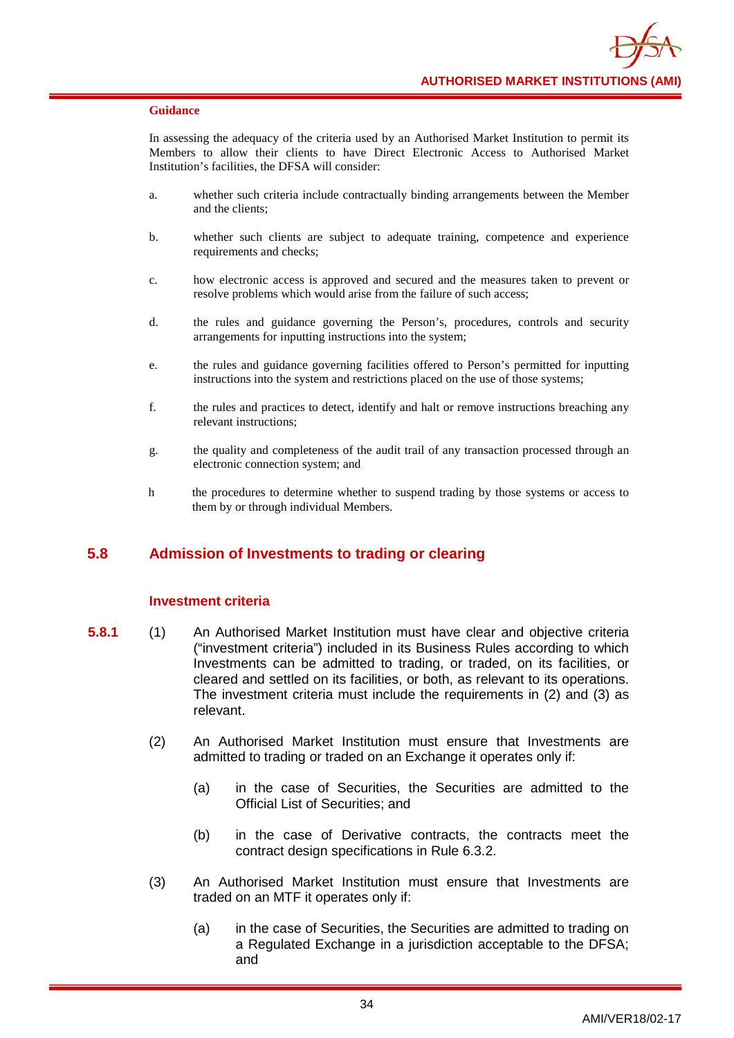**Guidance**

In assessing the adequacy of the criteria used by an Authorised Market Institution to permit its Members to allow their clients to have Direct Electronic Access to Authorised Market Institution's facilities, the DFSA will consider:

a. whether such criteria include contractually binding arrangements between the Member and the clients;

b. whether such clients are subject to adequate training, competence and experience requirements and checks;

c. how electronic access is approved and secured and the measures taken to prevent or resolve problems which would arise from the failure of such access;

d. the rules and guidance governing the Person's, procedures, controls and security arrangements for inputting instructions into the system;

e. the rules and guidance governing facilities offered to Person's permitted for inputting instructions into the system and restrictions placed on the use of those systems;

f. the rules and practices to detect, identify and halt or remove instructions breaching any relevant instructions;

g. the quality and completeness of the audit trail of any transaction processed through an electronic connection system; and

h the procedures to determine whether to suspend trading by those systems or access to them by or through individual Members.

## 5.8 Admission of Investments to trading or clearing

### Investment criteria

**5.8.1** (1) An Authorised Market Institution must have clear and objective criteria ("investment criteria") included in its Business Rules according to which Investments can be admitted to trading, or traded, on its facilities, or cleared and settled on its facilities, or both, as relevant to its operations. The investment criteria must include the requirements in (2) and (3) as relevant.

(2) An Authorised Market Institution must ensure that Investments are admitted to trading or traded on an Exchange it operates only if:

(a) in the case of Securities, the Securities are admitted to the Official List of Securities; and

(b) in the case of Derivative contracts, the contracts meet the contract design specifications in Rule 6.3.2.

(3) An Authorised Market Institution must ensure that Investments are traded on an MTF it operates only if:

(a) in the case of Securities, the Securities are admitted to trading on a Regulated Exchange in a jurisdiction acceptable to the DFSA; and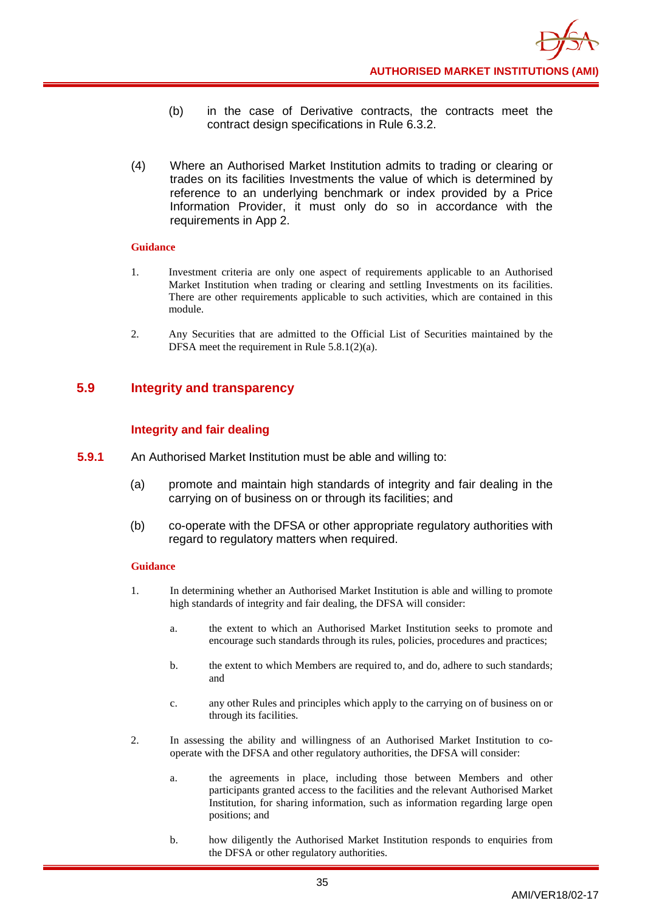(b) in the case of Derivative contracts, the contracts meet the contract design specifications in Rule 6.3.2.

(4) Where an Authorised Market Institution admits to trading or clearing or trades on its facilities Investments the value of which is determined by reference to an underlying benchmark or index provided by a Price Information Provider, it must only do so in accordance with the requirements in App 2.

**Guidance**

1. Investment criteria are only one aspect of requirements applicable to an Authorised Market Institution when trading or clearing and settling Investments on its facilities. There are other requirements applicable to such activities, which are contained in this module.

2. Any Securities that are admitted to the Official List of Securities maintained by the DFSA meet the requirement in Rule 5.8.1(2)(a).

## 5.9 Integrity and transparency

### Integrity and fair dealing

**5.9.1** An Authorised Market Institution must be able and willing to:

(a) promote and maintain high standards of integrity and fair dealing in the carrying on of business on or through its facilities; and

(b) co-operate with the DFSA or other appropriate regulatory authorities with regard to regulatory matters when required.

**Guidance**

1. In determining whether an Authorised Market Institution is able and willing to promote high standards of integrity and fair dealing, the DFSA will consider:

   a. the extent to which an Authorised Market Institution seeks to promote and encourage such standards through its rules, policies, procedures and practices;

   b. the extent to which Members are required to, and do, adhere to such standards; and

   c. any other Rules and principles which apply to the carrying on of business on or through its facilities.

2. In assessing the ability and willingness of an Authorised Market Institution to co-operate with the DFSA and other regulatory authorities, the DFSA will consider:

   a. the agreements in place, including those between Members and other participants granted access to the facilities and the relevant Authorised Market Institution, for sharing information, such as information regarding large open positions; and

   b. how diligently the Authorised Market Institution responds to enquiries from the DFSA or other regulatory authorities.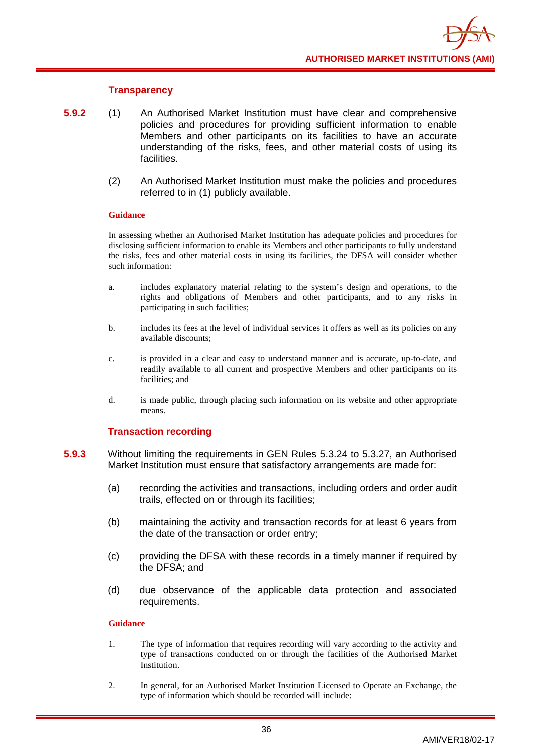### Transparency

**5.9.2** (1) An Authorised Market Institution must have clear and comprehensive policies and procedures for providing sufficient information to enable Members and other participants on its facilities to have an accurate understanding of the risks, fees, and other material costs of using its facilities.

(2) An Authorised Market Institution must make the policies and procedures referred to in (1) publicly available.

**Guidance**

In assessing whether an Authorised Market Institution has adequate policies and procedures for disclosing sufficient information to enable its Members and other participants to fully understand the risks, fees and other material costs in using its facilities, the DFSA will consider whether such information:

a. includes explanatory material relating to the system's design and operations, to the rights and obligations of Members and other participants, and to any risks in participating in such facilities;

b. includes its fees at the level of individual services it offers as well as its policies on any available discounts;

c. is provided in a clear and easy to understand manner and is accurate, up-to-date, and readily available to all current and prospective Members and other participants on its facilities; and

d. is made public, through placing such information on its website and other appropriate means.

### Transaction recording

**5.9.3** Without limiting the requirements in GEN Rules 5.3.24 to 5.3.27, an Authorised Market Institution must ensure that satisfactory arrangements are made for:

(a) recording the activities and transactions, including orders and order audit trails, effected on or through its facilities;

(b) maintaining the activity and transaction records for at least 6 years from the date of the transaction or order entry;

(c) providing the DFSA with these records in a timely manner if required by the DFSA; and

(d) due observance of the applicable data protection and associated requirements.

**Guidance**

1. The type of information that requires recording will vary according to the activity and type of transactions conducted on or through the facilities of the Authorised Market Institution.

2. In general, for an Authorised Market Institution Licensed to Operate an Exchange, the type of information which should be recorded will include: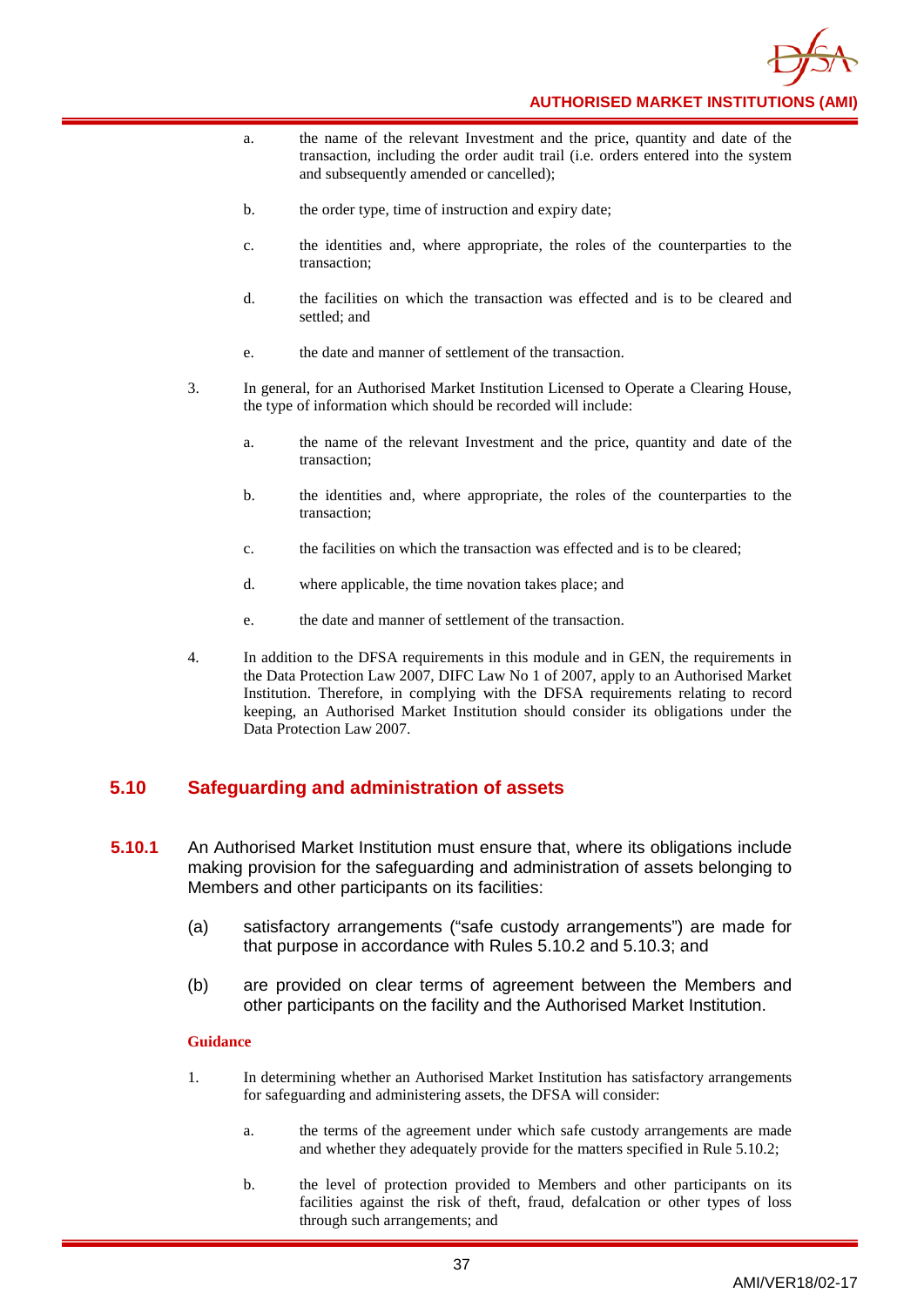a. the name of the relevant Investment and the price, quantity and date of the transaction, including the order audit trail (i.e. orders entered into the system and subsequently amended or cancelled);

b. the order type, time of instruction and expiry date;

c. the identities and, where appropriate, the roles of the counterparties to the transaction;

d. the facilities on which the transaction was effected and is to be cleared and settled; and

e. the date and manner of settlement of the transaction.

3. In general, for an Authorised Market Institution Licensed to Operate a Clearing House, the type of information which should be recorded will include:

   a. the name of the relevant Investment and the price, quantity and date of the transaction;

   b. the identities and, where appropriate, the roles of the counterparties to the transaction;

   c. the facilities on which the transaction was effected and is to be cleared;

   d. where applicable, the time novation takes place; and

   e. the date and manner of settlement of the transaction.

4. In addition to the DFSA requirements in this module and in GEN, the requirements in the Data Protection Law 2007, DIFC Law No 1 of 2007, apply to an Authorised Market Institution. Therefore, in complying with the DFSA requirements relating to record keeping, an Authorised Market Institution should consider its obligations under the Data Protection Law 2007.

## 5.10 Safeguarding and administration of assets

**5.10.1** An Authorised Market Institution must ensure that, where its obligations include making provision for the safeguarding and administration of assets belonging to Members and other participants on its facilities:

(a) satisfactory arrangements ("safe custody arrangements") are made for that purpose in accordance with Rules 5.10.2 and 5.10.3; and

(b) are provided on clear terms of agreement between the Members and other participants on the facility and the Authorised Market Institution.

**Guidance**

1. In determining whether an Authorised Market Institution has satisfactory arrangements for safeguarding and administering assets, the DFSA will consider:

   a. the terms of the agreement under which safe custody arrangements are made and whether they adequately provide for the matters specified in Rule 5.10.2;

   b. the level of protection provided to Members and other participants on its facilities against the risk of theft, fraud, defalcation or other types of loss through such arrangements; and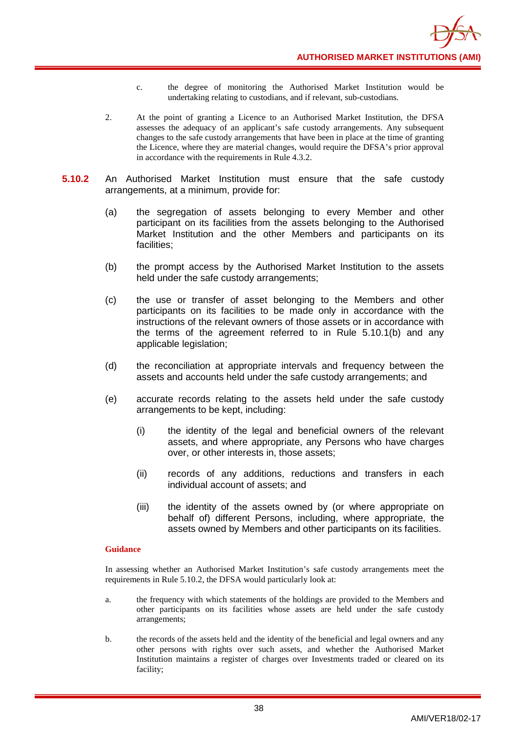c. the degree of monitoring the Authorised Market Institution would be undertaking relating to custodians, and if relevant, sub-custodians.

2. At the point of granting a Licence to an Authorised Market Institution, the DFSA assesses the adequacy of an applicant's safe custody arrangements. Any subsequent changes to the safe custody arrangements that have been in place at the time of granting the Licence, where they are material changes, would require the DFSA's prior approval in accordance with the requirements in Rule 4.3.2.

**5.10.2** An Authorised Market Institution must ensure that the safe custody arrangements, at a minimum, provide for:

(a) the segregation of assets belonging to every Member and other participant on its facilities from the assets belonging to the Authorised Market Institution and the other Members and participants on its facilities;

(b) the prompt access by the Authorised Market Institution to the assets held under the safe custody arrangements;

(c) the use or transfer of asset belonging to the Members and other participants on its facilities to be made only in accordance with the instructions of the relevant owners of those assets or in accordance with the terms of the agreement referred to in Rule 5.10.1(b) and any applicable legislation;

(d) the reconciliation at appropriate intervals and frequency between the assets and accounts held under the safe custody arrangements; and

(e) accurate records relating to the assets held under the safe custody arrangements to be kept, including:

(i) the identity of the legal and beneficial owners of the relevant assets, and where appropriate, any Persons who have charges over, or other interests in, those assets;

(ii) records of any additions, reductions and transfers in each individual account of assets; and

(iii) the identity of the assets owned by (or where appropriate on behalf of) different Persons, including, where appropriate, the assets owned by Members and other participants on its facilities.

**Guidance**

In assessing whether an Authorised Market Institution's safe custody arrangements meet the requirements in Rule 5.10.2, the DFSA would particularly look at:

a. the frequency with which statements of the holdings are provided to the Members and other participants on its facilities whose assets are held under the safe custody arrangements;

b. the records of the assets held and the identity of the beneficial and legal owners and any other persons with rights over such assets, and whether the Authorised Market Institution maintains a register of charges over Investments traded or cleared on its facility;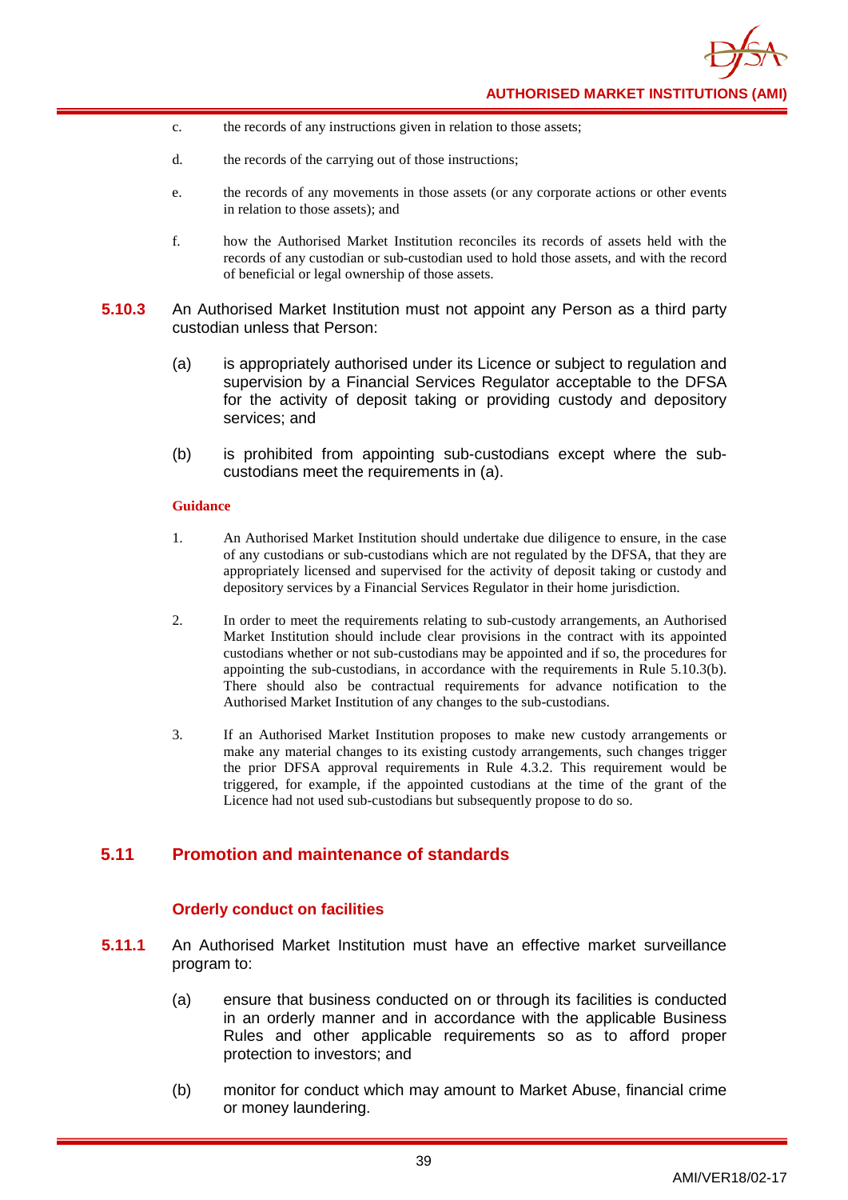c. the records of any instructions given in relation to those assets;

d. the records of the carrying out of those instructions;

e. the records of any movements in those assets (or any corporate actions or other events in relation to those assets); and

f. how the Authorised Market Institution reconciles its records of assets held with the records of any custodian or sub-custodian used to hold those assets, and with the record of beneficial or legal ownership of those assets.

**5.10.3** An Authorised Market Institution must not appoint any Person as a third party custodian unless that Person:

(a) is appropriately authorised under its Licence or subject to regulation and supervision by a Financial Services Regulator acceptable to the DFSA for the activity of deposit taking or providing custody and depository services; and

(b) is prohibited from appointing sub-custodians except where the sub-custodians meet the requirements in (a).

**Guidance**

1. An Authorised Market Institution should undertake due diligence to ensure, in the case of any custodians or sub-custodians which are not regulated by the DFSA, that they are appropriately licensed and supervised for the activity of deposit taking or custody and depository services by a Financial Services Regulator in their home jurisdiction.

2. In order to meet the requirements relating to sub-custody arrangements, an Authorised Market Institution should include clear provisions in the contract with its appointed custodians whether or not sub-custodians may be appointed and if so, the procedures for appointing the sub-custodians, in accordance with the requirements in Rule 5.10.3(b). There should also be contractual requirements for advance notification to the Authorised Market Institution of any changes to the sub-custodians.

3. If an Authorised Market Institution proposes to make new custody arrangements or make any material changes to its existing custody arrangements, such changes trigger the prior DFSA approval requirements in Rule 4.3.2. This requirement would be triggered, for example, if the appointed custodians at the time of the grant of the Licence had not used sub-custodians but subsequently propose to do so.

## 5.11 Promotion and maintenance of standards

### Orderly conduct on facilities

**5.11.1** An Authorised Market Institution must have an effective market surveillance program to:

(a) ensure that business conducted on or through its facilities is conducted in an orderly manner and in accordance with the applicable Business Rules and other applicable requirements so as to afford proper protection to investors; and

(b) monitor for conduct which may amount to Market Abuse, financial crime or money laundering.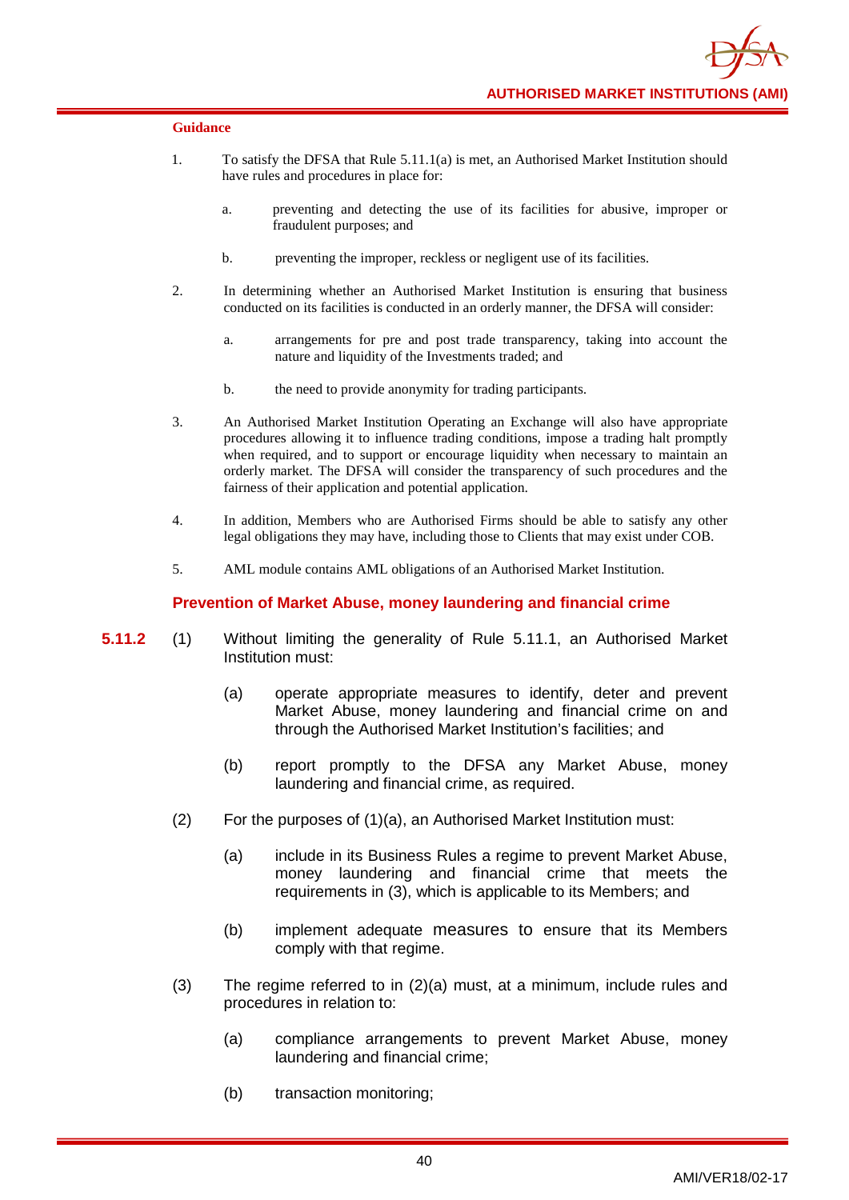**Guidance**

1. To satisfy the DFSA that Rule 5.11.1(a) is met, an Authorised Market Institution should have rules and procedures in place for:

   a. preventing and detecting the use of its facilities for abusive, improper or fraudulent purposes; and

   b. preventing the improper, reckless or negligent use of its facilities.

2. In determining whether an Authorised Market Institution is ensuring that business conducted on its facilities is conducted in an orderly manner, the DFSA will consider:

   a. arrangements for pre and post trade transparency, taking into account the nature and liquidity of the Investments traded; and

   b. the need to provide anonymity for trading participants.

3. An Authorised Market Institution Operating an Exchange will also have appropriate procedures allowing it to influence trading conditions, impose a trading halt promptly when required, and to support or encourage liquidity when necessary to maintain an orderly market. The DFSA will consider the transparency of such procedures and the fairness of their application and potential application.

4. In addition, Members who are Authorised Firms should be able to satisfy any other legal obligations they may have, including those to Clients that may exist under COB.

5. AML module contains AML obligations of an Authorised Market Institution.

### Prevention of Market Abuse, money laundering and financial crime

**5.11.2** (1) Without limiting the generality of Rule 5.11.1, an Authorised Market Institution must:

- (a) operate appropriate measures to identify, deter and prevent Market Abuse, money laundering and financial crime on and through the Authorised Market Institution's facilities; and
- (b) report promptly to the DFSA any Market Abuse, money laundering and financial crime, as required.

(2) For the purposes of (1)(a), an Authorised Market Institution must:

- (a) include in its Business Rules a regime to prevent Market Abuse, money laundering and financial crime that meets the requirements in (3), which is applicable to its Members; and
- (b) implement adequate measures to ensure that its Members comply with that regime.

(3) The regime referred to in (2)(a) must, at a minimum, include rules and procedures in relation to:

- (a) compliance arrangements to prevent Market Abuse, money laundering and financial crime;
- (b) transaction monitoring;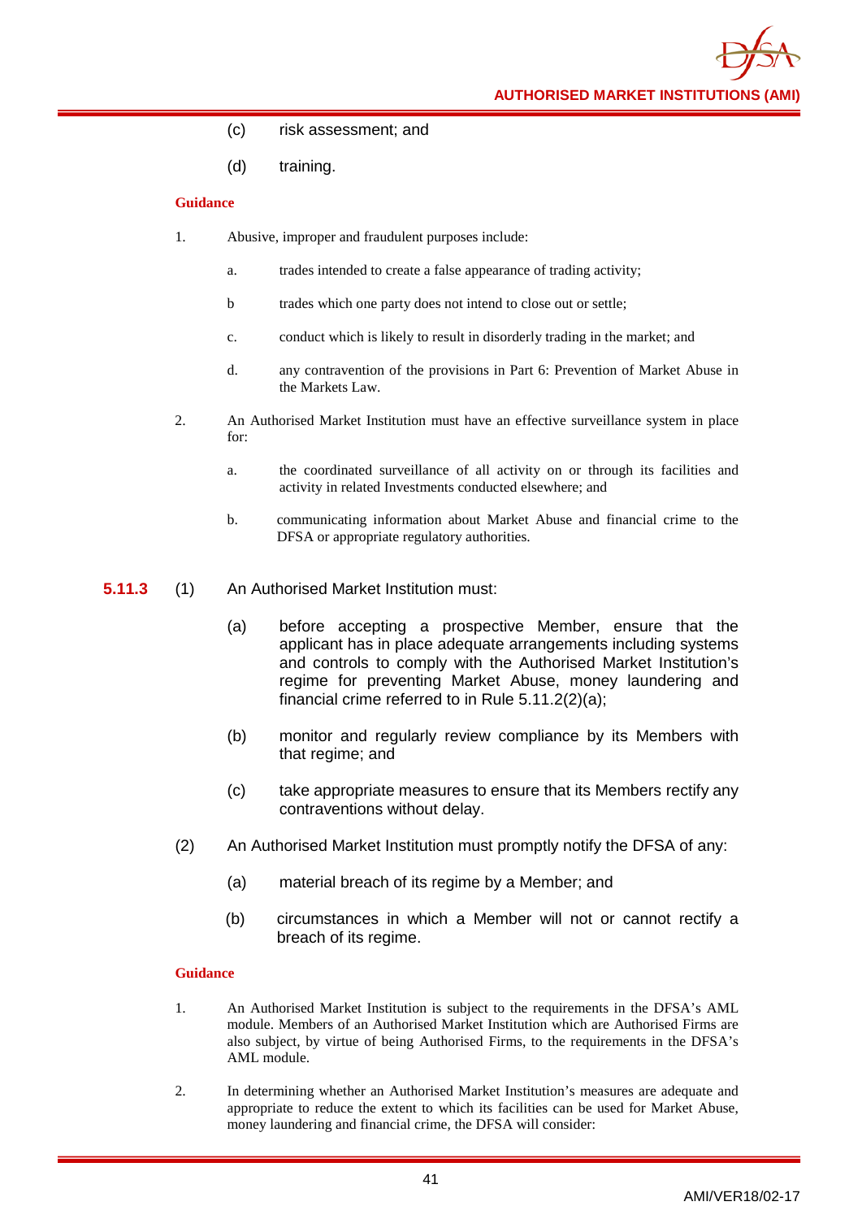(c) risk assessment; and

(d) training.

**Guidance**

1. Abusive, improper and fraudulent purposes include:

   a. trades intended to create a false appearance of trading activity;

   b trades which one party does not intend to close out or settle;

   c. conduct which is likely to result in disorderly trading in the market; and

   d. any contravention of the provisions in Part 6: Prevention of Market Abuse in the Markets Law.

2. An Authorised Market Institution must have an effective surveillance system in place for:

   a. the coordinated surveillance of all activity on or through its facilities and activity in related Investments conducted elsewhere; and

   b. communicating information about Market Abuse and financial crime to the DFSA or appropriate regulatory authorities.

**5.11.3** (1) An Authorised Market Institution must:

(a) before accepting a prospective Member, ensure that the applicant has in place adequate arrangements including systems and controls to comply with the Authorised Market Institution's regime for preventing Market Abuse, money laundering and financial crime referred to in Rule 5.11.2(2)(a);

(b) monitor and regularly review compliance by its Members with that regime; and

(c) take appropriate measures to ensure that its Members rectify any contraventions without delay.

(2) An Authorised Market Institution must promptly notify the DFSA of any:

(a) material breach of its regime by a Member; and

(b) circumstances in which a Member will not or cannot rectify a breach of its regime.

**Guidance**

1. An Authorised Market Institution is subject to the requirements in the DFSA's AML module. Members of an Authorised Market Institution which are Authorised Firms are also subject, by virtue of being Authorised Firms, to the requirements in the DFSA's AML module.

2. In determining whether an Authorised Market Institution's measures are adequate and appropriate to reduce the extent to which its facilities can be used for Market Abuse, money laundering and financial crime, the DFSA will consider: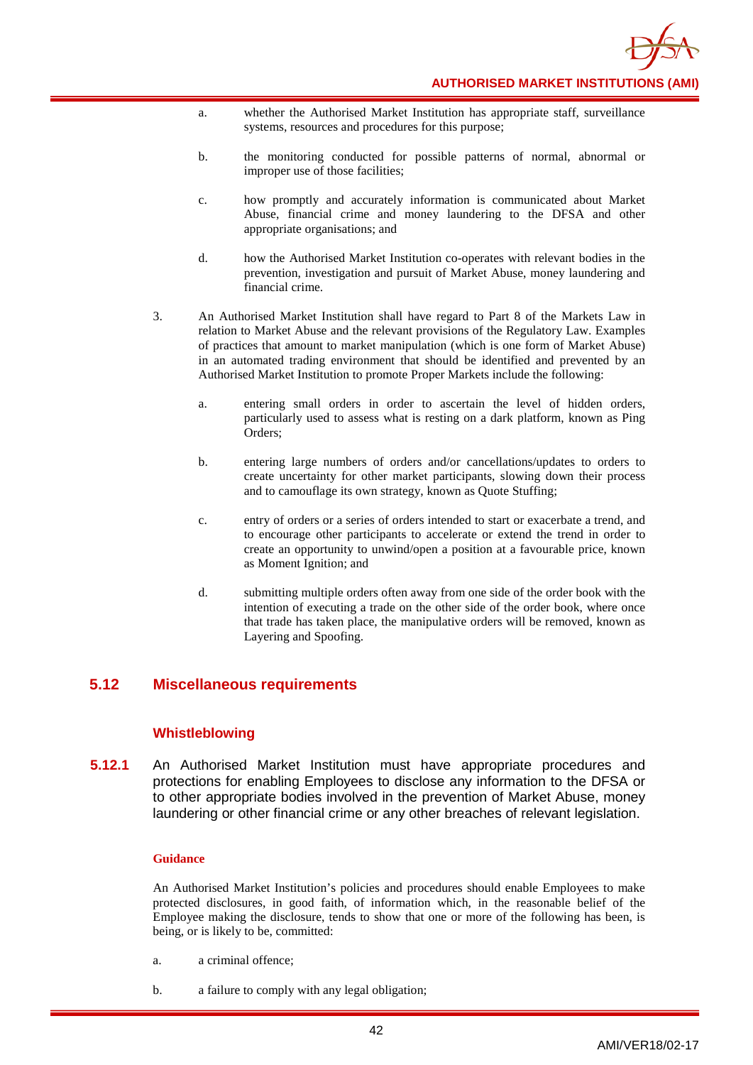a. whether the Authorised Market Institution has appropriate staff, surveillance systems, resources and procedures for this purpose;

b. the monitoring conducted for possible patterns of normal, abnormal or improper use of those facilities;

c. how promptly and accurately information is communicated about Market Abuse, financial crime and money laundering to the DFSA and other appropriate organisations; and

d. how the Authorised Market Institution co-operates with relevant bodies in the prevention, investigation and pursuit of Market Abuse, money laundering and financial crime.

3. An Authorised Market Institution shall have regard to Part 8 of the Markets Law in relation to Market Abuse and the relevant provisions of the Regulatory Law. Examples of practices that amount to market manipulation (which is one form of Market Abuse) in an automated trading environment that should be identified and prevented by an Authorised Market Institution to promote Proper Markets include the following:

   a. entering small orders in order to ascertain the level of hidden orders, particularly used to assess what is resting on a dark platform, known as Ping Orders;

   b. entering large numbers of orders and/or cancellations/updates to orders to create uncertainty for other market participants, slowing down their process and to camouflage its own strategy, known as Quote Stuffing;

   c. entry of orders or a series of orders intended to start or exacerbate a trend, and to encourage other participants to accelerate or extend the trend in order to create an opportunity to unwind/open a position at a favourable price, known as Moment Ignition; and

   d. submitting multiple orders often away from one side of the order book with the intention of executing a trade on the other side of the order book, where once that trade has taken place, the manipulative orders will be removed, known as Layering and Spoofing.

## 5.12 Miscellaneous requirements

### Whistleblowing

**5.12.1** An Authorised Market Institution must have appropriate procedures and protections for enabling Employees to disclose any information to the DFSA or to other appropriate bodies involved in the prevention of Market Abuse, money laundering or other financial crime or any other breaches of relevant legislation.

**Guidance**

An Authorised Market Institution's policies and procedures should enable Employees to make protected disclosures, in good faith, of information which, in the reasonable belief of the Employee making the disclosure, tends to show that one or more of the following has been, is being, or is likely to be, committed:

a. a criminal offence;

b. a failure to comply with any legal obligation;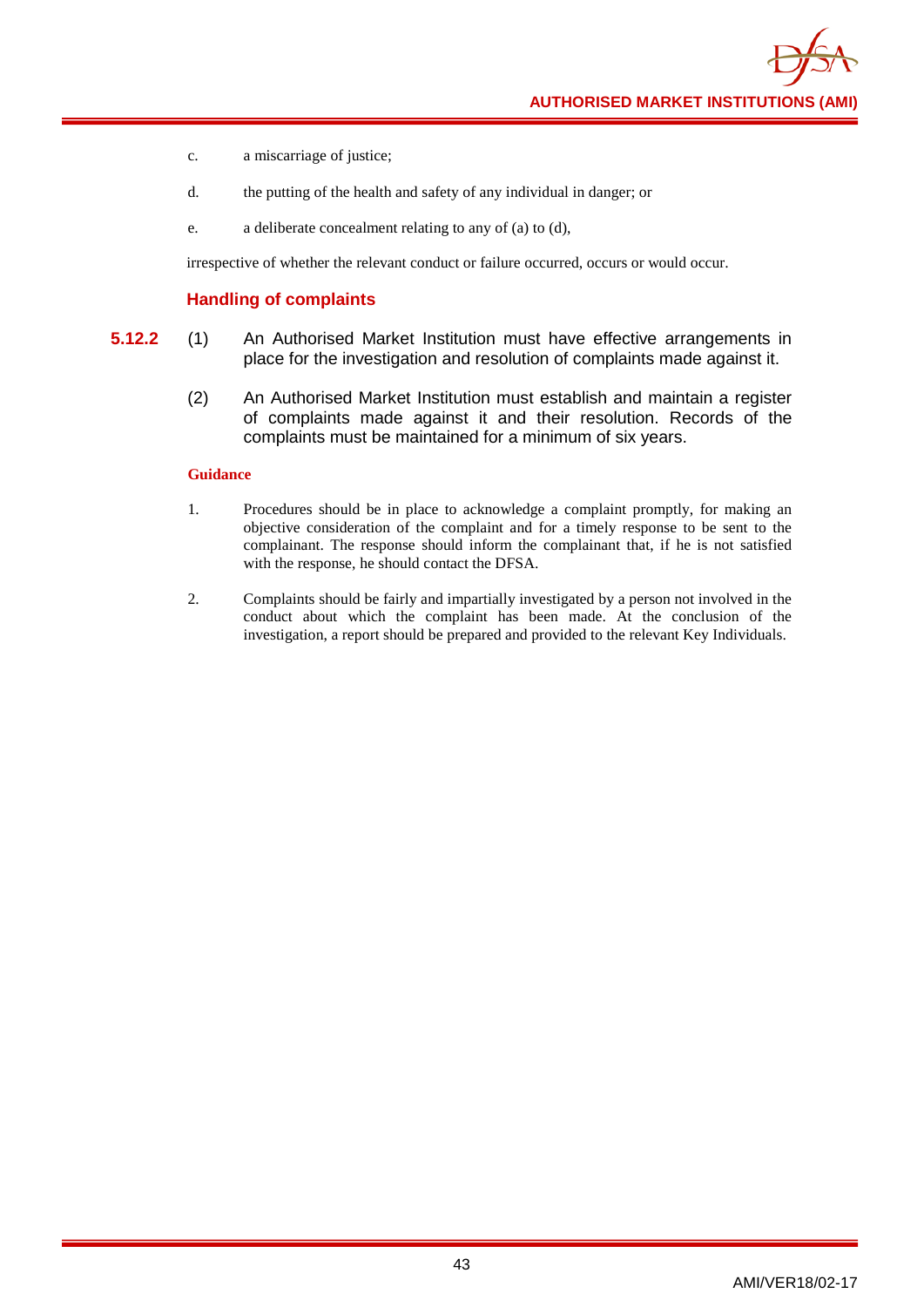c. a miscarriage of justice;

d. the putting of the health and safety of any individual in danger; or

e. a deliberate concealment relating to any of (a) to (d),

irrespective of whether the relevant conduct or failure occurred, occurs or would occur.

### Handling of complaints

**5.12.2** (1) An Authorised Market Institution must have effective arrangements in place for the investigation and resolution of complaints made against it.

(2) An Authorised Market Institution must establish and maintain a register of complaints made against it and their resolution. Records of the complaints must be maintained for a minimum of six years.

**Guidance**

1. Procedures should be in place to acknowledge a complaint promptly, for making an objective consideration of the complaint and for a timely response to be sent to the complainant. The response should inform the complainant that, if he is not satisfied with the response, he should contact the DFSA.

2. Complaints should be fairly and impartially investigated by a person not involved in the conduct about which the complaint has been made. At the conclusion of the investigation, a report should be prepared and provided to the relevant Key Individuals.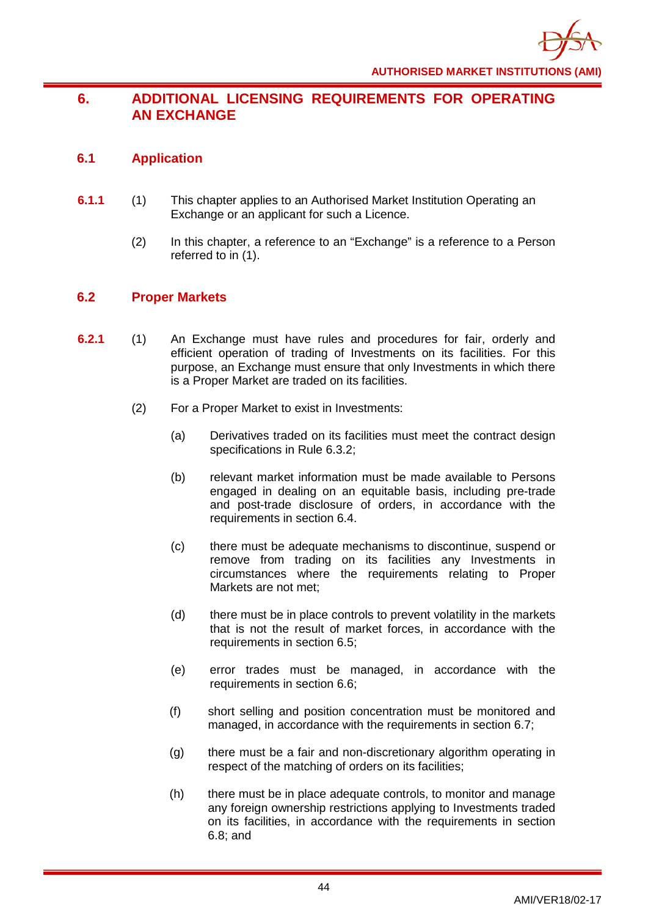## 6. ADDITIONAL LICENSING REQUIREMENTS FOR OPERATING AN EXCHANGE

### 6.1 Application

**6.1.1** (1) This chapter applies to an Authorised Market Institution Operating an Exchange or an applicant for such a Licence.

(2) In this chapter, a reference to an "Exchange" is a reference to a Person referred to in (1).

### 6.2 Proper Markets

**6.2.1** (1) An Exchange must have rules and procedures for fair, orderly and efficient operation of trading of Investments on its facilities. For this purpose, an Exchange must ensure that only Investments in which there is a Proper Market are traded on its facilities.

(2) For a Proper Market to exist in Investments:

(a) Derivatives traded on its facilities must meet the contract design specifications in Rule 6.3.2;

(b) relevant market information must be made available to Persons engaged in dealing on an equitable basis, including pre-trade and post-trade disclosure of orders, in accordance with the requirements in section 6.4.

(c) there must be adequate mechanisms to discontinue, suspend or remove from trading on its facilities any Investments in circumstances where the requirements relating to Proper Markets are not met;

(d) there must be in place controls to prevent volatility in the markets that is not the result of market forces, in accordance with the requirements in section 6.5;

(e) error trades must be managed, in accordance with the requirements in section 6.6;

(f) short selling and position concentration must be monitored and managed, in accordance with the requirements in section 6.7;

(g) there must be a fair and non-discretionary algorithm operating in respect of the matching of orders on its facilities;

(h) there must be in place adequate controls, to monitor and manage any foreign ownership restrictions applying to Investments traded on its facilities, in accordance with the requirements in section 6.8; and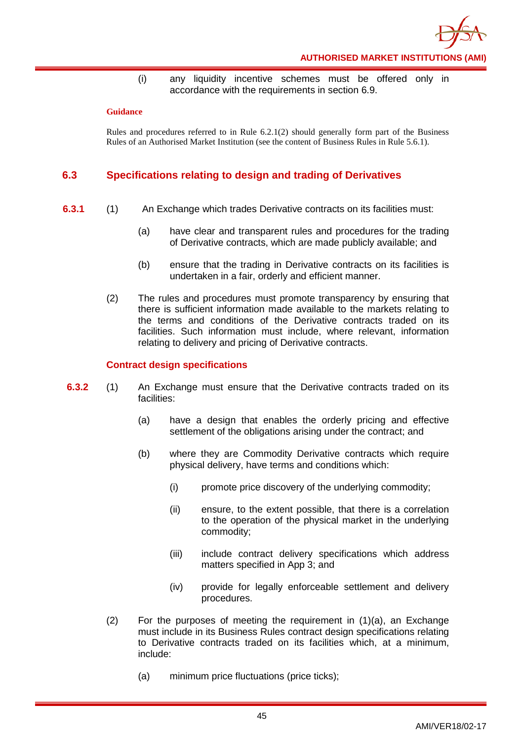(i) any liquidity incentive schemes must be offered only in accordance with the requirements in section 6.9.

**Guidance**

Rules and procedures referred to in Rule 6.2.1(2) should generally form part of the Business Rules of an Authorised Market Institution (see the content of Business Rules in Rule 5.6.1).

## 6.3 Specifications relating to design and trading of Derivatives

**6.3.1** (1) An Exchange which trades Derivative contracts on its facilities must:

(a) have clear and transparent rules and procedures for the trading of Derivative contracts, which are made publicly available; and

(b) ensure that the trading in Derivative contracts on its facilities is undertaken in a fair, orderly and efficient manner.

(2) The rules and procedures must promote transparency by ensuring that there is sufficient information made available to the markets relating to the terms and conditions of the Derivative contracts traded on its facilities. Such information must include, where relevant, information relating to delivery and pricing of Derivative contracts.

### Contract design specifications

**6.3.2** (1) An Exchange must ensure that the Derivative contracts traded on its facilities:

(a) have a design that enables the orderly pricing and effective settlement of the obligations arising under the contract; and

(b) where they are Commodity Derivative contracts which require physical delivery, have terms and conditions which:

(i) promote price discovery of the underlying commodity;

(ii) ensure, to the extent possible, that there is a correlation to the operation of the physical market in the underlying commodity;

(iii) include contract delivery specifications which address matters specified in App 3; and

(iv) provide for legally enforceable settlement and delivery procedures.

(2) For the purposes of meeting the requirement in (1)(a), an Exchange must include in its Business Rules contract design specifications relating to Derivative contracts traded on its facilities which, at a minimum, include:

(a) minimum price fluctuations (price ticks);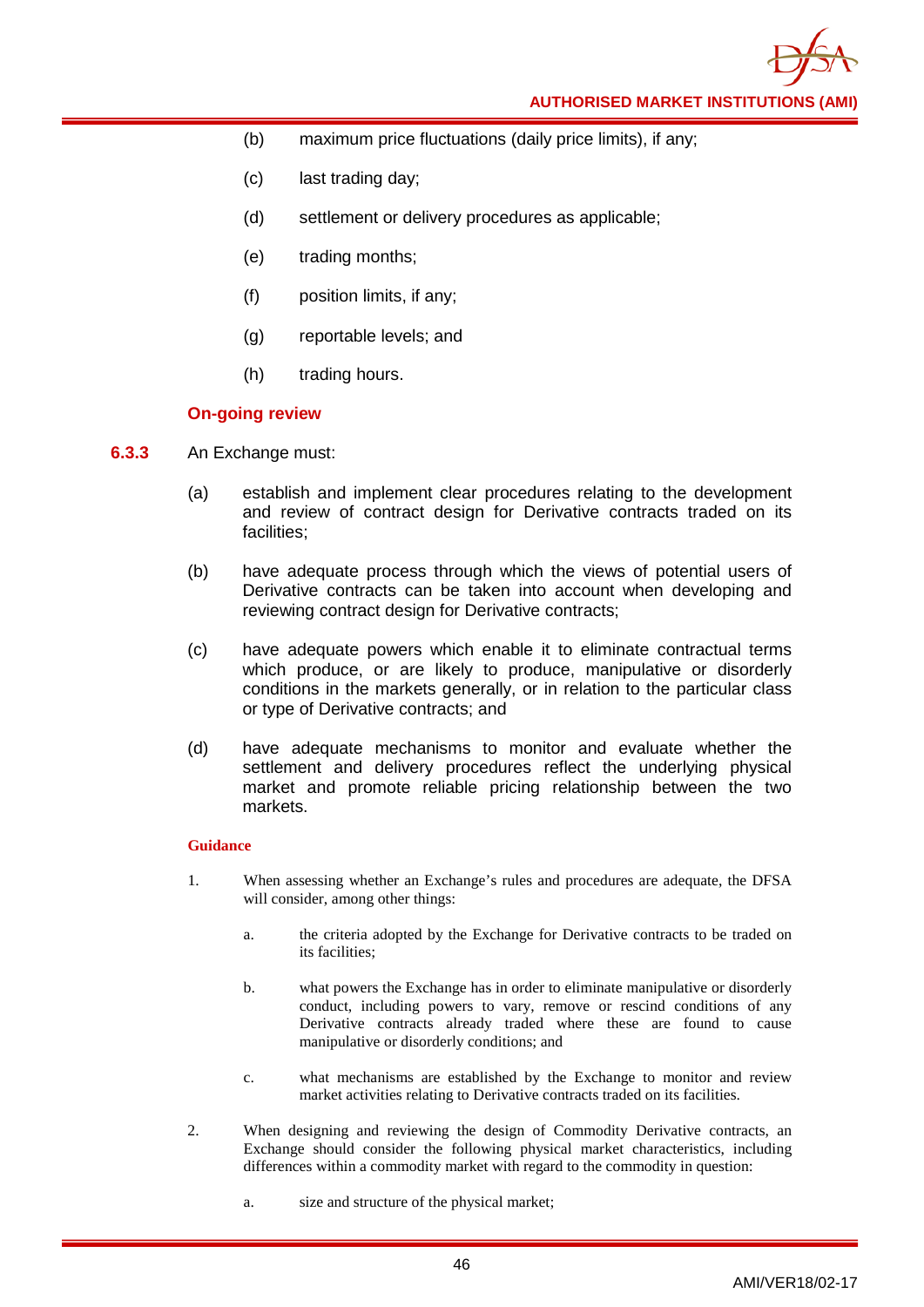(b) maximum price fluctuations (daily price limits), if any;

(c) last trading day;

(d) settlement or delivery procedures as applicable;

(e) trading months;

(f) position limits, if any;

(g) reportable levels; and

(h) trading hours.

**On-going review**

**6.3.3** An Exchange must:

(a) establish and implement clear procedures relating to the development and review of contract design for Derivative contracts traded on its facilities;

(b) have adequate process through which the views of potential users of Derivative contracts can be taken into account when developing and reviewing contract design for Derivative contracts;

(c) have adequate powers which enable it to eliminate contractual terms which produce, or are likely to produce, manipulative or disorderly conditions in the markets generally, or in relation to the particular class or type of Derivative contracts; and

(d) have adequate mechanisms to monitor and evaluate whether the settlement and delivery procedures reflect the underlying physical market and promote reliable pricing relationship between the two markets.

**Guidance**

1. When assessing whether an Exchange's rules and procedures are adequate, the DFSA will consider, among other things:

   a. the criteria adopted by the Exchange for Derivative contracts to be traded on its facilities;

   b. what powers the Exchange has in order to eliminate manipulative or disorderly conduct, including powers to vary, remove or rescind conditions of any Derivative contracts already traded where these are found to cause manipulative or disorderly conditions; and

   c. what mechanisms are established by the Exchange to monitor and review market activities relating to Derivative contracts traded on its facilities.

2. When designing and reviewing the design of Commodity Derivative contracts, an Exchange should consider the following physical market characteristics, including differences within a commodity market with regard to the commodity in question:

   a. size and structure of the physical market;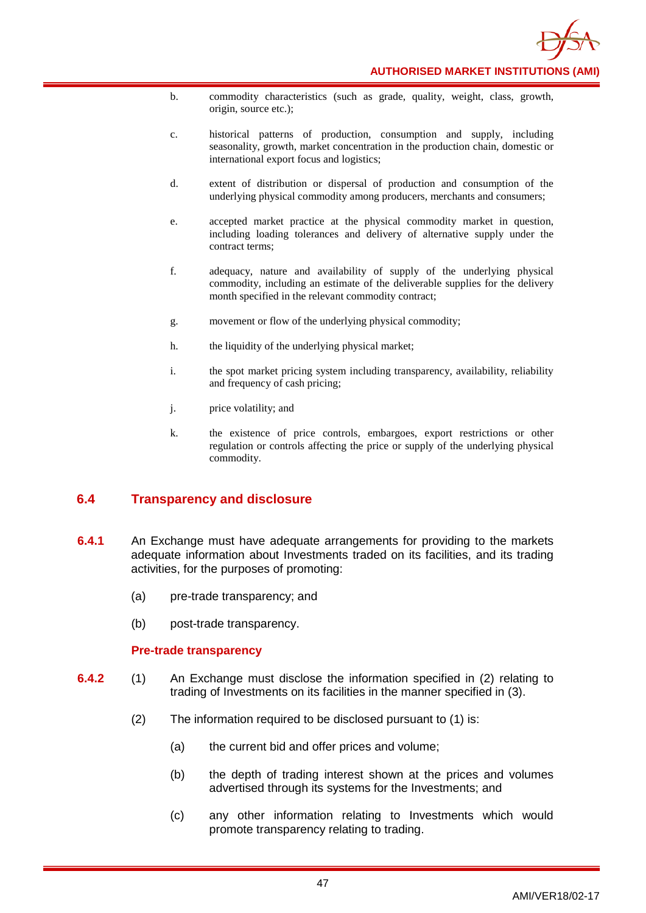b. commodity characteristics (such as grade, quality, weight, class, growth, origin, source etc.);

c. historical patterns of production, consumption and supply, including seasonality, growth, market concentration in the production chain, domestic or international export focus and logistics;

d. extent of distribution or dispersal of production and consumption of the underlying physical commodity among producers, merchants and consumers;

e. accepted market practice at the physical commodity market in question, including loading tolerances and delivery of alternative supply under the contract terms;

f. adequacy, nature and availability of supply of the underlying physical commodity, including an estimate of the deliverable supplies for the delivery month specified in the relevant commodity contract;

g. movement or flow of the underlying physical commodity;

h. the liquidity of the underlying physical market;

i. the spot market pricing system including transparency, availability, reliability and frequency of cash pricing;

j. price volatility; and

k. the existence of price controls, embargoes, export restrictions or other regulation or controls affecting the price or supply of the underlying physical commodity.

## 6.4 Transparency and disclosure

**6.4.1** An Exchange must have adequate arrangements for providing to the markets adequate information about Investments traded on its facilities, and its trading activities, for the purposes of promoting:

(a) pre-trade transparency; and

(b) post-trade transparency.

### Pre-trade transparency

**6.4.2** (1) An Exchange must disclose the information specified in (2) relating to trading of Investments on its facilities in the manner specified in (3).

(2) The information required to be disclosed pursuant to (1) is:

(a) the current bid and offer prices and volume;

(b) the depth of trading interest shown at the prices and volumes advertised through its systems for the Investments; and

(c) any other information relating to Investments which would promote transparency relating to trading.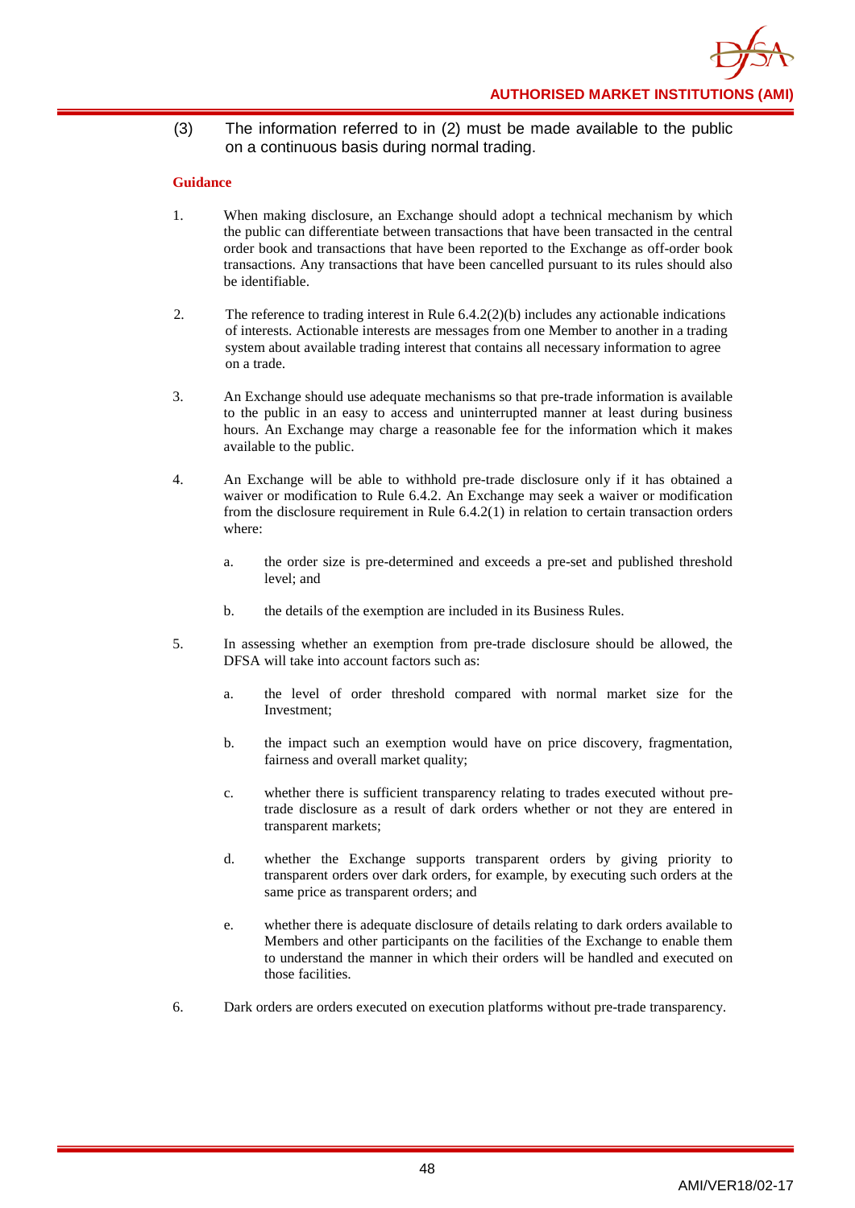(3) The information referred to in (2) must be made available to the public on a continuous basis during normal trading.

**Guidance**

1. When making disclosure, an Exchange should adopt a technical mechanism by which the public can differentiate between transactions that have been transacted in the central order book and transactions that have been reported to the Exchange as off-order book transactions. Any transactions that have been cancelled pursuant to its rules should also be identifiable.

2. The reference to trading interest in Rule 6.4.2(2)(b) includes any actionable indications of interests. Actionable interests are messages from one Member to another in a trading system about available trading interest that contains all necessary information to agree on a trade.

3. An Exchange should use adequate mechanisms so that pre-trade information is available to the public in an easy to access and uninterrupted manner at least during business hours. An Exchange may charge a reasonable fee for the information which it makes available to the public.

4. An Exchange will be able to withhold pre-trade disclosure only if it has obtained a waiver or modification to Rule 6.4.2. An Exchange may seek a waiver or modification from the disclosure requirement in Rule 6.4.2(1) in relation to certain transaction orders where:

   a. the order size is pre-determined and exceeds a pre-set and published threshold level; and

   b. the details of the exemption are included in its Business Rules.

5. In assessing whether an exemption from pre-trade disclosure should be allowed, the DFSA will take into account factors such as:

   a. the level of order threshold compared with normal market size for the Investment;

   b. the impact such an exemption would have on price discovery, fragmentation, fairness and overall market quality;

   c. whether there is sufficient transparency relating to trades executed without pre-trade disclosure as a result of dark orders whether or not they are entered in transparent markets;

   d. whether the Exchange supports transparent orders by giving priority to transparent orders over dark orders, for example, by executing such orders at the same price as transparent orders; and

   e. whether there is adequate disclosure of details relating to dark orders available to Members and other participants on the facilities of the Exchange to enable them to understand the manner in which their orders will be handled and executed on those facilities.

6. Dark orders are orders executed on execution platforms without pre-trade transparency.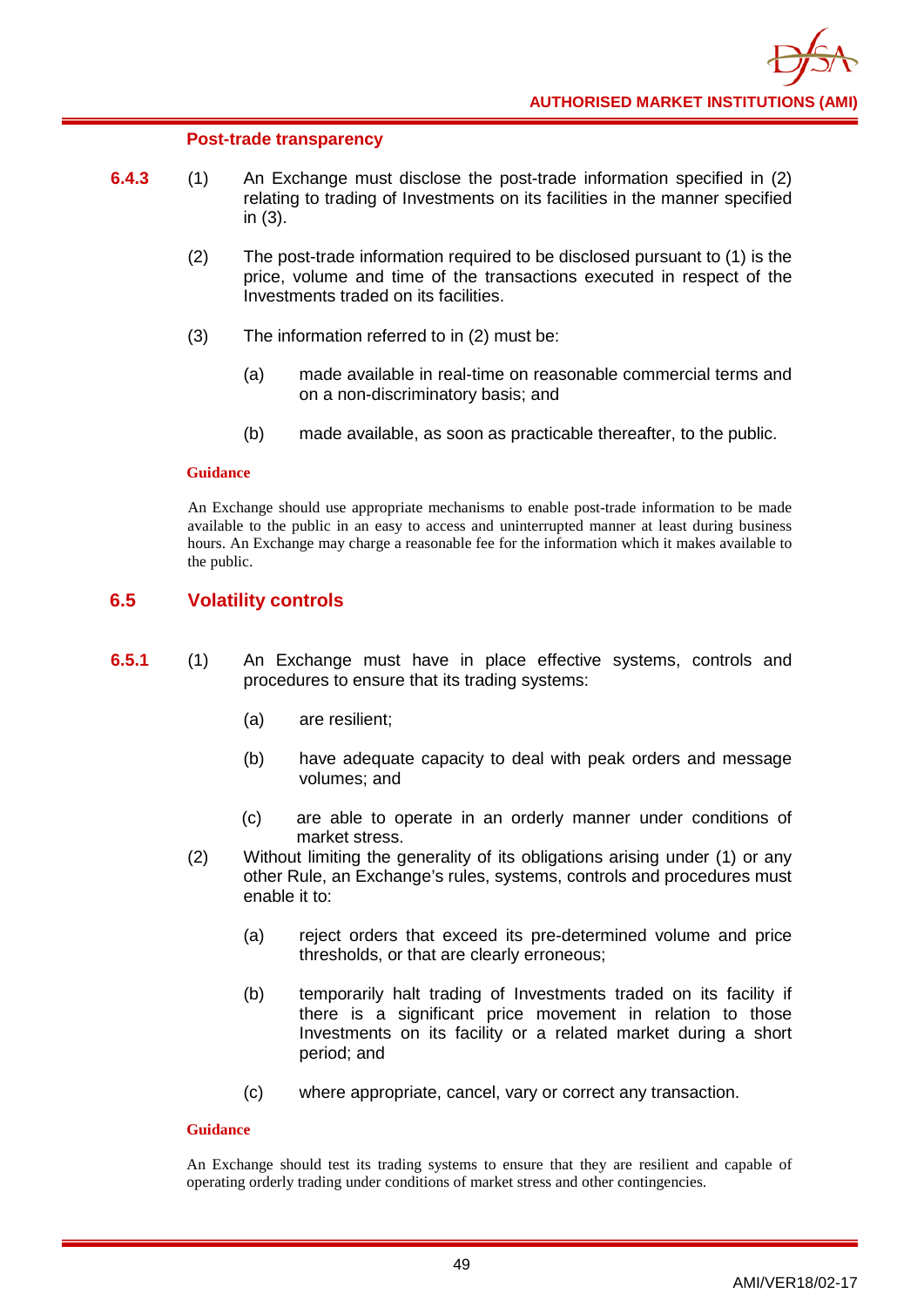#### Post-trade transparency

**6.4.3** (1) An Exchange must disclose the post-trade information specified in (2) relating to trading of Investments on its facilities in the manner specified in (3).

(2) The post-trade information required to be disclosed pursuant to (1) is the price, volume and time of the transactions executed in respect of the Investments traded on its facilities.

(3) The information referred to in (2) must be:

(a) made available in real-time on reasonable commercial terms and on a non-discriminatory basis; and

(b) made available, as soon as practicable thereafter, to the public.

**Guidance**

An Exchange should use appropriate mechanisms to enable post-trade information to be made available to the public in an easy to access and uninterrupted manner at least during business hours. An Exchange may charge a reasonable fee for the information which it makes available to the public.

## 6.5 Volatility controls

**6.5.1** (1) An Exchange must have in place effective systems, controls and procedures to ensure that its trading systems:

(a) are resilient;

(b) have adequate capacity to deal with peak orders and message volumes; and

(c) are able to operate in an orderly manner under conditions of market stress.

(2) Without limiting the generality of its obligations arising under (1) or any other Rule, an Exchange's rules, systems, controls and procedures must enable it to:

(a) reject orders that exceed its pre-determined volume and price thresholds, or that are clearly erroneous;

(b) temporarily halt trading of Investments traded on its facility if there is a significant price movement in relation to those Investments on its facility or a related market during a short period; and

(c) where appropriate, cancel, vary or correct any transaction.

**Guidance**

An Exchange should test its trading systems to ensure that they are resilient and capable of operating orderly trading under conditions of market stress and other contingencies.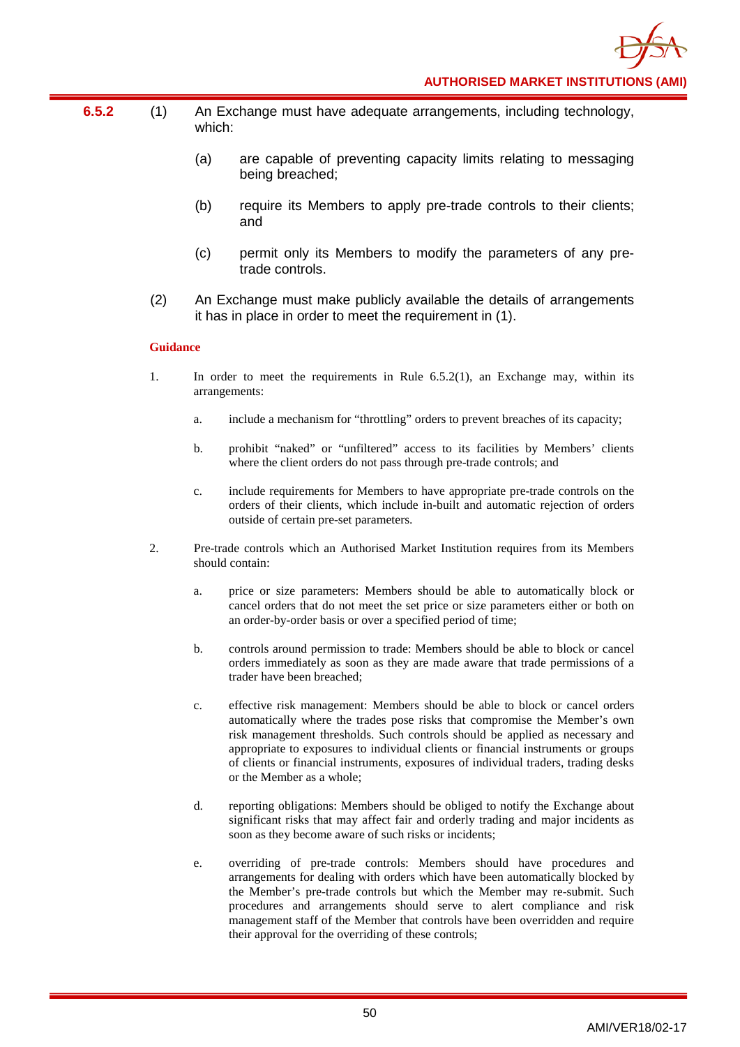**6.5.2** (1) An Exchange must have adequate arrangements, including technology, which:

(a) are capable of preventing capacity limits relating to messaging being breached;

(b) require its Members to apply pre-trade controls to their clients; and

(c) permit only its Members to modify the parameters of any pre-trade controls.

(2) An Exchange must make publicly available the details of arrangements it has in place in order to meet the requirement in (1).

**Guidance**

1. In order to meet the requirements in Rule 6.5.2(1), an Exchange may, within its arrangements:

   a. include a mechanism for "throttling" orders to prevent breaches of its capacity;

   b. prohibit "naked" or "unfiltered" access to its facilities by Members' clients where the client orders do not pass through pre-trade controls; and

   c. include requirements for Members to have appropriate pre-trade controls on the orders of their clients, which include in-built and automatic rejection of orders outside of certain pre-set parameters.

2. Pre-trade controls which an Authorised Market Institution requires from its Members should contain:

   a. price or size parameters: Members should be able to automatically block or cancel orders that do not meet the set price or size parameters either or both on an order-by-order basis or over a specified period of time;

   b. controls around permission to trade: Members should be able to block or cancel orders immediately as soon as they are made aware that trade permissions of a trader have been breached;

   c. effective risk management: Members should be able to block or cancel orders automatically where the trades pose risks that compromise the Member's own risk management thresholds. Such controls should be applied as necessary and appropriate to exposures to individual clients or financial instruments or groups of clients or financial instruments, exposures of individual traders, trading desks or the Member as a whole;

   d. reporting obligations: Members should be obliged to notify the Exchange about significant risks that may affect fair and orderly trading and major incidents as soon as they become aware of such risks or incidents;

   e. overriding of pre-trade controls: Members should have procedures and arrangements for dealing with orders which have been automatically blocked by the Member's pre-trade controls but which the Member may re-submit. Such procedures and arrangements should serve to alert compliance and risk management staff of the Member that controls have been overridden and require their approval for the overriding of these controls;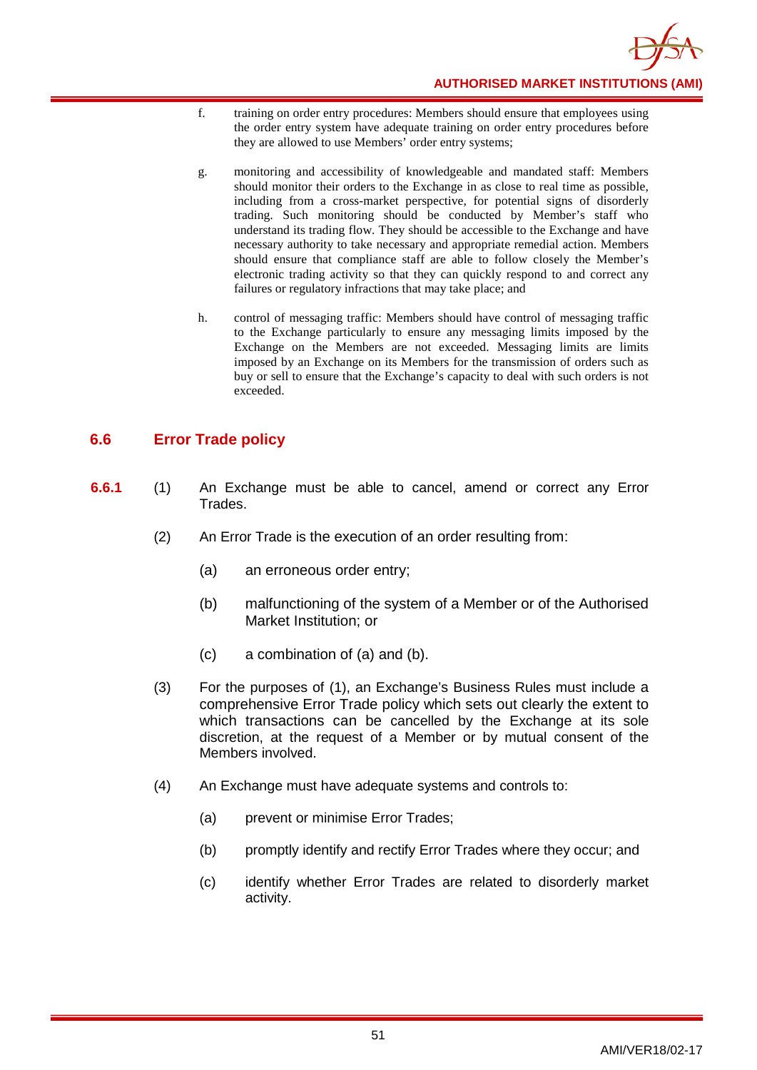f. training on order entry procedures: Members should ensure that employees using the order entry system have adequate training on order entry procedures before they are allowed to use Members' order entry systems;

g. monitoring and accessibility of knowledgeable and mandated staff: Members should monitor their orders to the Exchange in as close to real time as possible, including from a cross-market perspective, for potential signs of disorderly trading. Such monitoring should be conducted by Member's staff who understand its trading flow. They should be accessible to the Exchange and have necessary authority to take necessary and appropriate remedial action. Members should ensure that compliance staff are able to follow closely the Member's electronic trading activity so that they can quickly respond to and correct any failures or regulatory infractions that may take place; and

h. control of messaging traffic: Members should have control of messaging traffic to the Exchange particularly to ensure any messaging limits imposed by the Exchange on the Members are not exceeded. Messaging limits are limits imposed by an Exchange on its Members for the transmission of orders such as buy or sell to ensure that the Exchange's capacity to deal with such orders is not exceeded.

## 6.6 Error Trade policy

**6.6.1** (1) An Exchange must be able to cancel, amend or correct any Error Trades.

(2) An Error Trade is the execution of an order resulting from:

(a) an erroneous order entry;

(b) malfunctioning of the system of a Member or of the Authorised Market Institution; or

(c) a combination of (a) and (b).

(3) For the purposes of (1), an Exchange's Business Rules must include a comprehensive Error Trade policy which sets out clearly the extent to which transactions can be cancelled by the Exchange at its sole discretion, at the request of a Member or by mutual consent of the Members involved.

(4) An Exchange must have adequate systems and controls to:

(a) prevent or minimise Error Trades;

(b) promptly identify and rectify Error Trades where they occur; and

(c) identify whether Error Trades are related to disorderly market activity.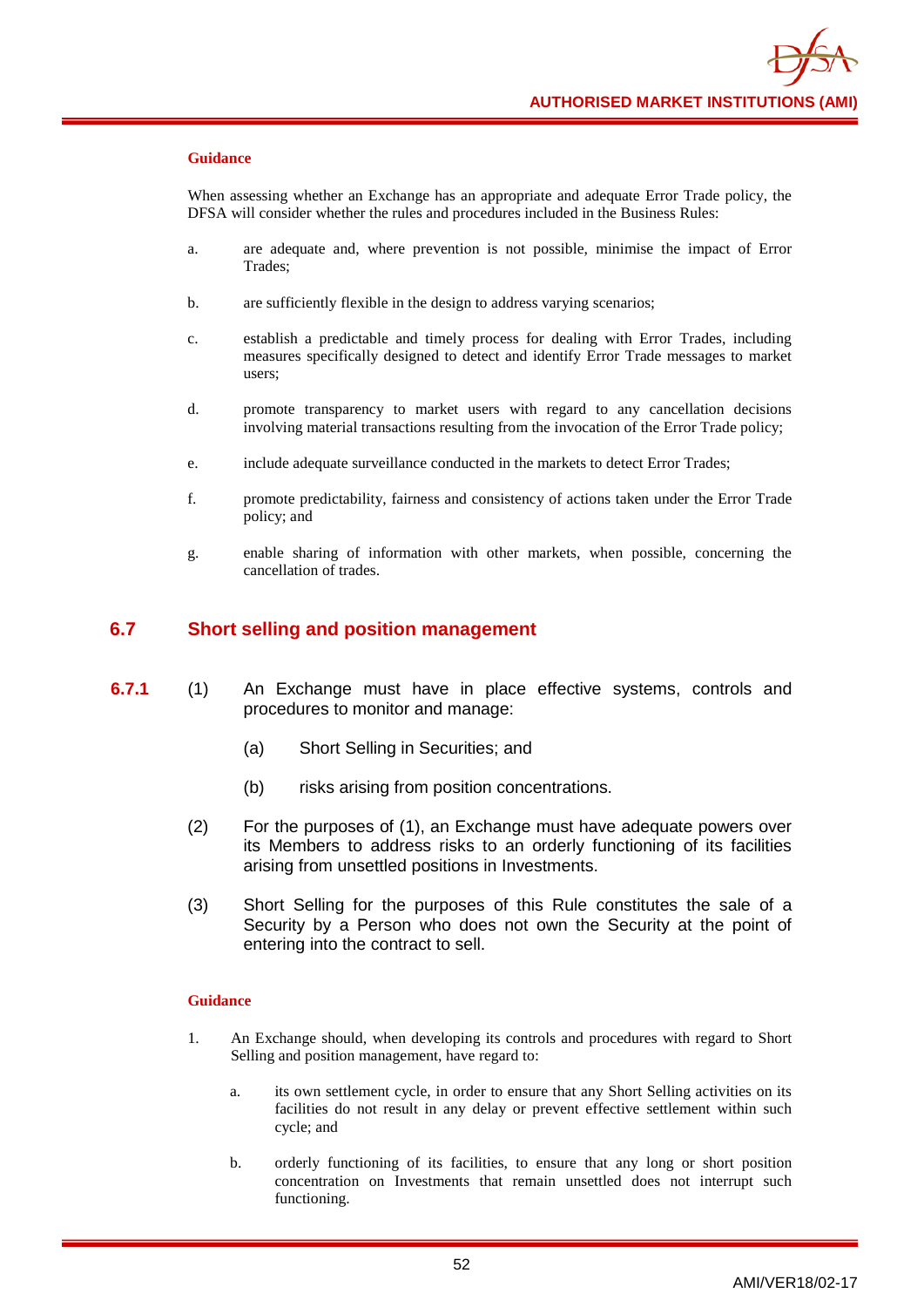**Guidance**

When assessing whether an Exchange has an appropriate and adequate Error Trade policy, the DFSA will consider whether the rules and procedures included in the Business Rules:

a. are adequate and, where prevention is not possible, minimise the impact of Error Trades;

b. are sufficiently flexible in the design to address varying scenarios;

c. establish a predictable and timely process for dealing with Error Trades, including measures specifically designed to detect and identify Error Trade messages to market users;

d. promote transparency to market users with regard to any cancellation decisions involving material transactions resulting from the invocation of the Error Trade policy;

e. include adequate surveillance conducted in the markets to detect Error Trades;

f. promote predictability, fairness and consistency of actions taken under the Error Trade policy; and

g. enable sharing of information with other markets, when possible, concerning the cancellation of trades.

## 6.7 Short selling and position management

**6.7.1** (1) An Exchange must have in place effective systems, controls and procedures to monitor and manage:

(a) Short Selling in Securities; and

(b) risks arising from position concentrations.

(2) For the purposes of (1), an Exchange must have adequate powers over its Members to address risks to an orderly functioning of its facilities arising from unsettled positions in Investments.

(3) Short Selling for the purposes of this Rule constitutes the sale of a Security by a Person who does not own the Security at the point of entering into the contract to sell.

**Guidance**

1. An Exchange should, when developing its controls and procedures with regard to Short Selling and position management, have regard to:

   a. its own settlement cycle, in order to ensure that any Short Selling activities on its facilities do not result in any delay or prevent effective settlement within such cycle; and

   b. orderly functioning of its facilities, to ensure that any long or short position concentration on Investments that remain unsettled does not interrupt such functioning.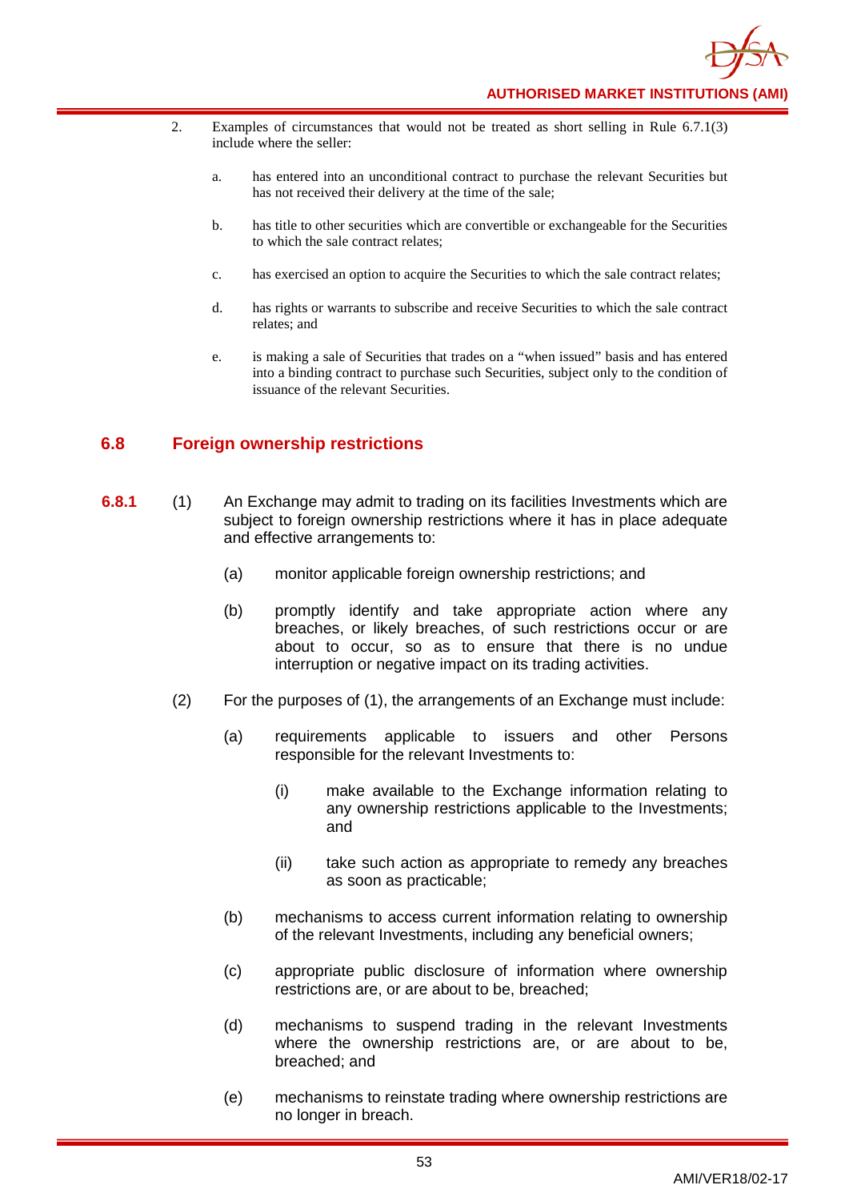2. Examples of circumstances that would not be treated as short selling in Rule 6.7.1(3) include where the seller:

   a. has entered into an unconditional contract to purchase the relevant Securities but has not received their delivery at the time of the sale;

   b. has title to other securities which are convertible or exchangeable for the Securities to which the sale contract relates;

   c. has exercised an option to acquire the Securities to which the sale contract relates;

   d. has rights or warrants to subscribe and receive Securities to which the sale contract relates; and

   e. is making a sale of Securities that trades on a "when issued" basis and has entered into a binding contract to purchase such Securities, subject only to the condition of issuance of the relevant Securities.

## 6.8 Foreign ownership restrictions

**6.8.1** (1) An Exchange may admit to trading on its facilities Investments which are subject to foreign ownership restrictions where it has in place adequate and effective arrangements to:

(a) monitor applicable foreign ownership restrictions; and

(b) promptly identify and take appropriate action where any breaches, or likely breaches, of such restrictions occur or are about to occur, so as to ensure that there is no undue interruption or negative impact on its trading activities.

(2) For the purposes of (1), the arrangements of an Exchange must include:

(a) requirements applicable to issuers and other Persons responsible for the relevant Investments to:

   (i) make available to the Exchange information relating to any ownership restrictions applicable to the Investments; and

   (ii) take such action as appropriate to remedy any breaches as soon as practicable;

(b) mechanisms to access current information relating to ownership of the relevant Investments, including any beneficial owners;

(c) appropriate public disclosure of information where ownership restrictions are, or are about to be, breached;

(d) mechanisms to suspend trading in the relevant Investments where the ownership restrictions are, or are about to be, breached; and

(e) mechanisms to reinstate trading where ownership restrictions are no longer in breach.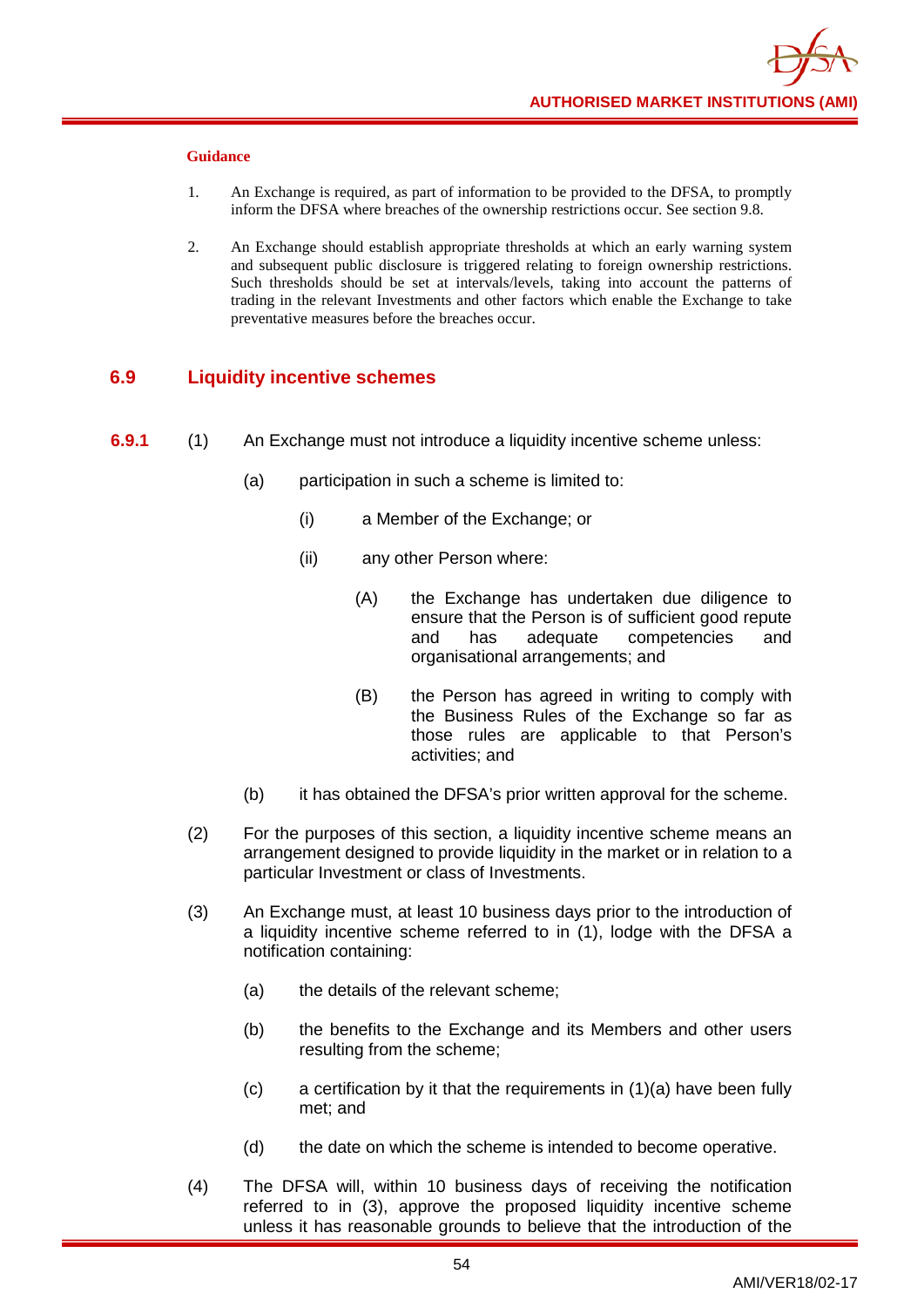**Guidance**

1. An Exchange is required, as part of information to be provided to the DFSA, to promptly inform the DFSA where breaches of the ownership restrictions occur. See section 9.8.

2. An Exchange should establish appropriate thresholds at which an early warning system and subsequent public disclosure is triggered relating to foreign ownership restrictions. Such thresholds should be set at intervals/levels, taking into account the patterns of trading in the relevant Investments and other factors which enable the Exchange to take preventative measures before the breaches occur.

## 6.9 Liquidity incentive schemes

**6.9.1** (1) An Exchange must not introduce a liquidity incentive scheme unless:

(a) participation in such a scheme is limited to:

(i) a Member of the Exchange; or

(ii) any other Person where:

(A) the Exchange has undertaken due diligence to ensure that the Person is of sufficient good repute and has adequate competencies and organisational arrangements; and

(B) the Person has agreed in writing to comply with the Business Rules of the Exchange so far as those rules are applicable to that Person's activities; and

(b) it has obtained the DFSA's prior written approval for the scheme.

(2) For the purposes of this section, a liquidity incentive scheme means an arrangement designed to provide liquidity in the market or in relation to a particular Investment or class of Investments.

(3) An Exchange must, at least 10 business days prior to the introduction of a liquidity incentive scheme referred to in (1), lodge with the DFSA a notification containing:

(a) the details of the relevant scheme;

(b) the benefits to the Exchange and its Members and other users resulting from the scheme;

(c) a certification by it that the requirements in (1)(a) have been fully met; and

(d) the date on which the scheme is intended to become operative.

(4) The DFSA will, within 10 business days of receiving the notification referred to in (3), approve the proposed liquidity incentive scheme unless it has reasonable grounds to believe that the introduction of the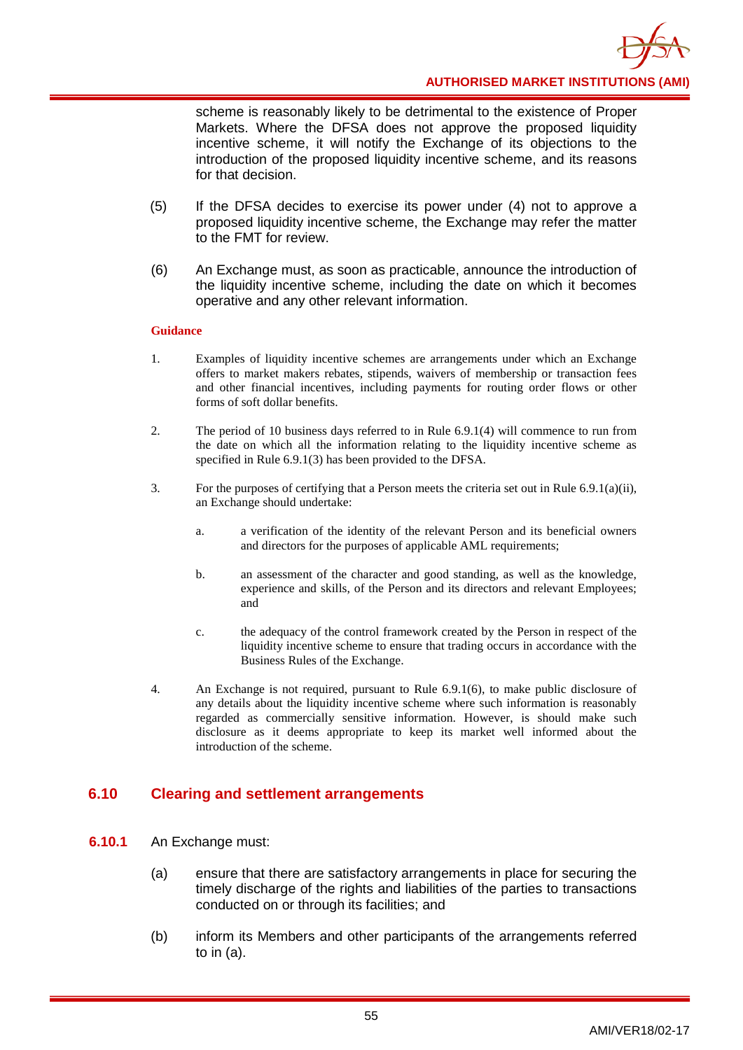scheme is reasonably likely to be detrimental to the existence of Proper Markets. Where the DFSA does not approve the proposed liquidity incentive scheme, it will notify the Exchange of its objections to the introduction of the proposed liquidity incentive scheme, and its reasons for that decision.

(5) If the DFSA decides to exercise its power under (4) not to approve a proposed liquidity incentive scheme, the Exchange may refer the matter to the FMT for review.

(6) An Exchange must, as soon as practicable, announce the introduction of the liquidity incentive scheme, including the date on which it becomes operative and any other relevant information.

**Guidance**

1. Examples of liquidity incentive schemes are arrangements under which an Exchange offers to market makers rebates, stipends, waivers of membership or transaction fees and other financial incentives, including payments for routing order flows or other forms of soft dollar benefits.

2. The period of 10 business days referred to in Rule 6.9.1(4) will commence to run from the date on which all the information relating to the liquidity incentive scheme as specified in Rule 6.9.1(3) has been provided to the DFSA.

3. For the purposes of certifying that a Person meets the criteria set out in Rule 6.9.1(a)(ii), an Exchange should undertake:

   a. a verification of the identity of the relevant Person and its beneficial owners and directors for the purposes of applicable AML requirements;

   b. an assessment of the character and good standing, as well as the knowledge, experience and skills, of the Person and its directors and relevant Employees; and

   c. the adequacy of the control framework created by the Person in respect of the liquidity incentive scheme to ensure that trading occurs in accordance with the Business Rules of the Exchange.

4. An Exchange is not required, pursuant to Rule 6.9.1(6), to make public disclosure of any details about the liquidity incentive scheme where such information is reasonably regarded as commercially sensitive information. However, is should make such disclosure as it deems appropriate to keep its market well informed about the introduction of the scheme.

## 6.10 Clearing and settlement arrangements

**6.10.1** An Exchange must:

(a) ensure that there are satisfactory arrangements in place for securing the timely discharge of the rights and liabilities of the parties to transactions conducted on or through its facilities; and

(b) inform its Members and other participants of the arrangements referred to in (a).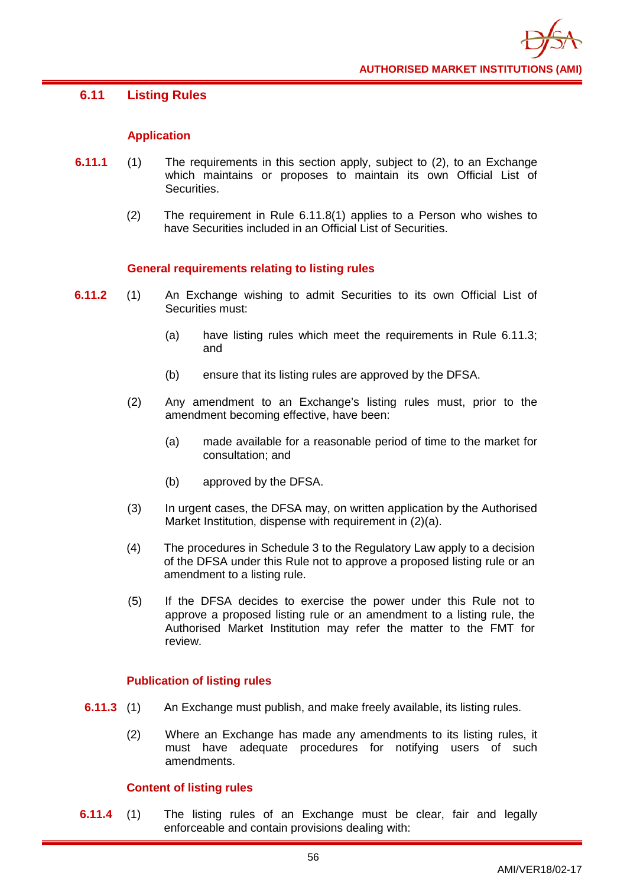## 6.11 Listing Rules

### Application

**6.11.1** (1) The requirements in this section apply, subject to (2), to an Exchange which maintains or proposes to maintain its own Official List of Securities.

(2) The requirement in Rule 6.11.8(1) applies to a Person who wishes to have Securities included in an Official List of Securities.

### General requirements relating to listing rules

**6.11.2** (1) An Exchange wishing to admit Securities to its own Official List of Securities must:

(a) have listing rules which meet the requirements in Rule 6.11.3; and

(b) ensure that its listing rules are approved by the DFSA.

(2) Any amendment to an Exchange's listing rules must, prior to the amendment becoming effective, have been:

(a) made available for a reasonable period of time to the market for consultation; and

(b) approved by the DFSA.

(3) In urgent cases, the DFSA may, on written application by the Authorised Market Institution, dispense with requirement in (2)(a).

(4) The procedures in Schedule 3 to the Regulatory Law apply to a decision of the DFSA under this Rule not to approve a proposed listing rule or an amendment to a listing rule.

(5) If the DFSA decides to exercise the power under this Rule not to approve a proposed listing rule or an amendment to a listing rule, the Authorised Market Institution may refer the matter to the FMT for review.

### Publication of listing rules

**6.11.3** (1) An Exchange must publish, and make freely available, its listing rules.

(2) Where an Exchange has made any amendments to its listing rules, it must have adequate procedures for notifying users of such amendments.

### Content of listing rules

**6.11.4** (1) The listing rules of an Exchange must be clear, fair and legally enforceable and contain provisions dealing with: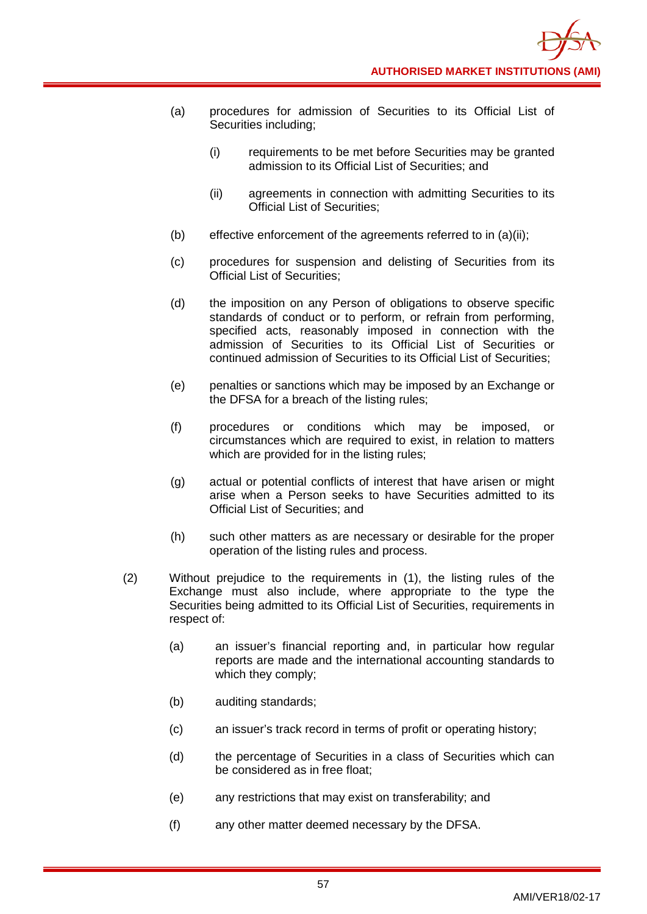(a) procedures for admission of Securities to its Official List of Securities including;

    (i) requirements to be met before Securities may be granted admission to its Official List of Securities; and

    (ii) agreements in connection with admitting Securities to its Official List of Securities;

(b) effective enforcement of the agreements referred to in (a)(ii);

(c) procedures for suspension and delisting of Securities from its Official List of Securities;

(d) the imposition on any Person of obligations to observe specific standards of conduct or to perform, or refrain from performing, specified acts, reasonably imposed in connection with the admission of Securities to its Official List of Securities or continued admission of Securities to its Official List of Securities;

(e) penalties or sanctions which may be imposed by an Exchange or the DFSA for a breach of the listing rules;

(f) procedures or conditions which may be imposed, or circumstances which are required to exist, in relation to matters which are provided for in the listing rules;

(g) actual or potential conflicts of interest that have arisen or might arise when a Person seeks to have Securities admitted to its Official List of Securities; and

(h) such other matters as are necessary or desirable for the proper operation of the listing rules and process.

(2) Without prejudice to the requirements in (1), the listing rules of the Exchange must also include, where appropriate to the type the Securities being admitted to its Official List of Securities, requirements in respect of:

    (a) an issuer's financial reporting and, in particular how regular reports are made and the international accounting standards to which they comply;

    (b) auditing standards;

    (c) an issuer's track record in terms of profit or operating history;

    (d) the percentage of Securities in a class of Securities which can be considered as in free float;

    (e) any restrictions that may exist on transferability; and

    (f) any other matter deemed necessary by the DFSA.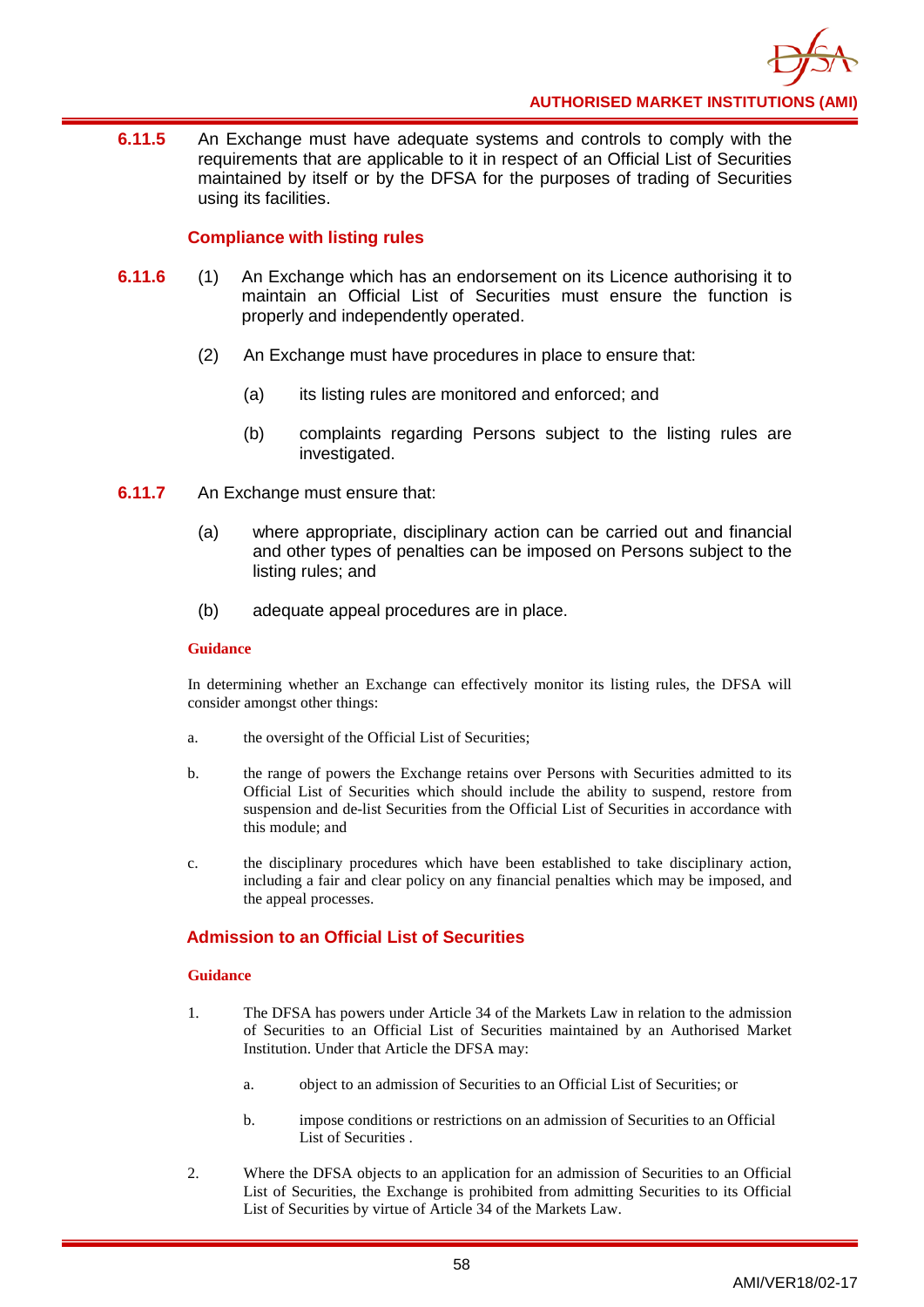**6.11.5** An Exchange must have adequate systems and controls to comply with the requirements that are applicable to it in respect of an Official List of Securities maintained by itself or by the DFSA for the purposes of trading of Securities using its facilities.

### Compliance with listing rules

**6.11.6** (1) An Exchange which has an endorsement on its Licence authorising it to maintain an Official List of Securities must ensure the function is properly and independently operated.

(2) An Exchange must have procedures in place to ensure that:

(a) its listing rules are monitored and enforced; and

(b) complaints regarding Persons subject to the listing rules are investigated.

**6.11.7** An Exchange must ensure that:

(a) where appropriate, disciplinary action can be carried out and financial and other types of penalties can be imposed on Persons subject to the listing rules; and

(b) adequate appeal procedures are in place.

**Guidance**

In determining whether an Exchange can effectively monitor its listing rules, the DFSA will consider amongst other things:

a. the oversight of the Official List of Securities;

b. the range of powers the Exchange retains over Persons with Securities admitted to its Official List of Securities which should include the ability to suspend, restore from suspension and de-list Securities from the Official List of Securities in accordance with this module; and

c. the disciplinary procedures which have been established to take disciplinary action, including a fair and clear policy on any financial penalties which may be imposed, and the appeal processes.

### Admission to an Official List of Securities

**Guidance**

1. The DFSA has powers under Article 34 of the Markets Law in relation to the admission of Securities to an Official List of Securities maintained by an Authorised Market Institution. Under that Article the DFSA may:

   a. object to an admission of Securities to an Official List of Securities; or

   b. impose conditions or restrictions on an admission of Securities to an Official List of Securities .

2. Where the DFSA objects to an application for an admission of Securities to an Official List of Securities, the Exchange is prohibited from admitting Securities to its Official List of Securities by virtue of Article 34 of the Markets Law.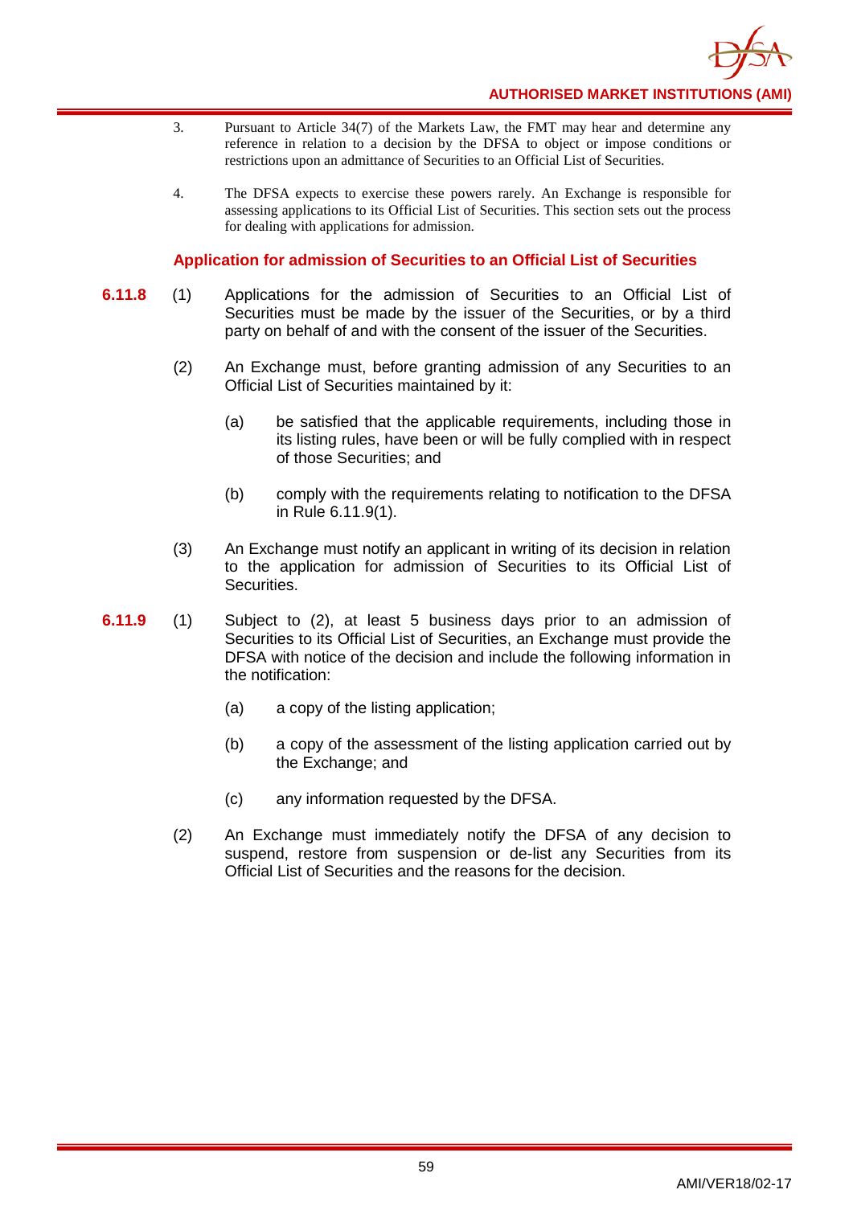3. Pursuant to Article 34(7) of the Markets Law, the FMT may hear and determine any reference in relation to a decision by the DFSA to object or impose conditions or restrictions upon an admittance of Securities to an Official List of Securities.

4. The DFSA expects to exercise these powers rarely. An Exchange is responsible for assessing applications to its Official List of Securities. This section sets out the process for dealing with applications for admission.

### Application for admission of Securities to an Official List of Securities

**6.11.8** (1) Applications for the admission of Securities to an Official List of Securities must be made by the issuer of the Securities, or by a third party on behalf of and with the consent of the issuer of the Securities.

(2) An Exchange must, before granting admission of any Securities to an Official List of Securities maintained by it:

(a) be satisfied that the applicable requirements, including those in its listing rules, have been or will be fully complied with in respect of those Securities; and

(b) comply with the requirements relating to notification to the DFSA in Rule 6.11.9(1).

(3) An Exchange must notify an applicant in writing of its decision in relation to the application for admission of Securities to its Official List of Securities.

**6.11.9** (1) Subject to (2), at least 5 business days prior to an admission of Securities to its Official List of Securities, an Exchange must provide the DFSA with notice of the decision and include the following information in the notification:

(a) a copy of the listing application;

(b) a copy of the assessment of the listing application carried out by the Exchange; and

(c) any information requested by the DFSA.

(2) An Exchange must immediately notify the DFSA of any decision to suspend, restore from suspension or de-list any Securities from its Official List of Securities and the reasons for the decision.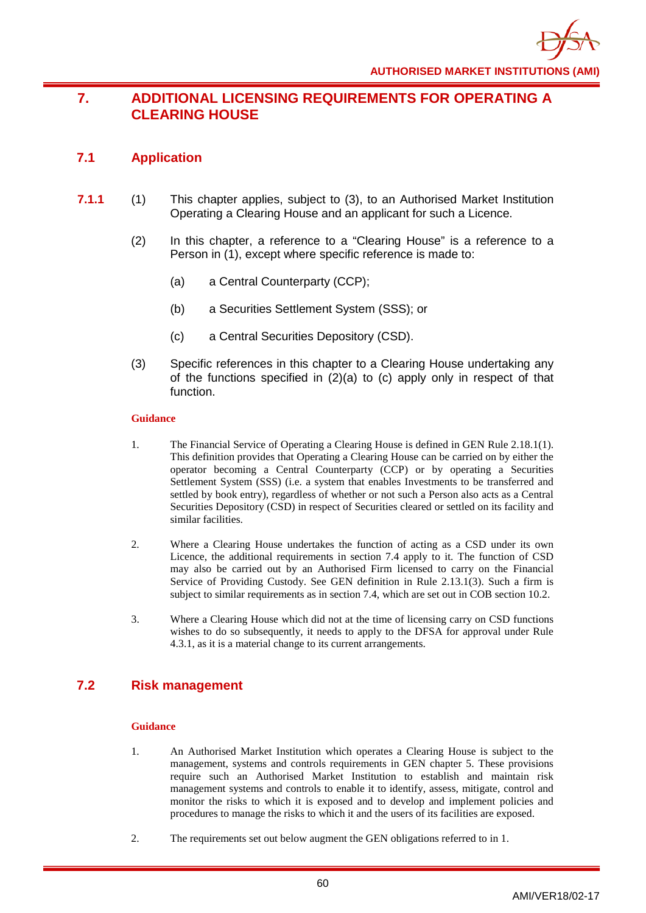# 7. ADDITIONAL LICENSING REQUIREMENTS FOR OPERATING A CLEARING HOUSE

## 7.1 Application

**7.1.1** (1) This chapter applies, subject to (3), to an Authorised Market Institution Operating a Clearing House and an applicant for such a Licence.

(2) In this chapter, a reference to a "Clearing House" is a reference to a Person in (1), except where specific reference is made to:

(a) a Central Counterparty (CCP);

(b) a Securities Settlement System (SSS); or

(c) a Central Securities Depository (CSD).

(3) Specific references in this chapter to a Clearing House undertaking any of the functions specified in (2)(a) to (c) apply only in respect of that function.

**Guidance**

1. The Financial Service of Operating a Clearing House is defined in GEN Rule 2.18.1(1). This definition provides that Operating a Clearing House can be carried on by either the operator becoming a Central Counterparty (CCP) or by operating a Securities Settlement System (SSS) (i.e. a system that enables Investments to be transferred and settled by book entry), regardless of whether or not such a Person also acts as a Central Securities Depository (CSD) in respect of Securities cleared or settled on its facility and similar facilities.

2. Where a Clearing House undertakes the function of acting as a CSD under its own Licence, the additional requirements in section 7.4 apply to it. The function of CSD may also be carried out by an Authorised Firm licensed to carry on the Financial Service of Providing Custody. See GEN definition in Rule 2.13.1(3). Such a firm is subject to similar requirements as in section 7.4, which are set out in COB section 10.2.

3. Where a Clearing House which did not at the time of licensing carry on CSD functions wishes to do so subsequently, it needs to apply to the DFSA for approval under Rule 4.3.1, as it is a material change to its current arrangements.

## 7.2 Risk management

**Guidance**

1. An Authorised Market Institution which operates a Clearing House is subject to the management, systems and controls requirements in GEN chapter 5. These provisions require such an Authorised Market Institution to establish and maintain risk management systems and controls to enable it to identify, assess, mitigate, control and monitor the risks to which it is exposed and to develop and implement policies and procedures to manage the risks to which it and the users of its facilities are exposed.

2. The requirements set out below augment the GEN obligations referred to in 1.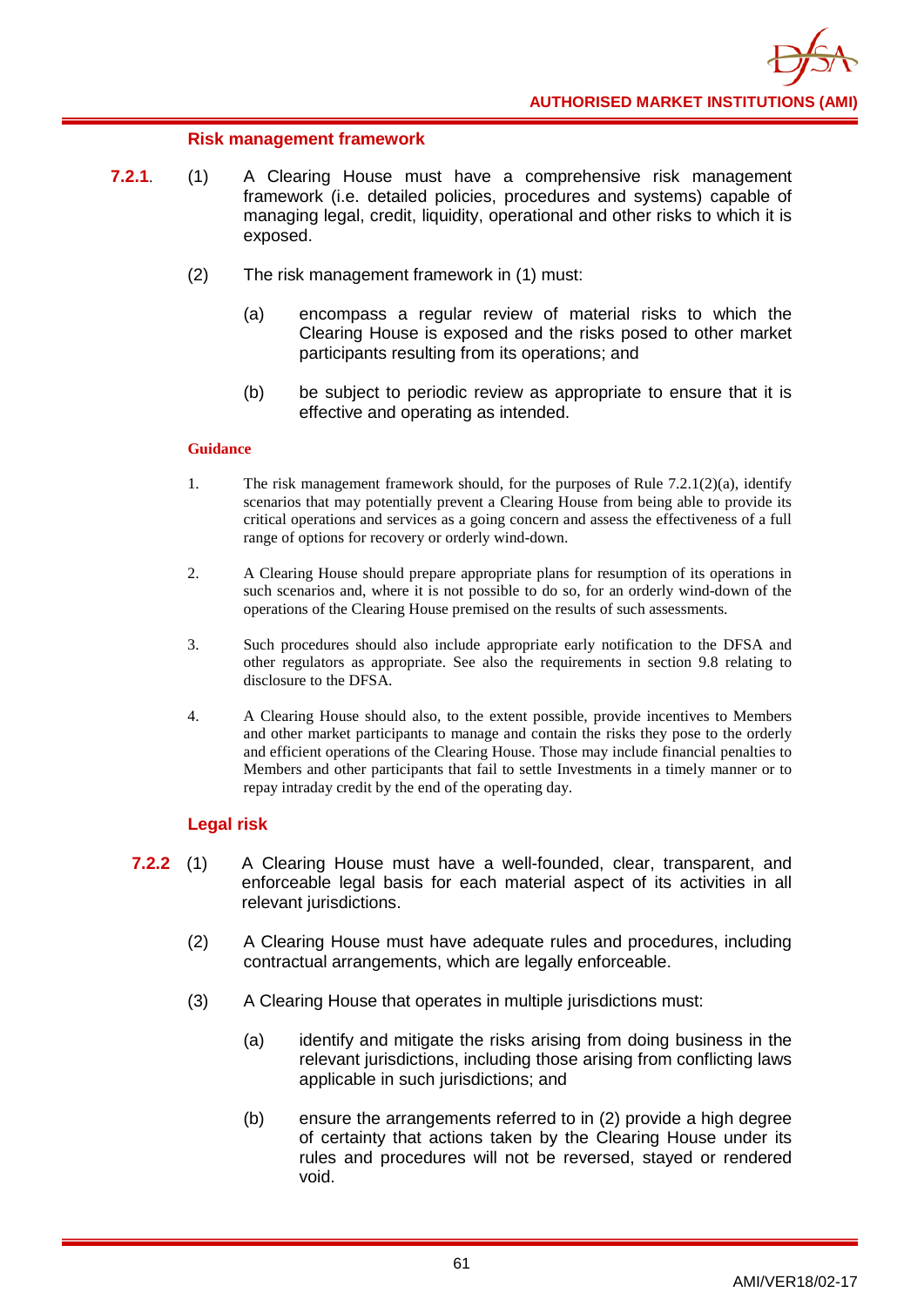### Risk management framework

**7.2.1.** (1) A Clearing House must have a comprehensive risk management framework (i.e. detailed policies, procedures and systems) capable of managing legal, credit, liquidity, operational and other risks to which it is exposed.

(2) The risk management framework in (1) must:

(a) encompass a regular review of material risks to which the Clearing House is exposed and the risks posed to other market participants resulting from its operations; and

(b) be subject to periodic review as appropriate to ensure that it is effective and operating as intended.

**Guidance**

1. The risk management framework should, for the purposes of Rule 7.2.1(2)(a), identify scenarios that may potentially prevent a Clearing House from being able to provide its critical operations and services as a going concern and assess the effectiveness of a full range of options for recovery or orderly wind-down.

2. A Clearing House should prepare appropriate plans for resumption of its operations in such scenarios and, where it is not possible to do so, for an orderly wind-down of the operations of the Clearing House premised on the results of such assessments.

3. Such procedures should also include appropriate early notification to the DFSA and other regulators as appropriate. See also the requirements in section 9.8 relating to disclosure to the DFSA.

4. A Clearing House should also, to the extent possible, provide incentives to Members and other market participants to manage and contain the risks they pose to the orderly and efficient operations of the Clearing House. Those may include financial penalties to Members and other participants that fail to settle Investments in a timely manner or to repay intraday credit by the end of the operating day.

### Legal risk

**7.2.2** (1) A Clearing House must have a well-founded, clear, transparent, and enforceable legal basis for each material aspect of its activities in all relevant jurisdictions.

(2) A Clearing House must have adequate rules and procedures, including contractual arrangements, which are legally enforceable.

(3) A Clearing House that operates in multiple jurisdictions must:

(a) identify and mitigate the risks arising from doing business in the relevant jurisdictions, including those arising from conflicting laws applicable in such jurisdictions; and

(b) ensure the arrangements referred to in (2) provide a high degree of certainty that actions taken by the Clearing House under its rules and procedures will not be reversed, stayed or rendered void.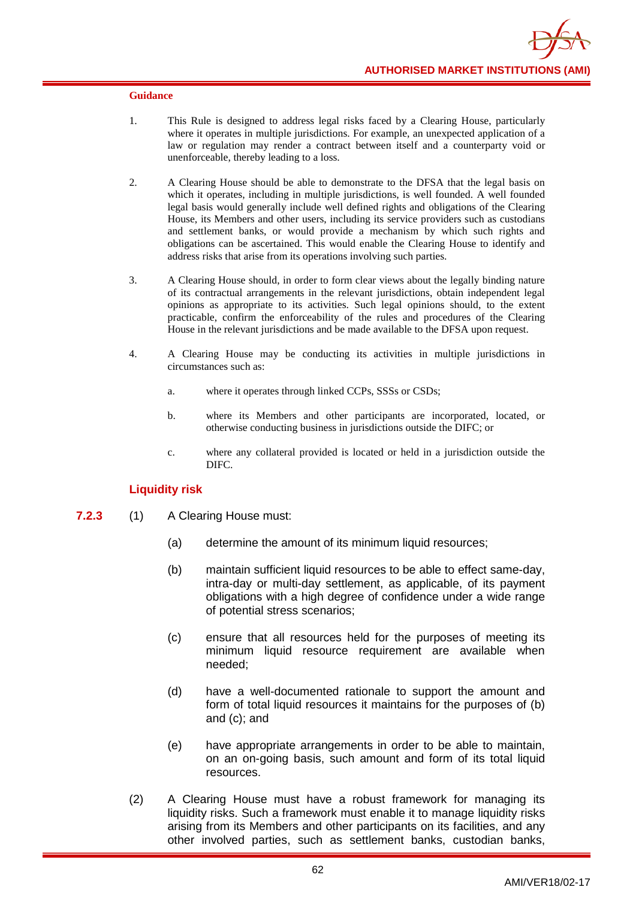**Guidance**

1. This Rule is designed to address legal risks faced by a Clearing House, particularly where it operates in multiple jurisdictions. For example, an unexpected application of a law or regulation may render a contract between itself and a counterparty void or unenforceable, thereby leading to a loss.

2. A Clearing House should be able to demonstrate to the DFSA that the legal basis on which it operates, including in multiple jurisdictions, is well founded. A well founded legal basis would generally include well defined rights and obligations of the Clearing House, its Members and other users, including its service providers such as custodians and settlement banks, or would provide a mechanism by which such rights and obligations can be ascertained. This would enable the Clearing House to identify and address risks that arise from its operations involving such parties.

3. A Clearing House should, in order to form clear views about the legally binding nature of its contractual arrangements in the relevant jurisdictions, obtain independent legal opinions as appropriate to its activities. Such legal opinions should, to the extent practicable, confirm the enforceability of the rules and procedures of the Clearing House in the relevant jurisdictions and be made available to the DFSA upon request.

4. A Clearing House may be conducting its activities in multiple jurisdictions in circumstances such as:

   a. where it operates through linked CCPs, SSSs or CSDs;

   b. where its Members and other participants are incorporated, located, or otherwise conducting business in jurisdictions outside the DIFC; or

   c. where any collateral provided is located or held in a jurisdiction outside the DIFC.

### Liquidity risk

**7.2.3** (1) A Clearing House must:

(a) determine the amount of its minimum liquid resources;

(b) maintain sufficient liquid resources to be able to effect same-day, intra-day or multi-day settlement, as applicable, of its payment obligations with a high degree of confidence under a wide range of potential stress scenarios;

(c) ensure that all resources held for the purposes of meeting its minimum liquid resource requirement are available when needed;

(d) have a well-documented rationale to support the amount and form of total liquid resources it maintains for the purposes of (b) and (c); and

(e) have appropriate arrangements in order to be able to maintain, on an on-going basis, such amount and form of its total liquid resources.

(2) A Clearing House must have a robust framework for managing its liquidity risks. Such a framework must enable it to manage liquidity risks arising from its Members and other participants on its facilities, and any other involved parties, such as settlement banks, custodian banks,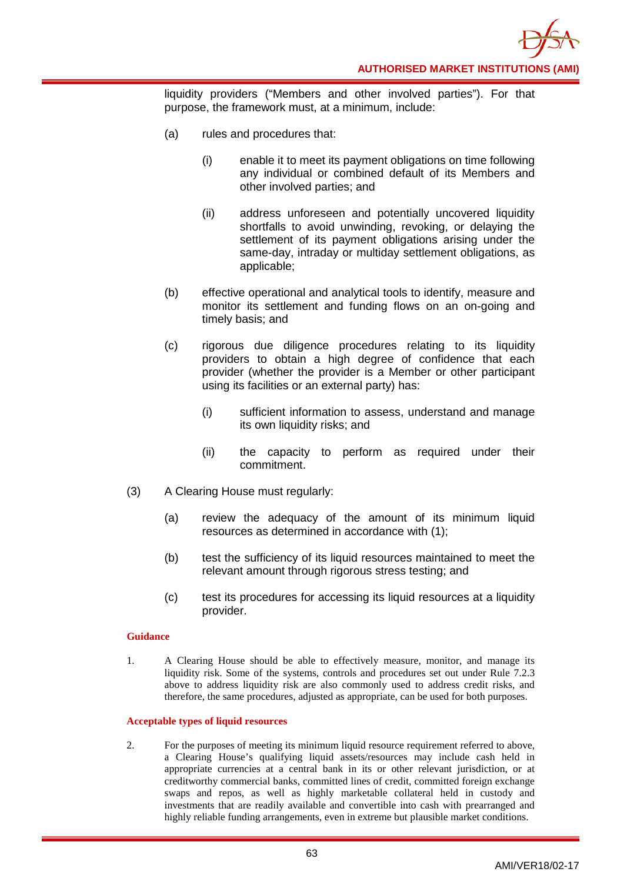liquidity providers ("Members and other involved parties"). For that purpose, the framework must, at a minimum, include:

(a) rules and procedures that:

(i) enable it to meet its payment obligations on time following any individual or combined default of its Members and other involved parties; and

(ii) address unforeseen and potentially uncovered liquidity shortfalls to avoid unwinding, revoking, or delaying the settlement of its payment obligations arising under the same-day, intraday or multiday settlement obligations, as applicable;

(b) effective operational and analytical tools to identify, measure and monitor its settlement and funding flows on an on-going and timely basis; and

(c) rigorous due diligence procedures relating to its liquidity providers to obtain a high degree of confidence that each provider (whether the provider is a Member or other participant using its facilities or an external party) has:

(i) sufficient information to assess, understand and manage its own liquidity risks; and

(ii) the capacity to perform as required under their commitment.

(3) A Clearing House must regularly:

(a) review the adequacy of the amount of its minimum liquid resources as determined in accordance with (1);

(b) test the sufficiency of its liquid resources maintained to meet the relevant amount through rigorous stress testing; and

(c) test its procedures for accessing its liquid resources at a liquidity provider.

**Guidance**

1. A Clearing House should be able to effectively measure, monitor, and manage its liquidity risk. Some of the systems, controls and procedures set out under Rule 7.2.3 above to address liquidity risk are also commonly used to address credit risks, and therefore, the same procedures, adjusted as appropriate, can be used for both purposes.

**Acceptable types of liquid resources**

2. For the purposes of meeting its minimum liquid resource requirement referred to above, a Clearing House's qualifying liquid assets/resources may include cash held in appropriate currencies at a central bank in its or other relevant jurisdiction, or at creditworthy commercial banks, committed lines of credit, committed foreign exchange swaps and repos, as well as highly marketable collateral held in custody and investments that are readily available and convertible into cash with prearranged and highly reliable funding arrangements, even in extreme but plausible market conditions.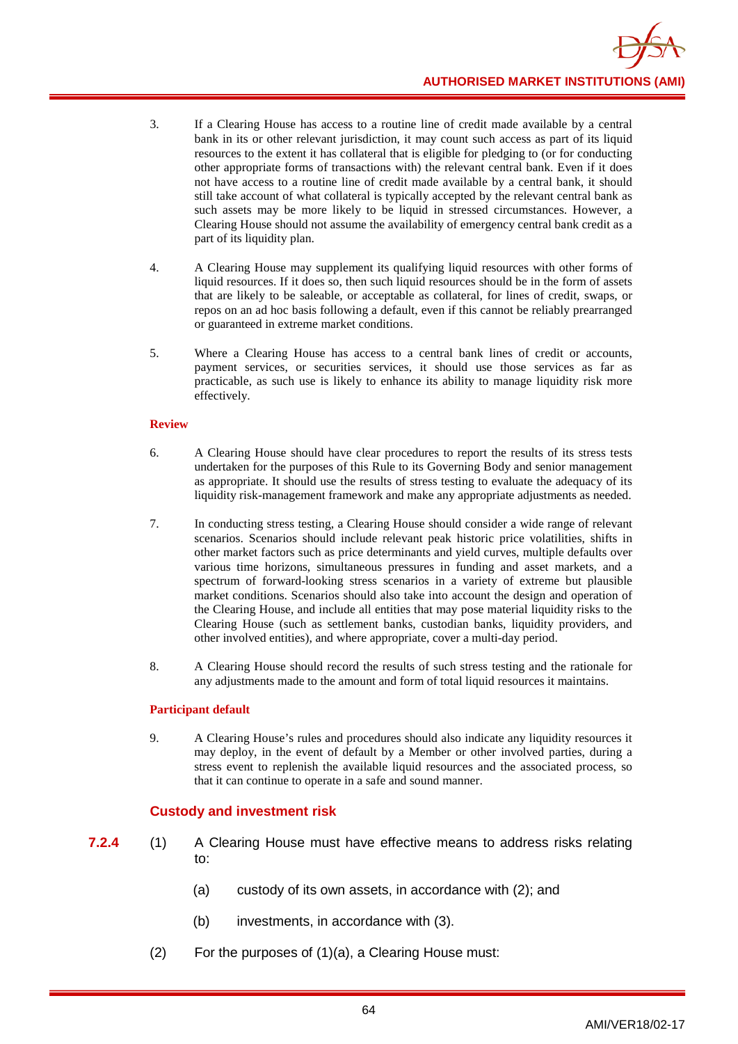3. If a Clearing House has access to a routine line of credit made available by a central bank in its or other relevant jurisdiction, it may count such access as part of its liquid resources to the extent it has collateral that is eligible for pledging to (or for conducting other appropriate forms of transactions with) the relevant central bank. Even if it does not have access to a routine line of credit made available by a central bank, it should still take account of what collateral is typically accepted by the relevant central bank as such assets may be more likely to be liquid in stressed circumstances. However, a Clearing House should not assume the availability of emergency central bank credit as a part of its liquidity plan.

4. A Clearing House may supplement its qualifying liquid resources with other forms of liquid resources. If it does so, then such liquid resources should be in the form of assets that are likely to be saleable, or acceptable as collateral, for lines of credit, swaps, or repos on an ad hoc basis following a default, even if this cannot be reliably prearranged or guaranteed in extreme market conditions.

5. Where a Clearing House has access to a central bank lines of credit or accounts, payment services, or securities services, it should use those services as far as practicable, as such use is likely to enhance its ability to manage liquidity risk more effectively.

**Review**

6. A Clearing House should have clear procedures to report the results of its stress tests undertaken for the purposes of this Rule to its Governing Body and senior management as appropriate. It should use the results of stress testing to evaluate the adequacy of its liquidity risk-management framework and make any appropriate adjustments as needed.

7. In conducting stress testing, a Clearing House should consider a wide range of relevant scenarios. Scenarios should include relevant peak historic price volatilities, shifts in other market factors such as price determinants and yield curves, multiple defaults over various time horizons, simultaneous pressures in funding and asset markets, and a spectrum of forward-looking stress scenarios in a variety of extreme but plausible market conditions. Scenarios should also take into account the design and operation of the Clearing House, and include all entities that may pose material liquidity risks to the Clearing House (such as settlement banks, custodian banks, liquidity providers, and other involved entities), and where appropriate, cover a multi-day period.

8. A Clearing House should record the results of such stress testing and the rationale for any adjustments made to the amount and form of total liquid resources it maintains.

**Participant default**

9. A Clearing House's rules and procedures should also indicate any liquidity resources it may deploy, in the event of default by a Member or other involved parties, during a stress event to replenish the available liquid resources and the associated process, so that it can continue to operate in a safe and sound manner.

### Custody and investment risk

**7.2.4** (1) A Clearing House must have effective means to address risks relating to:

(a) custody of its own assets, in accordance with (2); and

(b) investments, in accordance with (3).

(2) For the purposes of (1)(a), a Clearing House must: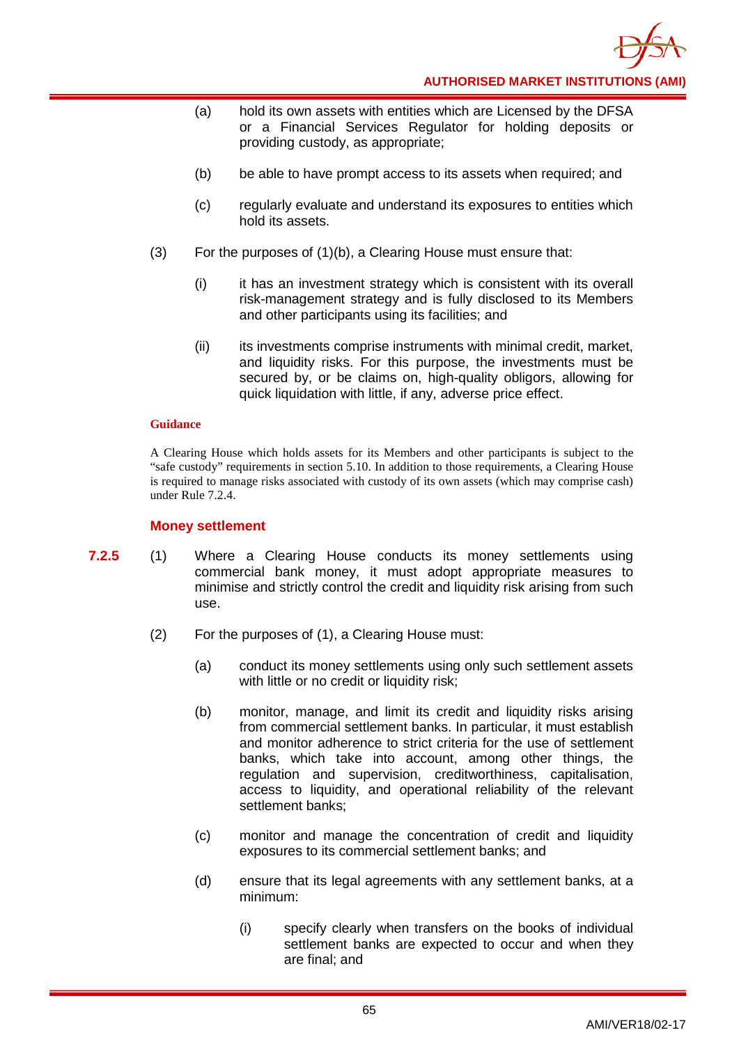(a) hold its own assets with entities which are Licensed by the DFSA or a Financial Services Regulator for holding deposits or providing custody, as appropriate;

(b) be able to have prompt access to its assets when required; and

(c) regularly evaluate and understand its exposures to entities which hold its assets.

(3) For the purposes of (1)(b), a Clearing House must ensure that:

(i) it has an investment strategy which is consistent with its overall risk-management strategy and is fully disclosed to its Members and other participants using its facilities; and

(ii) its investments comprise instruments with minimal credit, market, and liquidity risks. For this purpose, the investments must be secured by, or be claims on, high-quality obligors, allowing for quick liquidation with little, if any, adverse price effect.

**Guidance**

A Clearing House which holds assets for its Members and other participants is subject to the "safe custody" requirements in section 5.10. In addition to those requirements, a Clearing House is required to manage risks associated with custody of its own assets (which may comprise cash) under Rule 7.2.4.

### Money settlement

**7.2.5** (1) Where a Clearing House conducts its money settlements using commercial bank money, it must adopt appropriate measures to minimise and strictly control the credit and liquidity risk arising from such use.

(2) For the purposes of (1), a Clearing House must:

(a) conduct its money settlements using only such settlement assets with little or no credit or liquidity risk;

(b) monitor, manage, and limit its credit and liquidity risks arising from commercial settlement banks. In particular, it must establish and monitor adherence to strict criteria for the use of settlement banks, which take into account, among other things, the regulation and supervision, creditworthiness, capitalisation, access to liquidity, and operational reliability of the relevant settlement banks;

(c) monitor and manage the concentration of credit and liquidity exposures to its commercial settlement banks; and

(d) ensure that its legal agreements with any settlement banks, at a minimum:

(i) specify clearly when transfers on the books of individual settlement banks are expected to occur and when they are final; and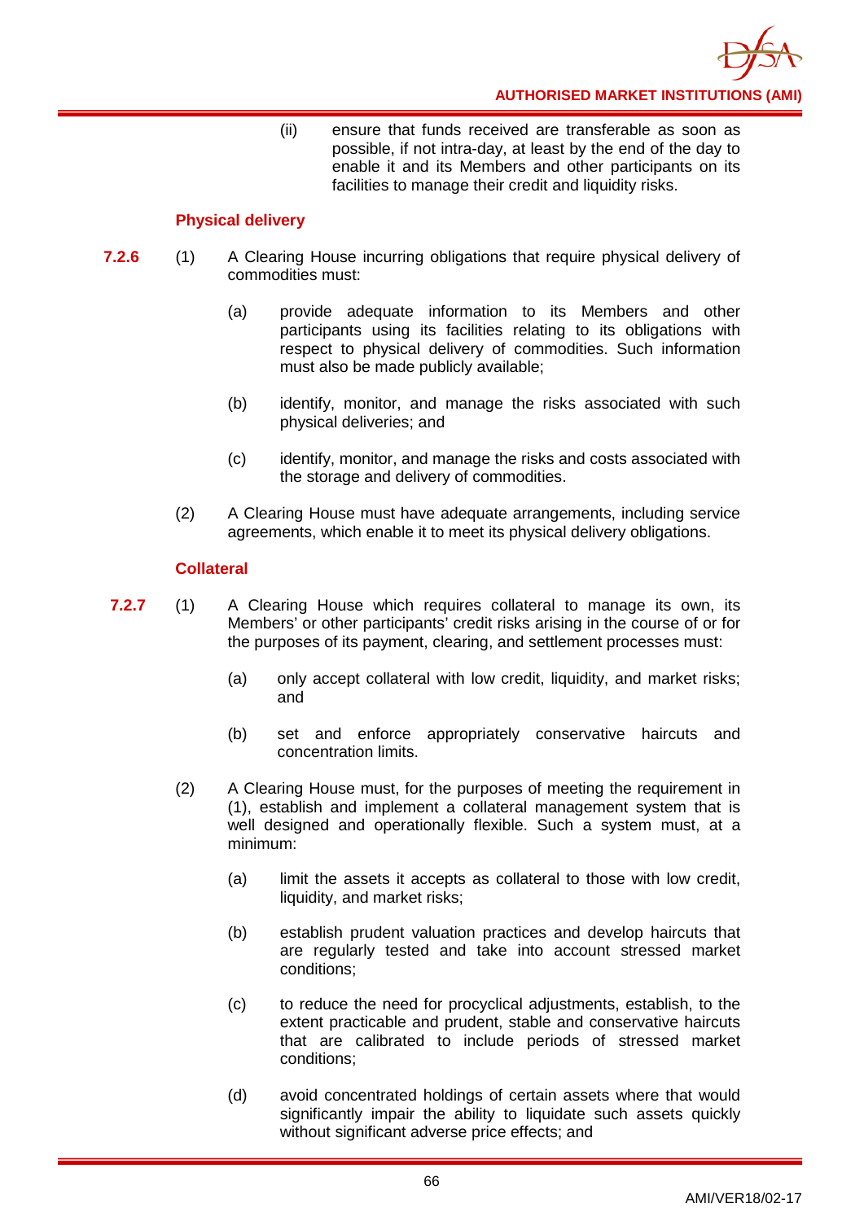(ii) ensure that funds received are transferable as soon as possible, if not intra-day, at least by the end of the day to enable it and its Members and other participants on its facilities to manage their credit and liquidity risks.

### Physical delivery

**7.2.6** (1) A Clearing House incurring obligations that require physical delivery of commodities must:

(a) provide adequate information to its Members and other participants using its facilities relating to its obligations with respect to physical delivery of commodities. Such information must also be made publicly available;

(b) identify, monitor, and manage the risks associated with such physical deliveries; and

(c) identify, monitor, and manage the risks and costs associated with the storage and delivery of commodities.

(2) A Clearing House must have adequate arrangements, including service agreements, which enable it to meet its physical delivery obligations.

### Collateral

**7.2.7** (1) A Clearing House which requires collateral to manage its own, its Members' or other participants' credit risks arising in the course of or for the purposes of its payment, clearing, and settlement processes must:

(a) only accept collateral with low credit, liquidity, and market risks; and

(b) set and enforce appropriately conservative haircuts and concentration limits.

(2) A Clearing House must, for the purposes of meeting the requirement in (1), establish and implement a collateral management system that is well designed and operationally flexible. Such a system must, at a minimum:

(a) limit the assets it accepts as collateral to those with low credit, liquidity, and market risks;

(b) establish prudent valuation practices and develop haircuts that are regularly tested and take into account stressed market conditions;

(c) to reduce the need for procyclical adjustments, establish, to the extent practicable and prudent, stable and conservative haircuts that are calibrated to include periods of stressed market conditions;

(d) avoid concentrated holdings of certain assets where that would significantly impair the ability to liquidate such assets quickly without significant adverse price effects; and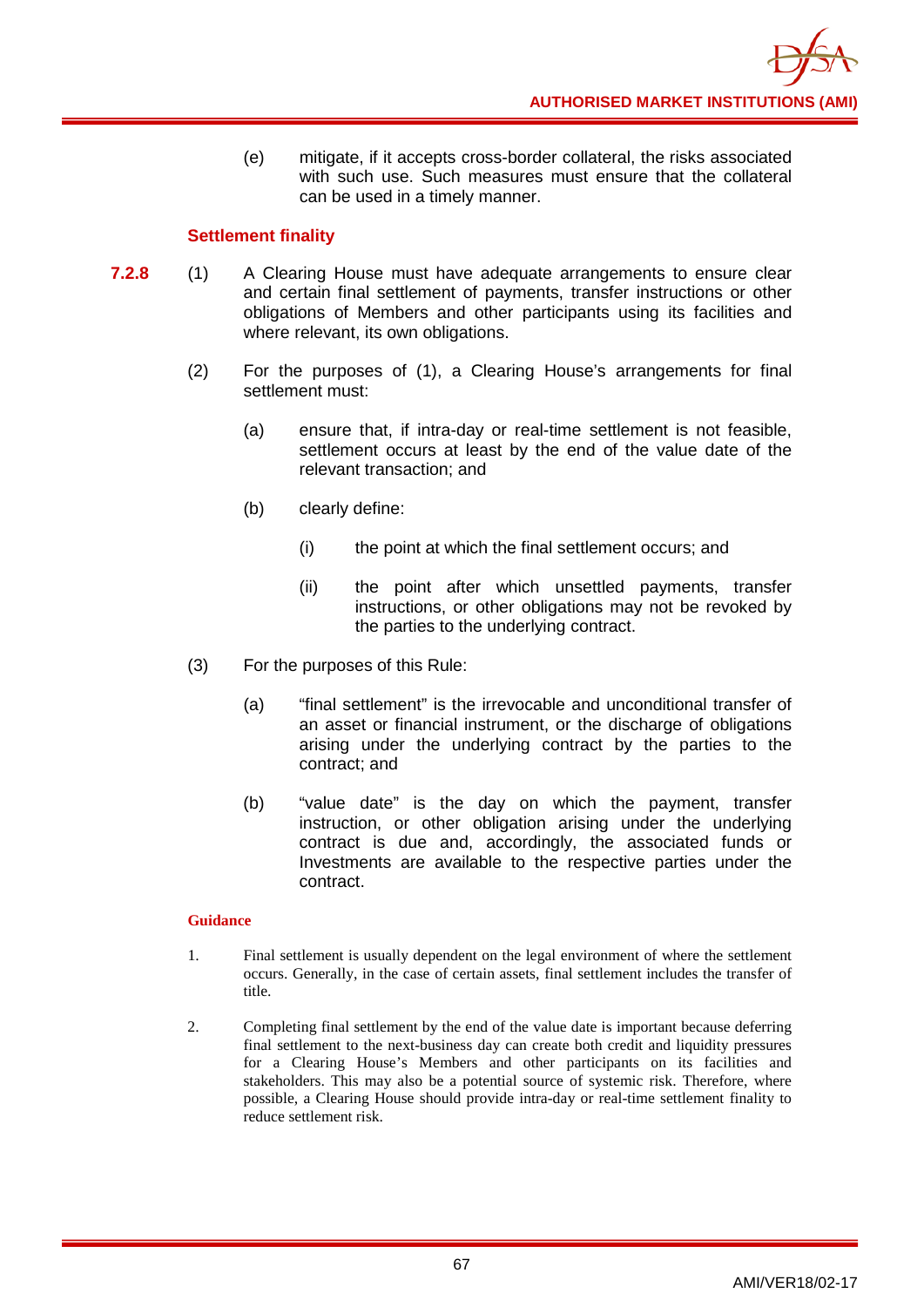(e) mitigate, if it accepts cross-border collateral, the risks associated with such use. Such measures must ensure that the collateral can be used in a timely manner.

### Settlement finality

**7.2.8** (1) A Clearing House must have adequate arrangements to ensure clear and certain final settlement of payments, transfer instructions or other obligations of Members and other participants using its facilities and where relevant, its own obligations.

(2) For the purposes of (1), a Clearing House's arrangements for final settlement must:

(a) ensure that, if intra-day or real-time settlement is not feasible, settlement occurs at least by the end of the value date of the relevant transaction; and

(b) clearly define:

(i) the point at which the final settlement occurs; and

(ii) the point after which unsettled payments, transfer instructions, or other obligations may not be revoked by the parties to the underlying contract.

(3) For the purposes of this Rule:

(a) "final settlement" is the irrevocable and unconditional transfer of an asset or financial instrument, or the discharge of obligations arising under the underlying contract by the parties to the contract; and

(b) "value date" is the day on which the payment, transfer instruction, or other obligation arising under the underlying contract is due and, accordingly, the associated funds or Investments are available to the respective parties under the contract.

#### Guidance

1. Final settlement is usually dependent on the legal environment of where the settlement occurs. Generally, in the case of certain assets, final settlement includes the transfer of title.

2. Completing final settlement by the end of the value date is important because deferring final settlement to the next-business day can create both credit and liquidity pressures for a Clearing House's Members and other participants on its facilities and stakeholders. This may also be a potential source of systemic risk. Therefore, where possible, a Clearing House should provide intra-day or real-time settlement finality to reduce settlement risk.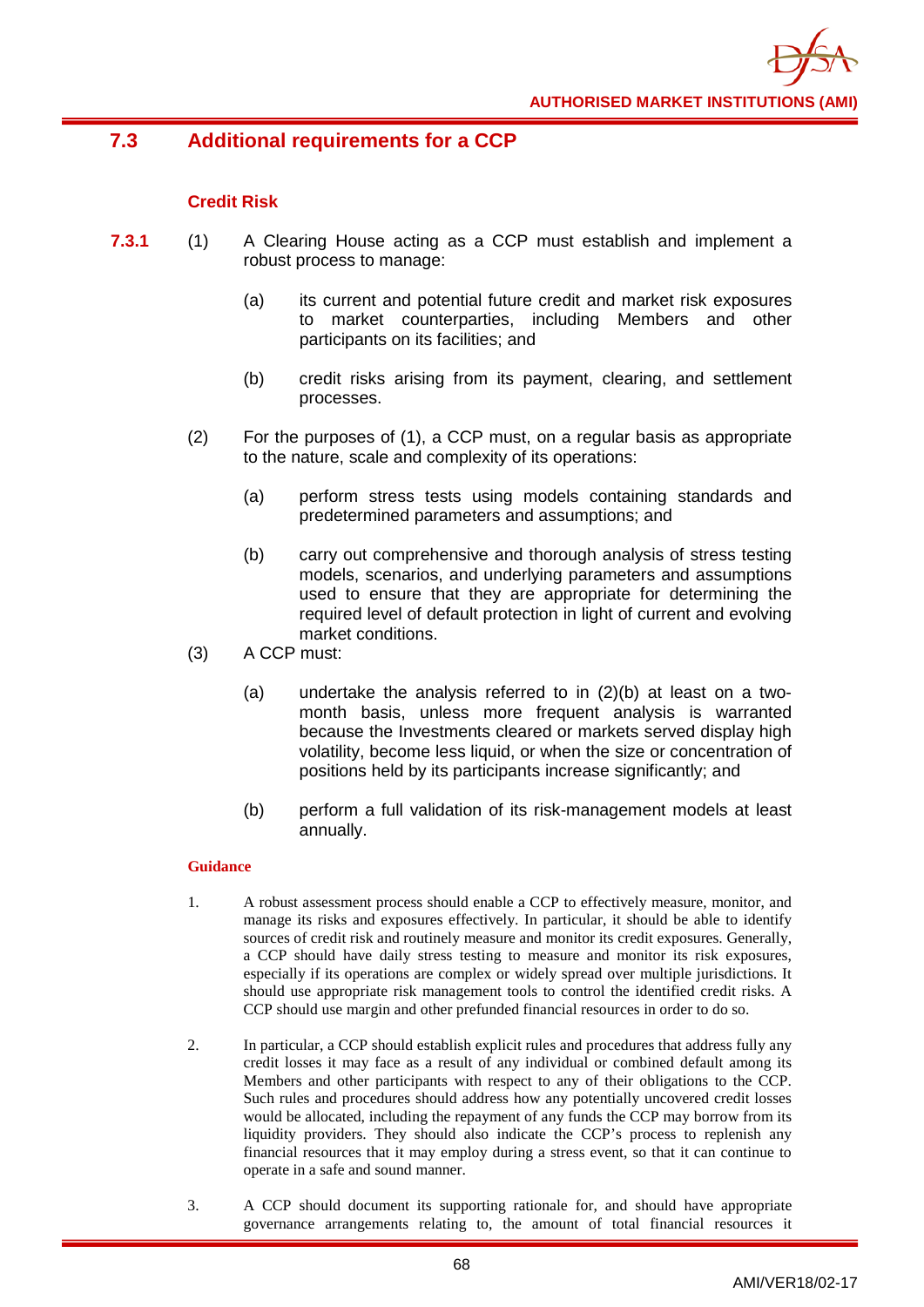## 7.3 Additional requirements for a CCP

### Credit Risk

**7.3.1** (1) A Clearing House acting as a CCP must establish and implement a robust process to manage:

(a) its current and potential future credit and market risk exposures to market counterparties, including Members and other participants on its facilities; and

(b) credit risks arising from its payment, clearing, and settlement processes.

(2) For the purposes of (1), a CCP must, on a regular basis as appropriate to the nature, scale and complexity of its operations:

(a) perform stress tests using models containing standards and predetermined parameters and assumptions; and

(b) carry out comprehensive and thorough analysis of stress testing models, scenarios, and underlying parameters and assumptions used to ensure that they are appropriate for determining the required level of default protection in light of current and evolving market conditions.

(3) A CCP must:

(a) undertake the analysis referred to in (2)(b) at least on a two-month basis, unless more frequent analysis is warranted because the Investments cleared or markets served display high volatility, become less liquid, or when the size or concentration of positions held by its participants increase significantly; and

(b) perform a full validation of its risk-management models at least annually.

**Guidance**

1. A robust assessment process should enable a CCP to effectively measure, monitor, and manage its risks and exposures effectively. In particular, it should be able to identify sources of credit risk and routinely measure and monitor its credit exposures. Generally, a CCP should have daily stress testing to measure and monitor its risk exposures, especially if its operations are complex or widely spread over multiple jurisdictions. It should use appropriate risk management tools to control the identified credit risks. A CCP should use margin and other prefunded financial resources in order to do so.

2. In particular, a CCP should establish explicit rules and procedures that address fully any credit losses it may face as a result of any individual or combined default among its Members and other participants with respect to any of their obligations to the CCP. Such rules and procedures should address how any potentially uncovered credit losses would be allocated, including the repayment of any funds the CCP may borrow from its liquidity providers. They should also indicate the CCP's process to replenish any financial resources that it may employ during a stress event, so that it can continue to operate in a safe and sound manner.

3. A CCP should document its supporting rationale for, and should have appropriate governance arrangements relating to, the amount of total financial resources it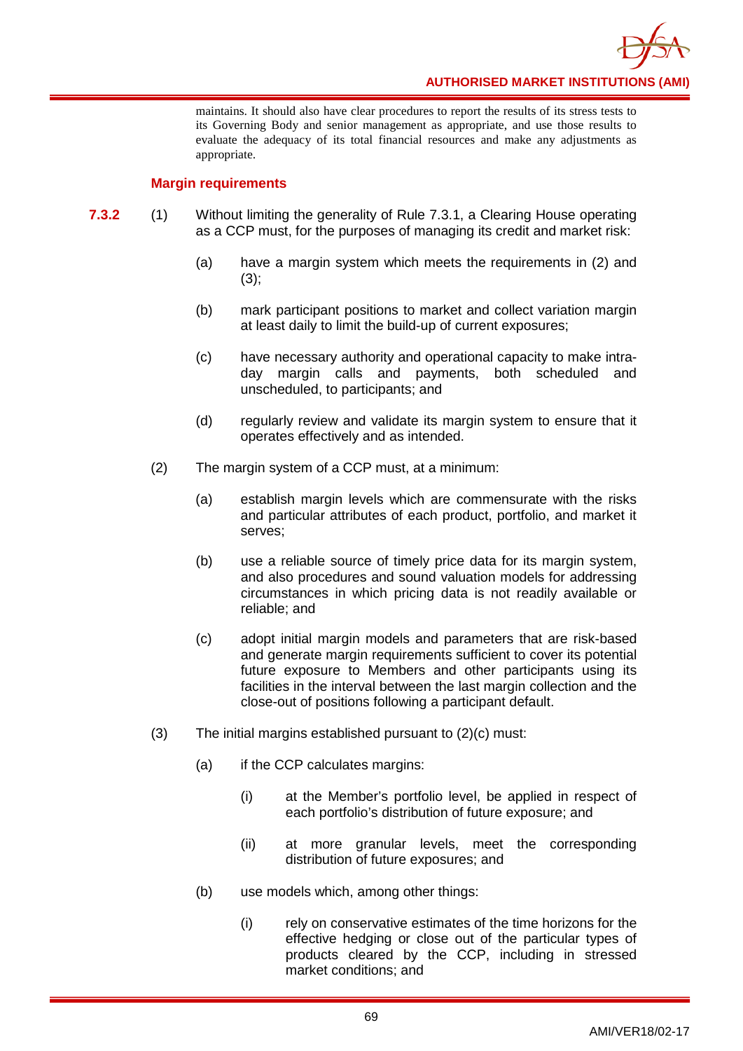maintains. It should also have clear procedures to report the results of its stress tests to its Governing Body and senior management as appropriate, and use those results to evaluate the adequacy of its total financial resources and make any adjustments as appropriate.

### Margin requirements

**7.3.2** (1) Without limiting the generality of Rule 7.3.1, a Clearing House operating as a CCP must, for the purposes of managing its credit and market risk:

(a) have a margin system which meets the requirements in (2) and (3);

(b) mark participant positions to market and collect variation margin at least daily to limit the build-up of current exposures;

(c) have necessary authority and operational capacity to make intra-day margin calls and payments, both scheduled and unscheduled, to participants; and

(d) regularly review and validate its margin system to ensure that it operates effectively and as intended.

(2) The margin system of a CCP must, at a minimum:

(a) establish margin levels which are commensurate with the risks and particular attributes of each product, portfolio, and market it serves;

(b) use a reliable source of timely price data for its margin system, and also procedures and sound valuation models for addressing circumstances in which pricing data is not readily available or reliable; and

(c) adopt initial margin models and parameters that are risk-based and generate margin requirements sufficient to cover its potential future exposure to Members and other participants using its facilities in the interval between the last margin collection and the close-out of positions following a participant default.

(3) The initial margins established pursuant to (2)(c) must:

(a) if the CCP calculates margins:

(i) at the Member's portfolio level, be applied in respect of each portfolio's distribution of future exposure; and

(ii) at more granular levels, meet the corresponding distribution of future exposures; and

(b) use models which, among other things:

(i) rely on conservative estimates of the time horizons for the effective hedging or close out of the particular types of products cleared by the CCP, including in stressed market conditions; and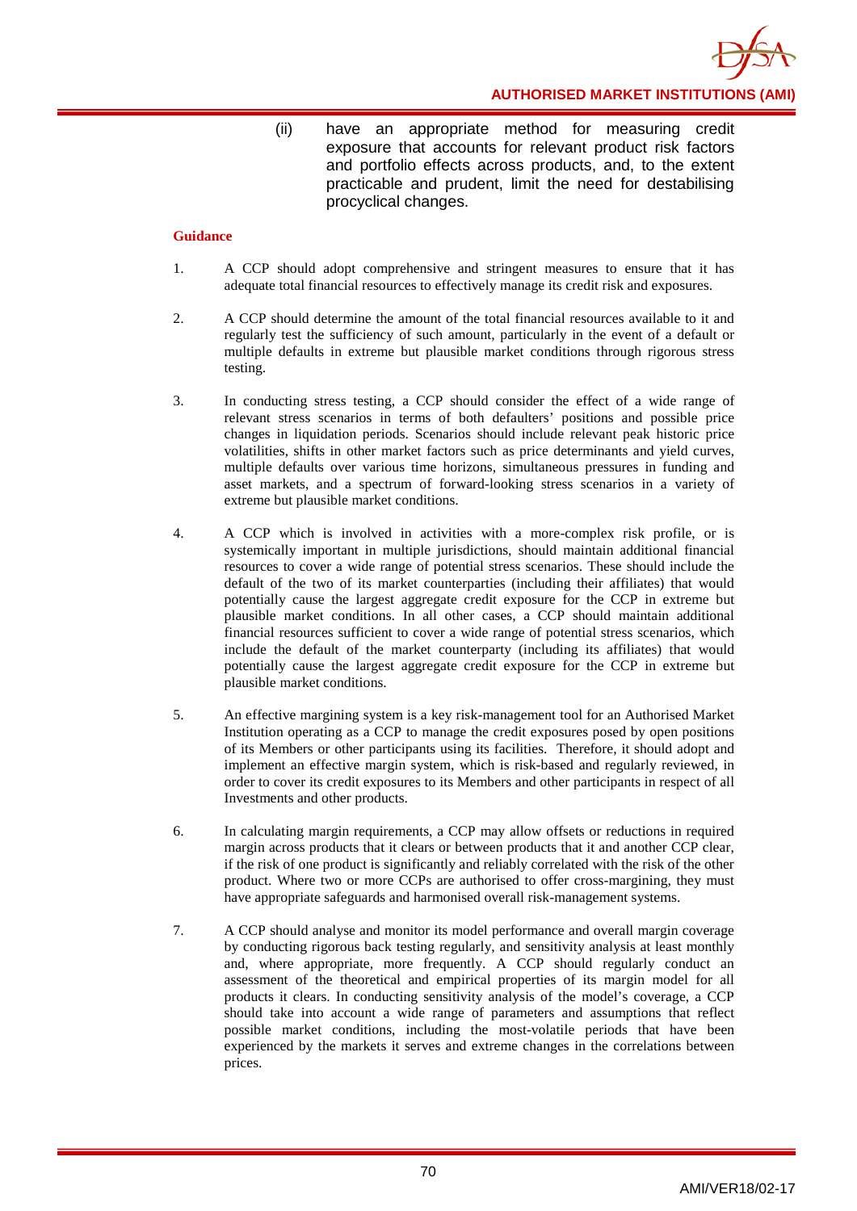(ii) have an appropriate method for measuring credit exposure that accounts for relevant product risk factors and portfolio effects across products, and, to the extent practicable and prudent, limit the need for destabilising procyclical changes.

**Guidance**

1. A CCP should adopt comprehensive and stringent measures to ensure that it has adequate total financial resources to effectively manage its credit risk and exposures.

2. A CCP should determine the amount of the total financial resources available to it and regularly test the sufficiency of such amount, particularly in the event of a default or multiple defaults in extreme but plausible market conditions through rigorous stress testing.

3. In conducting stress testing, a CCP should consider the effect of a wide range of relevant stress scenarios in terms of both defaulters' positions and possible price changes in liquidation periods. Scenarios should include relevant peak historic price volatilities, shifts in other market factors such as price determinants and yield curves, multiple defaults over various time horizons, simultaneous pressures in funding and asset markets, and a spectrum of forward-looking stress scenarios in a variety of extreme but plausible market conditions.

4. A CCP which is involved in activities with a more-complex risk profile, or is systemically important in multiple jurisdictions, should maintain additional financial resources to cover a wide range of potential stress scenarios. These should include the default of the two of its market counterparties (including their affiliates) that would potentially cause the largest aggregate credit exposure for the CCP in extreme but plausible market conditions. In all other cases, a CCP should maintain additional financial resources sufficient to cover a wide range of potential stress scenarios, which include the default of the market counterparty (including its affiliates) that would potentially cause the largest aggregate credit exposure for the CCP in extreme but plausible market conditions.

5. An effective margining system is a key risk-management tool for an Authorised Market Institution operating as a CCP to manage the credit exposures posed by open positions of its Members or other participants using its facilities. Therefore, it should adopt and implement an effective margin system, which is risk-based and regularly reviewed, in order to cover its credit exposures to its Members and other participants in respect of all Investments and other products.

6. In calculating margin requirements, a CCP may allow offsets or reductions in required margin across products that it clears or between products that it and another CCP clear, if the risk of one product is significantly and reliably correlated with the risk of the other product. Where two or more CCPs are authorised to offer cross-margining, they must have appropriate safeguards and harmonised overall risk-management systems.

7. A CCP should analyse and monitor its model performance and overall margin coverage by conducting rigorous back testing regularly, and sensitivity analysis at least monthly and, where appropriate, more frequently. A CCP should regularly conduct an assessment of the theoretical and empirical properties of its margin model for all products it clears. In conducting sensitivity analysis of the model's coverage, a CCP should take into account a wide range of parameters and assumptions that reflect possible market conditions, including the most-volatile periods that have been experienced by the markets it serves and extreme changes in the correlations between prices.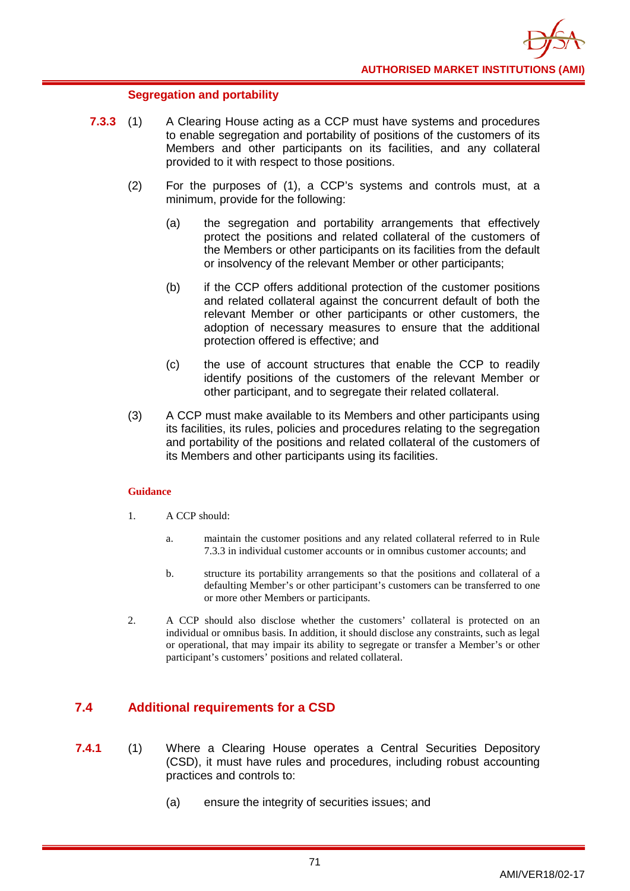#### Segregation and portability

**7.3.3** (1) A Clearing House acting as a CCP must have systems and procedures to enable segregation and portability of positions of the customers of its Members and other participants on its facilities, and any collateral provided to it with respect to those positions.

(2) For the purposes of (1), a CCP's systems and controls must, at a minimum, provide for the following:

(a) the segregation and portability arrangements that effectively protect the positions and related collateral of the customers of the Members or other participants on its facilities from the default or insolvency of the relevant Member or other participants;

(b) if the CCP offers additional protection of the customer positions and related collateral against the concurrent default of both the relevant Member or other participants or other customers, the adoption of necessary measures to ensure that the additional protection offered is effective; and

(c) the use of account structures that enable the CCP to readily identify positions of the customers of the relevant Member or other participant, and to segregate their related collateral.

(3) A CCP must make available to its Members and other participants using its facilities, its rules, policies and procedures relating to the segregation and portability of the positions and related collateral of the customers of its Members and other participants using its facilities.

**Guidance**

1. A CCP should:

   a. maintain the customer positions and any related collateral referred to in Rule 7.3.3 in individual customer accounts or in omnibus customer accounts; and

   b. structure its portability arrangements so that the positions and collateral of a defaulting Member's or other participant's customers can be transferred to one or more other Members or participants.

2. A CCP should also disclose whether the customers' collateral is protected on an individual or omnibus basis. In addition, it should disclose any constraints, such as legal or operational, that may impair its ability to segregate or transfer a Member's or other participant's customers' positions and related collateral.

## 7.4 Additional requirements for a CSD

**7.4.1** (1) Where a Clearing House operates a Central Securities Depository (CSD), it must have rules and procedures, including robust accounting practices and controls to:

(a) ensure the integrity of securities issues; and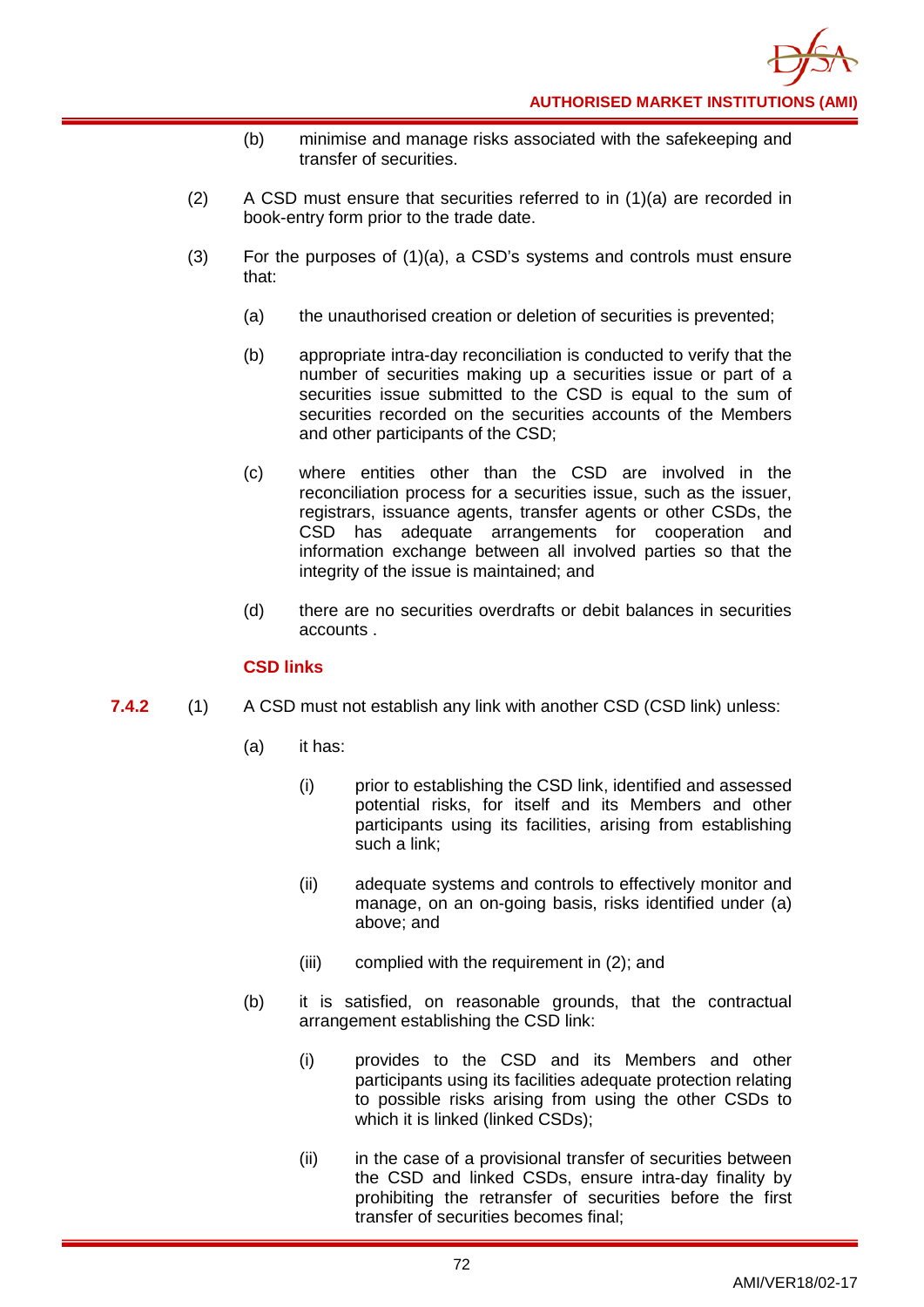(b) minimise and manage risks associated with the safekeeping and transfer of securities.

(2) A CSD must ensure that securities referred to in (1)(a) are recorded in book-entry form prior to the trade date.

(3) For the purposes of (1)(a), a CSD's systems and controls must ensure that:

(a) the unauthorised creation or deletion of securities is prevented;

(b) appropriate intra-day reconciliation is conducted to verify that the number of securities making up a securities issue or part of a securities issue submitted to the CSD is equal to the sum of securities recorded on the securities accounts of the Members and other participants of the CSD;

(c) where entities other than the CSD are involved in the reconciliation process for a securities issue, such as the issuer, registrars, issuance agents, transfer agents or other CSDs, the CSD has adequate arrangements for cooperation and information exchange between all involved parties so that the integrity of the issue is maintained; and

(d) there are no securities overdrafts or debit balances in securities accounts .

**CSD links**

**7.4.2** (1) A CSD must not establish any link with another CSD (CSD link) unless:

(a) it has:

(i) prior to establishing the CSD link, identified and assessed potential risks, for itself and its Members and other participants using its facilities, arising from establishing such a link;

(ii) adequate systems and controls to effectively monitor and manage, on an on-going basis, risks identified under (a) above; and

(iii) complied with the requirement in (2); and

(b) it is satisfied, on reasonable grounds, that the contractual arrangement establishing the CSD link:

(i) provides to the CSD and its Members and other participants using its facilities adequate protection relating to possible risks arising from using the other CSDs to which it is linked (linked CSDs);

(ii) in the case of a provisional transfer of securities between the CSD and linked CSDs, ensure intra-day finality by prohibiting the retransfer of securities before the first transfer of securities becomes final;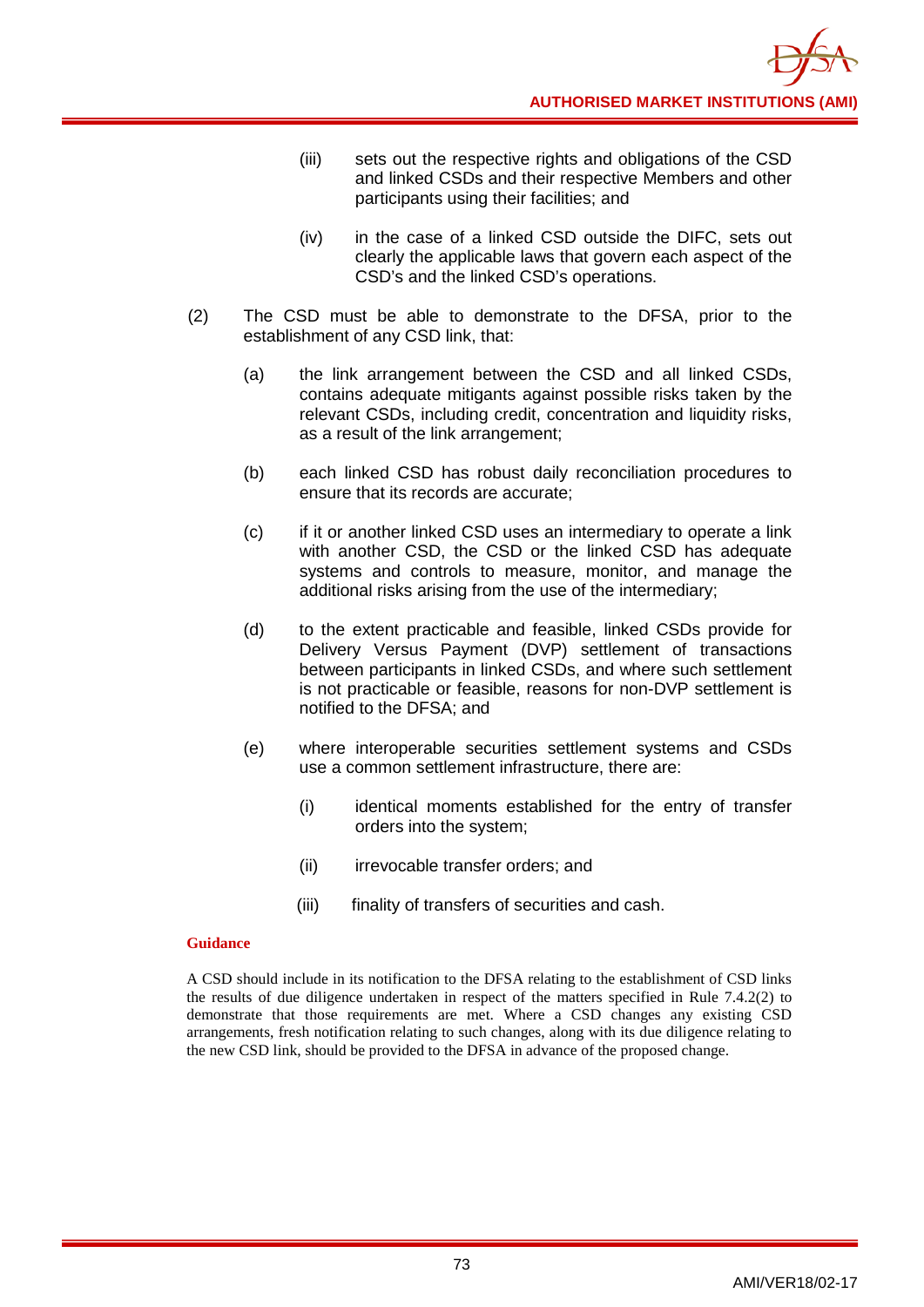(iii) sets out the respective rights and obligations of the CSD and linked CSDs and their respective Members and other participants using their facilities; and

(iv) in the case of a linked CSD outside the DIFC, sets out clearly the applicable laws that govern each aspect of the CSD's and the linked CSD's operations.

(2) The CSD must be able to demonstrate to the DFSA, prior to the establishment of any CSD link, that:

(a) the link arrangement between the CSD and all linked CSDs, contains adequate mitigants against possible risks taken by the relevant CSDs, including credit, concentration and liquidity risks, as a result of the link arrangement;

(b) each linked CSD has robust daily reconciliation procedures to ensure that its records are accurate;

(c) if it or another linked CSD uses an intermediary to operate a link with another CSD, the CSD or the linked CSD has adequate systems and controls to measure, monitor, and manage the additional risks arising from the use of the intermediary;

(d) to the extent practicable and feasible, linked CSDs provide for Delivery Versus Payment (DVP) settlement of transactions between participants in linked CSDs, and where such settlement is not practicable or feasible, reasons for non-DVP settlement is notified to the DFSA; and

(e) where interoperable securities settlement systems and CSDs use a common settlement infrastructure, there are:

(i) identical moments established for the entry of transfer orders into the system;

(ii) irrevocable transfer orders; and

(iii) finality of transfers of securities and cash.

**Guidance**

A CSD should include in its notification to the DFSA relating to the establishment of CSD links the results of due diligence undertaken in respect of the matters specified in Rule 7.4.2(2) to demonstrate that those requirements are met. Where a CSD changes any existing CSD arrangements, fresh notification relating to such changes, along with its due diligence relating to the new CSD link, should be provided to the DFSA in advance of the proposed change.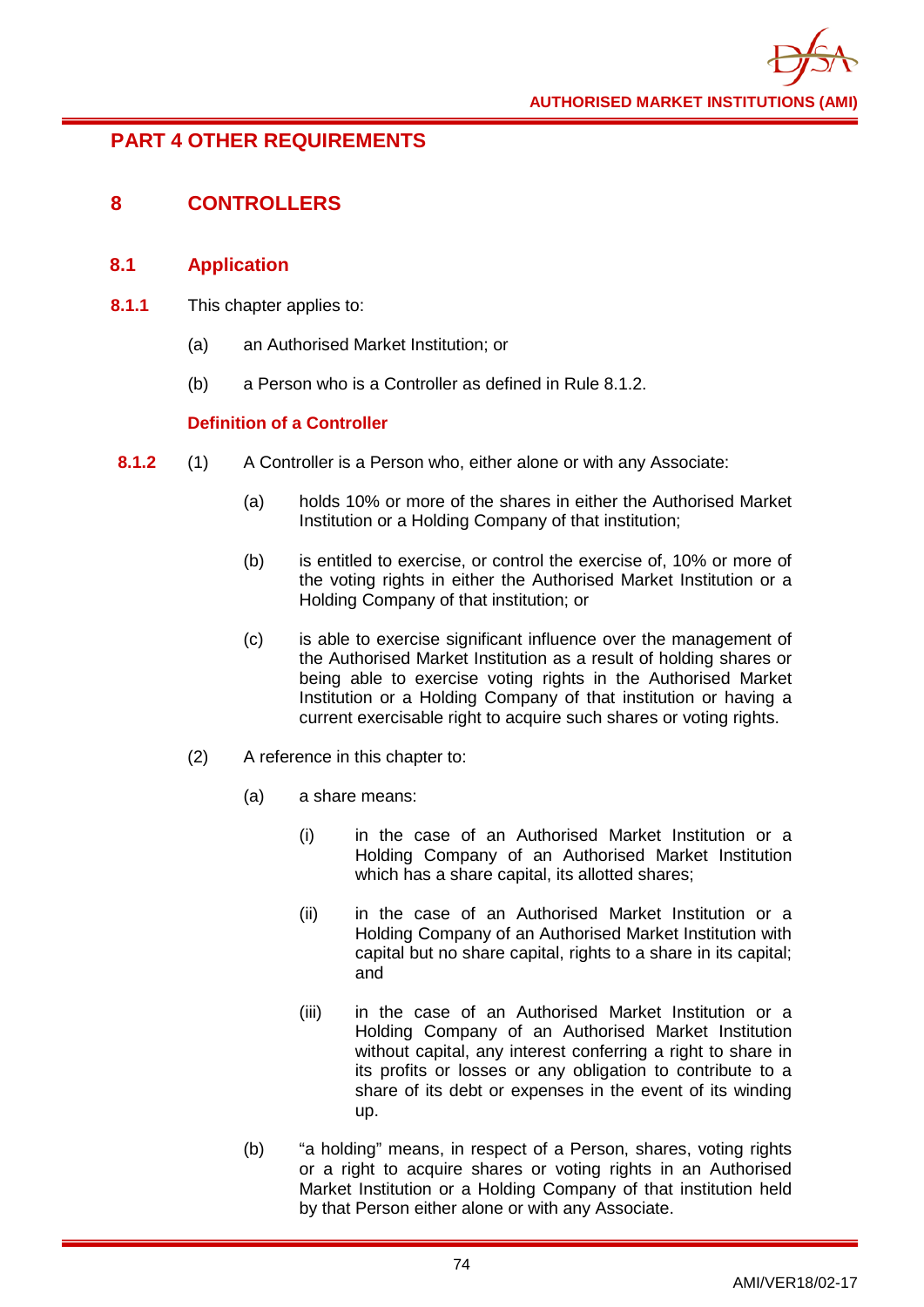## PART 4 OTHER REQUIREMENTS

## 8 CONTROLLERS

### 8.1 Application

**8.1.1** This chapter applies to:

(a) an Authorised Market Institution; or

(b) a Person who is a Controller as defined in Rule 8.1.2.

**Definition of a Controller**

**8.1.2** (1) A Controller is a Person who, either alone or with any Associate:

(a) holds 10% or more of the shares in either the Authorised Market Institution or a Holding Company of that institution;

(b) is entitled to exercise, or control the exercise of, 10% or more of the voting rights in either the Authorised Market Institution or a Holding Company of that institution; or

(c) is able to exercise significant influence over the management of the Authorised Market Institution as a result of holding shares or being able to exercise voting rights in the Authorised Market Institution or a Holding Company of that institution or having a current exercisable right to acquire such shares or voting rights.

(2) A reference in this chapter to:

(a) a share means:

(i) in the case of an Authorised Market Institution or a Holding Company of an Authorised Market Institution which has a share capital, its allotted shares;

(ii) in the case of an Authorised Market Institution or a Holding Company of an Authorised Market Institution with capital but no share capital, rights to a share in its capital; and

(iii) in the case of an Authorised Market Institution or a Holding Company of an Authorised Market Institution without capital, any interest conferring a right to share in its profits or losses or any obligation to contribute to a share of its debt or expenses in the event of its winding up.

(b) "a holding" means, in respect of a Person, shares, voting rights or a right to acquire shares or voting rights in an Authorised Market Institution or a Holding Company of that institution held by that Person either alone or with any Associate.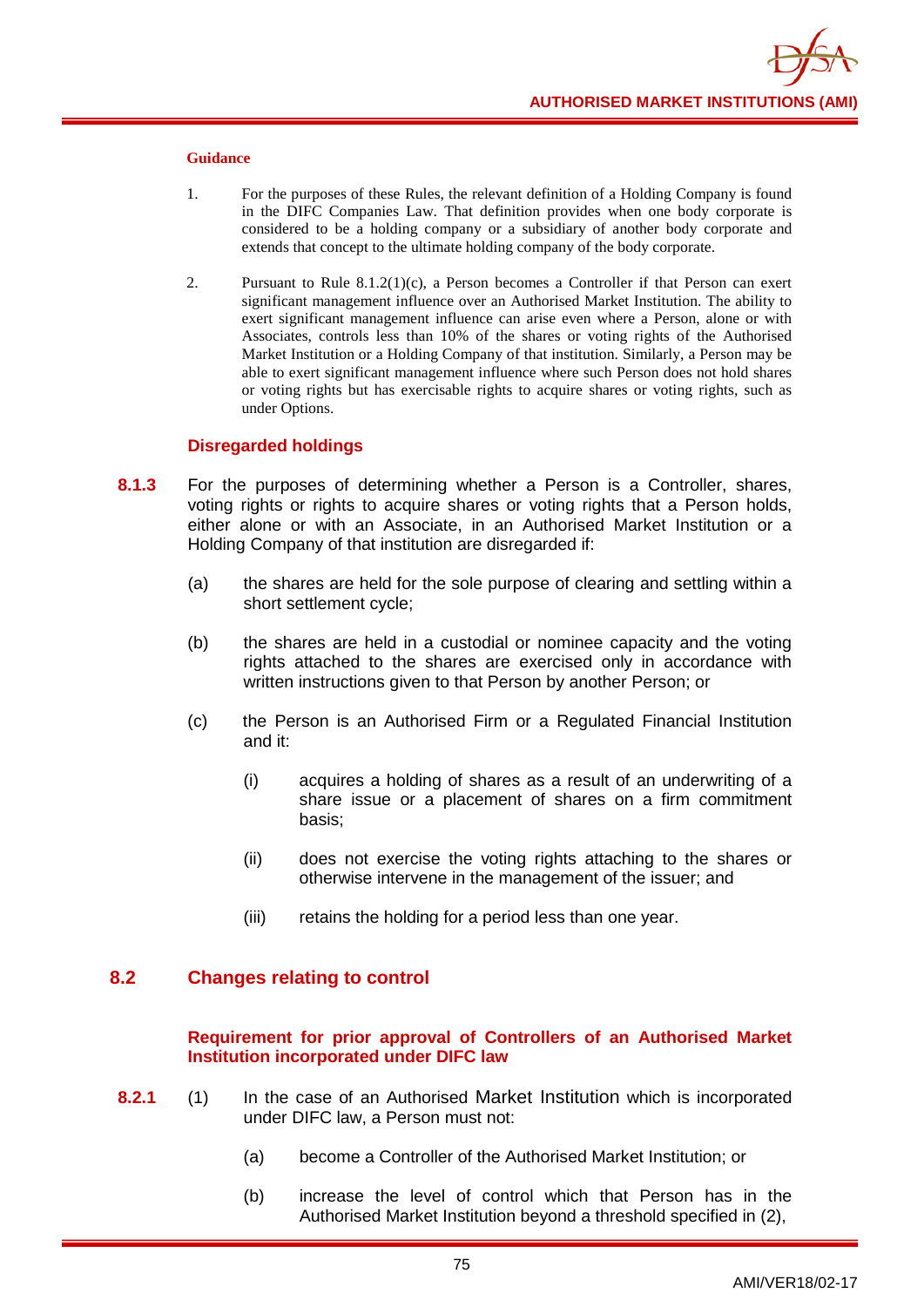#### Guidance

1. For the purposes of these Rules, the relevant definition of a Holding Company is found in the DIFC Companies Law. That definition provides when one body corporate is considered to be a holding company or a subsidiary of another body corporate and extends that concept to the ultimate holding company of the body corporate.

2. Pursuant to Rule 8.1.2(1)(c), a Person becomes a Controller if that Person can exert significant management influence over an Authorised Market Institution. The ability to exert significant management influence can arise even where a Person, alone or with Associates, controls less than 10% of the shares or voting rights of the Authorised Market Institution or a Holding Company of that institution. Similarly, a Person may be able to exert significant management influence where such Person does not hold shares or voting rights but has exercisable rights to acquire shares or voting rights, such as under Options.

### Disregarded holdings

**8.1.3** For the purposes of determining whether a Person is a Controller, shares, voting rights or rights to acquire shares or voting rights that a Person holds, either alone or with an Associate, in an Authorised Market Institution or a Holding Company of that institution are disregarded if:

(a) the shares are held for the sole purpose of clearing and settling within a short settlement cycle;

(b) the shares are held in a custodial or nominee capacity and the voting rights attached to the shares are exercised only in accordance with written instructions given to that Person by another Person; or

(c) the Person is an Authorised Firm or a Regulated Financial Institution and it:

  (i) acquires a holding of shares as a result of an underwriting of a share issue or a placement of shares on a firm commitment basis;

  (ii) does not exercise the voting rights attaching to the shares or otherwise intervene in the management of the issuer; and

  (iii) retains the holding for a period less than one year.

## 8.2 Changes relating to control

### Requirement for prior approval of Controllers of an Authorised Market Institution incorporated under DIFC law

**8.2.1** (1) In the case of an Authorised Market Institution which is incorporated under DIFC law, a Person must not:

  (a) become a Controller of the Authorised Market Institution; or

  (b) increase the level of control which that Person has in the Authorised Market Institution beyond a threshold specified in (2),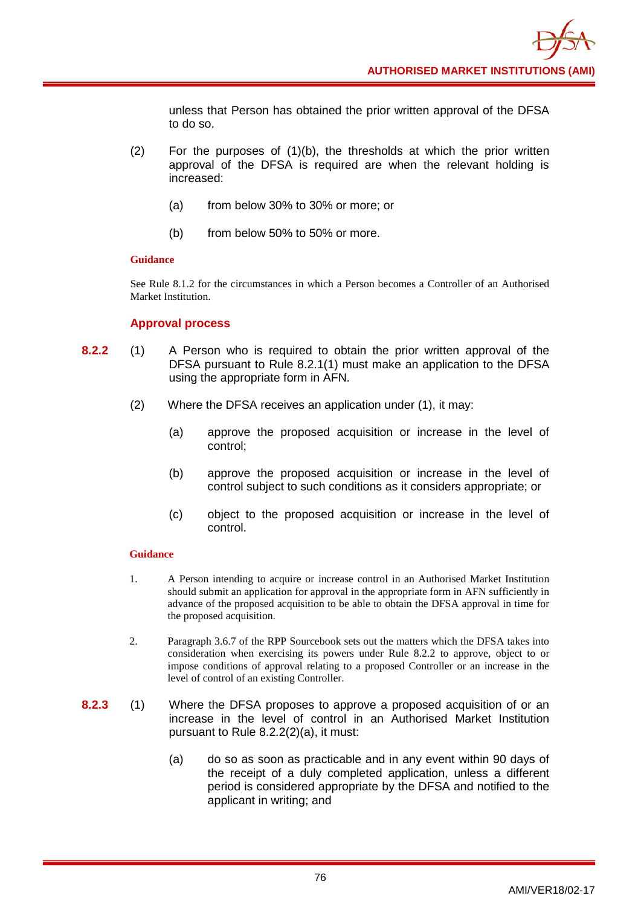unless that Person has obtained the prior written approval of the DFSA to do so.

(2) For the purposes of (1)(b), the thresholds at which the prior written approval of the DFSA is required are when the relevant holding is increased:

(a) from below 30% to 30% or more; or

(b) from below 50% to 50% or more.

**Guidance**

See Rule 8.1.2 for the circumstances in which a Person becomes a Controller of an Authorised Market Institution.

### Approval process

**8.2.2** (1) A Person who is required to obtain the prior written approval of the DFSA pursuant to Rule 8.2.1(1) must make an application to the DFSA using the appropriate form in AFN.

(2) Where the DFSA receives an application under (1), it may:

(a) approve the proposed acquisition or increase in the level of control;

(b) approve the proposed acquisition or increase in the level of control subject to such conditions as it considers appropriate; or

(c) object to the proposed acquisition or increase in the level of control.

**Guidance**

1. A Person intending to acquire or increase control in an Authorised Market Institution should submit an application for approval in the appropriate form in AFN sufficiently in advance of the proposed acquisition to be able to obtain the DFSA approval in time for the proposed acquisition.

2. Paragraph 3.6.7 of the RPP Sourcebook sets out the matters which the DFSA takes into consideration when exercising its powers under Rule 8.2.2 to approve, object to or impose conditions of approval relating to a proposed Controller or an increase in the level of control of an existing Controller.

**8.2.3** (1) Where the DFSA proposes to approve a proposed acquisition of or an increase in the level of control in an Authorised Market Institution pursuant to Rule 8.2.2(2)(a), it must:

(a) do so as soon as practicable and in any event within 90 days of the receipt of a duly completed application, unless a different period is considered appropriate by the DFSA and notified to the applicant in writing; and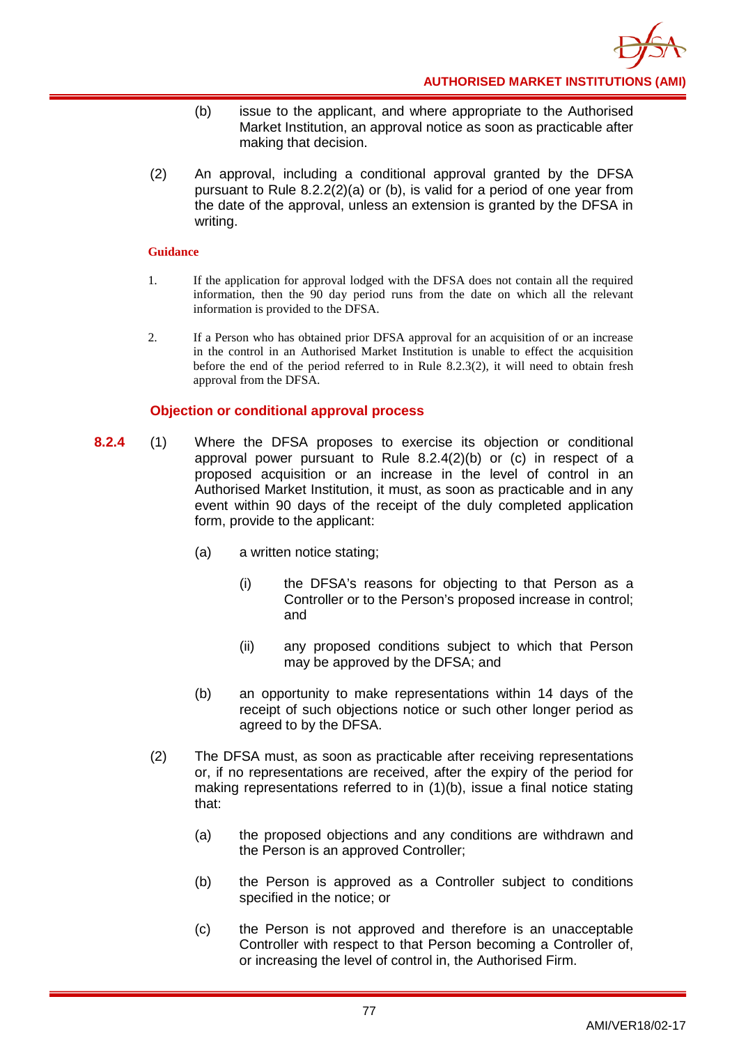(b) issue to the applicant, and where appropriate to the Authorised Market Institution, an approval notice as soon as practicable after making that decision.

(2) An approval, including a conditional approval granted by the DFSA pursuant to Rule 8.2.2(2)(a) or (b), is valid for a period of one year from the date of the approval, unless an extension is granted by the DFSA in writing.

**Guidance**

1. If the application for approval lodged with the DFSA does not contain all the required information, then the 90 day period runs from the date on which all the relevant information is provided to the DFSA.

2. If a Person who has obtained prior DFSA approval for an acquisition of or an increase in the control in an Authorised Market Institution is unable to effect the acquisition before the end of the period referred to in Rule 8.2.3(2), it will need to obtain fresh approval from the DFSA.

### Objection or conditional approval process

**8.2.4** (1) Where the DFSA proposes to exercise its objection or conditional approval power pursuant to Rule 8.2.4(2)(b) or (c) in respect of a proposed acquisition or an increase in the level of control in an Authorised Market Institution, it must, as soon as practicable and in any event within 90 days of the receipt of the duly completed application form, provide to the applicant:

(a) a written notice stating;

(i) the DFSA's reasons for objecting to that Person as a Controller or to the Person's proposed increase in control; and

(ii) any proposed conditions subject to which that Person may be approved by the DFSA; and

(b) an opportunity to make representations within 14 days of the receipt of such objections notice or such other longer period as agreed to by the DFSA.

(2) The DFSA must, as soon as practicable after receiving representations or, if no representations are received, after the expiry of the period for making representations referred to in (1)(b), issue a final notice stating that:

(a) the proposed objections and any conditions are withdrawn and the Person is an approved Controller;

(b) the Person is approved as a Controller subject to conditions specified in the notice; or

(c) the Person is not approved and therefore is an unacceptable Controller with respect to that Person becoming a Controller of, or increasing the level of control in, the Authorised Firm.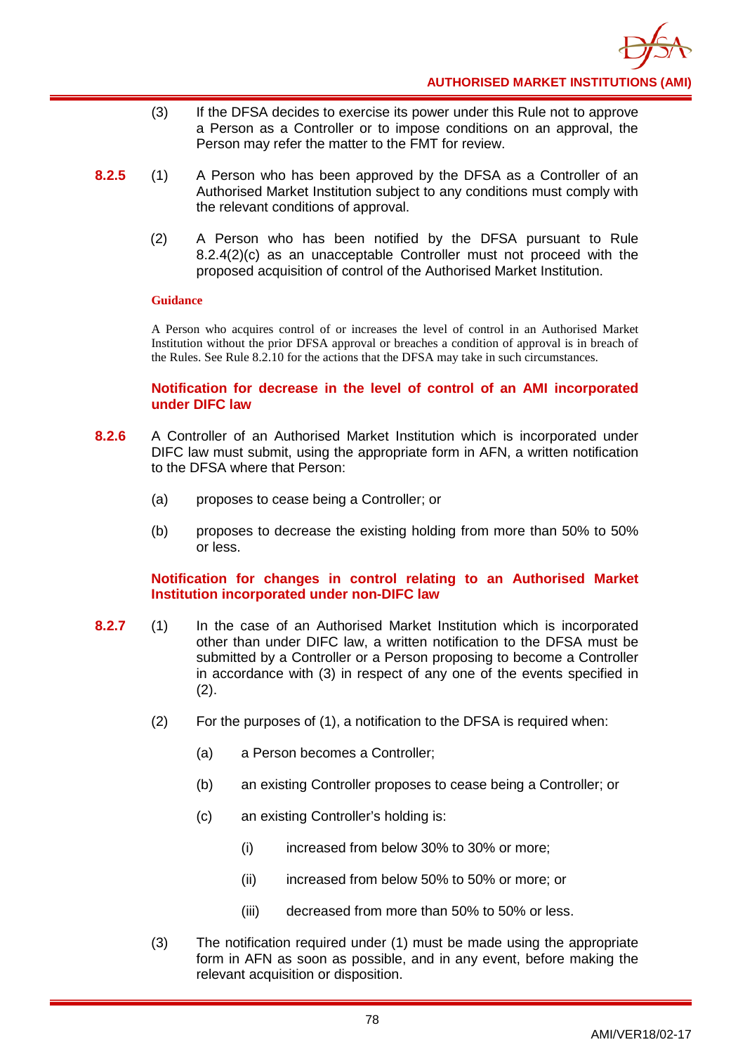(3) If the DFSA decides to exercise its power under this Rule not to approve a Person as a Controller or to impose conditions on an approval, the Person may refer the matter to the FMT for review.

**8.2.5** (1) A Person who has been approved by the DFSA as a Controller of an Authorised Market Institution subject to any conditions must comply with the relevant conditions of approval.

(2) A Person who has been notified by the DFSA pursuant to Rule 8.2.4(2)(c) as an unacceptable Controller must not proceed with the proposed acquisition of control of the Authorised Market Institution.

**Guidance**

A Person who acquires control of or increases the level of control in an Authorised Market Institution without the prior DFSA approval or breaches a condition of approval is in breach of the Rules. See Rule 8.2.10 for the actions that the DFSA may take in such circumstances.

### Notification for decrease in the level of control of an AMI incorporated under DIFC law

**8.2.6** A Controller of an Authorised Market Institution which is incorporated under DIFC law must submit, using the appropriate form in AFN, a written notification to the DFSA where that Person:

(a) proposes to cease being a Controller; or

(b) proposes to decrease the existing holding from more than 50% to 50% or less.

### Notification for changes in control relating to an Authorised Market Institution incorporated under non-DIFC law

**8.2.7** (1) In the case of an Authorised Market Institution which is incorporated other than under DIFC law, a written notification to the DFSA must be submitted by a Controller or a Person proposing to become a Controller in accordance with (3) in respect of any one of the events specified in (2).

(2) For the purposes of (1), a notification to the DFSA is required when:

(a) a Person becomes a Controller;

(b) an existing Controller proposes to cease being a Controller; or

(c) an existing Controller's holding is:

(i) increased from below 30% to 30% or more;

(ii) increased from below 50% to 50% or more; or

(iii) decreased from more than 50% to 50% or less.

(3) The notification required under (1) must be made using the appropriate form in AFN as soon as possible, and in any event, before making the relevant acquisition or disposition.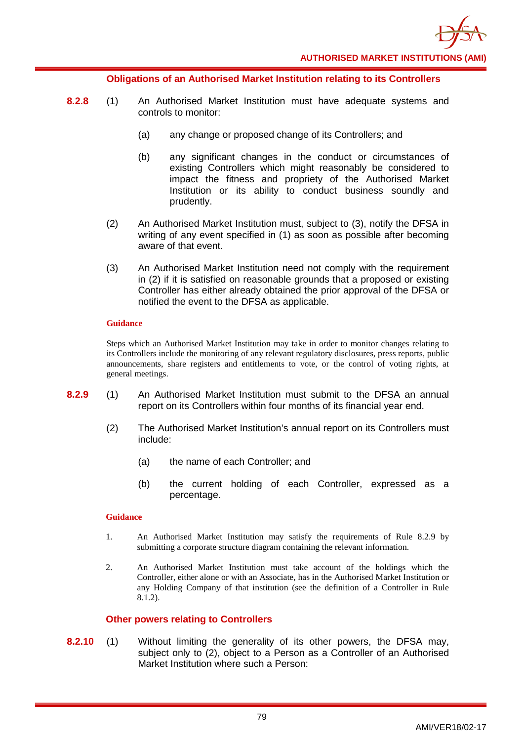### Obligations of an Authorised Market Institution relating to its Controllers

**8.2.8** (1) An Authorised Market Institution must have adequate systems and controls to monitor:

(a) any change or proposed change of its Controllers; and

(b) any significant changes in the conduct or circumstances of existing Controllers which might reasonably be considered to impact the fitness and propriety of the Authorised Market Institution or its ability to conduct business soundly and prudently.

(2) An Authorised Market Institution must, subject to (3), notify the DFSA in writing of any event specified in (1) as soon as possible after becoming aware of that event.

(3) An Authorised Market Institution need not comply with the requirement in (2) if it is satisfied on reasonable grounds that a proposed or existing Controller has either already obtained the prior approval of the DFSA or notified the event to the DFSA as applicable.

**Guidance**

Steps which an Authorised Market Institution may take in order to monitor changes relating to its Controllers include the monitoring of any relevant regulatory disclosures, press reports, public announcements, share registers and entitlements to vote, or the control of voting rights, at general meetings.

**8.2.9** (1) An Authorised Market Institution must submit to the DFSA an annual report on its Controllers within four months of its financial year end.

(2) The Authorised Market Institution's annual report on its Controllers must include:

(a) the name of each Controller; and

(b) the current holding of each Controller, expressed as a percentage.

**Guidance**

1. An Authorised Market Institution may satisfy the requirements of Rule 8.2.9 by submitting a corporate structure diagram containing the relevant information.

2. An Authorised Market Institution must take account of the holdings which the Controller, either alone or with an Associate, has in the Authorised Market Institution or any Holding Company of that institution (see the definition of a Controller in Rule 8.1.2).

### Other powers relating to Controllers

**8.2.10** (1) Without limiting the generality of its other powers, the DFSA may, subject only to (2), object to a Person as a Controller of an Authorised Market Institution where such a Person: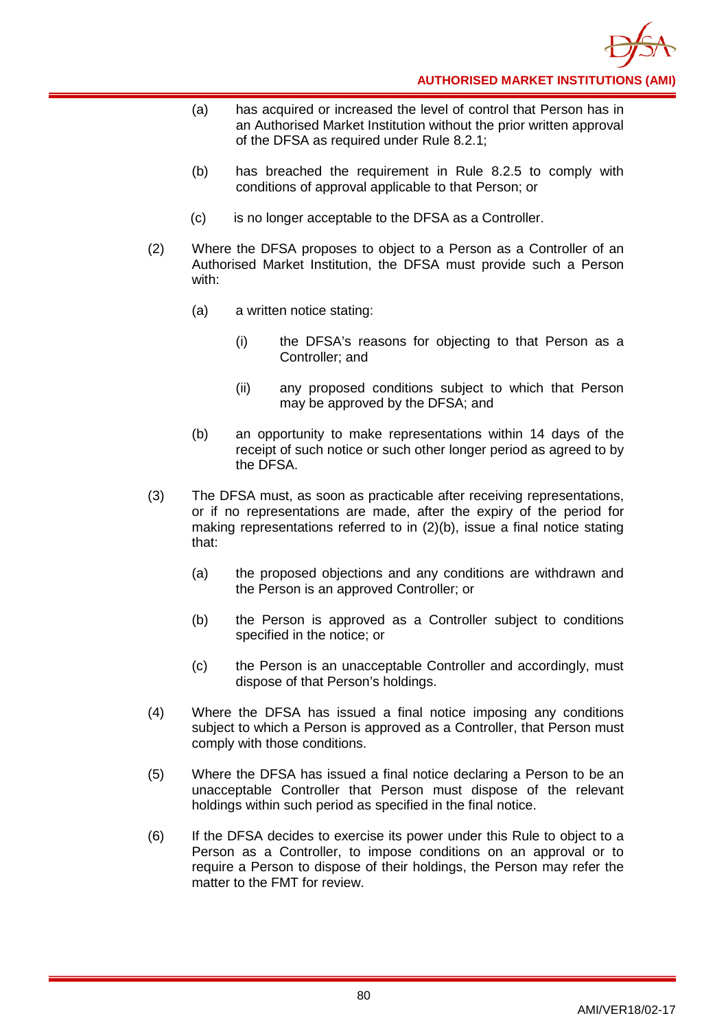(a) has acquired or increased the level of control that Person has in an Authorised Market Institution without the prior written approval of the DFSA as required under Rule 8.2.1;

(b) has breached the requirement in Rule 8.2.5 to comply with conditions of approval applicable to that Person; or

(c) is no longer acceptable to the DFSA as a Controller.

(2) Where the DFSA proposes to object to a Person as a Controller of an Authorised Market Institution, the DFSA must provide such a Person with:

(a) a written notice stating:

(i) the DFSA's reasons for objecting to that Person as a Controller; and

(ii) any proposed conditions subject to which that Person may be approved by the DFSA; and

(b) an opportunity to make representations within 14 days of the receipt of such notice or such other longer period as agreed to by the DFSA.

(3) The DFSA must, as soon as practicable after receiving representations, or if no representations are made, after the expiry of the period for making representations referred to in (2)(b), issue a final notice stating that:

(a) the proposed objections and any conditions are withdrawn and the Person is an approved Controller; or

(b) the Person is approved as a Controller subject to conditions specified in the notice; or

(c) the Person is an unacceptable Controller and accordingly, must dispose of that Person's holdings.

(4) Where the DFSA has issued a final notice imposing any conditions subject to which a Person is approved as a Controller, that Person must comply with those conditions.

(5) Where the DFSA has issued a final notice declaring a Person to be an unacceptable Controller that Person must dispose of the relevant holdings within such period as specified in the final notice.

(6) If the DFSA decides to exercise its power under this Rule to object to a Person as a Controller, to impose conditions on an approval or to require a Person to dispose of their holdings, the Person may refer the matter to the FMT for review.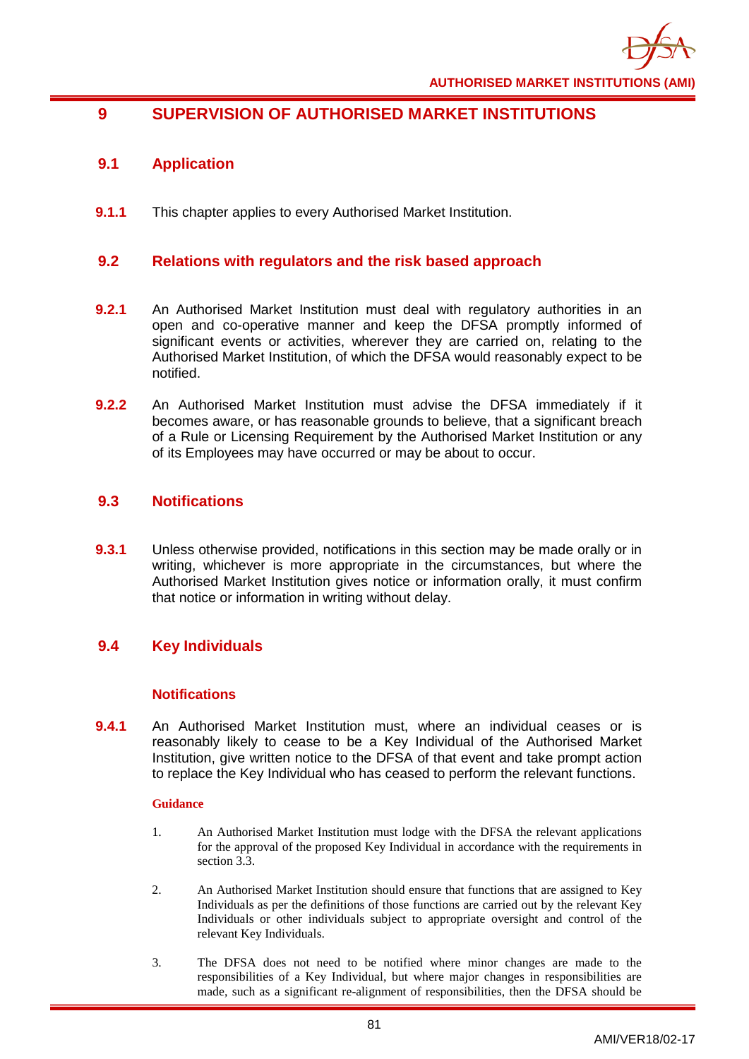## 9 SUPERVISION OF AUTHORISED MARKET INSTITUTIONS

### 9.1 Application

**9.1.1** This chapter applies to every Authorised Market Institution.

### 9.2 Relations with regulators and the risk based approach

**9.2.1** An Authorised Market Institution must deal with regulatory authorities in an open and co-operative manner and keep the DFSA promptly informed of significant events or activities, wherever they are carried on, relating to the Authorised Market Institution, of which the DFSA would reasonably expect to be notified.

**9.2.2** An Authorised Market Institution must advise the DFSA immediately if it becomes aware, or has reasonable grounds to believe, that a significant breach of a Rule or Licensing Requirement by the Authorised Market Institution or any of its Employees may have occurred or may be about to occur.

### 9.3 Notifications

**9.3.1** Unless otherwise provided, notifications in this section may be made orally or in writing, whichever is more appropriate in the circumstances, but where the Authorised Market Institution gives notice or information orally, it must confirm that notice or information in writing without delay.

### 9.4 Key Individuals

#### Notifications

**9.4.1** An Authorised Market Institution must, where an individual ceases or is reasonably likely to cease to be a Key Individual of the Authorised Market Institution, give written notice to the DFSA of that event and take prompt action to replace the Key Individual who has ceased to perform the relevant functions.

**Guidance**

1. An Authorised Market Institution must lodge with the DFSA the relevant applications for the approval of the proposed Key Individual in accordance with the requirements in section 3.3.

2. An Authorised Market Institution should ensure that functions that are assigned to Key Individuals as per the definitions of those functions are carried out by the relevant Key Individuals or other individuals subject to appropriate oversight and control of the relevant Key Individuals.

3. The DFSA does not need to be notified where minor changes are made to the responsibilities of a Key Individual, but where major changes in responsibilities are made, such as a significant re-alignment of responsibilities, then the DFSA should be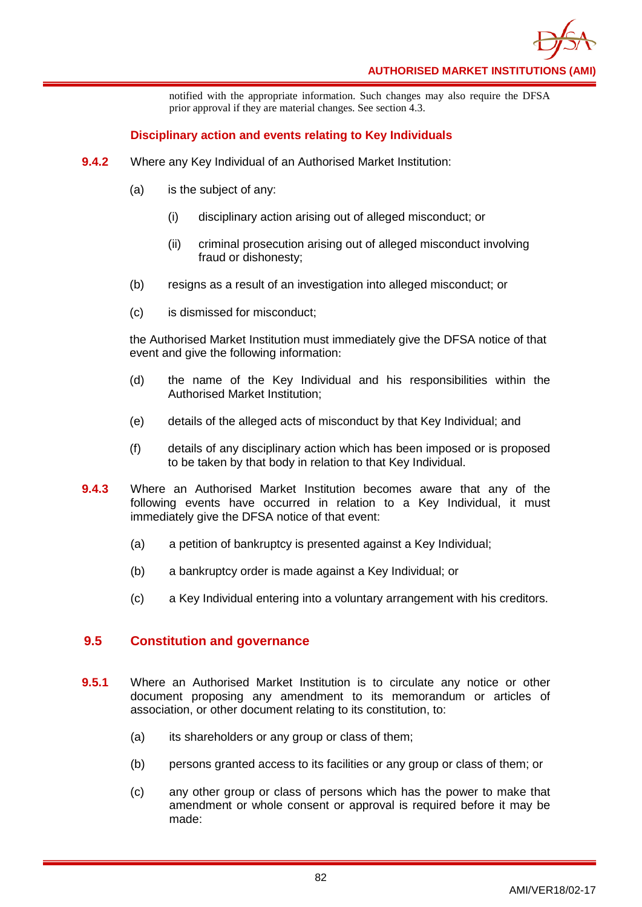notified with the appropriate information. Such changes may also require the DFSA prior approval if they are material changes. See section 4.3.

### Disciplinary action and events relating to Key Individuals

**9.4.2** Where any Key Individual of an Authorised Market Institution:

(a) is the subject of any:

(i) disciplinary action arising out of alleged misconduct; or

(ii) criminal prosecution arising out of alleged misconduct involving fraud or dishonesty;

(b) resigns as a result of an investigation into alleged misconduct; or

(c) is dismissed for misconduct;

the Authorised Market Institution must immediately give the DFSA notice of that event and give the following information:

(d) the name of the Key Individual and his responsibilities within the Authorised Market Institution;

(e) details of the alleged acts of misconduct by that Key Individual; and

(f) details of any disciplinary action which has been imposed or is proposed to be taken by that body in relation to that Key Individual.

**9.4.3** Where an Authorised Market Institution becomes aware that any of the following events have occurred in relation to a Key Individual, it must immediately give the DFSA notice of that event:

(a) a petition of bankruptcy is presented against a Key Individual;

(b) a bankruptcy order is made against a Key Individual; or

(c) a Key Individual entering into a voluntary arrangement with his creditors.

## 9.5 Constitution and governance

**9.5.1** Where an Authorised Market Institution is to circulate any notice or other document proposing any amendment to its memorandum or articles of association, or other document relating to its constitution, to:

(a) its shareholders or any group or class of them;

(b) persons granted access to its facilities or any group or class of them; or

(c) any other group or class of persons which has the power to make that amendment or whole consent or approval is required before it may be made: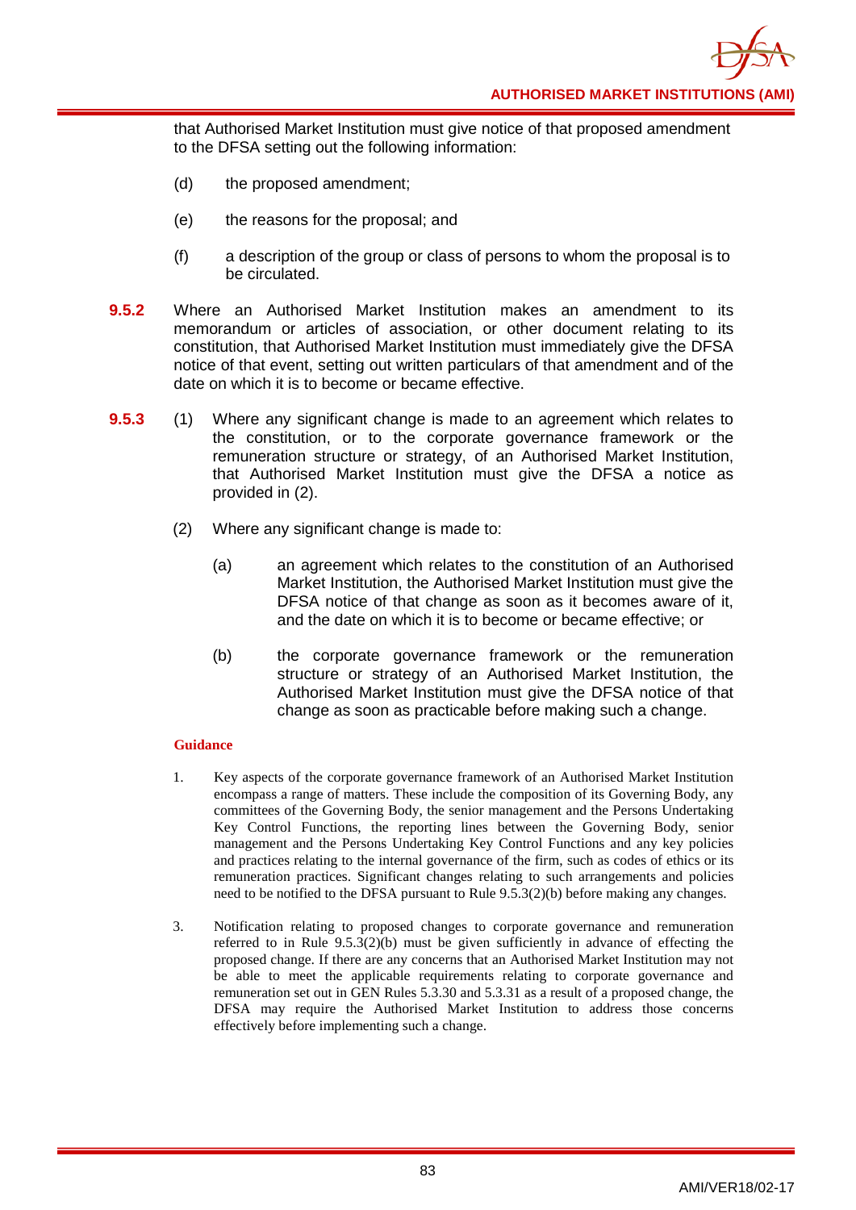that Authorised Market Institution must give notice of that proposed amendment to the DFSA setting out the following information:

(d) the proposed amendment;

(e) the reasons for the proposal; and

(f) a description of the group or class of persons to whom the proposal is to be circulated.

**9.5.2** Where an Authorised Market Institution makes an amendment to its memorandum or articles of association, or other document relating to its constitution, that Authorised Market Institution must immediately give the DFSA notice of that event, setting out written particulars of that amendment and of the date on which it is to become or became effective.

**9.5.3** (1) Where any significant change is made to an agreement which relates to the constitution, or to the corporate governance framework or the remuneration structure or strategy, of an Authorised Market Institution, that Authorised Market Institution must give the DFSA a notice as provided in (2).

(2) Where any significant change is made to:

(a) an agreement which relates to the constitution of an Authorised Market Institution, the Authorised Market Institution must give the DFSA notice of that change as soon as it becomes aware of it, and the date on which it is to become or became effective; or

(b) the corporate governance framework or the remuneration structure or strategy of an Authorised Market Institution, the Authorised Market Institution must give the DFSA notice of that change as soon as practicable before making such a change.

**Guidance**

1. Key aspects of the corporate governance framework of an Authorised Market Institution encompass a range of matters. These include the composition of its Governing Body, any committees of the Governing Body, the senior management and the Persons Undertaking Key Control Functions, the reporting lines between the Governing Body, senior management and the Persons Undertaking Key Control Functions and any key policies and practices relating to the internal governance of the firm, such as codes of ethics or its remuneration practices. Significant changes relating to such arrangements and policies need to be notified to the DFSA pursuant to Rule 9.5.3(2)(b) before making any changes.

3. Notification relating to proposed changes to corporate governance and remuneration referred to in Rule 9.5.3(2)(b) must be given sufficiently in advance of effecting the proposed change. If there are any concerns that an Authorised Market Institution may not be able to meet the applicable requirements relating to corporate governance and remuneration set out in GEN Rules 5.3.30 and 5.3.31 as a result of a proposed change, the DFSA may require the Authorised Market Institution to address those concerns effectively before implementing such a change.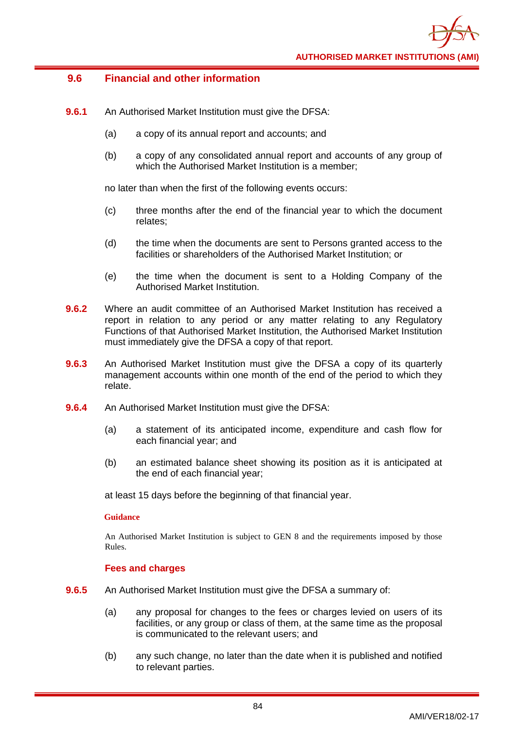## 9.6 Financial and other information

**9.6.1** An Authorised Market Institution must give the DFSA:

(a) a copy of its annual report and accounts; and

(b) a copy of any consolidated annual report and accounts of any group of which the Authorised Market Institution is a member;

no later than when the first of the following events occurs:

(c) three months after the end of the financial year to which the document relates;

(d) the time when the documents are sent to Persons granted access to the facilities or shareholders of the Authorised Market Institution; or

(e) the time when the document is sent to a Holding Company of the Authorised Market Institution.

**9.6.2** Where an audit committee of an Authorised Market Institution has received a report in relation to any period or any matter relating to any Regulatory Functions of that Authorised Market Institution, the Authorised Market Institution must immediately give the DFSA a copy of that report.

**9.6.3** An Authorised Market Institution must give the DFSA a copy of its quarterly management accounts within one month of the end of the period to which they relate.

**9.6.4** An Authorised Market Institution must give the DFSA:

(a) a statement of its anticipated income, expenditure and cash flow for each financial year; and

(b) an estimated balance sheet showing its position as it is anticipated at the end of each financial year;

at least 15 days before the beginning of that financial year.

**Guidance**

An Authorised Market Institution is subject to GEN 8 and the requirements imposed by those Rules.

### Fees and charges

**9.6.5** An Authorised Market Institution must give the DFSA a summary of:

(a) any proposal for changes to the fees or charges levied on users of its facilities, or any group or class of them, at the same time as the proposal is communicated to the relevant users; and

(b) any such change, no later than the date when it is published and notified to relevant parties.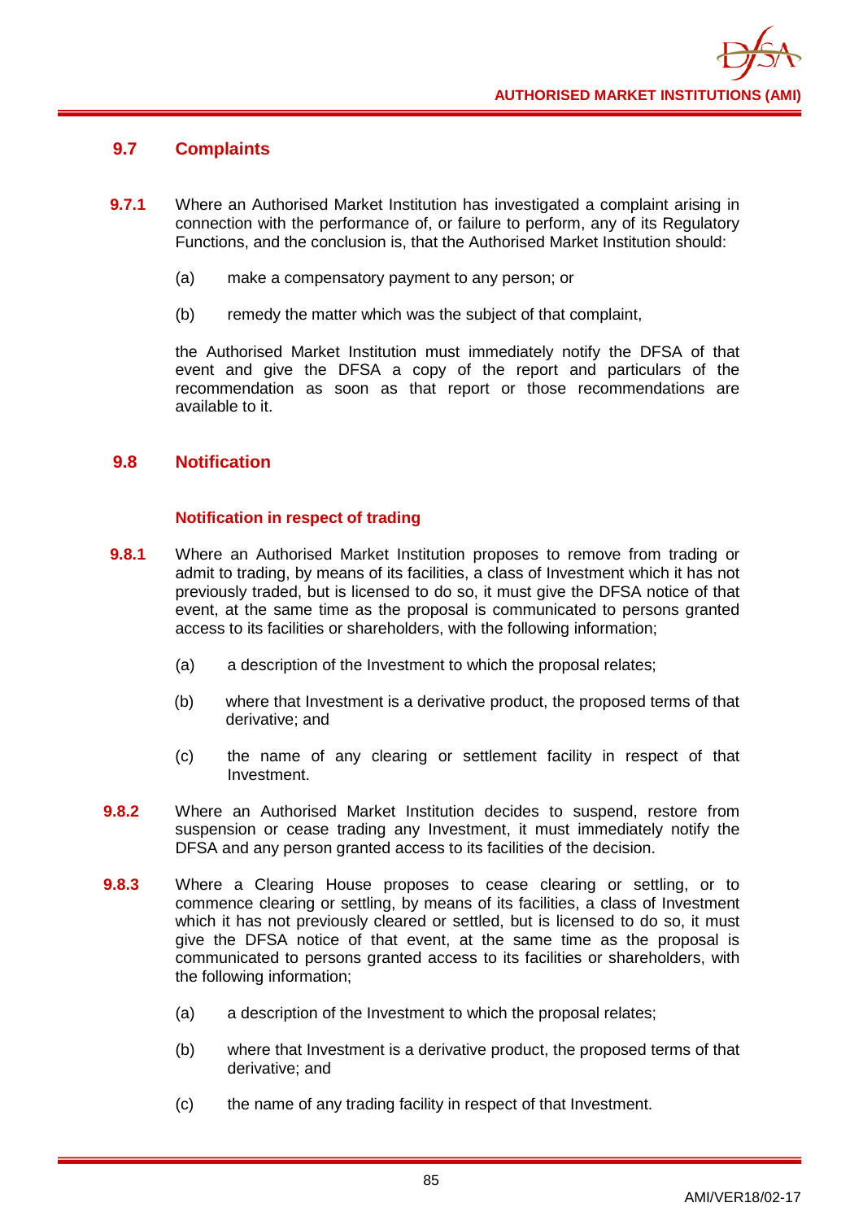## 9.7 Complaints

**9.7.1** Where an Authorised Market Institution has investigated a complaint arising in connection with the performance of, or failure to perform, any of its Regulatory Functions, and the conclusion is, that the Authorised Market Institution should:

(a) make a compensatory payment to any person; or

(b) remedy the matter which was the subject of that complaint,

the Authorised Market Institution must immediately notify the DFSA of that event and give the DFSA a copy of the report and particulars of the recommendation as soon as that report or those recommendations are available to it.

## 9.8 Notification

### Notification in respect of trading

**9.8.1** Where an Authorised Market Institution proposes to remove from trading or admit to trading, by means of its facilities, a class of Investment which it has not previously traded, but is licensed to do so, it must give the DFSA notice of that event, at the same time as the proposal is communicated to persons granted access to its facilities or shareholders, with the following information;

(a) a description of the Investment to which the proposal relates;

(b) where that Investment is a derivative product, the proposed terms of that derivative; and

(c) the name of any clearing or settlement facility in respect of that Investment.

**9.8.2** Where an Authorised Market Institution decides to suspend, restore from suspension or cease trading any Investment, it must immediately notify the DFSA and any person granted access to its facilities of the decision.

**9.8.3** Where a Clearing House proposes to cease clearing or settling, or to commence clearing or settling, by means of its facilities, a class of Investment which it has not previously cleared or settled, but is licensed to do so, it must give the DFSA notice of that event, at the same time as the proposal is communicated to persons granted access to its facilities or shareholders, with the following information;

(a) a description of the Investment to which the proposal relates;

(b) where that Investment is a derivative product, the proposed terms of that derivative; and

(c) the name of any trading facility in respect of that Investment.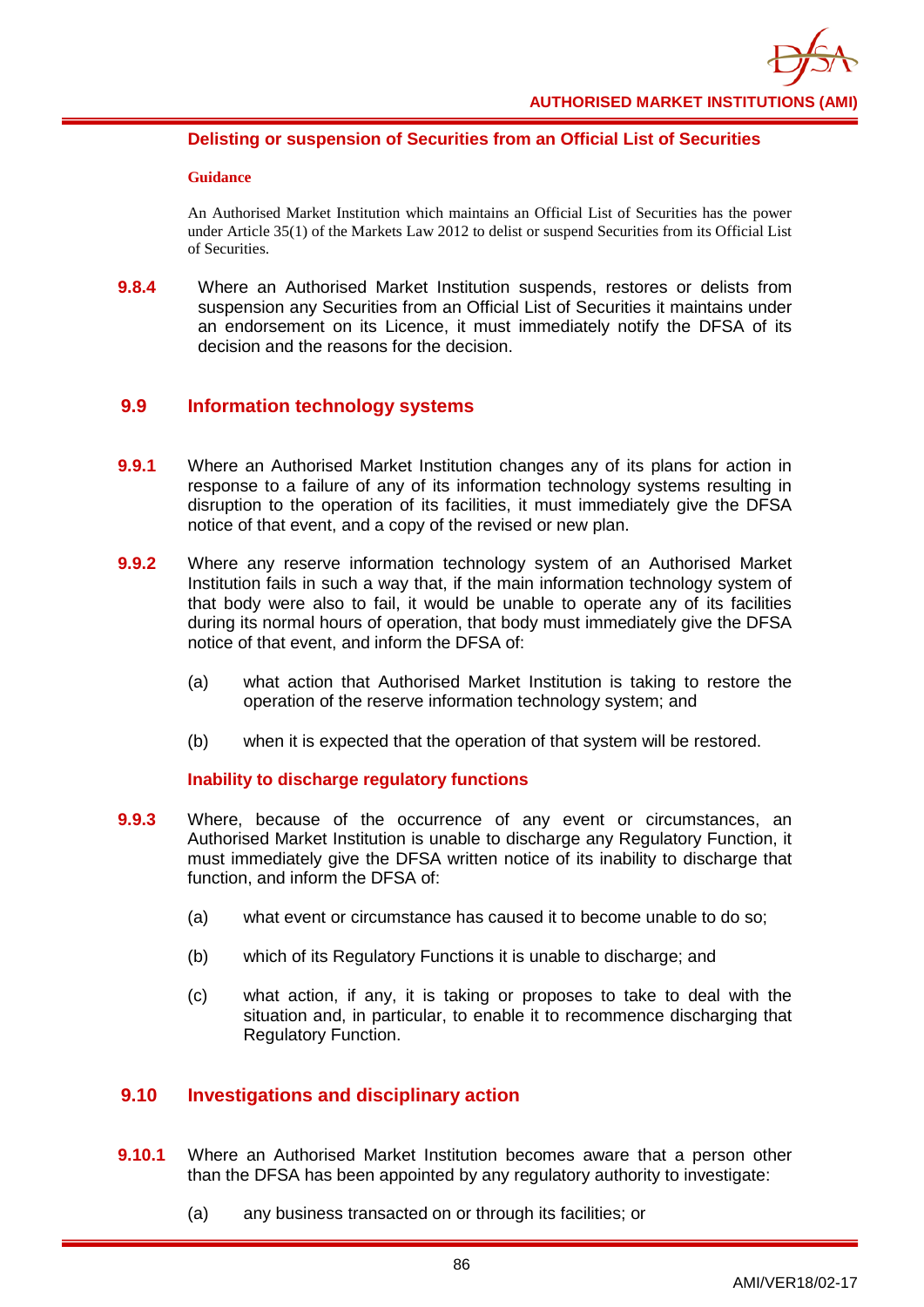#### Delisting or suspension of Securities from an Official List of Securities

**Guidance**

An Authorised Market Institution which maintains an Official List of Securities has the power under Article 35(1) of the Markets Law 2012 to delist or suspend Securities from its Official List of Securities.

**9.8.4** Where an Authorised Market Institution suspends, restores or delists from suspension any Securities from an Official List of Securities it maintains under an endorsement on its Licence, it must immediately notify the DFSA of its decision and the reasons for the decision.

### 9.9 Information technology systems

**9.9.1** Where an Authorised Market Institution changes any of its plans for action in response to a failure of any of its information technology systems resulting in disruption to the operation of its facilities, it must immediately give the DFSA notice of that event, and a copy of the revised or new plan.

**9.9.2** Where any reserve information technology system of an Authorised Market Institution fails in such a way that, if the main information technology system of that body were also to fail, it would be unable to operate any of its facilities during its normal hours of operation, that body must immediately give the DFSA notice of that event, and inform the DFSA of:

(a) what action that Authorised Market Institution is taking to restore the operation of the reserve information technology system; and

(b) when it is expected that the operation of that system will be restored.

#### Inability to discharge regulatory functions

**9.9.3** Where, because of the occurrence of any event or circumstances, an Authorised Market Institution is unable to discharge any Regulatory Function, it must immediately give the DFSA written notice of its inability to discharge that function, and inform the DFSA of:

(a) what event or circumstance has caused it to become unable to do so;

(b) which of its Regulatory Functions it is unable to discharge; and

(c) what action, if any, it is taking or proposes to take to deal with the situation and, in particular, to enable it to recommence discharging that Regulatory Function.

### 9.10 Investigations and disciplinary action

**9.10.1** Where an Authorised Market Institution becomes aware that a person other than the DFSA has been appointed by any regulatory authority to investigate:

(a) any business transacted on or through its facilities; or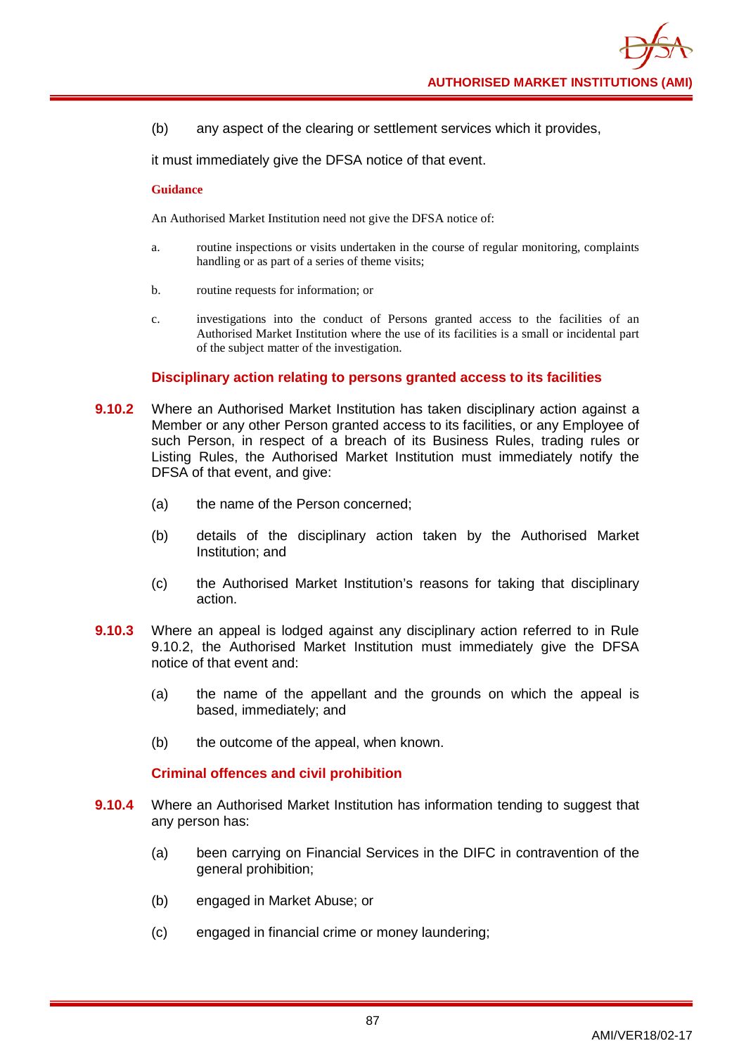(b) any aspect of the clearing or settlement services which it provides,

it must immediately give the DFSA notice of that event.

**Guidance**

An Authorised Market Institution need not give the DFSA notice of:

a. routine inspections or visits undertaken in the course of regular monitoring, complaints handling or as part of a series of theme visits;

b. routine requests for information; or

c. investigations into the conduct of Persons granted access to the facilities of an Authorised Market Institution where the use of its facilities is a small or incidental part of the subject matter of the investigation.

### Disciplinary action relating to persons granted access to its facilities

**9.10.2** Where an Authorised Market Institution has taken disciplinary action against a Member or any other Person granted access to its facilities, or any Employee of such Person, in respect of a breach of its Business Rules, trading rules or Listing Rules, the Authorised Market Institution must immediately notify the DFSA of that event, and give:

(a) the name of the Person concerned;

(b) details of the disciplinary action taken by the Authorised Market Institution; and

(c) the Authorised Market Institution's reasons for taking that disciplinary action.

**9.10.3** Where an appeal is lodged against any disciplinary action referred to in Rule 9.10.2, the Authorised Market Institution must immediately give the DFSA notice of that event and:

(a) the name of the appellant and the grounds on which the appeal is based, immediately; and

(b) the outcome of the appeal, when known.

### Criminal offences and civil prohibition

**9.10.4** Where an Authorised Market Institution has information tending to suggest that any person has:

(a) been carrying on Financial Services in the DIFC in contravention of the general prohibition;

(b) engaged in Market Abuse; or

(c) engaged in financial crime or money laundering;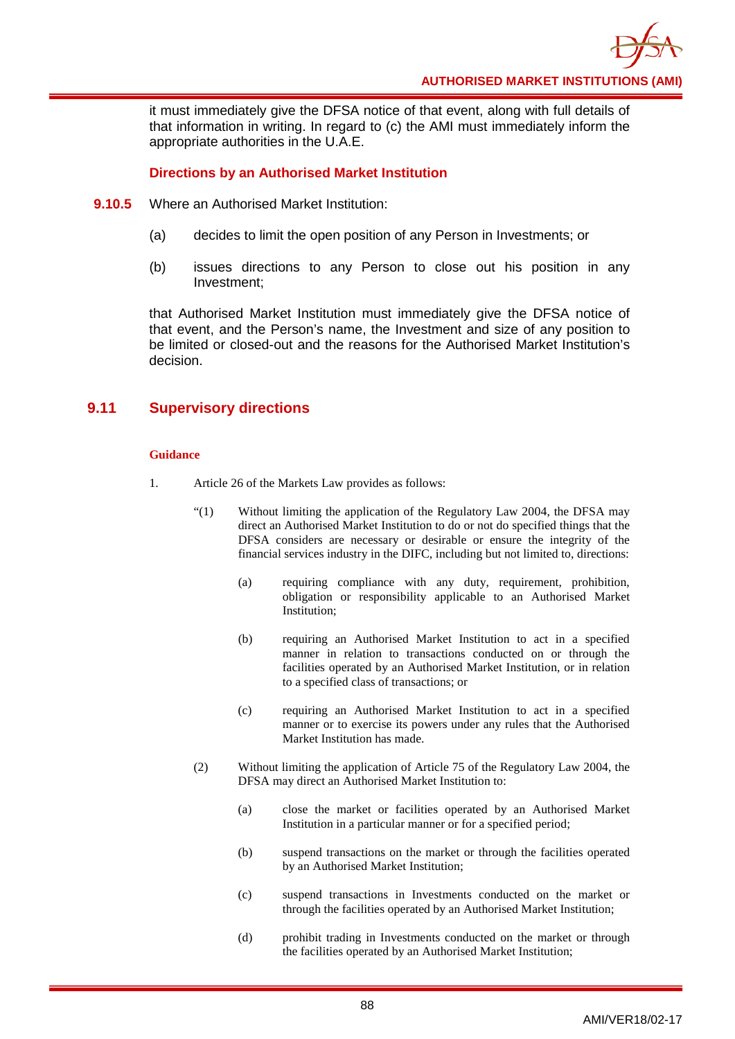it must immediately give the DFSA notice of that event, along with full details of that information in writing. In regard to (c) the AMI must immediately inform the appropriate authorities in the U.A.E.

**Directions by an Authorised Market Institution**

**9.10.5** Where an Authorised Market Institution:

(a) decides to limit the open position of any Person in Investments; or

(b) issues directions to any Person to close out his position in any Investment;

that Authorised Market Institution must immediately give the DFSA notice of that event, and the Person's name, the Investment and size of any position to be limited or closed-out and the reasons for the Authorised Market Institution's decision.

## 9.11 Supervisory directions

**Guidance**

1. Article 26 of the Markets Law provides as follows:

"(1) Without limiting the application of the Regulatory Law 2004, the DFSA may direct an Authorised Market Institution to do or not do specified things that the DFSA considers are necessary or desirable or ensure the integrity of the financial services industry in the DIFC, including but not limited to, directions:

(a) requiring compliance with any duty, requirement, prohibition, obligation or responsibility applicable to an Authorised Market Institution;

(b) requiring an Authorised Market Institution to act in a specified manner in relation to transactions conducted on or through the facilities operated by an Authorised Market Institution, or in relation to a specified class of transactions; or

(c) requiring an Authorised Market Institution to act in a specified manner or to exercise its powers under any rules that the Authorised Market Institution has made.

(2) Without limiting the application of Article 75 of the Regulatory Law 2004, the DFSA may direct an Authorised Market Institution to:

(a) close the market or facilities operated by an Authorised Market Institution in a particular manner or for a specified period;

(b) suspend transactions on the market or through the facilities operated by an Authorised Market Institution;

(c) suspend transactions in Investments conducted on the market or through the facilities operated by an Authorised Market Institution;

(d) prohibit trading in Investments conducted on the market or through the facilities operated by an Authorised Market Institution;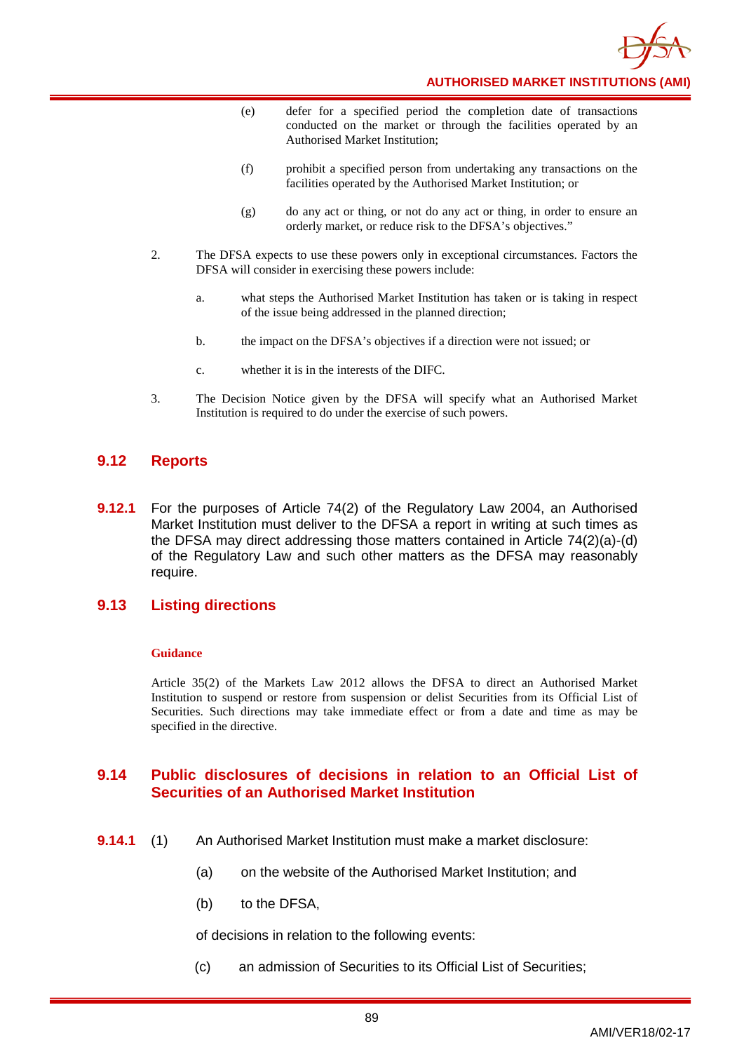(e) defer for a specified period the completion date of transactions conducted on the market or through the facilities operated by an Authorised Market Institution;

(f) prohibit a specified person from undertaking any transactions on the facilities operated by the Authorised Market Institution; or

(g) do any act or thing, or not do any act or thing, in order to ensure an orderly market, or reduce risk to the DFSA's objectives."

2. The DFSA expects to use these powers only in exceptional circumstances. Factors the DFSA will consider in exercising these powers include:

   a. what steps the Authorised Market Institution has taken or is taking in respect of the issue being addressed in the planned direction;

   b. the impact on the DFSA's objectives if a direction were not issued; or

   c. whether it is in the interests of the DIFC.

3. The Decision Notice given by the DFSA will specify what an Authorised Market Institution is required to do under the exercise of such powers.

## 9.12 Reports

**9.12.1** For the purposes of Article 74(2) of the Regulatory Law 2004, an Authorised Market Institution must deliver to the DFSA a report in writing at such times as the DFSA may direct addressing those matters contained in Article 74(2)(a)-(d) of the Regulatory Law and such other matters as the DFSA may reasonably require.

## 9.13 Listing directions

**Guidance**

Article 35(2) of the Markets Law 2012 allows the DFSA to direct an Authorised Market Institution to suspend or restore from suspension or delist Securities from its Official List of Securities. Such directions may take immediate effect or from a date and time as may be specified in the directive.

## 9.14 Public disclosures of decisions in relation to an Official List of Securities of an Authorised Market Institution

**9.14.1** (1) An Authorised Market Institution must make a market disclosure:

(a) on the website of the Authorised Market Institution; and

(b) to the DFSA,

of decisions in relation to the following events:

(c) an admission of Securities to its Official List of Securities;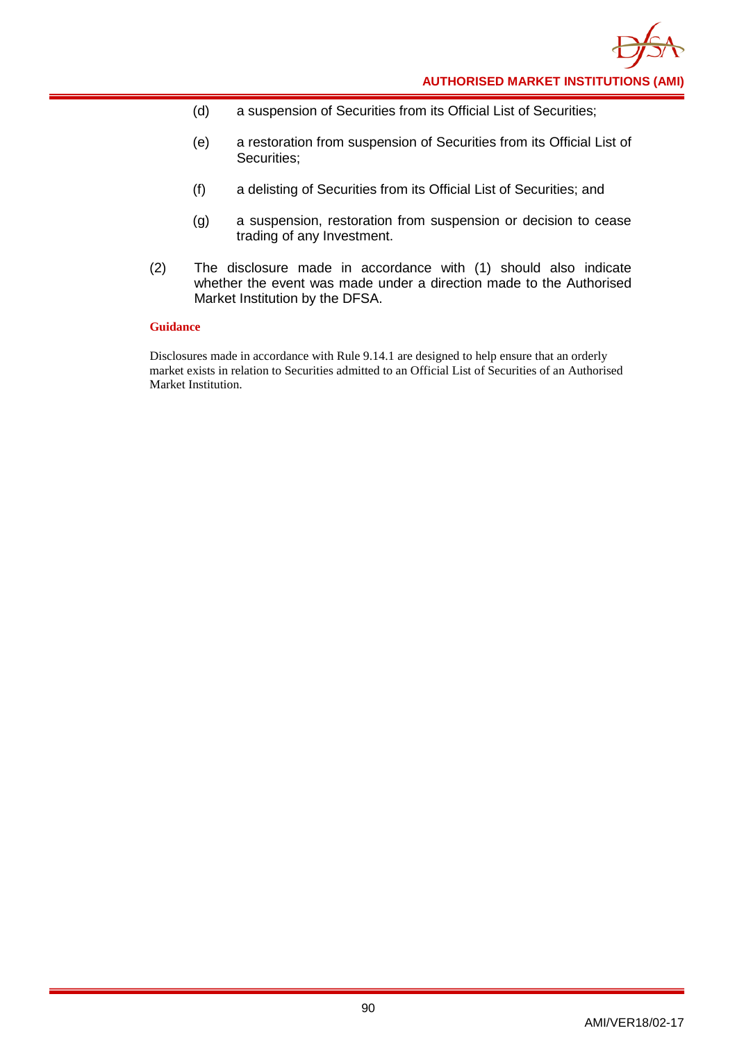(d) a suspension of Securities from its Official List of Securities;

(e) a restoration from suspension of Securities from its Official List of Securities;

(f) a delisting of Securities from its Official List of Securities; and

(g) a suspension, restoration from suspension or decision to cease trading of any Investment.

(2) The disclosure made in accordance with (1) should also indicate whether the event was made under a direction made to the Authorised Market Institution by the DFSA.

**Guidance**

Disclosures made in accordance with Rule 9.14.1 are designed to help ensure that an orderly market exists in relation to Securities admitted to an Official List of Securities of an Authorised Market Institution.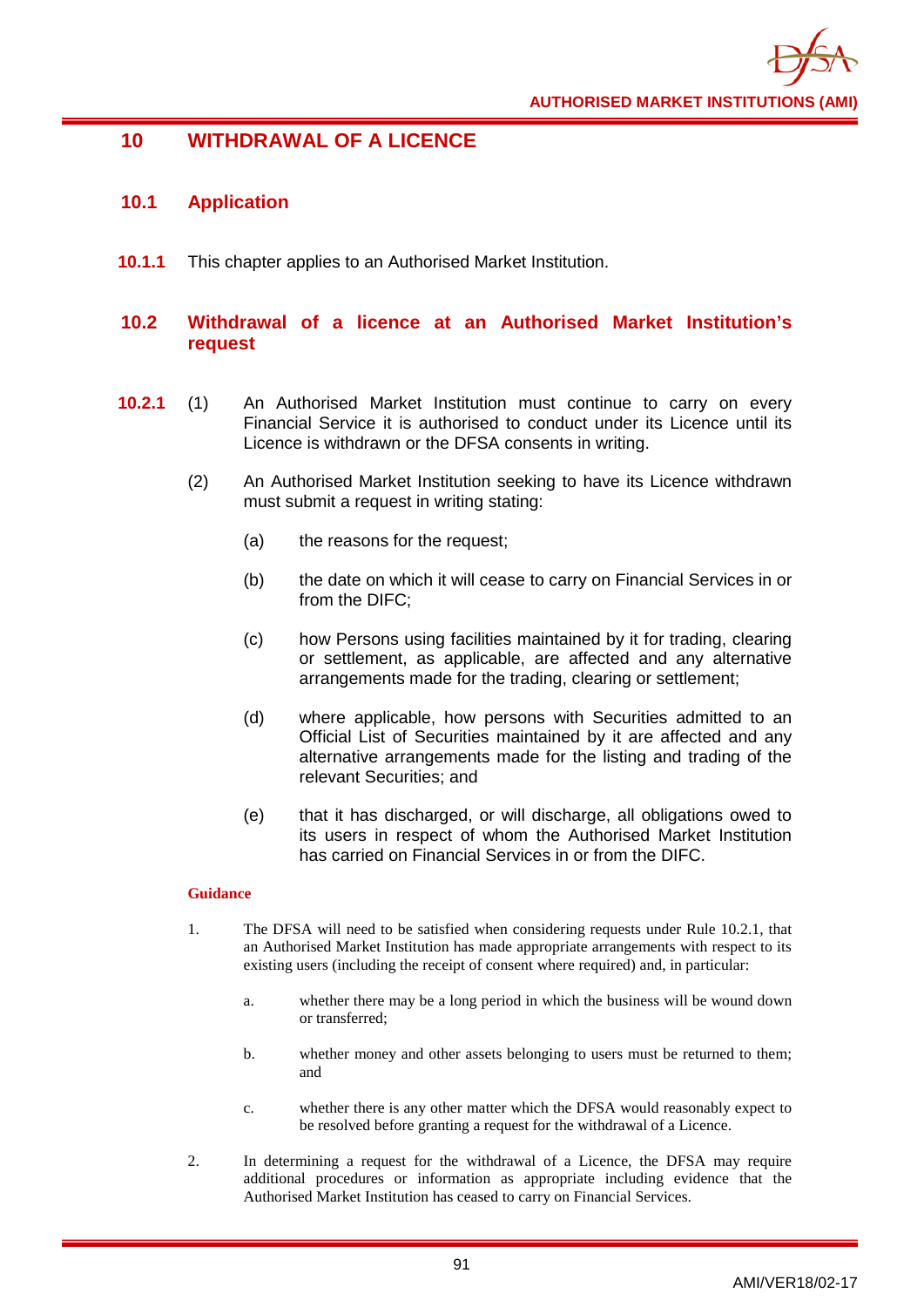# 10 WITHDRAWAL OF A LICENCE

## 10.1 Application

**10.1.1** This chapter applies to an Authorised Market Institution.

## 10.2 Withdrawal of a licence at an Authorised Market Institution's request

**10.2.1** (1) An Authorised Market Institution must continue to carry on every Financial Service it is authorised to conduct under its Licence until its Licence is withdrawn or the DFSA consents in writing.

(2) An Authorised Market Institution seeking to have its Licence withdrawn must submit a request in writing stating:

(a) the reasons for the request;

(b) the date on which it will cease to carry on Financial Services in or from the DIFC;

(c) how Persons using facilities maintained by it for trading, clearing or settlement, as applicable, are affected and any alternative arrangements made for the trading, clearing or settlement;

(d) where applicable, how persons with Securities admitted to an Official List of Securities maintained by it are affected and any alternative arrangements made for the listing and trading of the relevant Securities; and

(e) that it has discharged, or will discharge, all obligations owed to its users in respect of whom the Authorised Market Institution has carried on Financial Services in or from the DIFC.

**Guidance**

1. The DFSA will need to be satisfied when considering requests under Rule 10.2.1, that an Authorised Market Institution has made appropriate arrangements with respect to its existing users (including the receipt of consent where required) and, in particular:

   a. whether there may be a long period in which the business will be wound down or transferred;

   b. whether money and other assets belonging to users must be returned to them; and

   c. whether there is any other matter which the DFSA would reasonably expect to be resolved before granting a request for the withdrawal of a Licence.

2. In determining a request for the withdrawal of a Licence, the DFSA may require additional procedures or information as appropriate including evidence that the Authorised Market Institution has ceased to carry on Financial Services.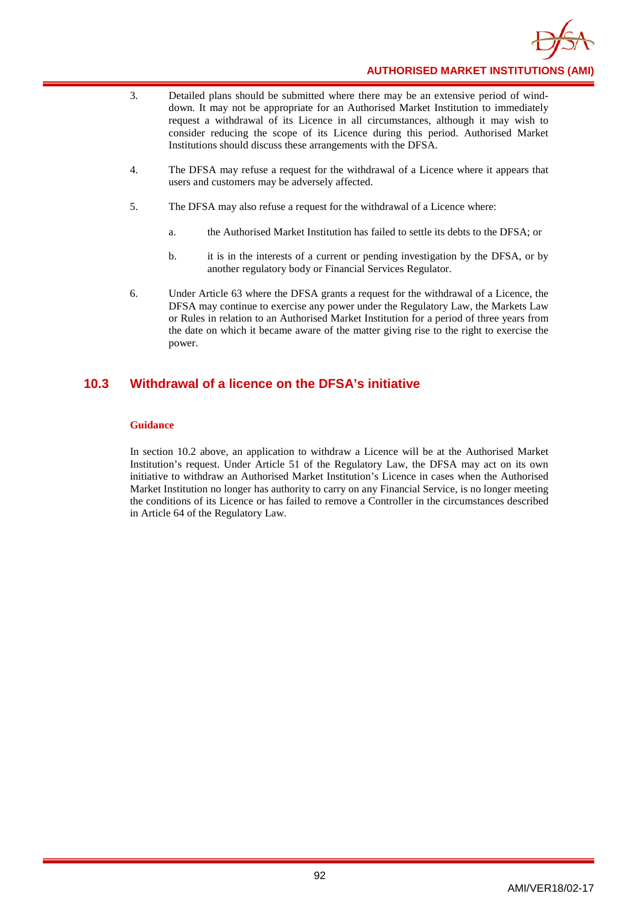3. Detailed plans should be submitted where there may be an extensive period of wind-down. It may not be appropriate for an Authorised Market Institution to immediately request a withdrawal of its Licence in all circumstances, although it may wish to consider reducing the scope of its Licence during this period. Authorised Market Institutions should discuss these arrangements with the DFSA.

4. The DFSA may refuse a request for the withdrawal of a Licence where it appears that users and customers may be adversely affected.

5. The DFSA may also refuse a request for the withdrawal of a Licence where:

   a. the Authorised Market Institution has failed to settle its debts to the DFSA; or

   b. it is in the interests of a current or pending investigation by the DFSA, or by another regulatory body or Financial Services Regulator.

6. Under Article 63 where the DFSA grants a request for the withdrawal of a Licence, the DFSA may continue to exercise any power under the Regulatory Law, the Markets Law or Rules in relation to an Authorised Market Institution for a period of three years from the date on which it became aware of the matter giving rise to the right to exercise the power.

## 10.3 Withdrawal of a licence on the DFSA's initiative

**Guidance**

In section 10.2 above, an application to withdraw a Licence will be at the Authorised Market Institution's request. Under Article 51 of the Regulatory Law, the DFSA may act on its own initiative to withdraw an Authorised Market Institution's Licence in cases when the Authorised Market Institution no longer has authority to carry on any Financial Service, is no longer meeting the conditions of its Licence or has failed to remove a Controller in the circumstances described in Article 64 of the Regulatory Law.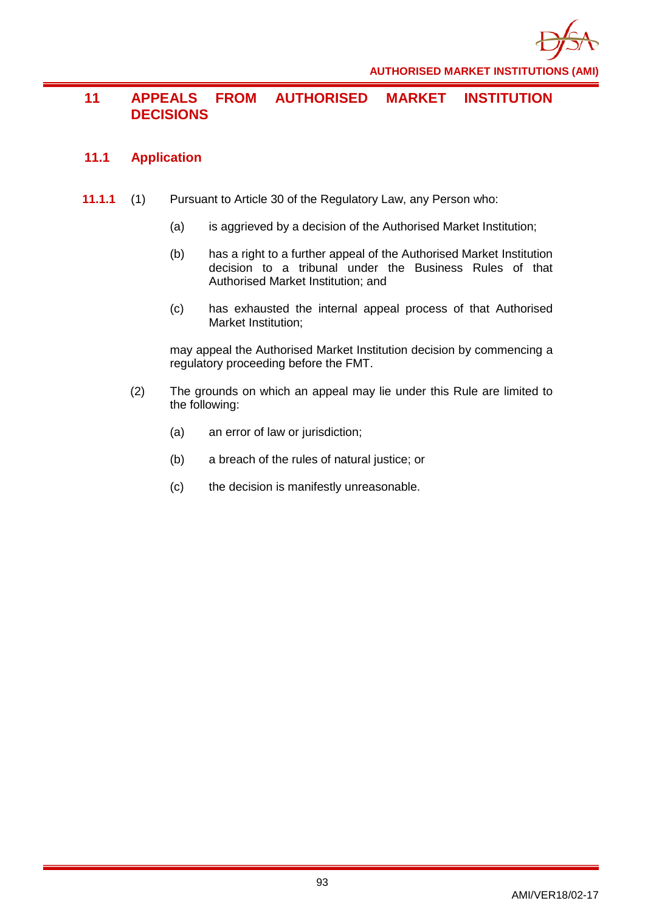# 11 APPEALS FROM AUTHORISED MARKET INSTITUTION DECISIONS

## 11.1 Application

**11.1.1** (1) Pursuant to Article 30 of the Regulatory Law, any Person who:

(a) is aggrieved by a decision of the Authorised Market Institution;

(b) has a right to a further appeal of the Authorised Market Institution decision to a tribunal under the Business Rules of that Authorised Market Institution; and

(c) has exhausted the internal appeal process of that Authorised Market Institution;

may appeal the Authorised Market Institution decision by commencing a regulatory proceeding before the FMT.

(2) The grounds on which an appeal may lie under this Rule are limited to the following:

(a) an error of law or jurisdiction;

(b) a breach of the rules of natural justice; or

(c) the decision is manifestly unreasonable.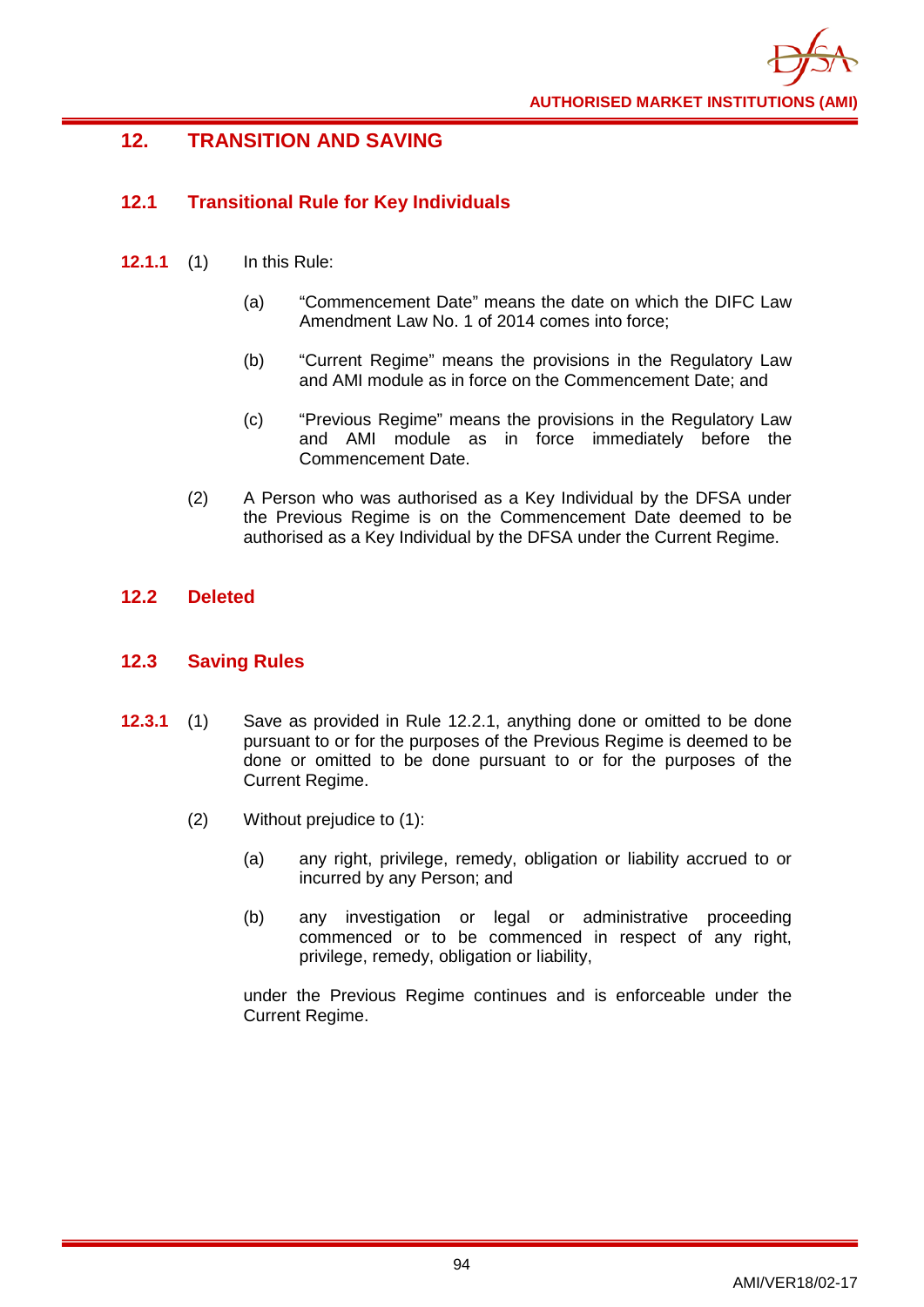## 12. TRANSITION AND SAVING

### 12.1 Transitional Rule for Key Individuals

**12.1.1** (1) In this Rule:

(a) "Commencement Date" means the date on which the DIFC Law Amendment Law No. 1 of 2014 comes into force;

(b) "Current Regime" means the provisions in the Regulatory Law and AMI module as in force on the Commencement Date; and

(c) "Previous Regime" means the provisions in the Regulatory Law and AMI module as in force immediately before the Commencement Date.

(2) A Person who was authorised as a Key Individual by the DFSA under the Previous Regime is on the Commencement Date deemed to be authorised as a Key Individual by the DFSA under the Current Regime.

### 12.2 Deleted

### 12.3 Saving Rules

**12.3.1** (1) Save as provided in Rule 12.2.1, anything done or omitted to be done pursuant to or for the purposes of the Previous Regime is deemed to be done or omitted to be done pursuant to or for the purposes of the Current Regime.

(2) Without prejudice to (1):

(a) any right, privilege, remedy, obligation or liability accrued to or incurred by any Person; and

(b) any investigation or legal or administrative proceeding commenced or to be commenced in respect of any right, privilege, remedy, obligation or liability,

under the Previous Regime continues and is enforceable under the Current Regime.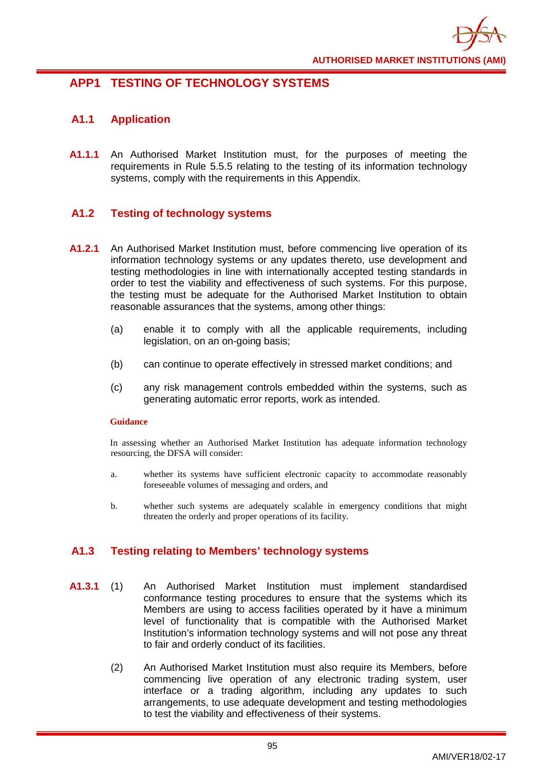# APP1 TESTING OF TECHNOLOGY SYSTEMS

## A1.1 Application

**A1.1.1** An Authorised Market Institution must, for the purposes of meeting the requirements in Rule 5.5.5 relating to the testing of its information technology systems, comply with the requirements in this Appendix.

## A1.2 Testing of technology systems

**A1.2.1** An Authorised Market Institution must, before commencing live operation of its information technology systems or any updates thereto, use development and testing methodologies in line with internationally accepted testing standards in order to test the viability and effectiveness of such systems. For this purpose, the testing must be adequate for the Authorised Market Institution to obtain reasonable assurances that the systems, among other things:

(a) enable it to comply with all the applicable requirements, including legislation, on an on-going basis;

(b) can continue to operate effectively in stressed market conditions; and

(c) any risk management controls embedded within the systems, such as generating automatic error reports, work as intended.

**Guidance**

In assessing whether an Authorised Market Institution has adequate information technology resourcing, the DFSA will consider:

a. whether its systems have sufficient electronic capacity to accommodate reasonably foreseeable volumes of messaging and orders, and

b. whether such systems are adequately scalable in emergency conditions that might threaten the orderly and proper operations of its facility.

## A1.3 Testing relating to Members' technology systems

**A1.3.1** (1) An Authorised Market Institution must implement standardised conformance testing procedures to ensure that the systems which its Members are using to access facilities operated by it have a minimum level of functionality that is compatible with the Authorised Market Institution's information technology systems and will not pose any threat to fair and orderly conduct of its facilities.

(2) An Authorised Market Institution must also require its Members, before commencing live operation of any electronic trading system, user interface or a trading algorithm, including any updates to such arrangements, to use adequate development and testing methodologies to test the viability and effectiveness of their systems.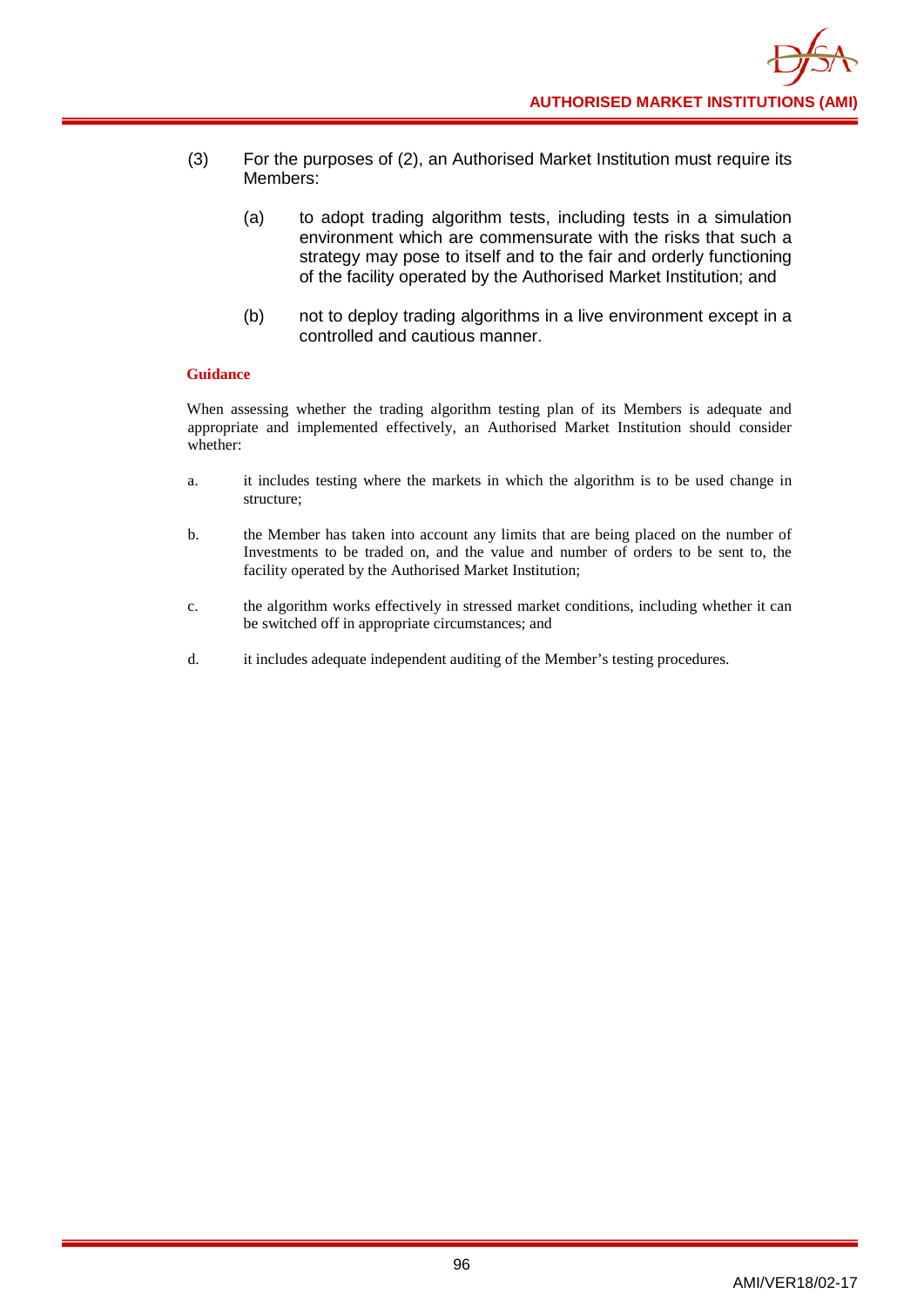(3) For the purposes of (2), an Authorised Market Institution must require its Members:

   (a) to adopt trading algorithm tests, including tests in a simulation environment which are commensurate with the risks that such a strategy may pose to itself and to the fair and orderly functioning of the facility operated by the Authorised Market Institution; and

   (b) not to deploy trading algorithms in a live environment except in a controlled and cautious manner.

**Guidance**

When assessing whether the trading algorithm testing plan of its Members is adequate and appropriate and implemented effectively, an Authorised Market Institution should consider whether:

a. it includes testing where the markets in which the algorithm is to be used change in structure;

b. the Member has taken into account any limits that are being placed on the number of Investments to be traded on, and the value and number of orders to be sent to, the facility operated by the Authorised Market Institution;

c. the algorithm works effectively in stressed market conditions, including whether it can be switched off in appropriate circumstances; and

d. it includes adequate independent auditing of the Member's testing procedures.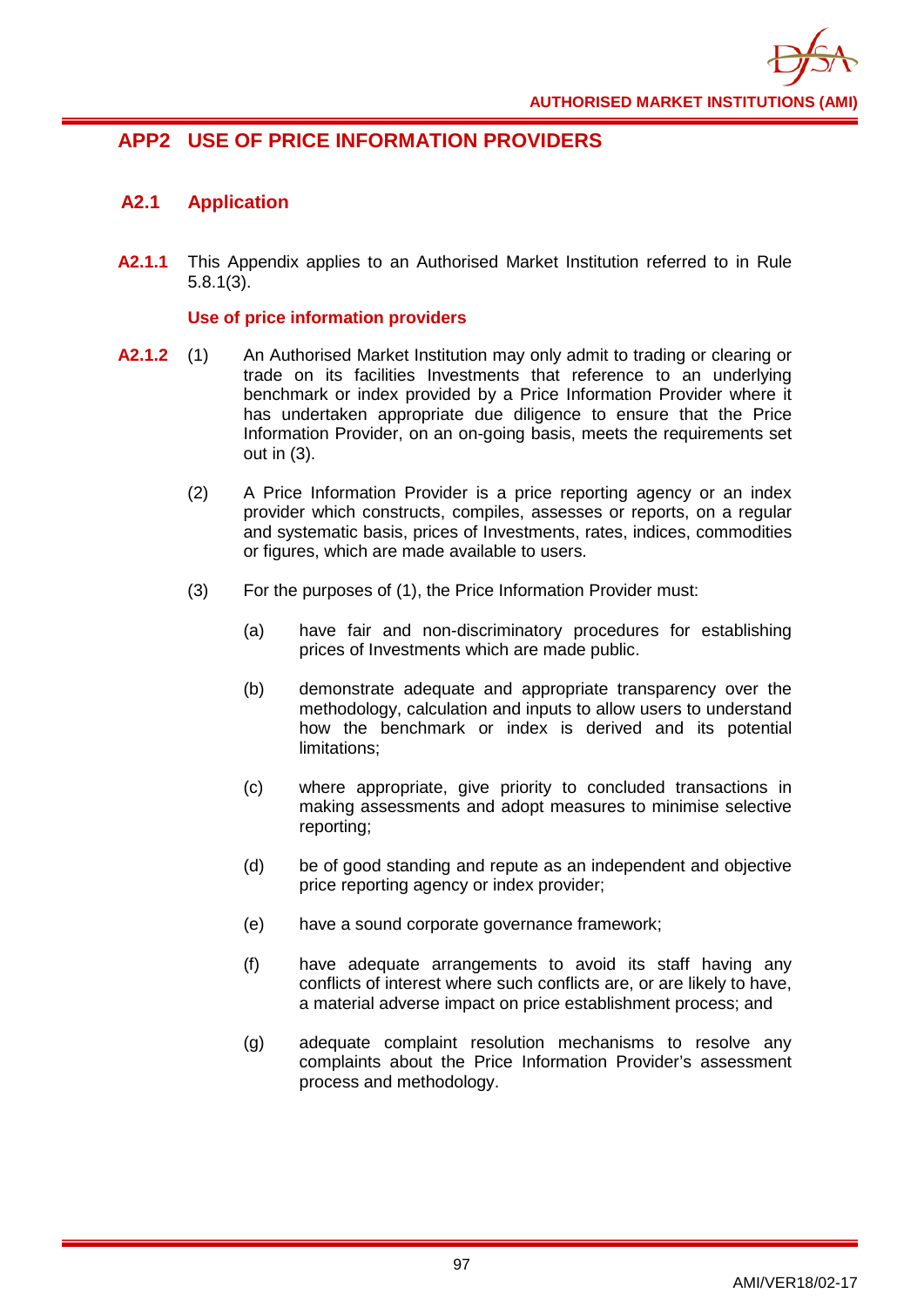## APP2 USE OF PRICE INFORMATION PROVIDERS

### A2.1 Application

**A2.1.1** This Appendix applies to an Authorised Market Institution referred to in Rule 5.8.1(3).

**Use of price information providers**

**A2.1.2** (1) An Authorised Market Institution may only admit to trading or clearing or trade on its facilities Investments that reference to an underlying benchmark or index provided by a Price Information Provider where it has undertaken appropriate due diligence to ensure that the Price Information Provider, on an on-going basis, meets the requirements set out in (3).

(2) A Price Information Provider is a price reporting agency or an index provider which constructs, compiles, assesses or reports, on a regular and systematic basis, prices of Investments, rates, indices, commodities or figures, which are made available to users.

(3) For the purposes of (1), the Price Information Provider must:

(a) have fair and non-discriminatory procedures for establishing prices of Investments which are made public.

(b) demonstrate adequate and appropriate transparency over the methodology, calculation and inputs to allow users to understand how the benchmark or index is derived and its potential limitations;

(c) where appropriate, give priority to concluded transactions in making assessments and adopt measures to minimise selective reporting;

(d) be of good standing and repute as an independent and objective price reporting agency or index provider;

(e) have a sound corporate governance framework;

(f) have adequate arrangements to avoid its staff having any conflicts of interest where such conflicts are, or are likely to have, a material adverse impact on price establishment process; and

(g) adequate complaint resolution mechanisms to resolve any complaints about the Price Information Provider's assessment process and methodology.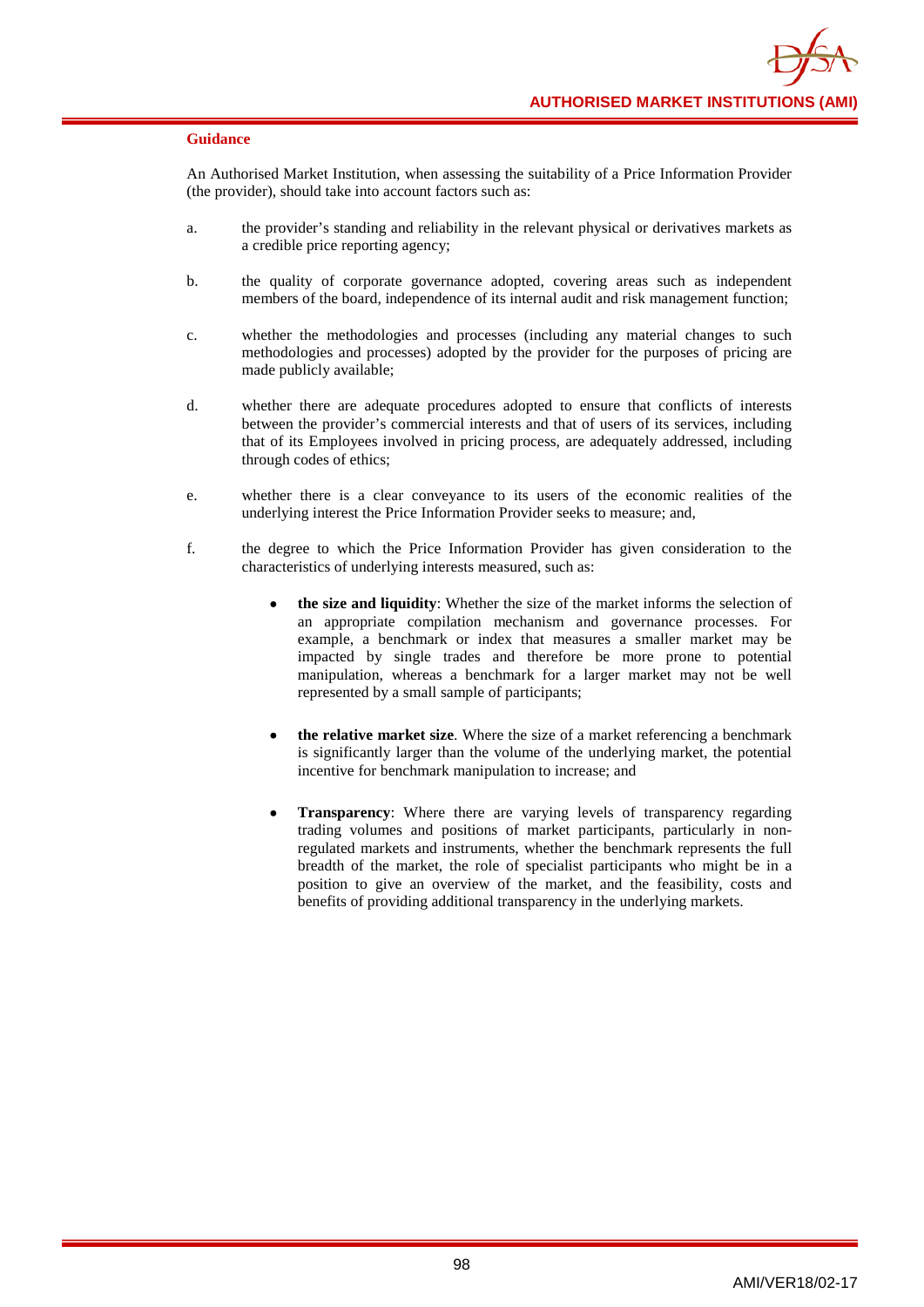**Guidance**

An Authorised Market Institution, when assessing the suitability of a Price Information Provider (the provider), should take into account factors such as:

a. the provider's standing and reliability in the relevant physical or derivatives markets as a credible price reporting agency;

b. the quality of corporate governance adopted, covering areas such as independent members of the board, independence of its internal audit and risk management function;

c. whether the methodologies and processes (including any material changes to such methodologies and processes) adopted by the provider for the purposes of pricing are made publicly available;

d. whether there are adequate procedures adopted to ensure that conflicts of interests between the provider's commercial interests and that of users of its services, including that of its Employees involved in pricing process, are adequately addressed, including through codes of ethics;

e. whether there is a clear conveyance to its users of the economic realities of the underlying interest the Price Information Provider seeks to measure; and,

f. the degree to which the Price Information Provider has given consideration to the characteristics of underlying interests measured, such as:

- **the size and liquidity**: Whether the size of the market informs the selection of an appropriate compilation mechanism and governance processes. For example, a benchmark or index that measures a smaller market may be impacted by single trades and therefore be more prone to potential manipulation, whereas a benchmark for a larger market may not be well represented by a small sample of participants;

- **the relative market size**. Where the size of a market referencing a benchmark is significantly larger than the volume of the underlying market, the potential incentive for benchmark manipulation to increase; and

- **Transparency**: Where there are varying levels of transparency regarding trading volumes and positions of market participants, particularly in non-regulated markets and instruments, whether the benchmark represents the full breadth of the market, the role of specialist participants who might be in a position to give an overview of the market, and the feasibility, costs and benefits of providing additional transparency in the underlying markets.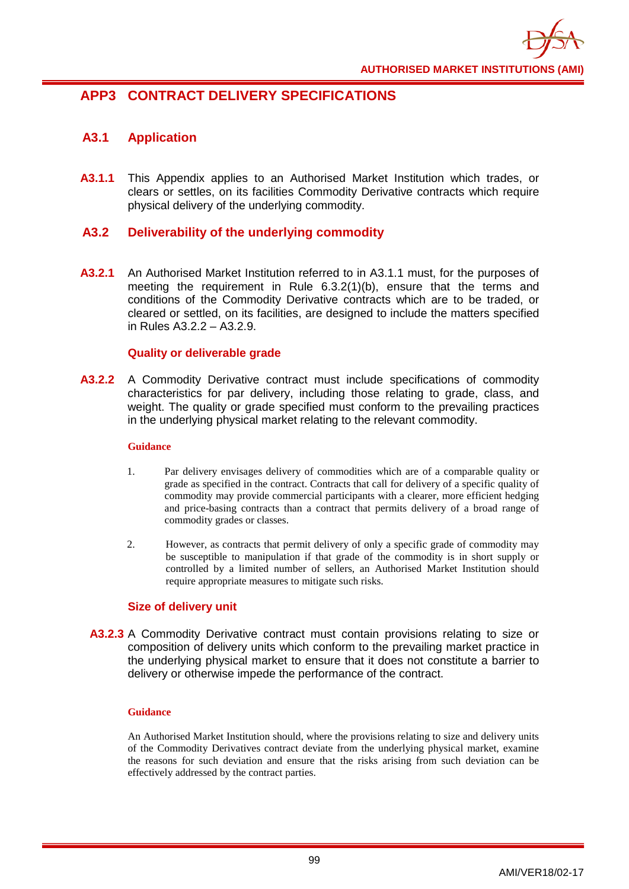## APP3 CONTRACT DELIVERY SPECIFICATIONS

### A3.1 Application

**A3.1.1** This Appendix applies to an Authorised Market Institution which trades, or clears or settles, on its facilities Commodity Derivative contracts which require physical delivery of the underlying commodity.

### A3.2 Deliverability of the underlying commodity

**A3.2.1** An Authorised Market Institution referred to in A3.1.1 must, for the purposes of meeting the requirement in Rule 6.3.2(1)(b), ensure that the terms and conditions of the Commodity Derivative contracts which are to be traded, or cleared or settled, on its facilities, are designed to include the matters specified in Rules A3.2.2 – A3.2.9.

#### Quality or deliverable grade

**A3.2.2** A Commodity Derivative contract must include specifications of commodity characteristics for par delivery, including those relating to grade, class, and weight. The quality or grade specified must conform to the prevailing practices in the underlying physical market relating to the relevant commodity.

**Guidance**

1. Par delivery envisages delivery of commodities which are of a comparable quality or grade as specified in the contract. Contracts that call for delivery of a specific quality of commodity may provide commercial participants with a clearer, more efficient hedging and price-basing contracts than a contract that permits delivery of a broad range of commodity grades or classes.

2. However, as contracts that permit delivery of only a specific grade of commodity may be susceptible to manipulation if that grade of the commodity is in short supply or controlled by a limited number of sellers, an Authorised Market Institution should require appropriate measures to mitigate such risks.

#### Size of delivery unit

**A3.2.3** A Commodity Derivative contract must contain provisions relating to size or composition of delivery units which conform to the prevailing market practice in the underlying physical market to ensure that it does not constitute a barrier to delivery or otherwise impede the performance of the contract.

**Guidance**

An Authorised Market Institution should, where the provisions relating to size and delivery units of the Commodity Derivatives contract deviate from the underlying physical market, examine the reasons for such deviation and ensure that the risks arising from such deviation can be effectively addressed by the contract parties.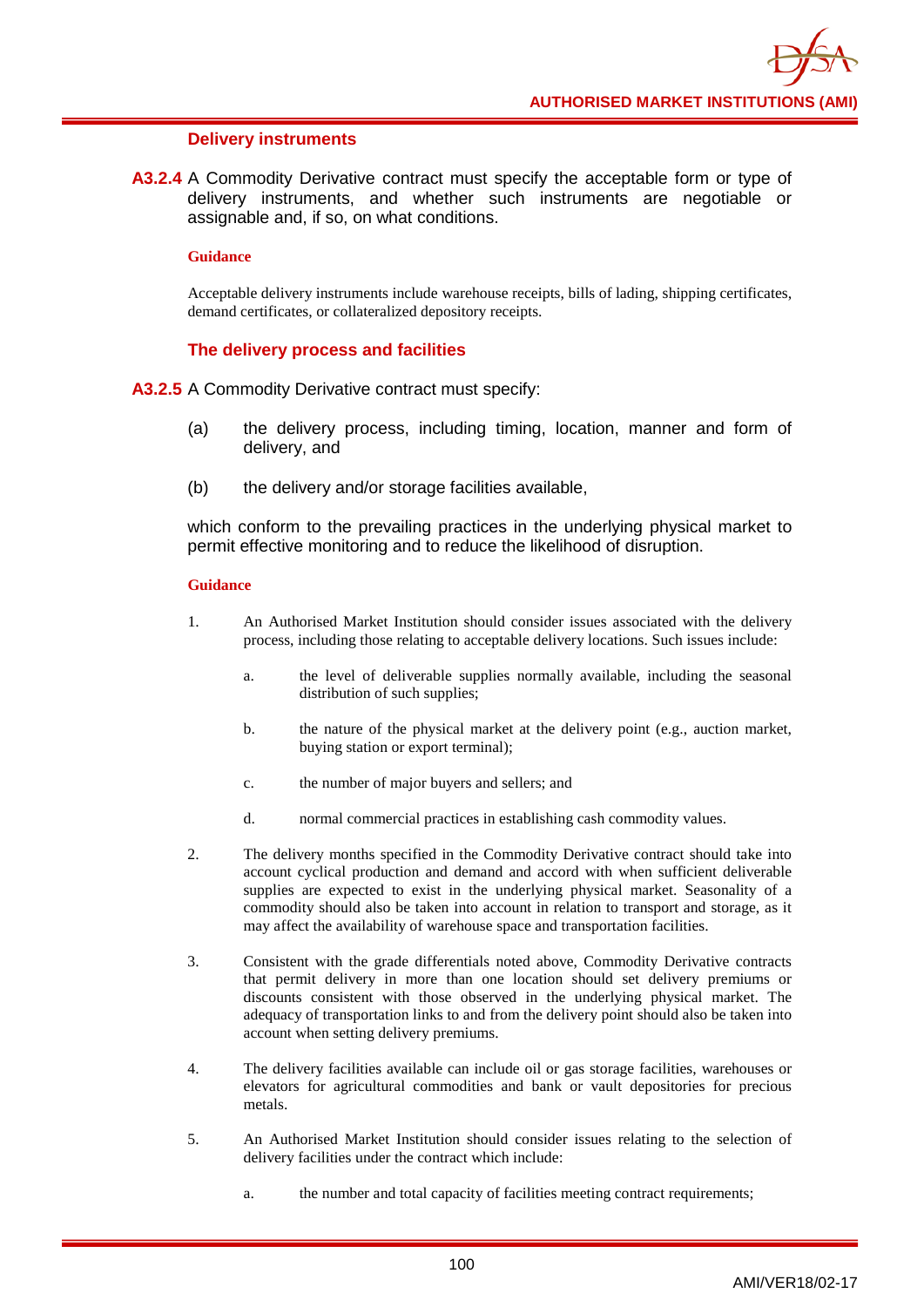### Delivery instruments

**A3.2.4** A Commodity Derivative contract must specify the acceptable form or type of delivery instruments, and whether such instruments are negotiable or assignable and, if so, on what conditions.

**Guidance**

Acceptable delivery instruments include warehouse receipts, bills of lading, shipping certificates, demand certificates, or collateralized depository receipts.

### The delivery process and facilities

**A3.2.5** A Commodity Derivative contract must specify:

(a) the delivery process, including timing, location, manner and form of delivery, and

(b) the delivery and/or storage facilities available,

which conform to the prevailing practices in the underlying physical market to permit effective monitoring and to reduce the likelihood of disruption.

**Guidance**

1. An Authorised Market Institution should consider issues associated with the delivery process, including those relating to acceptable delivery locations. Such issues include:

   a. the level of deliverable supplies normally available, including the seasonal distribution of such supplies;

   b. the nature of the physical market at the delivery point (e.g., auction market, buying station or export terminal);

   c. the number of major buyers and sellers; and

   d. normal commercial practices in establishing cash commodity values.

2. The delivery months specified in the Commodity Derivative contract should take into account cyclical production and demand and accord with when sufficient deliverable supplies are expected to exist in the underlying physical market. Seasonality of a commodity should also be taken into account in relation to transport and storage, as it may affect the availability of warehouse space and transportation facilities.

3. Consistent with the grade differentials noted above, Commodity Derivative contracts that permit delivery in more than one location should set delivery premiums or discounts consistent with those observed in the underlying physical market. The adequacy of transportation links to and from the delivery point should also be taken into account when setting delivery premiums.

4. The delivery facilities available can include oil or gas storage facilities, warehouses or elevators for agricultural commodities and bank or vault depositories for precious metals.

5. An Authorised Market Institution should consider issues relating to the selection of delivery facilities under the contract which include:

   a. the number and total capacity of facilities meeting contract requirements;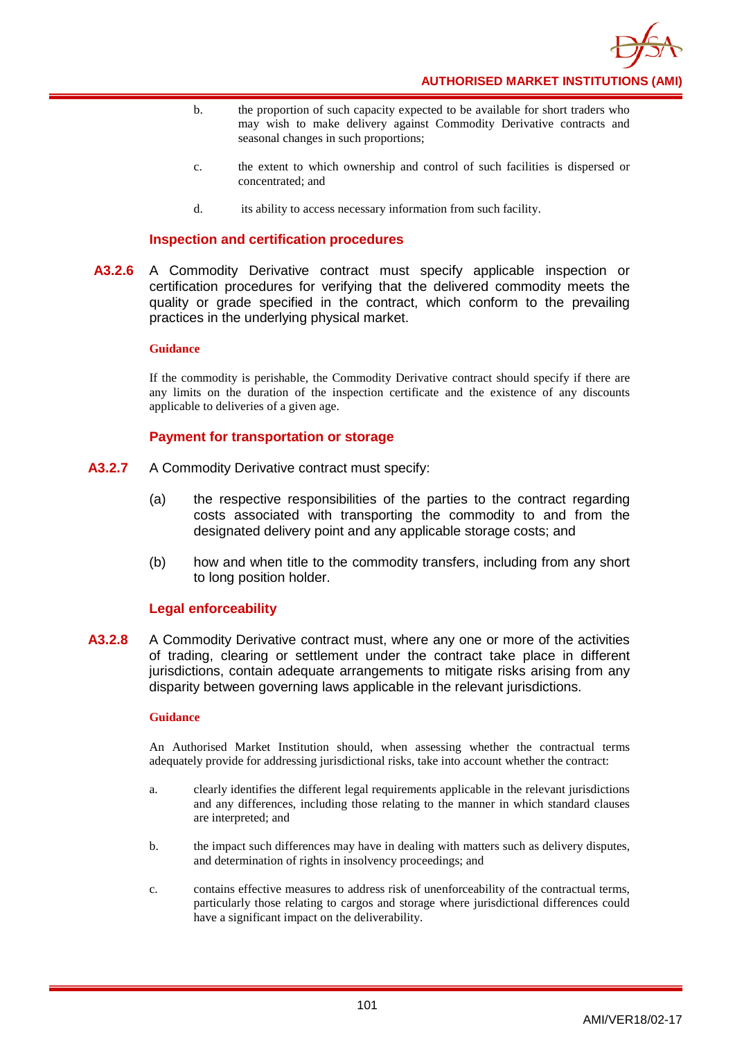b. the proportion of such capacity expected to be available for short traders who may wish to make delivery against Commodity Derivative contracts and seasonal changes in such proportions;

c. the extent to which ownership and control of such facilities is dispersed or concentrated; and

d. its ability to access necessary information from such facility.

### Inspection and certification procedures

**A3.2.6** A Commodity Derivative contract must specify applicable inspection or certification procedures for verifying that the delivered commodity meets the quality or grade specified in the contract, which conform to the prevailing practices in the underlying physical market.

**Guidance**

If the commodity is perishable, the Commodity Derivative contract should specify if there are any limits on the duration of the inspection certificate and the existence of any discounts applicable to deliveries of a given age.

### Payment for transportation or storage

**A3.2.7** A Commodity Derivative contract must specify:

(a) the respective responsibilities of the parties to the contract regarding costs associated with transporting the commodity to and from the designated delivery point and any applicable storage costs; and

(b) how and when title to the commodity transfers, including from any short to long position holder.

### Legal enforceability

**A3.2.8** A Commodity Derivative contract must, where any one or more of the activities of trading, clearing or settlement under the contract take place in different jurisdictions, contain adequate arrangements to mitigate risks arising from any disparity between governing laws applicable in the relevant jurisdictions.

**Guidance**

An Authorised Market Institution should, when assessing whether the contractual terms adequately provide for addressing jurisdictional risks, take into account whether the contract:

a. clearly identifies the different legal requirements applicable in the relevant jurisdictions and any differences, including those relating to the manner in which standard clauses are interpreted; and

b. the impact such differences may have in dealing with matters such as delivery disputes, and determination of rights in insolvency proceedings; and

c. contains effective measures to address risk of unenforceability of the contractual terms, particularly those relating to cargos and storage where jurisdictional differences could have a significant impact on the deliverability.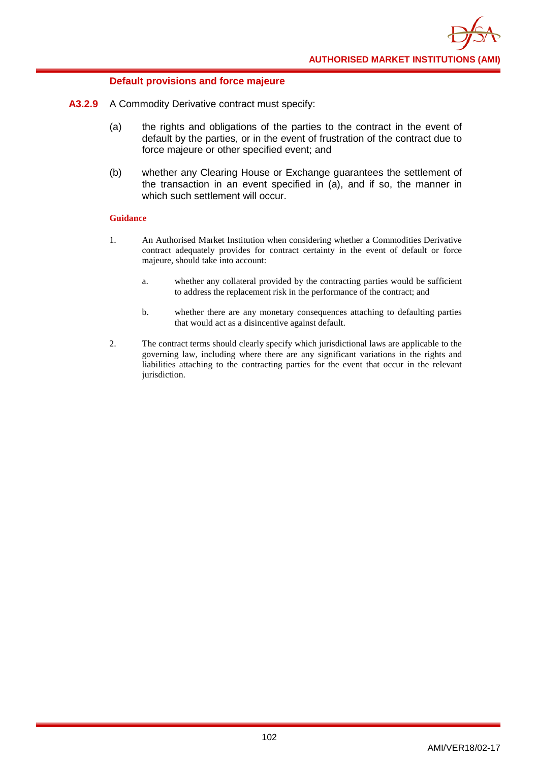### Default provisions and force majeure

**A3.2.9** A Commodity Derivative contract must specify:

(a) the rights and obligations of the parties to the contract in the event of default by the parties, or in the event of frustration of the contract due to force majeure or other specified event; and

(b) whether any Clearing House or Exchange guarantees the settlement of the transaction in an event specified in (a), and if so, the manner in which such settlement will occur.

**Guidance**

1. An Authorised Market Institution when considering whether a Commodities Derivative contract adequately provides for contract certainty in the event of default or force majeure, should take into account:

   a. whether any collateral provided by the contracting parties would be sufficient to address the replacement risk in the performance of the contract; and

   b. whether there are any monetary consequences attaching to defaulting parties that would act as a disincentive against default.

2. The contract terms should clearly specify which jurisdictional laws are applicable to the governing law, including where there are any significant variations in the rights and liabilities attaching to the contracting parties for the event that occur in the relevant jurisdiction.